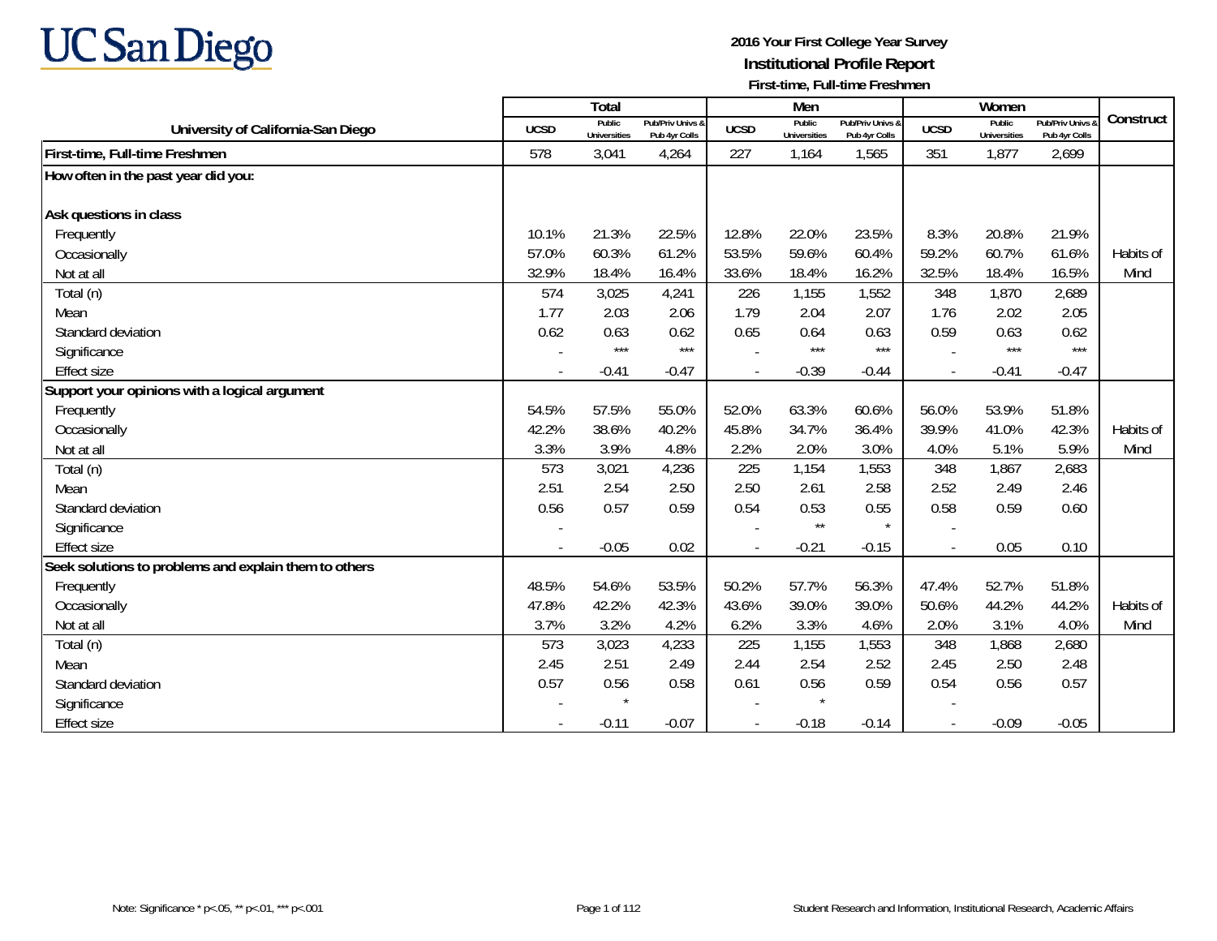UC San Diego

## 2016 Your First College Year Survey
## Institutional Profile Report
### First-time, Full-time Freshmen

| University of California-San Diego | Total | | | Men | | | Women | | | Construct |
|---|---|---|---|---|---|---|---|---|---|---|
| | UCSD | Public Universities | Pub/Priv Univs & Pub 4yr Colls | UCSD | Public Universities | Pub/Priv Univs & Pub 4yr Colls | UCSD | Public Universities | Pub/Priv Univs & Pub 4yr Colls | |
| **First-time, Full-time Freshmen** | 578 | 3,041 | 4,264 | 227 | 1,164 | 1,565 | 351 | 1,877 | 2,699 | |
| **How often in the past year did you:** | | | | | | | | | | |
| **Ask questions in class** | | | | | | | | | | |
| Frequently | 10.1% | 21.3% | 22.5% | 12.8% | 22.0% | 23.5% | 8.3% | 20.8% | 21.9% | |
| Occasionally | 57.0% | 60.3% | 61.2% | 53.5% | 59.6% | 60.4% | 59.2% | 60.7% | 61.6% | Habits of |
| Not at all | 32.9% | 18.4% | 16.4% | 33.6% | 18.4% | 16.2% | 32.5% | 18.4% | 16.5% | Mind |
| Total (n) | 574 | 3,025 | 4,241 | 226 | 1,155 | 1,552 | 348 | 1,870 | 2,689 | |
| Mean | 1.77 | 2.03 | 2.06 | 1.79 | 2.04 | 2.07 | 1.76 | 2.02 | 2.05 | |
| Standard deviation | 0.62 | 0.63 | 0.62 | 0.65 | 0.64 | 0.63 | 0.59 | 0.63 | 0.62 | |
| Significance | - | *** | *** | - | *** | *** | - | *** | *** | |
| Effect size | - | -0.41 | -0.47 | - | -0.39 | -0.44 | - | -0.41 | -0.47 | |
| **Support your opinions with a logical argument** | | | | | | | | | | |
| Frequently | 54.5% | 57.5% | 55.0% | 52.0% | 63.3% | 60.6% | 56.0% | 53.9% | 51.8% | |
| Occasionally | 42.2% | 38.6% | 40.2% | 45.8% | 34.7% | 36.4% | 39.9% | 41.0% | 42.3% | Habits of |
| Not at all | 3.3% | 3.9% | 4.8% | 2.2% | 2.0% | 3.0% | 4.0% | 5.1% | 5.9% | Mind |
| Total (n) | 573 | 3,021 | 4,236 | 225 | 1,154 | 1,553 | 348 | 1,867 | 2,683 | |
| Mean | 2.51 | 2.54 | 2.50 | 2.50 | 2.61 | 2.58 | 2.52 | 2.49 | 2.46 | |
| Standard deviation | 0.56 | 0.57 | 0.59 | 0.54 | 0.53 | 0.55 | 0.58 | 0.59 | 0.60 | |
| Significance | - | | | - | ** | * | - | | | |
| Effect size | - | -0.05 | 0.02 | - | -0.21 | -0.15 | - | 0.05 | 0.10 | |
| **Seek solutions to problems and explain them to others** | | | | | | | | | | |
| Frequently | 48.5% | 54.6% | 53.5% | 50.2% | 57.7% | 56.3% | 47.4% | 52.7% | 51.8% | |
| Occasionally | 47.8% | 42.2% | 42.3% | 43.6% | 39.0% | 39.0% | 50.6% | 44.2% | 44.2% | Habits of |
| Not at all | 3.7% | 3.2% | 4.2% | 6.2% | 3.3% | 4.6% | 2.0% | 3.1% | 4.0% | Mind |
| Total (n) | 573 | 3,023 | 4,233 | 225 | 1,155 | 1,553 | 348 | 1,868 | 2,680 | |
| Mean | 2.45 | 2.51 | 2.49 | 2.44 | 2.54 | 2.52 | 2.45 | 2.50 | 2.48 | |
| Standard deviation | 0.57 | 0.56 | 0.58 | 0.61 | 0.56 | 0.59 | 0.54 | 0.56 | 0.57 | |
| Significance | - | * | | - | * | | - | | | |
| Effect size | - | -0.11 | -0.07 | - | -0.18 | -0.14 | - | -0.09 | -0.05 | |

Note: Significance * p<.05, ** p<.01, *** p<.001

Student Research and Information, Institutional Research, Academic Affairs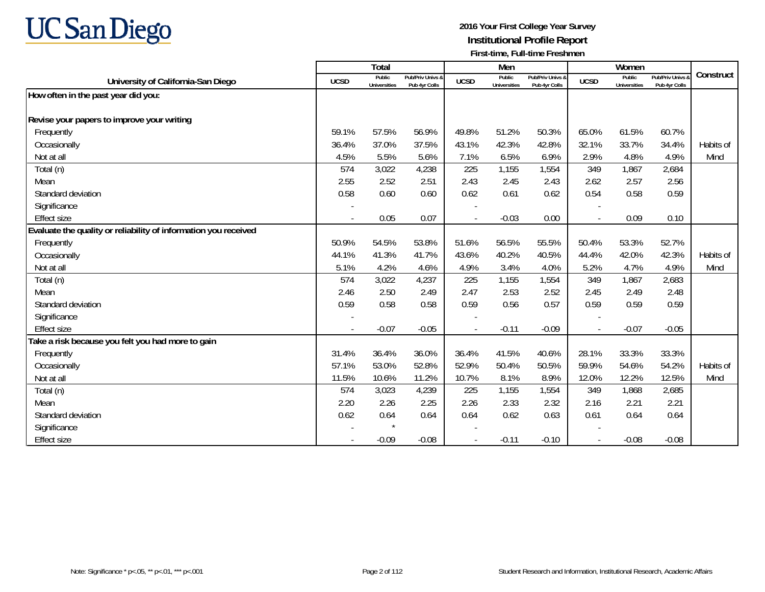UC San Diego

**2016 Your First College Year Survey**
**Institutional Profile Report**
**First-time, Full-time Freshmen**

| University of California-San Diego | Total | | | Men | | | Women | | | Construct |
|---|---|---|---|---|---|---|---|---|---|---|
| | UCSD | Public Universities | Pub/Priv Univs & Pub 4yr Colls | UCSD | Public Universities | Pub/Priv Univs & Pub 4yr Colls | UCSD | Public Universities | Pub/Priv Univs & Pub 4yr Colls | |
| **How often in the past year did you:** | | | | | | | | | | |
| **Revise your papers to improve your writing** | | | | | | | | | | |
| Frequently | 59.1% | 57.5% | 56.9% | 49.8% | 51.2% | 50.3% | 65.0% | 61.5% | 60.7% | |
| Occasionally | 36.4% | 37.0% | 37.5% | 43.1% | 42.3% | 42.8% | 32.1% | 33.7% | 34.4% | Habits of |
| Not at all | 4.5% | 5.5% | 5.6% | 7.1% | 6.5% | 6.9% | 2.9% | 4.8% | 4.9% | Mind |
| Total (n) | 574 | 3,022 | 4,238 | 225 | 1,155 | 1,554 | 349 | 1,867 | 2,684 | |
| Mean | 2.55 | 2.52 | 2.51 | 2.43 | 2.45 | 2.43 | 2.62 | 2.57 | 2.56 | |
| Standard deviation | 0.58 | 0.60 | 0.60 | 0.62 | 0.61 | 0.62 | 0.54 | 0.58 | 0.59 | |
| Significance | - | | | - | | | - | | | |
| Effect size | - | 0.05 | 0.07 | - | -0.03 | 0.00 | - | 0.09 | 0.10 | |
| **Evaluate the quality or reliability of information you received** | | | | | | | | | | |
| Frequently | 50.9% | 54.5% | 53.8% | 51.6% | 56.5% | 55.5% | 50.4% | 53.3% | 52.7% | |
| Occasionally | 44.1% | 41.3% | 41.7% | 43.6% | 40.2% | 40.5% | 44.4% | 42.0% | 42.3% | Habits of |
| Not at all | 5.1% | 4.2% | 4.6% | 4.9% | 3.4% | 4.0% | 5.2% | 4.7% | 4.9% | Mind |
| Total (n) | 574 | 3,022 | 4,237 | 225 | 1,155 | 1,554 | 349 | 1,867 | 2,683 | |
| Mean | 2.46 | 2.50 | 2.49 | 2.47 | 2.53 | 2.52 | 2.45 | 2.49 | 2.48 | |
| Standard deviation | 0.59 | 0.58 | 0.58 | 0.59 | 0.56 | 0.57 | 0.59 | 0.59 | 0.59 | |
| Significance | - | | | - | | | - | | | |
| Effect size | - | -0.07 | -0.05 | - | -0.11 | -0.09 | - | -0.07 | -0.05 | |
| **Take a risk because you felt you had more to gain** | | | | | | | | | | |
| Frequently | 31.4% | 36.4% | 36.0% | 36.4% | 41.5% | 40.6% | 28.1% | 33.3% | 33.3% | |
| Occasionally | 57.1% | 53.0% | 52.8% | 52.9% | 50.4% | 50.5% | 59.9% | 54.6% | 54.2% | Habits of |
| Not at all | 11.5% | 10.6% | 11.2% | 10.7% | 8.1% | 8.9% | 12.0% | 12.2% | 12.5% | Mind |
| Total (n) | 574 | 3,023 | 4,239 | 225 | 1,155 | 1,554 | 349 | 1,868 | 2,685 | |
| Mean | 2.20 | 2.26 | 2.25 | 2.26 | 2.33 | 2.32 | 2.16 | 2.21 | 2.21 | |
| Standard deviation | 0.62 | 0.64 | 0.64 | 0.64 | 0.62 | 0.63 | 0.61 | 0.64 | 0.64 | |
| Significance | - | * | | - | | | - | | | |
| Effect size | - | -0.09 | -0.08 | - | -0.11 | -0.10 | - | -0.08 | -0.08 | |

Note: Significance * p<.05, ** p<.01, *** p<.001

Student Research and Information, Institutional Research, Academic Affairs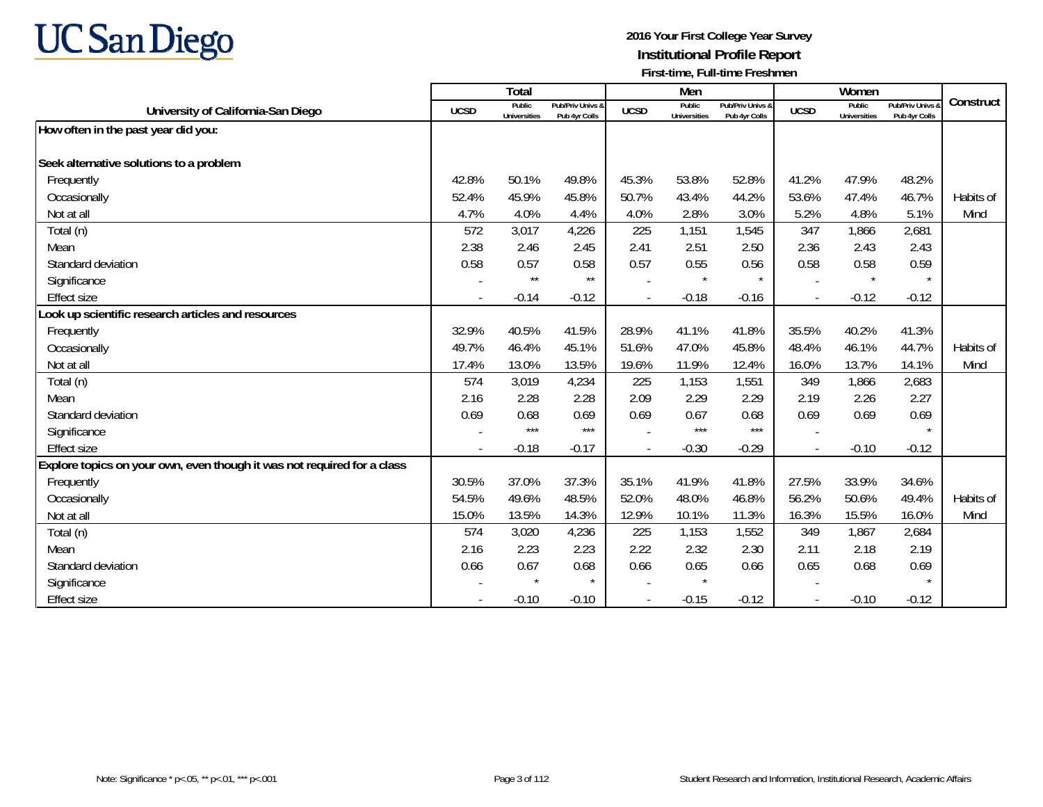UC San Diego

**2016 Your First College Year Survey**
**Institutional Profile Report**
**First-time, Full-time Freshmen**

| University of California-San Diego | Total | | | Men | | | Women | | | Construct |
|---|---|---|---|---|---|---|---|---|---|---|
| | UCSD | Public Universities | Pub/Priv Univs & Pub 4yr Colls | UCSD | Public Universities | Pub/Priv Univs & Pub 4yr Colls | UCSD | Public Universities | Pub/Priv Univs & Pub 4yr Colls | |
| **How often in the past year did you:** | | | | | | | | | | |
| **Seek alternative solutions to a problem** | | | | | | | | | | |
| Frequently | 42.8% | 50.1% | 49.8% | 45.3% | 53.8% | 52.8% | 41.2% | 47.9% | 48.2% | |
| Occasionally | 52.4% | 45.9% | 45.8% | 50.7% | 43.4% | 44.2% | 53.6% | 47.4% | 46.7% | Habits of |
| Not at all | 4.7% | 4.0% | 4.4% | 4.0% | 2.8% | 3.0% | 5.2% | 4.8% | 5.1% | Mind |
| Total (n) | 572 | 3,017 | 4,226 | 225 | 1,151 | 1,545 | 347 | 1,866 | 2,681 | |
| Mean | 2.38 | 2.46 | 2.45 | 2.41 | 2.51 | 2.50 | 2.36 | 2.43 | 2.43 | |
| Standard deviation | 0.58 | 0.57 | 0.58 | 0.57 | 0.55 | 0.56 | 0.58 | 0.58 | 0.59 | |
| Significance | - | ** | ** | - | * | * | - | * | * | |
| Effect size | - | -0.14 | -0.12 | - | -0.18 | -0.16 | - | -0.12 | -0.12 | |
| **Look up scientific research articles and resources** | | | | | | | | | | |
| Frequently | 32.9% | 40.5% | 41.5% | 28.9% | 41.1% | 41.8% | 35.5% | 40.2% | 41.3% | |
| Occasionally | 49.7% | 46.4% | 45.1% | 51.6% | 47.0% | 45.8% | 48.4% | 46.1% | 44.7% | Habits of |
| Not at all | 17.4% | 13.0% | 13.5% | 19.6% | 11.9% | 12.4% | 16.0% | 13.7% | 14.1% | Mind |
| Total (n) | 574 | 3,019 | 4,234 | 225 | 1,153 | 1,551 | 349 | 1,866 | 2,683 | |
| Mean | 2.16 | 2.28 | 2.28 | 2.09 | 2.29 | 2.29 | 2.19 | 2.26 | 2.27 | |
| Standard deviation | 0.69 | 0.68 | 0.69 | 0.69 | 0.67 | 0.68 | 0.69 | 0.69 | 0.69 | |
| Significance | - | *** | *** | - | *** | *** | - | | * | |
| Effect size | - | -0.18 | -0.17 | - | -0.30 | -0.29 | - | -0.10 | -0.12 | |
| **Explore topics on your own, even though it was not required for a class** | | | | | | | | | | |
| Frequently | 30.5% | 37.0% | 37.3% | 35.1% | 41.9% | 41.8% | 27.5% | 33.9% | 34.6% | |
| Occasionally | 54.5% | 49.6% | 48.5% | 52.0% | 48.0% | 46.8% | 56.2% | 50.6% | 49.4% | Habits of |
| Not at all | 15.0% | 13.5% | 14.3% | 12.9% | 10.1% | 11.3% | 16.3% | 15.5% | 16.0% | Mind |
| Total (n) | 574 | 3,020 | 4,236 | 225 | 1,153 | 1,552 | 349 | 1,867 | 2,684 | |
| Mean | 2.16 | 2.23 | 2.23 | 2.22 | 2.32 | 2.30 | 2.11 | 2.18 | 2.19 | |
| Standard deviation | 0.66 | 0.67 | 0.68 | 0.66 | 0.65 | 0.66 | 0.65 | 0.68 | 0.69 | |
| Significance | - | * | * | - | * | | - | | * | |
| Effect size | - | -0.10 | -0.10 | - | -0.15 | -0.12 | - | -0.10 | -0.12 | |

Note: Significance * p<.05, ** p<.01, *** p<.001

Student Research and Information, Institutional Research, Academic Affairs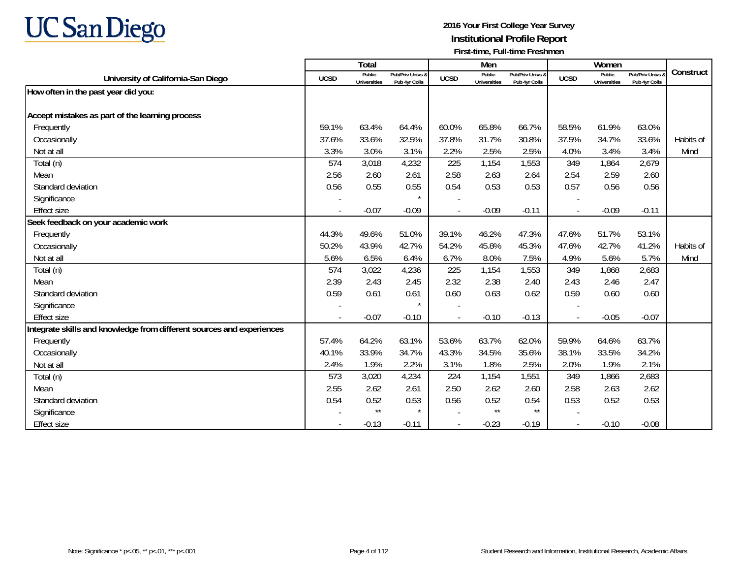**2016 Your First College Year Survey**
**Institutional Profile Report**
**First-time, Full-time Freshmen**

| University of California-San Diego | Total | | | Men | | | Women | | | Construct |
|---|---|---|---|---|---|---|---|---|---|---|
| | UCSD | Public Universities | Pub/Priv Univs & Pub 4yr Colls | UCSD | Public Universities | Pub/Priv Univs & Pub 4yr Colls | UCSD | Public Universities | Pub/Priv Univs & Pub 4yr Colls | |
| **How often in the past year did you:** | | | | | | | | | | |
| **Accept mistakes as part of the learning process** | | | | | | | | | | |
| Frequently | 59.1% | 63.4% | 64.4% | 60.0% | 65.8% | 66.7% | 58.5% | 61.9% | 63.0% | |
| Occasionally | 37.6% | 33.6% | 32.5% | 37.8% | 31.7% | 30.8% | 37.5% | 34.7% | 33.6% | Habits of |
| Not at all | 3.3% | 3.0% | 3.1% | 2.2% | 2.5% | 2.5% | 4.0% | 3.4% | 3.4% | Mind |
| Total (n) | 574 | 3,018 | 4,232 | 225 | 1,154 | 1,553 | 349 | 1,864 | 2,679 | |
| Mean | 2.56 | 2.60 | 2.61 | 2.58 | 2.63 | 2.64 | 2.54 | 2.59 | 2.60 | |
| Standard deviation | 0.56 | 0.55 | 0.55 | 0.54 | 0.53 | 0.53 | 0.57 | 0.56 | 0.56 | |
| Significance | - | | * | - | | | - | | | |
| Effect size | - | -0.07 | -0.09 | - | -0.09 | -0.11 | - | -0.09 | -0.11 | |
| **Seek feedback on your academic work** | | | | | | | | | | |
| Frequently | 44.3% | 49.6% | 51.0% | 39.1% | 46.2% | 47.3% | 47.6% | 51.7% | 53.1% | |
| Occasionally | 50.2% | 43.9% | 42.7% | 54.2% | 45.8% | 45.3% | 47.6% | 42.7% | 41.2% | Habits of |
| Not at all | 5.6% | 6.5% | 6.4% | 6.7% | 8.0% | 7.5% | 4.9% | 5.6% | 5.7% | Mind |
| Total (n) | 574 | 3,022 | 4,236 | 225 | 1,154 | 1,553 | 349 | 1,868 | 2,683 | |
| Mean | 2.39 | 2.43 | 2.45 | 2.32 | 2.38 | 2.40 | 2.43 | 2.46 | 2.47 | |
| Standard deviation | 0.59 | 0.61 | 0.61 | 0.60 | 0.63 | 0.62 | 0.59 | 0.60 | 0.60 | |
| Significance | - | | * | - | | | - | | | |
| Effect size | - | -0.07 | -0.10 | - | -0.10 | -0.13 | - | -0.05 | -0.07 | |
| **Integrate skills and knowledge from different sources and experiences** | | | | | | | | | | |
| Frequently | 57.4% | 64.2% | 63.1% | 53.6% | 63.7% | 62.0% | 59.9% | 64.6% | 63.7% | |
| Occasionally | 40.1% | 33.9% | 34.7% | 43.3% | 34.5% | 35.6% | 38.1% | 33.5% | 34.2% | |
| Not at all | 2.4% | 1.9% | 2.2% | 3.1% | 1.8% | 2.5% | 2.0% | 1.9% | 2.1% | |
| Total (n) | 573 | 3,020 | 4,234 | 224 | 1,154 | 1,551 | 349 | 1,866 | 2,683 | |
| Mean | 2.55 | 2.62 | 2.61 | 2.50 | 2.62 | 2.60 | 2.58 | 2.63 | 2.62 | |
| Standard deviation | 0.54 | 0.52 | 0.53 | 0.56 | 0.52 | 0.54 | 0.53 | 0.52 | 0.53 | |
| Significance | - | ** | * | - | ** | ** | - | | | |
| Effect size | - | -0.13 | -0.11 | - | -0.23 | -0.19 | - | -0.10 | -0.08 | |

Note: Significance * p<.05, ** p<.01, *** p<.001

Student Research and Information, Institutional Research, Academic Affairs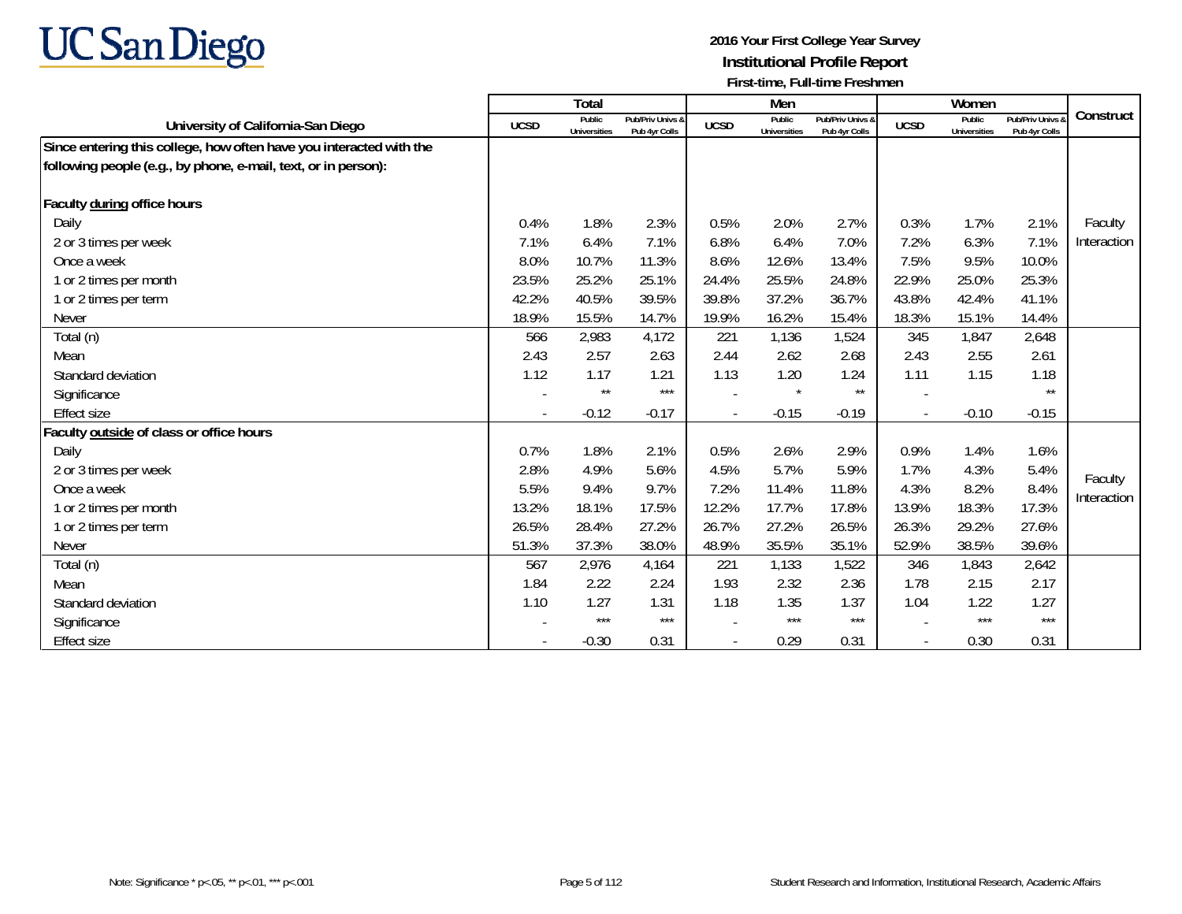UC San Diego

**2016 Your First College Year Survey**
**Institutional Profile Report**
**First-time, Full-time Freshmen**

| University of California-San Diego | Total | | | Men | | | Women | | | Construct |
|---|---|---|---|---|---|---|---|---|---|---|
| | UCSD | Public Universities | Pub/Priv Univs & Pub 4yr Colls | UCSD | Public Universities | Pub/Priv Univs & Pub 4yr Colls | UCSD | Public Universities | Pub/Priv Univs & Pub 4yr Colls | |
| **Since entering this college, how often have you interacted with the following people (e.g., by phone, e-mail, text, or in person):** | | | | | | | | | | |
| **Faculty during office hours** | | | | | | | | | | |
| Daily | 0.4% | 1.8% | 2.3% | 0.5% | 2.0% | 2.7% | 0.3% | 1.7% | 2.1% | Faculty Interaction |
| 2 or 3 times per week | 7.1% | 6.4% | 7.1% | 6.8% | 6.4% | 7.0% | 7.2% | 6.3% | 7.1% | |
| Once a week | 8.0% | 10.7% | 11.3% | 8.6% | 12.6% | 13.4% | 7.5% | 9.5% | 10.0% | |
| 1 or 2 times per month | 23.5% | 25.2% | 25.1% | 24.4% | 25.5% | 24.8% | 22.9% | 25.0% | 25.3% | |
| 1 or 2 times per term | 42.2% | 40.5% | 39.5% | 39.8% | 37.2% | 36.7% | 43.8% | 42.4% | 41.1% | |
| Never | 18.9% | 15.5% | 14.7% | 19.9% | 16.2% | 15.4% | 18.3% | 15.1% | 14.4% | |
| Total (n) | 566 | 2,983 | 4,172 | 221 | 1,136 | 1,524 | 345 | 1,847 | 2,648 | |
| Mean | 2.43 | 2.57 | 2.63 | 2.44 | 2.62 | 2.68 | 2.43 | 2.55 | 2.61 | |
| Standard deviation | 1.12 | 1.17 | 1.21 | 1.13 | 1.20 | 1.24 | 1.11 | 1.15 | 1.18 | |
| Significance | - | ** | *** | - | * | ** | - | | ** | |
| Effect size | - | -0.12 | -0.17 | - | -0.15 | -0.19 | - | -0.10 | -0.15 | |
| **Faculty outside of class or office hours** | | | | | | | | | | |
| Daily | 0.7% | 1.8% | 2.1% | 0.5% | 2.6% | 2.9% | 0.9% | 1.4% | 1.6% | Faculty Interaction |
| 2 or 3 times per week | 2.8% | 4.9% | 5.6% | 4.5% | 5.7% | 5.9% | 1.7% | 4.3% | 5.4% | |
| Once a week | 5.5% | 9.4% | 9.7% | 7.2% | 11.4% | 11.8% | 4.3% | 8.2% | 8.4% | |
| 1 or 2 times per month | 13.2% | 18.1% | 17.5% | 12.2% | 17.7% | 17.8% | 13.9% | 18.3% | 17.3% | |
| 1 or 2 times per term | 26.5% | 28.4% | 27.2% | 26.7% | 27.2% | 26.5% | 26.3% | 29.2% | 27.6% | |
| Never | 51.3% | 37.3% | 38.0% | 48.9% | 35.5% | 35.1% | 52.9% | 38.5% | 39.6% | |
| Total (n) | 567 | 2,976 | 4,164 | 221 | 1,133 | 1,522 | 346 | 1,843 | 2,642 | |
| Mean | 1.84 | 2.22 | 2.24 | 1.93 | 2.32 | 2.36 | 1.78 | 2.15 | 2.17 | |
| Standard deviation | 1.10 | 1.27 | 1.31 | 1.18 | 1.35 | 1.37 | 1.04 | 1.22 | 1.27 | |
| Significance | - | *** | *** | - | *** | *** | - | *** | *** | |
| Effect size | - | -0.30 | 0.31 | - | 0.29 | 0.31 | - | 0.30 | 0.31 | |

Note: Significance * p<.05, ** p<.01, *** p<.001

Student Research and Information, Institutional Research, Academic Affairs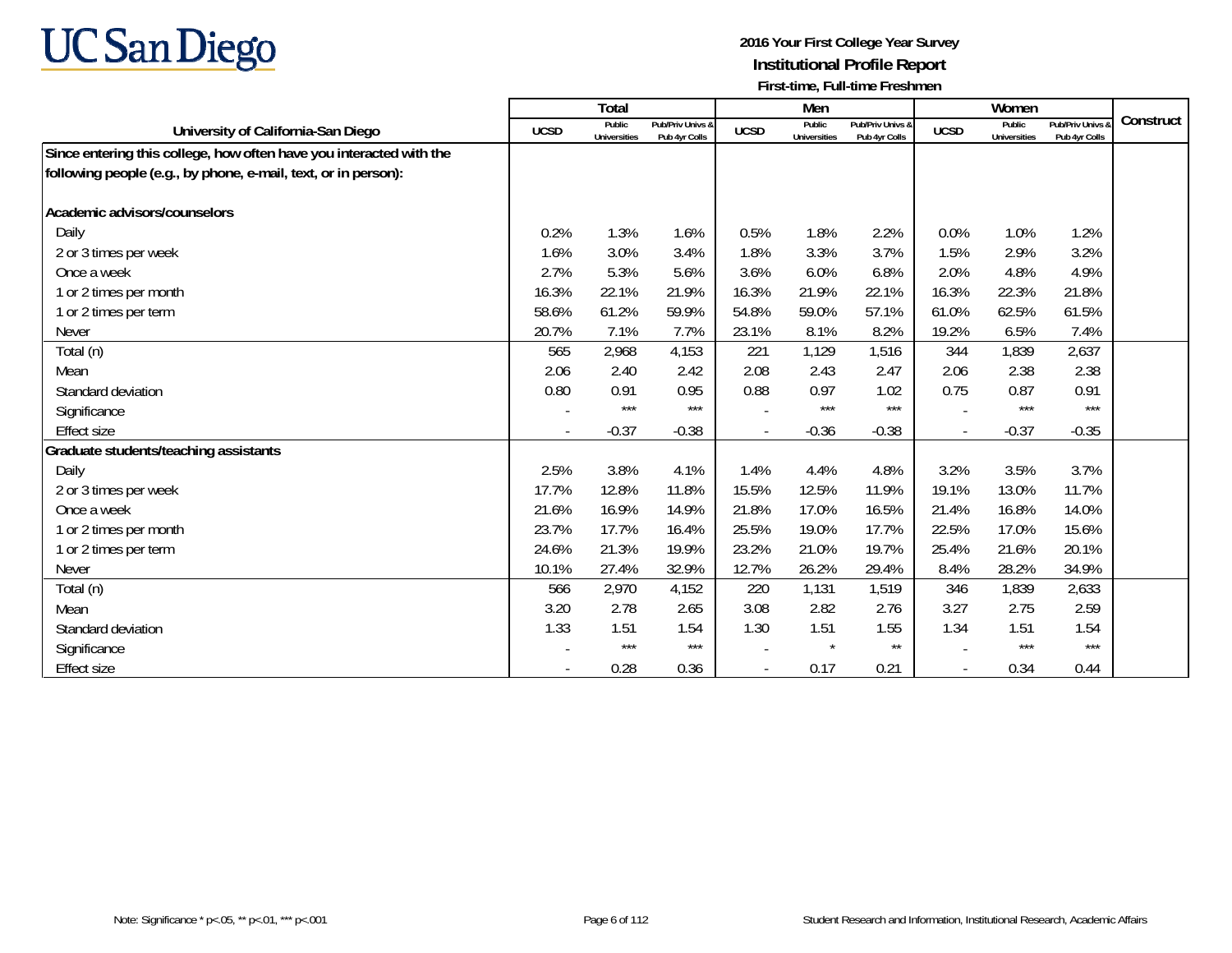UC San Diego

**2016 Your First College Year Survey**
**Institutional Profile Report**
**First-time, Full-time Freshmen**

| University of California-San Diego | Total | | | Men | | | Women | | | Construct |
|---|---|---|---|---|---|---|---|---|---|---|
| | UCSD | Public Universities | Pub/Priv Univs & Pub 4yr Colls | UCSD | Public Universities | Pub/Priv Univs & Pub 4yr Colls | UCSD | Public Universities | Pub/Priv Univs & Pub 4yr Colls | |
| **Since entering this college, how often have you interacted with the following people (e.g., by phone, e-mail, text, or in person):** | | | | | | | | | | |
| **Academic advisors/counselors** | | | | | | | | | | |
| Daily | 0.2% | 1.3% | 1.6% | 0.5% | 1.8% | 2.2% | 0.0% | 1.0% | 1.2% | |
| 2 or 3 times per week | 1.6% | 3.0% | 3.4% | 1.8% | 3.3% | 3.7% | 1.5% | 2.9% | 3.2% | |
| Once a week | 2.7% | 5.3% | 5.6% | 3.6% | 6.0% | 6.8% | 2.0% | 4.8% | 4.9% | |
| 1 or 2 times per month | 16.3% | 22.1% | 21.9% | 16.3% | 21.9% | 22.1% | 16.3% | 22.3% | 21.8% | |
| 1 or 2 times per term | 58.6% | 61.2% | 59.9% | 54.8% | 59.0% | 57.1% | 61.0% | 62.5% | 61.5% | |
| Never | 20.7% | 7.1% | 7.7% | 23.1% | 8.1% | 8.2% | 19.2% | 6.5% | 7.4% | |
| Total (n) | 565 | 2,968 | 4,153 | 221 | 1,129 | 1,516 | 344 | 1,839 | 2,637 | |
| Mean | 2.06 | 2.40 | 2.42 | 2.08 | 2.43 | 2.47 | 2.06 | 2.38 | 2.38 | |
| Standard deviation | 0.80 | 0.91 | 0.95 | 0.88 | 0.97 | 1.02 | 0.75 | 0.87 | 0.91 | |
| Significance | - | *** | *** | - | *** | *** | - | *** | *** | |
| Effect size | - | -0.37 | -0.38 | - | -0.36 | -0.38 | - | -0.37 | -0.35 | |
| **Graduate students/teaching assistants** | | | | | | | | | | |
| Daily | 2.5% | 3.8% | 4.1% | 1.4% | 4.4% | 4.8% | 3.2% | 3.5% | 3.7% | |
| 2 or 3 times per week | 17.7% | 12.8% | 11.8% | 15.5% | 12.5% | 11.9% | 19.1% | 13.0% | 11.7% | |
| Once a week | 21.6% | 16.9% | 14.9% | 21.8% | 17.0% | 16.5% | 21.4% | 16.8% | 14.0% | |
| 1 or 2 times per month | 23.7% | 17.7% | 16.4% | 25.5% | 19.0% | 17.7% | 22.5% | 17.0% | 15.6% | |
| 1 or 2 times per term | 24.6% | 21.3% | 19.9% | 23.2% | 21.0% | 19.7% | 25.4% | 21.6% | 20.1% | |
| Never | 10.1% | 27.4% | 32.9% | 12.7% | 26.2% | 29.4% | 8.4% | 28.2% | 34.9% | |
| Total (n) | 566 | 2,970 | 4,152 | 220 | 1,131 | 1,519 | 346 | 1,839 | 2,633 | |
| Mean | 3.20 | 2.78 | 2.65 | 3.08 | 2.82 | 2.76 | 3.27 | 2.75 | 2.59 | |
| Standard deviation | 1.33 | 1.51 | 1.54 | 1.30 | 1.51 | 1.55 | 1.34 | 1.51 | 1.54 | |
| Significance | - | *** | *** | - | * | ** | - | *** | *** | |
| Effect size | - | 0.28 | 0.36 | - | 0.17 | 0.21 | - | 0.34 | 0.44 | |

Note: Significance * p<.05, ** p<.01, *** p<.001

Student Research and Information, Institutional Research, Academic Affairs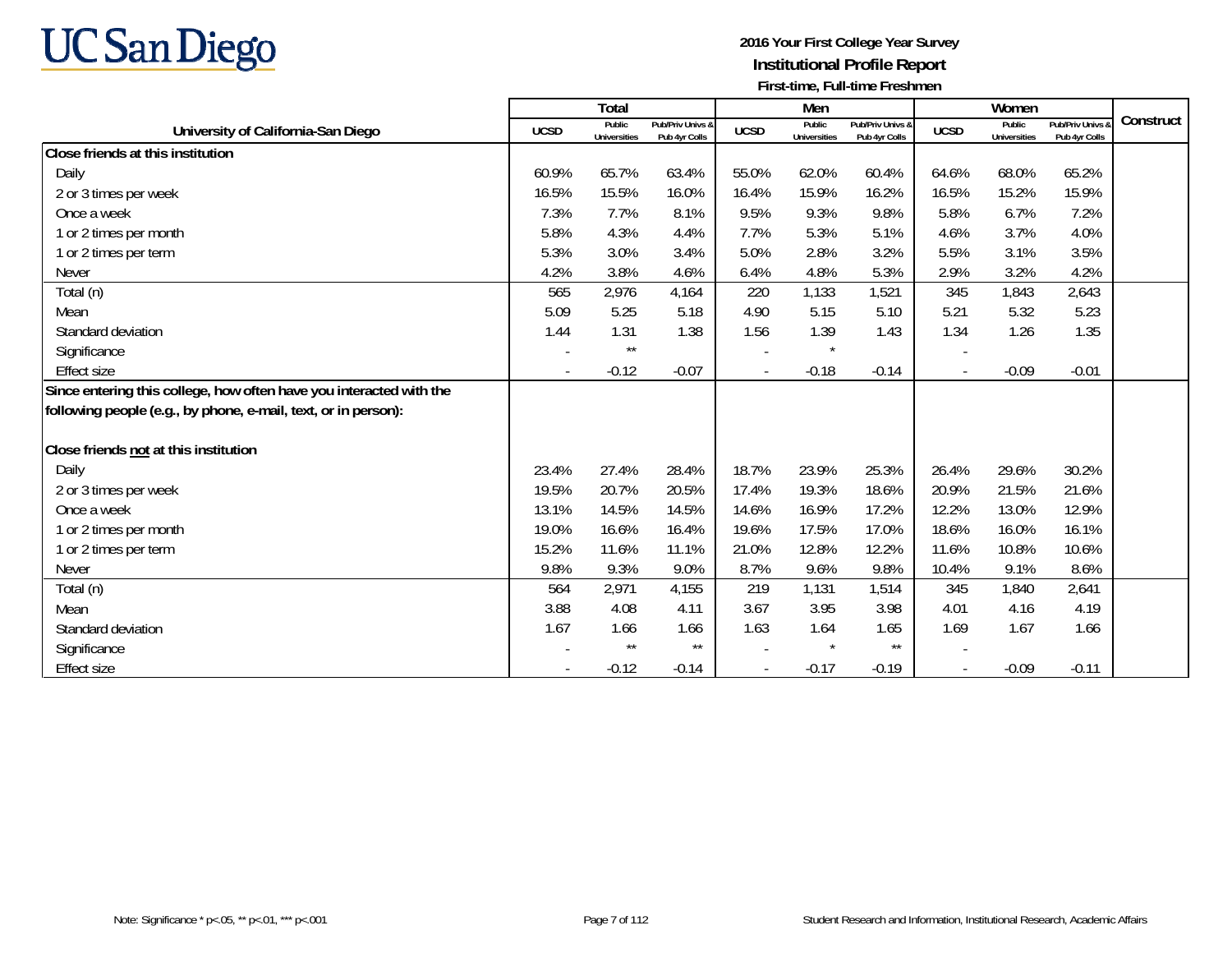UC San Diego

**2016 Your First College Year Survey**
**Institutional Profile Report**
**First-time, Full-time Freshmen**

| University of California-San Diego | Total | | | Men | | | Women | | | Construct |
|---|---|---|---|---|---|---|---|---|---|---|
| | UCSD | Public Universities | Pub/Priv Univs & Pub 4yr Colls | UCSD | Public Universities | Pub/Priv Univs & Pub 4yr Colls | UCSD | Public Universities | Pub/Priv Univs & Pub 4yr Colls | |
| **Close friends at this institution** | | | | | | | | | | |
| Daily | 60.9% | 65.7% | 63.4% | 55.0% | 62.0% | 60.4% | 64.6% | 68.0% | 65.2% | |
| 2 or 3 times per week | 16.5% | 15.5% | 16.0% | 16.4% | 15.9% | 16.2% | 16.5% | 15.2% | 15.9% | |
| Once a week | 7.3% | 7.7% | 8.1% | 9.5% | 9.3% | 9.8% | 5.8% | 6.7% | 7.2% | |
| 1 or 2 times per month | 5.8% | 4.3% | 4.4% | 7.7% | 5.3% | 5.1% | 4.6% | 3.7% | 4.0% | |
| 1 or 2 times per term | 5.3% | 3.0% | 3.4% | 5.0% | 2.8% | 3.2% | 5.5% | 3.1% | 3.5% | |
| Never | 4.2% | 3.8% | 4.6% | 6.4% | 4.8% | 5.3% | 2.9% | 3.2% | 4.2% | |
| Total (n) | 565 | 2,976 | 4,164 | 220 | 1,133 | 1,521 | 345 | 1,843 | 2,643 | |
| Mean | 5.09 | 5.25 | 5.18 | 4.90 | 5.15 | 5.10 | 5.21 | 5.32 | 5.23 | |
| Standard deviation | 1.44 | 1.31 | 1.38 | 1.56 | 1.39 | 1.43 | 1.34 | 1.26 | 1.35 | |
| Significance | - | ** | | - | * | | - | | | |
| Effect size | - | -0.12 | -0.07 | - | -0.18 | -0.14 | - | -0.09 | -0.01 | |
| **Since entering this college, how often have you interacted with the following people (e.g., by phone, e-mail, text, or in person):** | | | | | | | | | | |
| **Close friends not at this institution** | | | | | | | | | | |
| Daily | 23.4% | 27.4% | 28.4% | 18.7% | 23.9% | 25.3% | 26.4% | 29.6% | 30.2% | |
| 2 or 3 times per week | 19.5% | 20.7% | 20.5% | 17.4% | 19.3% | 18.6% | 20.9% | 21.5% | 21.6% | |
| Once a week | 13.1% | 14.5% | 14.5% | 14.6% | 16.9% | 17.2% | 12.2% | 13.0% | 12.9% | |
| 1 or 2 times per month | 19.0% | 16.6% | 16.4% | 19.6% | 17.5% | 17.0% | 18.6% | 16.0% | 16.1% | |
| 1 or 2 times per term | 15.2% | 11.6% | 11.1% | 21.0% | 12.8% | 12.2% | 11.6% | 10.8% | 10.6% | |
| Never | 9.8% | 9.3% | 9.0% | 8.7% | 9.6% | 9.8% | 10.4% | 9.1% | 8.6% | |
| Total (n) | 564 | 2,971 | 4,155 | 219 | 1,131 | 1,514 | 345 | 1,840 | 2,641 | |
| Mean | 3.88 | 4.08 | 4.11 | 3.67 | 3.95 | 3.98 | 4.01 | 4.16 | 4.19 | |
| Standard deviation | 1.67 | 1.66 | 1.66 | 1.63 | 1.64 | 1.65 | 1.69 | 1.67 | 1.66 | |
| Significance | - | ** | ** | - | * | ** | - | | | |
| Effect size | - | -0.12 | -0.14 | - | -0.17 | -0.19 | - | -0.09 | -0.11 | |

Note: Significance * p<.05, ** p<.01, *** p<.001

Student Research and Information, Institutional Research, Academic Affairs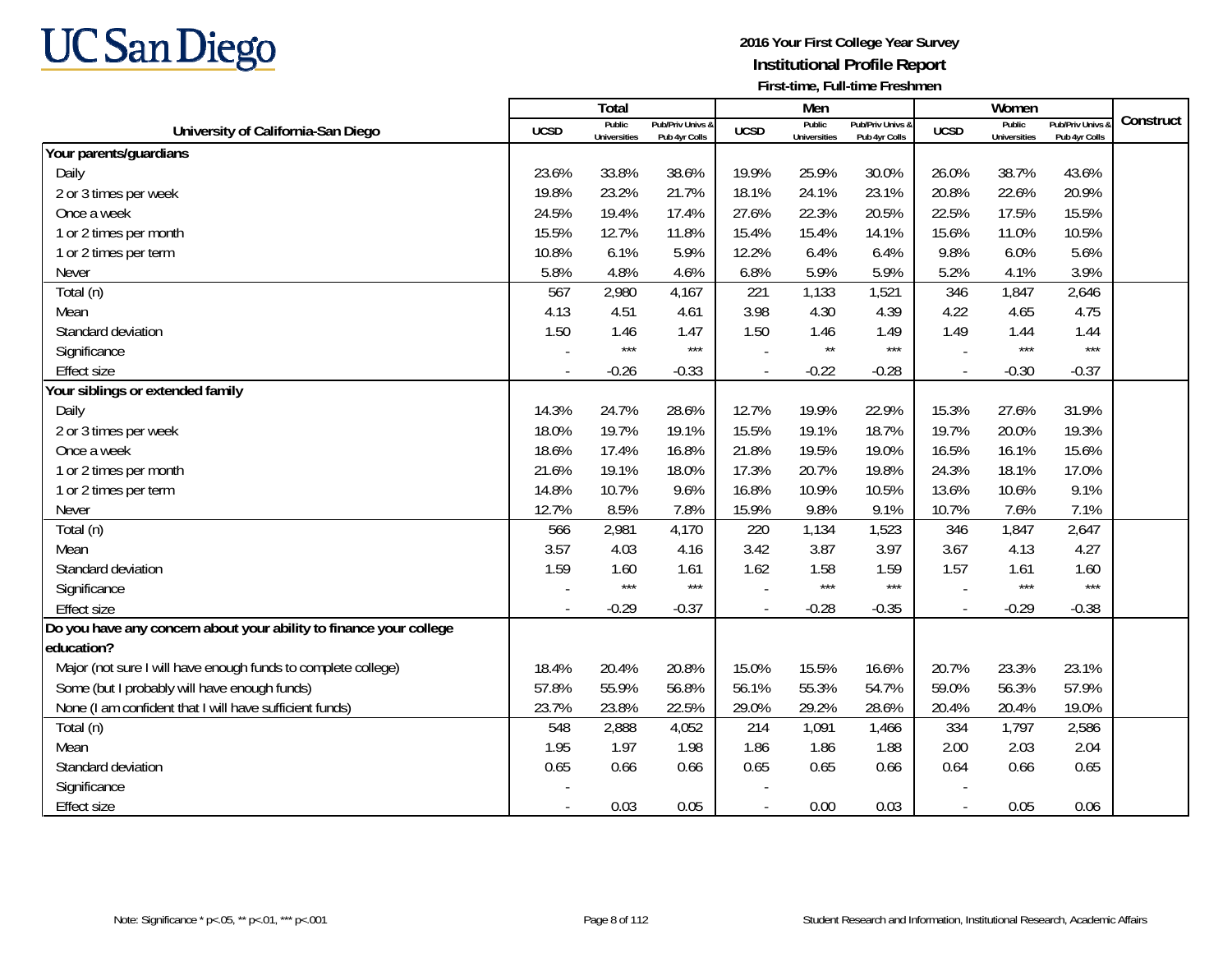# 2016 Your First College Year Survey

## Institutional Profile Report

### First-time, Full-time Freshmen

| University of California-San Diego | Total | | | Men | | | Women | | | Construct |
|---|---|---|---|---|---|---|---|---|---|---|
| | UCSD | Public Universities | Pub/Priv Univs & Pub 4yr Colls | UCSD | Public Universities | Pub/Priv Univs & Pub 4yr Colls | UCSD | Public Universities | Pub/Priv Univs & Pub 4yr Colls | |
| **Your parents/guardians** | | | | | | | | | | |
| Daily | 23.6% | 33.8% | 38.6% | 19.9% | 25.9% | 30.0% | 26.0% | 38.7% | 43.6% | |
| 2 or 3 times per week | 19.8% | 23.2% | 21.7% | 18.1% | 24.1% | 23.1% | 20.8% | 22.6% | 20.9% | |
| Once a week | 24.5% | 19.4% | 17.4% | 27.6% | 22.3% | 20.5% | 22.5% | 17.5% | 15.5% | |
| 1 or 2 times per month | 15.5% | 12.7% | 11.8% | 15.4% | 15.4% | 14.1% | 15.6% | 11.0% | 10.5% | |
| 1 or 2 times per term | 10.8% | 6.1% | 5.9% | 12.2% | 6.4% | 6.4% | 9.8% | 6.0% | 5.6% | |
| Never | 5.8% | 4.8% | 4.6% | 6.8% | 5.9% | 5.9% | 5.2% | 4.1% | 3.9% | |
| Total (n) | 567 | 2,980 | 4,167 | 221 | 1,133 | 1,521 | 346 | 1,847 | 2,646 | |
| Mean | 4.13 | 4.51 | 4.61 | 3.98 | 4.30 | 4.39 | 4.22 | 4.65 | 4.75 | |
| Standard deviation | 1.50 | 1.46 | 1.47 | 1.50 | 1.46 | 1.49 | 1.49 | 1.44 | 1.44 | |
| Significance | - | *** | *** | - | ** | *** | - | *** | *** | |
| Effect size | - | -0.26 | -0.33 | - | -0.22 | -0.28 | - | -0.30 | -0.37 | |
| **Your siblings or extended family** | | | | | | | | | | |
| Daily | 14.3% | 24.7% | 28.6% | 12.7% | 19.9% | 22.9% | 15.3% | 27.6% | 31.9% | |
| 2 or 3 times per week | 18.0% | 19.7% | 19.1% | 15.5% | 19.1% | 18.7% | 19.7% | 20.0% | 19.3% | |
| Once a week | 18.6% | 17.4% | 16.8% | 21.8% | 19.5% | 19.0% | 16.5% | 16.1% | 15.6% | |
| 1 or 2 times per month | 21.6% | 19.1% | 18.0% | 17.3% | 20.7% | 19.8% | 24.3% | 18.1% | 17.0% | |
| 1 or 2 times per term | 14.8% | 10.7% | 9.6% | 16.8% | 10.9% | 10.5% | 13.6% | 10.6% | 9.1% | |
| Never | 12.7% | 8.5% | 7.8% | 15.9% | 9.8% | 9.1% | 10.7% | 7.6% | 7.1% | |
| Total (n) | 566 | 2,981 | 4,170 | 220 | 1,134 | 1,523 | 346 | 1,847 | 2,647 | |
| Mean | 3.57 | 4.03 | 4.16 | 3.42 | 3.87 | 3.97 | 3.67 | 4.13 | 4.27 | |
| Standard deviation | 1.59 | 1.60 | 1.61 | 1.62 | 1.58 | 1.59 | 1.57 | 1.61 | 1.60 | |
| Significance | - | *** | *** | - | *** | *** | - | *** | *** | |
| Effect size | - | -0.29 | -0.37 | - | -0.28 | -0.35 | - | -0.29 | -0.38 | |
| **Do you have any concern about your ability to finance your college education?** | | | | | | | | | | |
| Major (not sure I will have enough funds to complete college) | 18.4% | 20.4% | 20.8% | 15.0% | 15.5% | 16.6% | 20.7% | 23.3% | 23.1% | |
| Some (but I probably will have enough funds) | 57.8% | 55.9% | 56.8% | 56.1% | 55.3% | 54.7% | 59.0% | 56.3% | 57.9% | |
| None (I am confident that I will have sufficient funds) | 23.7% | 23.8% | 22.5% | 29.0% | 29.2% | 28.6% | 20.4% | 20.4% | 19.0% | |
| Total (n) | 548 | 2,888 | 4,052 | 214 | 1,091 | 1,466 | 334 | 1,797 | 2,586 | |
| Mean | 1.95 | 1.97 | 1.98 | 1.86 | 1.86 | 1.88 | 2.00 | 2.03 | 2.04 | |
| Standard deviation | 0.65 | 0.66 | 0.66 | 0.65 | 0.65 | 0.66 | 0.64 | 0.66 | 0.65 | |
| Significance | - | | | - | | | - | | | |
| Effect size | - | 0.03 | 0.05 | - | 0.00 | 0.03 | - | 0.05 | 0.06 | |

Note: Significance * p<.05, ** p<.01, *** p<.001

Student Research and Information, Institutional Research, Academic Affairs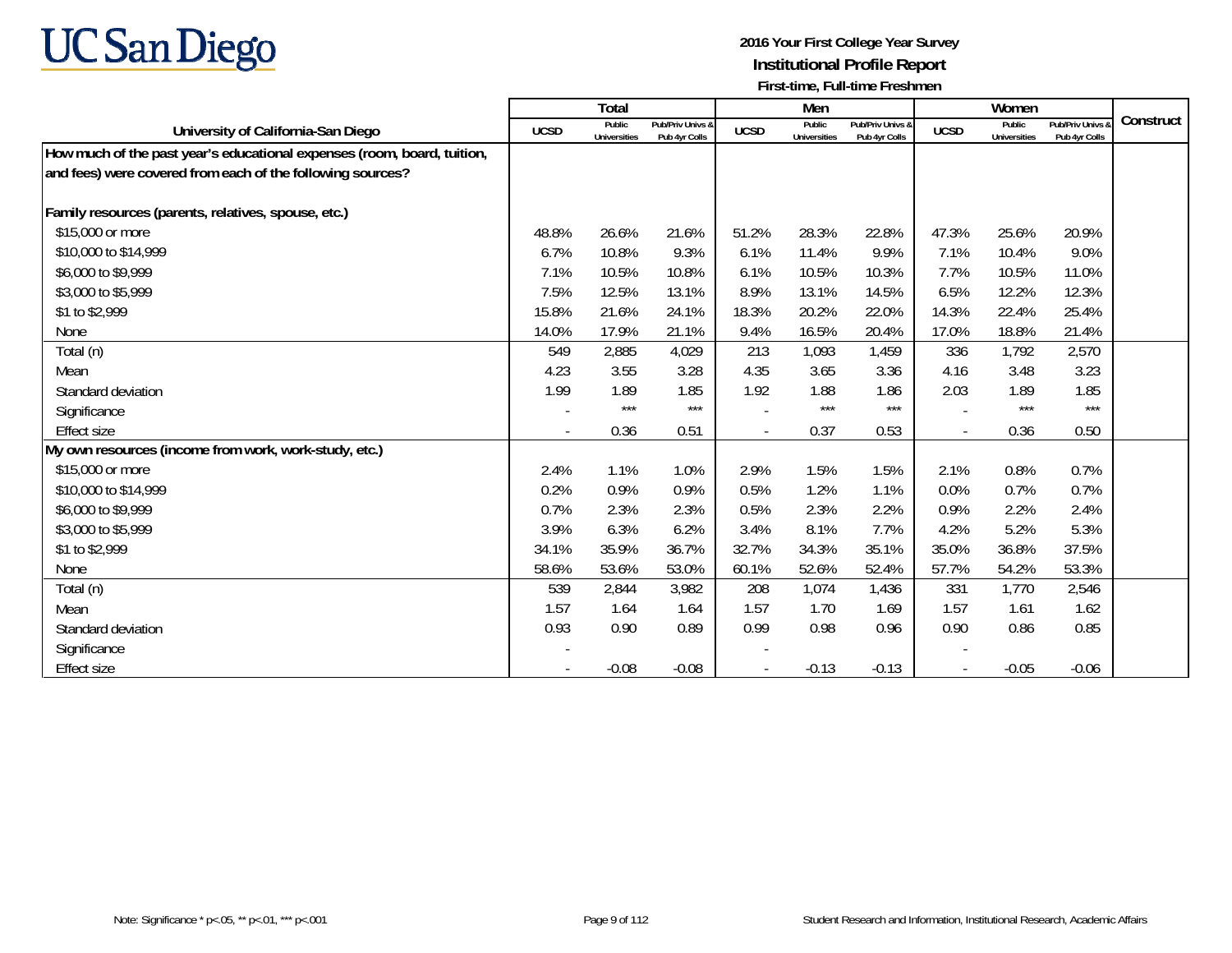UC San Diego

**2016 Your First College Year Survey**
**Institutional Profile Report**
**First-time, Full-time Freshmen**

| University of California-San Diego | Total | | | Men | | | Women | | | Construct |
|---|---|---|---|---|---|---|---|---|---|---|
| | UCSD | Public Universities | Pub/Priv Univs & Pub 4yr Colls | UCSD | Public Universities | Pub/Priv Univs & Pub 4yr Colls | UCSD | Public Universities | Pub/Priv Univs & Pub 4yr Colls | |
| **How much of the past year's educational expenses (room, board, tuition, and fees) were covered from each of the following sources?** | | | | | | | | | | |
| **Family resources (parents, relatives, spouse, etc.)** | | | | | | | | | | |
| $15,000 or more | 48.8% | 26.6% | 21.6% | 51.2% | 28.3% | 22.8% | 47.3% | 25.6% | 20.9% | |
| $10,000 to $14,999 | 6.7% | 10.8% | 9.3% | 6.1% | 11.4% | 9.9% | 7.1% | 10.4% | 9.0% | |
| $6,000 to $9,999 | 7.1% | 10.5% | 10.8% | 6.1% | 10.5% | 10.3% | 7.7% | 10.5% | 11.0% | |
| $3,000 to $5,999 | 7.5% | 12.5% | 13.1% | 8.9% | 13.1% | 14.5% | 6.5% | 12.2% | 12.3% | |
| $1 to $2,999 | 15.8% | 21.6% | 24.1% | 18.3% | 20.2% | 22.0% | 14.3% | 22.4% | 25.4% | |
| None | 14.0% | 17.9% | 21.1% | 9.4% | 16.5% | 20.4% | 17.0% | 18.8% | 21.4% | |
| Total (n) | 549 | 2,885 | 4,029 | 213 | 1,093 | 1,459 | 336 | 1,792 | 2,570 | |
| Mean | 4.23 | 3.55 | 3.28 | 4.35 | 3.65 | 3.36 | 4.16 | 3.48 | 3.23 | |
| Standard deviation | 1.99 | 1.89 | 1.85 | 1.92 | 1.88 | 1.86 | 2.03 | 1.89 | 1.85 | |
| Significance | - | *** | *** | - | *** | *** | - | *** | *** | |
| Effect size | - | 0.36 | 0.51 | - | 0.37 | 0.53 | - | 0.36 | 0.50 | |
| **My own resources (income from work, work-study, etc.)** | | | | | | | | | | |
| $15,000 or more | 2.4% | 1.1% | 1.0% | 2.9% | 1.5% | 1.5% | 2.1% | 0.8% | 0.7% | |
| $10,000 to $14,999 | 0.2% | 0.9% | 0.9% | 0.5% | 1.2% | 1.1% | 0.0% | 0.7% | 0.7% | |
| $6,000 to $9,999 | 0.7% | 2.3% | 2.3% | 0.5% | 2.3% | 2.2% | 0.9% | 2.2% | 2.4% | |
| $3,000 to $5,999 | 3.9% | 6.3% | 6.2% | 3.4% | 8.1% | 7.7% | 4.2% | 5.2% | 5.3% | |
| $1 to $2,999 | 34.1% | 35.9% | 36.7% | 32.7% | 34.3% | 35.1% | 35.0% | 36.8% | 37.5% | |
| None | 58.6% | 53.6% | 53.0% | 60.1% | 52.6% | 52.4% | 57.7% | 54.2% | 53.3% | |
| Total (n) | 539 | 2,844 | 3,982 | 208 | 1,074 | 1,436 | 331 | 1,770 | 2,546 | |
| Mean | 1.57 | 1.64 | 1.64 | 1.57 | 1.70 | 1.69 | 1.57 | 1.61 | 1.62 | |
| Standard deviation | 0.93 | 0.90 | 0.89 | 0.99 | 0.98 | 0.96 | 0.90 | 0.86 | 0.85 | |
| Significance | - | | | - | | | - | | | |
| Effect size | - | -0.08 | -0.08 | - | -0.13 | -0.13 | - | -0.05 | -0.06 | |

Note: Significance * p<.05, ** p<.01, *** p<.001

Student Research and Information, Institutional Research, Academic Affairs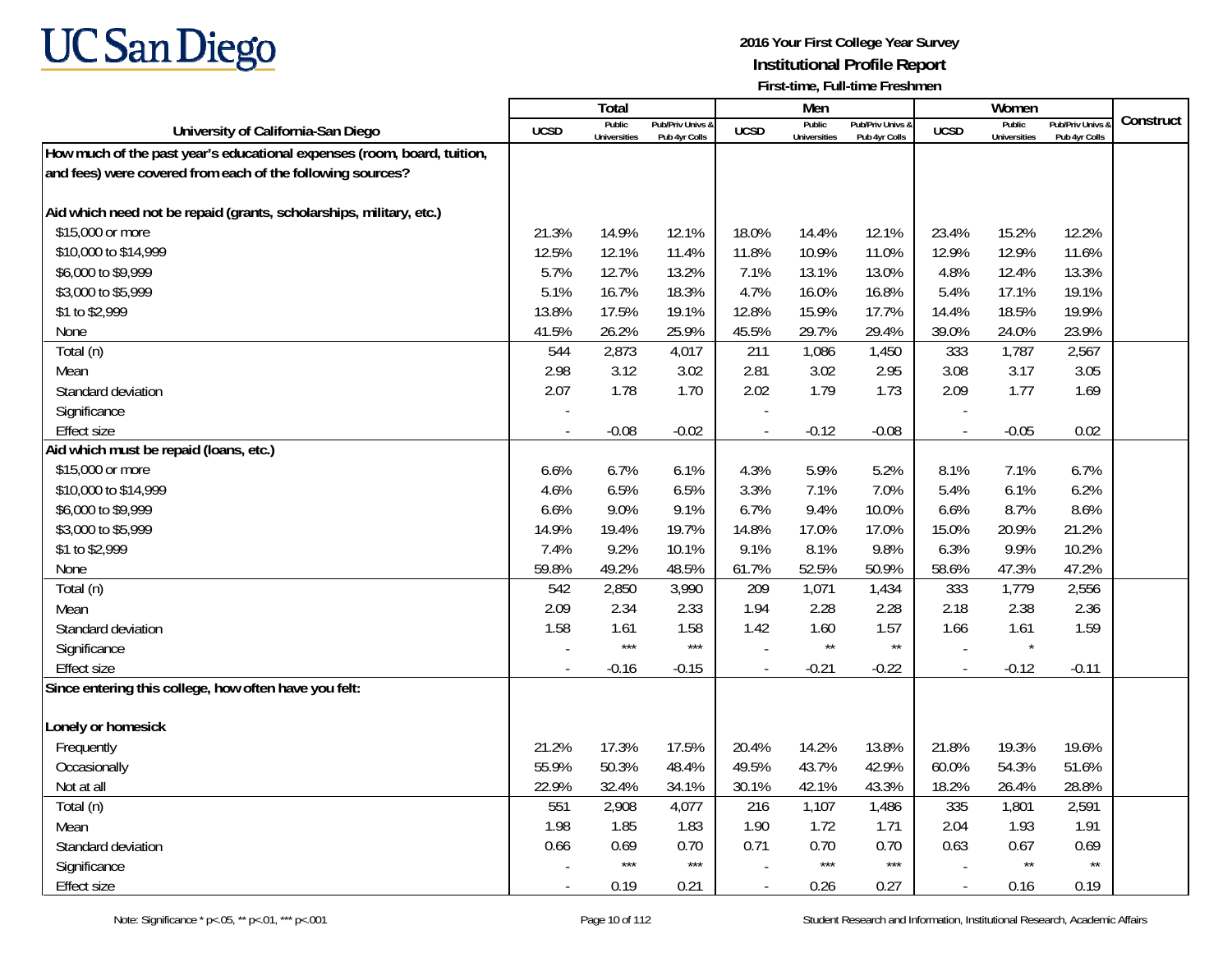# UC San Diego

**2016 Your First College Year Survey**
**Institutional Profile Report**
**First-time, Full-time Freshmen**

| University of California-San Diego | Total | | | Men | | | Women | | | Construct |
|---|---|---|---|---|---|---|---|---|---|---|
| | UCSD | Public Universities | Pub/Priv Univs & Pub 4yr Colls | UCSD | Public Universities | Pub/Priv Univs & Pub 4yr Colls | UCSD | Public Universities | Pub/Priv Univs & Pub 4yr Colls | |
| **How much of the past year's educational expenses (room, board, tuition, and fees) were covered from each of the following sources?** | | | | | | | | | | |
| **Aid which need not be repaid (grants, scholarships, military, etc.)** | | | | | | | | | | |
| $15,000 or more | 21.3% | 14.9% | 12.1% | 18.0% | 14.4% | 12.1% | 23.4% | 15.2% | 12.2% | |
| $10,000 to $14,999 | 12.5% | 12.1% | 11.4% | 11.8% | 10.9% | 11.0% | 12.9% | 12.9% | 11.6% | |
| $6,000 to $9,999 | 5.7% | 12.7% | 13.2% | 7.1% | 13.1% | 13.0% | 4.8% | 12.4% | 13.3% | |
| $3,000 to $5,999 | 5.1% | 16.7% | 18.3% | 4.7% | 16.0% | 16.8% | 5.4% | 17.1% | 19.1% | |
| $1 to $2,999 | 13.8% | 17.5% | 19.1% | 12.8% | 15.9% | 17.7% | 14.4% | 18.5% | 19.9% | |
| None | 41.5% | 26.2% | 25.9% | 45.5% | 29.7% | 29.4% | 39.0% | 24.0% | 23.9% | |
| Total (n) | 544 | 2,873 | 4,017 | 211 | 1,086 | 1,450 | 333 | 1,787 | 2,567 | |
| Mean | 2.98 | 3.12 | 3.02 | 2.81 | 3.02 | 2.95 | 3.08 | 3.17 | 3.05 | |
| Standard deviation | 2.07 | 1.78 | 1.70 | 2.02 | 1.79 | 1.73 | 2.09 | 1.77 | 1.69 | |
| Significance | - | | | - | | | - | | | |
| Effect size | - | -0.08 | -0.02 | - | -0.12 | -0.08 | - | -0.05 | 0.02 | |
| **Aid which must be repaid (loans, etc.)** | | | | | | | | | | |
| $15,000 or more | 6.6% | 6.7% | 6.1% | 4.3% | 5.9% | 5.2% | 8.1% | 7.1% | 6.7% | |
| $10,000 to $14,999 | 4.6% | 6.5% | 6.5% | 3.3% | 7.1% | 7.0% | 5.4% | 6.1% | 6.2% | |
| $6,000 to $9,999 | 6.6% | 9.0% | 9.1% | 6.7% | 9.4% | 10.0% | 6.6% | 8.7% | 8.6% | |
| $3,000 to $5,999 | 14.9% | 19.4% | 19.7% | 14.8% | 17.0% | 17.0% | 15.0% | 20.9% | 21.2% | |
| $1 to $2,999 | 7.4% | 9.2% | 10.1% | 9.1% | 8.1% | 9.8% | 6.3% | 9.9% | 10.2% | |
| None | 59.8% | 49.2% | 48.5% | 61.7% | 52.5% | 50.9% | 58.6% | 47.3% | 47.2% | |
| Total (n) | 542 | 2,850 | 3,990 | 209 | 1,071 | 1,434 | 333 | 1,779 | 2,556 | |
| Mean | 2.09 | 2.34 | 2.33 | 1.94 | 2.28 | 2.28 | 2.18 | 2.38 | 2.36 | |
| Standard deviation | 1.58 | 1.61 | 1.58 | 1.42 | 1.60 | 1.57 | 1.66 | 1.61 | 1.59 | |
| Significance | - | *** | *** | - | ** | ** | - | * | | |
| Effect size | - | -0.16 | -0.15 | - | -0.21 | -0.22 | - | -0.12 | -0.11 | |
| **Since entering this college, how often have you felt:** | | | | | | | | | | |
| **Lonely or homesick** | | | | | | | | | | |
| Frequently | 21.2% | 17.3% | 17.5% | 20.4% | 14.2% | 13.8% | 21.8% | 19.3% | 19.6% | |
| Occasionally | 55.9% | 50.3% | 48.4% | 49.5% | 43.7% | 42.9% | 60.0% | 54.3% | 51.6% | |
| Not at all | 22.9% | 32.4% | 34.1% | 30.1% | 42.1% | 43.3% | 18.2% | 26.4% | 28.8% | |
| Total (n) | 551 | 2,908 | 4,077 | 216 | 1,107 | 1,486 | 335 | 1,801 | 2,591 | |
| Mean | 1.98 | 1.85 | 1.83 | 1.90 | 1.72 | 1.71 | 2.04 | 1.93 | 1.91 | |
| Standard deviation | 0.66 | 0.69 | 0.70 | 0.71 | 0.70 | 0.70 | 0.63 | 0.67 | 0.69 | |
| Significance | - | *** | *** | - | *** | *** | - | ** | ** | |
| Effect size | - | 0.19 | 0.21 | - | 0.26 | 0.27 | - | 0.16 | 0.19 | |

Note: Significance * p<.05, ** p<.01, *** p<.001

Student Research and Information, Institutional Research, Academic Affairs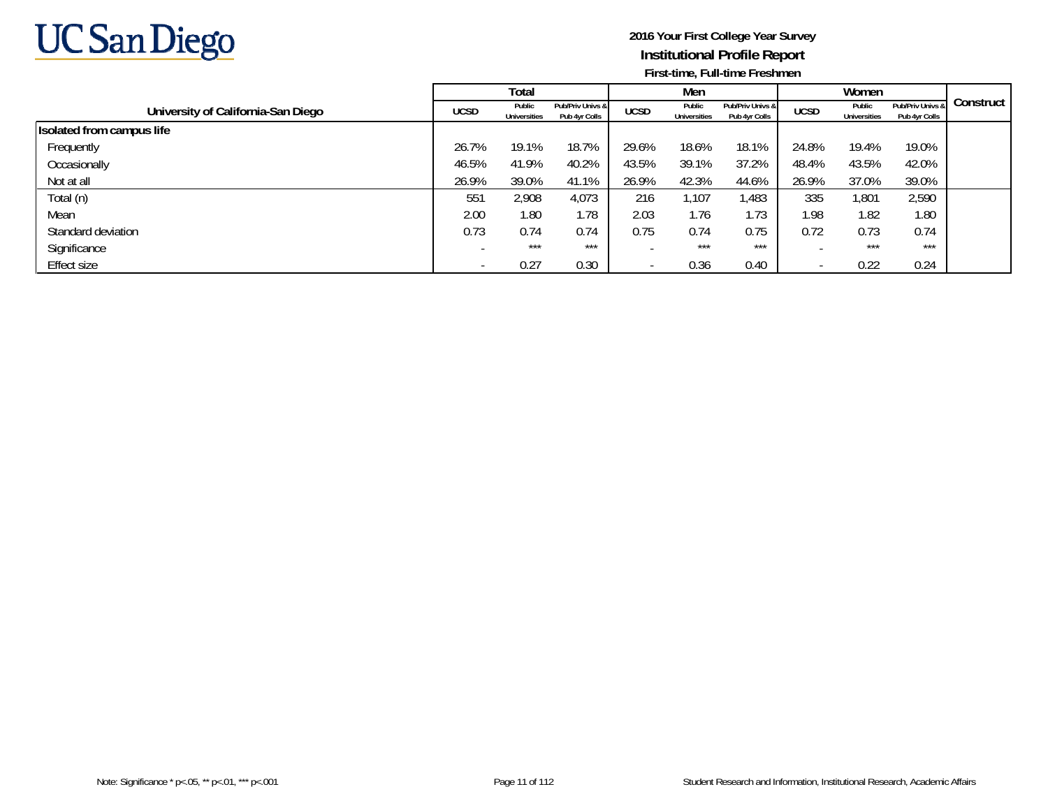**2016 Your First College Year Survey**

**Institutional Profile Report**

**First-time, Full-time Freshmen**

| University of California-San Diego | Total | | | Men | | | Women | | | Construct |
|---|---|---|---|---|---|---|---|---|---|---|
| | UCSD | Public Universities | Pub/Priv Univs & Pub 4yr Colls | UCSD | Public Universities | Pub/Priv Univs & Pub 4yr Colls | UCSD | Public Universities | Pub/Priv Univs & Pub 4yr Colls | |
| **Isolated from campus life** | | | | | | | | | | |
| Frequently | 26.7% | 19.1% | 18.7% | 29.6% | 18.6% | 18.1% | 24.8% | 19.4% | 19.0% | |
| Occasionally | 46.5% | 41.9% | 40.2% | 43.5% | 39.1% | 37.2% | 48.4% | 43.5% | 42.0% | |
| Not at all | 26.9% | 39.0% | 41.1% | 26.9% | 42.3% | 44.6% | 26.9% | 37.0% | 39.0% | |
| Total (n) | 551 | 2,908 | 4,073 | 216 | 1,107 | 1,483 | 335 | 1,801 | 2,590 | |
| Mean | 2.00 | 1.80 | 1.78 | 2.03 | 1.76 | 1.73 | 1.98 | 1.82 | 1.80 | |
| Standard deviation | 0.73 | 0.74 | 0.74 | 0.75 | 0.74 | 0.75 | 0.72 | 0.73 | 0.74 | |
| Significance | - | *** | *** | - | *** | *** | - | *** | *** | |
| Effect size | - | 0.27 | 0.30 | - | 0.36 | 0.40 | - | 0.22 | 0.24 | |

Note: Significance * p<.05, ** p<.01, *** p<.001

Student Research and Information, Institutional Research, Academic Affairs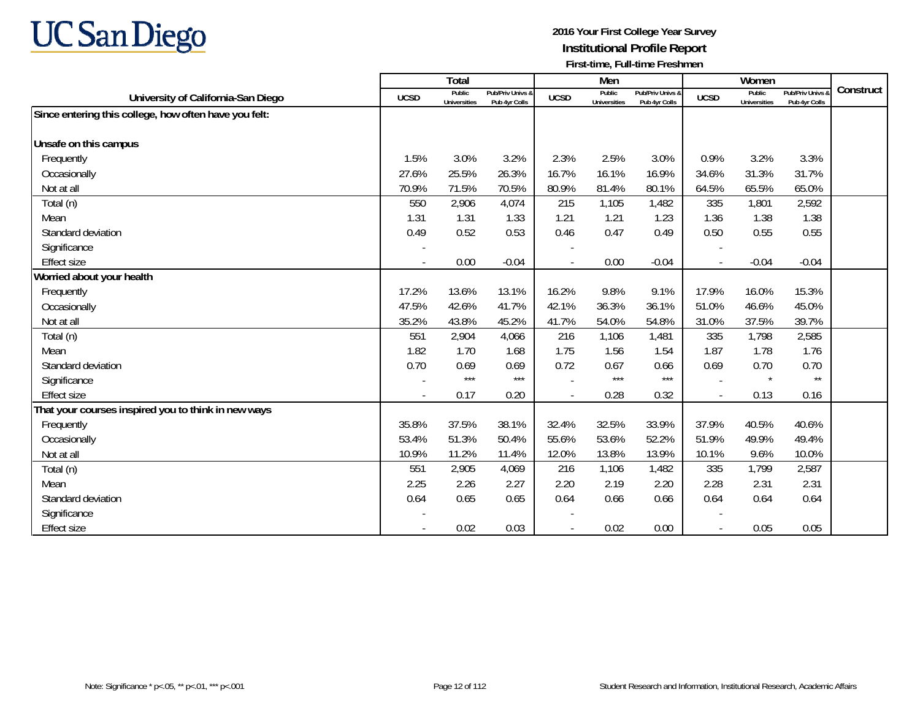UC San Diego

**2016 Your First College Year Survey**
**Institutional Profile Report**
**First-time, Full-time Freshmen**

| University of California-San Diego | Total | | | Men | | | Women | | | Construct |
|---|---|---|---|---|---|---|---|---|---|---|
| | UCSD | Public Universities | Pub/Priv Univs & Pub 4yr Colls | UCSD | Public Universities | Pub/Priv Univs & Pub 4yr Colls | UCSD | Public Universities | Pub/Priv Univs & Pub 4yr Colls | |
| **Since entering this college, how often have you felt:** | | | | | | | | | | |
| **Unsafe on this campus** | | | | | | | | | | |
| Frequently | 1.5% | 3.0% | 3.2% | 2.3% | 2.5% | 3.0% | 0.9% | 3.2% | 3.3% | |
| Occasionally | 27.6% | 25.5% | 26.3% | 16.7% | 16.1% | 16.9% | 34.6% | 31.3% | 31.7% | |
| Not at all | 70.9% | 71.5% | 70.5% | 80.9% | 81.4% | 80.1% | 64.5% | 65.5% | 65.0% | |
| Total (n) | 550 | 2,906 | 4,074 | 215 | 1,105 | 1,482 | 335 | 1,801 | 2,592 | |
| Mean | 1.31 | 1.31 | 1.33 | 1.21 | 1.21 | 1.23 | 1.36 | 1.38 | 1.38 | |
| Standard deviation | 0.49 | 0.52 | 0.53 | 0.46 | 0.47 | 0.49 | 0.50 | 0.55 | 0.55 | |
| Significance | - | | | - | | | - | | | |
| Effect size | - | 0.00 | -0.04 | - | 0.00 | -0.04 | - | -0.04 | -0.04 | |
| **Worried about your health** | | | | | | | | | | |
| Frequently | 17.2% | 13.6% | 13.1% | 16.2% | 9.8% | 9.1% | 17.9% | 16.0% | 15.3% | |
| Occasionally | 47.5% | 42.6% | 41.7% | 42.1% | 36.3% | 36.1% | 51.0% | 46.6% | 45.0% | |
| Not at all | 35.2% | 43.8% | 45.2% | 41.7% | 54.0% | 54.8% | 31.0% | 37.5% | 39.7% | |
| Total (n) | 551 | 2,904 | 4,066 | 216 | 1,106 | 1,481 | 335 | 1,798 | 2,585 | |
| Mean | 1.82 | 1.70 | 1.68 | 1.75 | 1.56 | 1.54 | 1.87 | 1.78 | 1.76 | |
| Standard deviation | 0.70 | 0.69 | 0.69 | 0.72 | 0.67 | 0.66 | 0.69 | 0.70 | 0.70 | |
| Significance | - | *** | *** | - | *** | *** | - | * | ** | |
| Effect size | - | 0.17 | 0.20 | - | 0.28 | 0.32 | - | 0.13 | 0.16 | |
| **That your courses inspired you to think in new ways** | | | | | | | | | | |
| Frequently | 35.8% | 37.5% | 38.1% | 32.4% | 32.5% | 33.9% | 37.9% | 40.5% | 40.6% | |
| Occasionally | 53.4% | 51.3% | 50.4% | 55.6% | 53.6% | 52.2% | 51.9% | 49.9% | 49.4% | |
| Not at all | 10.9% | 11.2% | 11.4% | 12.0% | 13.8% | 13.9% | 10.1% | 9.6% | 10.0% | |
| Total (n) | 551 | 2,905 | 4,069 | 216 | 1,106 | 1,482 | 335 | 1,799 | 2,587 | |
| Mean | 2.25 | 2.26 | 2.27 | 2.20 | 2.19 | 2.20 | 2.28 | 2.31 | 2.31 | |
| Standard deviation | 0.64 | 0.65 | 0.65 | 0.64 | 0.66 | 0.66 | 0.64 | 0.64 | 0.64 | |
| Significance | - | | | - | | | - | | | |
| Effect size | - | 0.02 | 0.03 | - | 0.02 | 0.00 | - | 0.05 | 0.05 | |

Note: Significance * p<.05, ** p<.01, *** p<.001

Student Research and Information, Institutional Research, Academic Affairs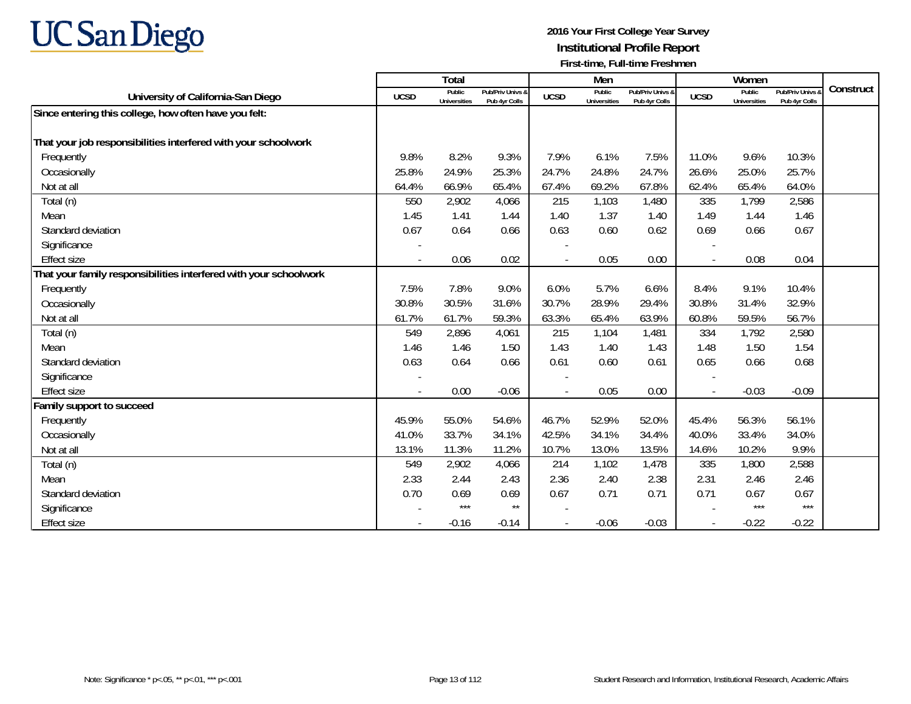# 2016 Your First College Year Survey

## Institutional Profile Report

### First-time, Full-time Freshmen

| University of California-San Diego | Total | | | Men | | | Women | | | Construct |
|---|---|---|---|---|---|---|---|---|---|---|
| | UCSD | Public Universities | Pub/Priv Univs & Pub 4yr Colls | UCSD | Public Universities | Pub/Priv Univs & Pub 4yr Colls | UCSD | Public Universities | Pub/Priv Univs & Pub 4yr Colls | |
| **Since entering this college, how often have you felt:** | | | | | | | | | | |
| **That your job responsibilities interfered with your schoolwork** | | | | | | | | | | |
| Frequently | 9.8% | 8.2% | 9.3% | 7.9% | 6.1% | 7.5% | 11.0% | 9.6% | 10.3% | |
| Occasionally | 25.8% | 24.9% | 25.3% | 24.7% | 24.8% | 24.7% | 26.6% | 25.0% | 25.7% | |
| Not at all | 64.4% | 66.9% | 65.4% | 67.4% | 69.2% | 67.8% | 62.4% | 65.4% | 64.0% | |
| Total (n) | 550 | 2,902 | 4,066 | 215 | 1,103 | 1,480 | 335 | 1,799 | 2,586 | |
| Mean | 1.45 | 1.41 | 1.44 | 1.40 | 1.37 | 1.40 | 1.49 | 1.44 | 1.46 | |
| Standard deviation | 0.67 | 0.64 | 0.66 | 0.63 | 0.60 | 0.62 | 0.69 | 0.66 | 0.67 | |
| Significance | - | | | - | | | - | | | |
| Effect size | - | 0.06 | 0.02 | - | 0.05 | 0.00 | - | 0.08 | 0.04 | |
| **That your family responsibilities interfered with your schoolwork** | | | | | | | | | | |
| Frequently | 7.5% | 7.8% | 9.0% | 6.0% | 5.7% | 6.6% | 8.4% | 9.1% | 10.4% | |
| Occasionally | 30.8% | 30.5% | 31.6% | 30.7% | 28.9% | 29.4% | 30.8% | 31.4% | 32.9% | |
| Not at all | 61.7% | 61.7% | 59.3% | 63.3% | 65.4% | 63.9% | 60.8% | 59.5% | 56.7% | |
| Total (n) | 549 | 2,896 | 4,061 | 215 | 1,104 | 1,481 | 334 | 1,792 | 2,580 | |
| Mean | 1.46 | 1.46 | 1.50 | 1.43 | 1.40 | 1.43 | 1.48 | 1.50 | 1.54 | |
| Standard deviation | 0.63 | 0.64 | 0.66 | 0.61 | 0.60 | 0.61 | 0.65 | 0.66 | 0.68 | |
| Significance | - | | | - | | | - | | | |
| Effect size | - | 0.00 | -0.06 | - | 0.05 | 0.00 | - | -0.03 | -0.09 | |
| **Family support to succeed** | | | | | | | | | | |
| Frequently | 45.9% | 55.0% | 54.6% | 46.7% | 52.9% | 52.0% | 45.4% | 56.3% | 56.1% | |
| Occasionally | 41.0% | 33.7% | 34.1% | 42.5% | 34.1% | 34.4% | 40.0% | 33.4% | 34.0% | |
| Not at all | 13.1% | 11.3% | 11.2% | 10.7% | 13.0% | 13.5% | 14.6% | 10.2% | 9.9% | |
| Total (n) | 549 | 2,902 | 4,066 | 214 | 1,102 | 1,478 | 335 | 1,800 | 2,588 | |
| Mean | 2.33 | 2.44 | 2.43 | 2.36 | 2.40 | 2.38 | 2.31 | 2.46 | 2.46 | |
| Standard deviation | 0.70 | 0.69 | 0.69 | 0.67 | 0.71 | 0.71 | 0.71 | 0.67 | 0.67 | |
| Significance | - | *** | ** | - | | | - | *** | *** | |
| Effect size | - | -0.16 | -0.14 | - | -0.06 | -0.03 | - | -0.22 | -0.22 | |

Note: Significance * p<.05, ** p<.01, *** p<.001

Student Research and Information, Institutional Research, Academic Affairs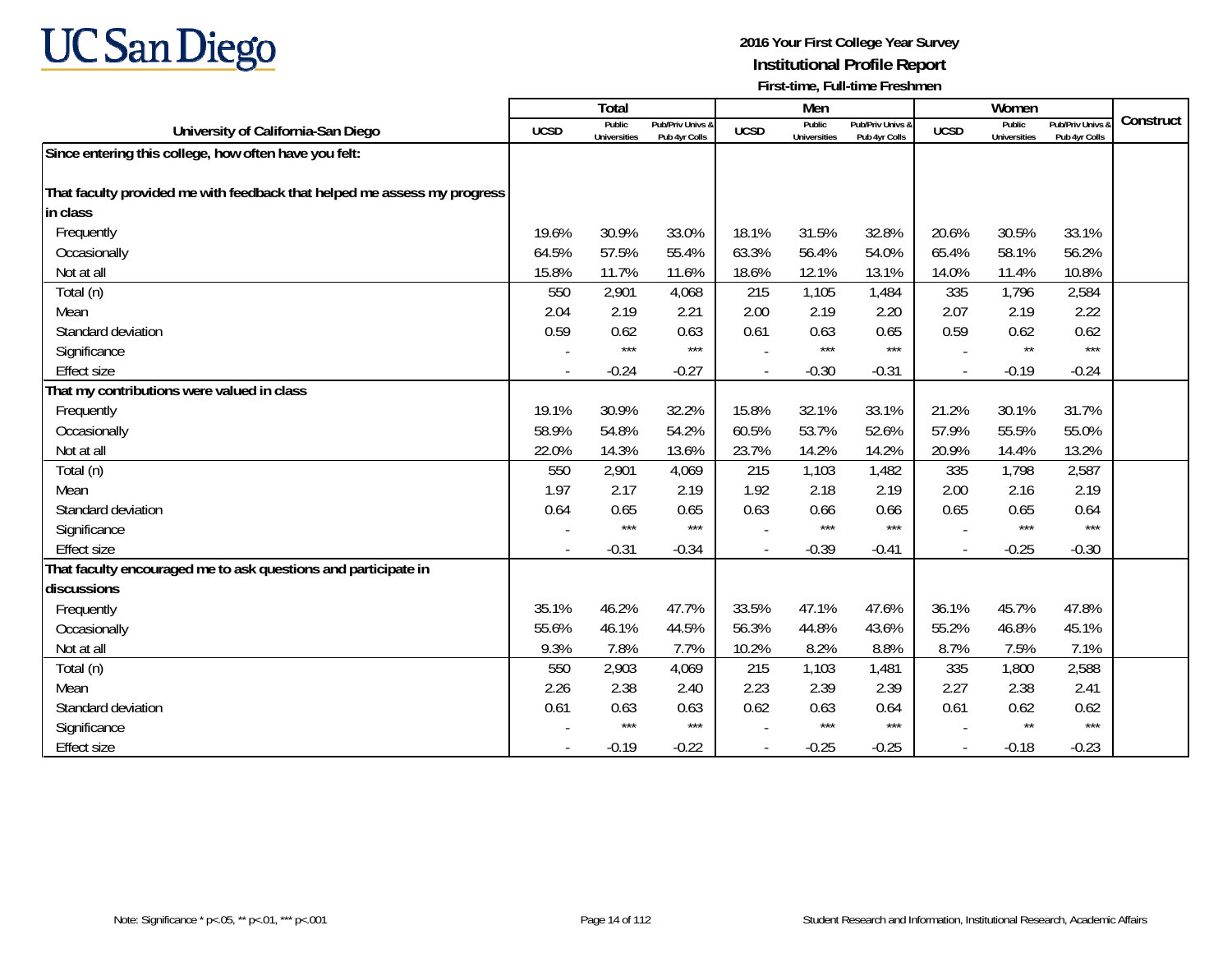# UC San Diego

**2016 Your First College Year Survey**
**Institutional Profile Report**
**First-time, Full-time Freshmen**

| University of California-San Diego | Total | | | Men | | | Women | | | Construct |
|---|---|---|---|---|---|---|---|---|---|---|
| | UCSD | Public Universities | Pub/Priv Univs & Pub 4yr Colls | UCSD | Public Universities | Pub/Priv Univs & Pub 4yr Colls | UCSD | Public Universities | Pub/Priv Univs & Pub 4yr Colls | |
| **Since entering this college, how often have you felt:** | | | | | | | | | | |
| **That faculty provided me with feedback that helped me assess my progress in class** | | | | | | | | | | |
| Frequently | 19.6% | 30.9% | 33.0% | 18.1% | 31.5% | 32.8% | 20.6% | 30.5% | 33.1% | |
| Occasionally | 64.5% | 57.5% | 55.4% | 63.3% | 56.4% | 54.0% | 65.4% | 58.1% | 56.2% | |
| Not at all | 15.8% | 11.7% | 11.6% | 18.6% | 12.1% | 13.1% | 14.0% | 11.4% | 10.8% | |
| Total (n) | 550 | 2,901 | 4,068 | 215 | 1,105 | 1,484 | 335 | 1,796 | 2,584 | |
| Mean | 2.04 | 2.19 | 2.21 | 2.00 | 2.19 | 2.20 | 2.07 | 2.19 | 2.22 | |
| Standard deviation | 0.59 | 0.62 | 0.63 | 0.61 | 0.63 | 0.65 | 0.59 | 0.62 | 0.62 | |
| Significance | - | *** | *** | - | *** | *** | - | ** | *** | |
| Effect size | - | -0.24 | -0.27 | - | -0.30 | -0.31 | - | -0.19 | -0.24 | |
| **That my contributions were valued in class** | | | | | | | | | | |
| Frequently | 19.1% | 30.9% | 32.2% | 15.8% | 32.1% | 33.1% | 21.2% | 30.1% | 31.7% | |
| Occasionally | 58.9% | 54.8% | 54.2% | 60.5% | 53.7% | 52.6% | 57.9% | 55.5% | 55.0% | |
| Not at all | 22.0% | 14.3% | 13.6% | 23.7% | 14.2% | 14.2% | 20.9% | 14.4% | 13.2% | |
| Total (n) | 550 | 2,901 | 4,069 | 215 | 1,103 | 1,482 | 335 | 1,798 | 2,587 | |
| Mean | 1.97 | 2.17 | 2.19 | 1.92 | 2.18 | 2.19 | 2.00 | 2.16 | 2.19 | |
| Standard deviation | 0.64 | 0.65 | 0.65 | 0.63 | 0.66 | 0.66 | 0.65 | 0.65 | 0.64 | |
| Significance | - | *** | *** | - | *** | *** | - | *** | *** | |
| Effect size | - | -0.31 | -0.34 | - | -0.39 | -0.41 | - | -0.25 | -0.30 | |
| **That faculty encouraged me to ask questions and participate in discussions** | | | | | | | | | | |
| Frequently | 35.1% | 46.2% | 47.7% | 33.5% | 47.1% | 47.6% | 36.1% | 45.7% | 47.8% | |
| Occasionally | 55.6% | 46.1% | 44.5% | 56.3% | 44.8% | 43.6% | 55.2% | 46.8% | 45.1% | |
| Not at all | 9.3% | 7.8% | 7.7% | 10.2% | 8.2% | 8.8% | 8.7% | 7.5% | 7.1% | |
| Total (n) | 550 | 2,903 | 4,069 | 215 | 1,103 | 1,481 | 335 | 1,800 | 2,588 | |
| Mean | 2.26 | 2.38 | 2.40 | 2.23 | 2.39 | 2.39 | 2.27 | 2.38 | 2.41 | |
| Standard deviation | 0.61 | 0.63 | 0.63 | 0.62 | 0.63 | 0.64 | 0.61 | 0.62 | 0.62 | |
| Significance | - | *** | *** | - | *** | *** | - | ** | *** | |
| Effect size | - | -0.19 | -0.22 | - | -0.25 | -0.25 | - | -0.18 | -0.23 | |

Note: Significance * p<.05, ** p<.01, *** p<.001

Student Research and Information, Institutional Research, Academic Affairs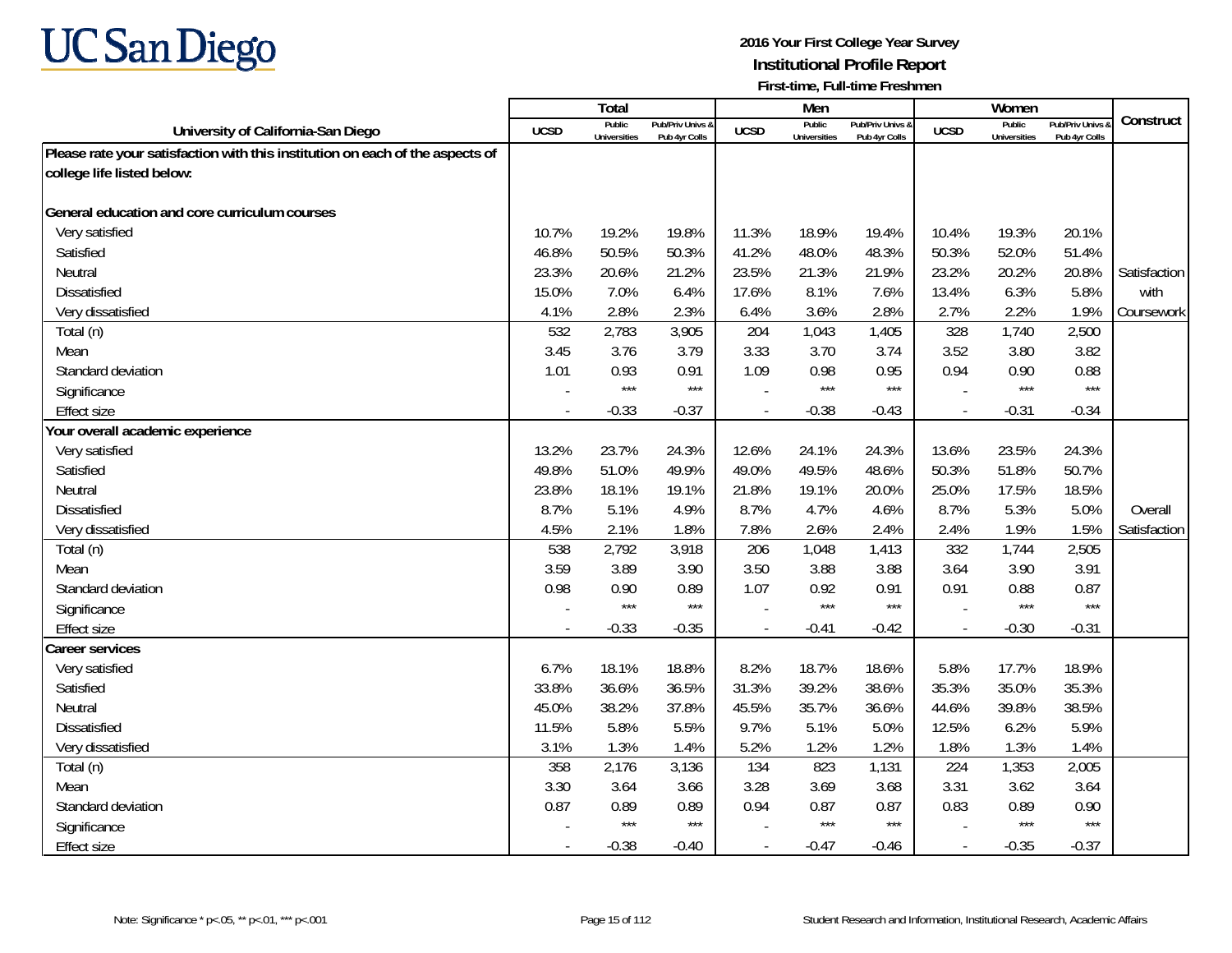UC San Diego

**2016 Your First College Year Survey**
**Institutional Profile Report**
**First-time, Full-time Freshmen**

| University of California-San Diego | Total | | | Men | | | Women | | | Construct |
|---|---|---|---|---|---|---|---|---|---|---|
| | UCSD | Public Universities | Pub/Priv Univs & Pub 4yr Colls | UCSD | Public Universities | Pub/Priv Univs & Pub 4yr Colls | UCSD | Public Universities | Pub/Priv Univs & Pub 4yr Colls | |
| **Please rate your satisfaction with this institution on each of the aspects of college life listed below:** | | | | | | | | | | |
| **General education and core curriculum courses** | | | | | | | | | | |
| Very satisfied | 10.7% | 19.2% | 19.8% | 11.3% | 18.9% | 19.4% | 10.4% | 19.3% | 20.1% | |
| Satisfied | 46.8% | 50.5% | 50.3% | 41.2% | 48.0% | 48.3% | 50.3% | 52.0% | 51.4% | |
| Neutral | 23.3% | 20.6% | 21.2% | 23.5% | 21.3% | 21.9% | 23.2% | 20.2% | 20.8% | Satisfaction with Coursework |
| Dissatisfied | 15.0% | 7.0% | 6.4% | 17.6% | 8.1% | 7.6% | 13.4% | 6.3% | 5.8% | |
| Very dissatisfied | 4.1% | 2.8% | 2.3% | 6.4% | 3.6% | 2.8% | 2.7% | 2.2% | 1.9% | |
| Total (n) | 532 | 2,783 | 3,905 | 204 | 1,043 | 1,405 | 328 | 1,740 | 2,500 | |
| Mean | 3.45 | 3.76 | 3.79 | 3.33 | 3.70 | 3.74 | 3.52 | 3.80 | 3.82 | |
| Standard deviation | 1.01 | 0.93 | 0.91 | 1.09 | 0.98 | 0.95 | 0.94 | 0.90 | 0.88 | |
| Significance | - | *** | *** | - | *** | *** | - | *** | *** | |
| Effect size | - | -0.33 | -0.37 | - | -0.38 | -0.43 | - | -0.31 | -0.34 | |
| **Your overall academic experience** | | | | | | | | | | |
| Very satisfied | 13.2% | 23.7% | 24.3% | 12.6% | 24.1% | 24.3% | 13.6% | 23.5% | 24.3% | |
| Satisfied | 49.8% | 51.0% | 49.9% | 49.0% | 49.5% | 48.6% | 50.3% | 51.8% | 50.7% | |
| Neutral | 23.8% | 18.1% | 19.1% | 21.8% | 19.1% | 20.0% | 25.0% | 17.5% | 18.5% | |
| Dissatisfied | 8.7% | 5.1% | 4.9% | 8.7% | 4.7% | 4.6% | 8.7% | 5.3% | 5.0% | Overall Satisfaction |
| Very dissatisfied | 4.5% | 2.1% | 1.8% | 7.8% | 2.6% | 2.4% | 2.4% | 1.9% | 1.5% | |
| Total (n) | 538 | 2,792 | 3,918 | 206 | 1,048 | 1,413 | 332 | 1,744 | 2,505 | |
| Mean | 3.59 | 3.89 | 3.90 | 3.50 | 3.88 | 3.88 | 3.64 | 3.90 | 3.91 | |
| Standard deviation | 0.98 | 0.90 | 0.89 | 1.07 | 0.92 | 0.91 | 0.91 | 0.88 | 0.87 | |
| Significance | - | *** | *** | - | *** | *** | - | *** | *** | |
| Effect size | - | -0.33 | -0.35 | - | -0.41 | -0.42 | - | -0.30 | -0.31 | |
| **Career services** | | | | | | | | | | |
| Very satisfied | 6.7% | 18.1% | 18.8% | 8.2% | 18.7% | 18.6% | 5.8% | 17.7% | 18.9% | |
| Satisfied | 33.8% | 36.6% | 36.5% | 31.3% | 39.2% | 38.6% | 35.3% | 35.0% | 35.3% | |
| Neutral | 45.0% | 38.2% | 37.8% | 45.5% | 35.7% | 36.6% | 44.6% | 39.8% | 38.5% | |
| Dissatisfied | 11.5% | 5.8% | 5.5% | 9.7% | 5.1% | 5.0% | 12.5% | 6.2% | 5.9% | |
| Very dissatisfied | 3.1% | 1.3% | 1.4% | 5.2% | 1.2% | 1.2% | 1.8% | 1.3% | 1.4% | |
| Total (n) | 358 | 2,176 | 3,136 | 134 | 823 | 1,131 | 224 | 1,353 | 2,005 | |
| Mean | 3.30 | 3.64 | 3.66 | 3.28 | 3.69 | 3.68 | 3.31 | 3.62 | 3.64 | |
| Standard deviation | 0.87 | 0.89 | 0.89 | 0.94 | 0.87 | 0.87 | 0.83 | 0.89 | 0.90 | |
| Significance | - | *** | *** | - | *** | *** | - | *** | *** | |
| Effect size | - | -0.38 | -0.40 | - | -0.47 | -0.46 | - | -0.35 | -0.37 | |

Note: Significance * p<.05, ** p<.01, *** p<.001

Student Research and Information, Institutional Research, Academic Affairs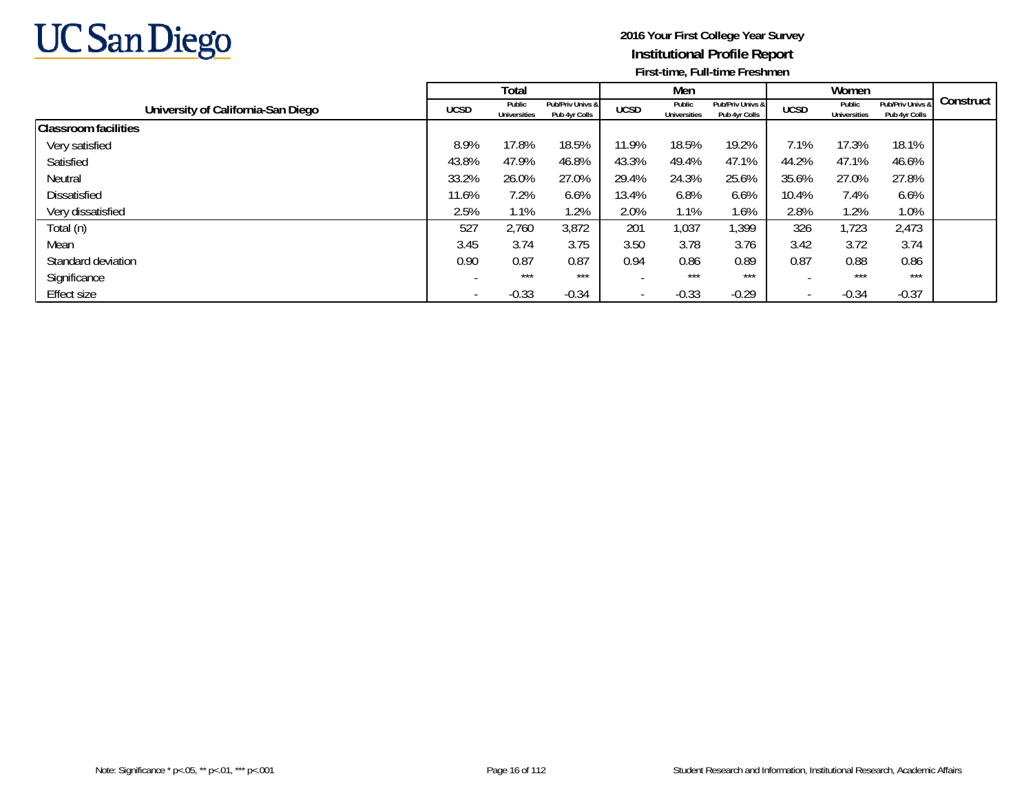# 2016 Your First College Year Survey

## Institutional Profile Report

### First-time, Full-time Freshmen

| University of California-San Diego | Total | | | Men | | | Women | | | Construct |
|---|---|---|---|---|---|---|---|---|---|---|
| | UCSD | Public Universities | Pub/Priv Univs & Pub 4yr Colls | UCSD | Public Universities | Pub/Priv Univs & Pub 4yr Colls | UCSD | Public Universities | Pub/Priv Univs & Pub 4yr Colls | |
| **Classroom facilities** | | | | | | | | | | |
| Very satisfied | 8.9% | 17.8% | 18.5% | 11.9% | 18.5% | 19.2% | 7.1% | 17.3% | 18.1% | |
| Satisfied | 43.8% | 47.9% | 46.8% | 43.3% | 49.4% | 47.1% | 44.2% | 47.1% | 46.6% | |
| Neutral | 33.2% | 26.0% | 27.0% | 29.4% | 24.3% | 25.6% | 35.6% | 27.0% | 27.8% | |
| Dissatisfied | 11.6% | 7.2% | 6.6% | 13.4% | 6.8% | 6.6% | 10.4% | 7.4% | 6.6% | |
| Very dissatisfied | 2.5% | 1.1% | 1.2% | 2.0% | 1.1% | 1.6% | 2.8% | 1.2% | 1.0% | |
| Total (n) | 527 | 2,760 | 3,872 | 201 | 1,037 | 1,399 | 326 | 1,723 | 2,473 | |
| Mean | 3.45 | 3.74 | 3.75 | 3.50 | 3.78 | 3.76 | 3.42 | 3.72 | 3.74 | |
| Standard deviation | 0.90 | 0.87 | 0.87 | 0.94 | 0.86 | 0.89 | 0.87 | 0.88 | 0.86 | |
| Significance | - | *** | *** | - | *** | *** | - | *** | *** | |
| Effect size | - | -0.33 | -0.34 | - | -0.33 | -0.29 | - | -0.34 | -0.37 | |

Note: Significance * p<.05, ** p<.01, *** p<.001

Student Research and Information, Institutional Research, Academic Affairs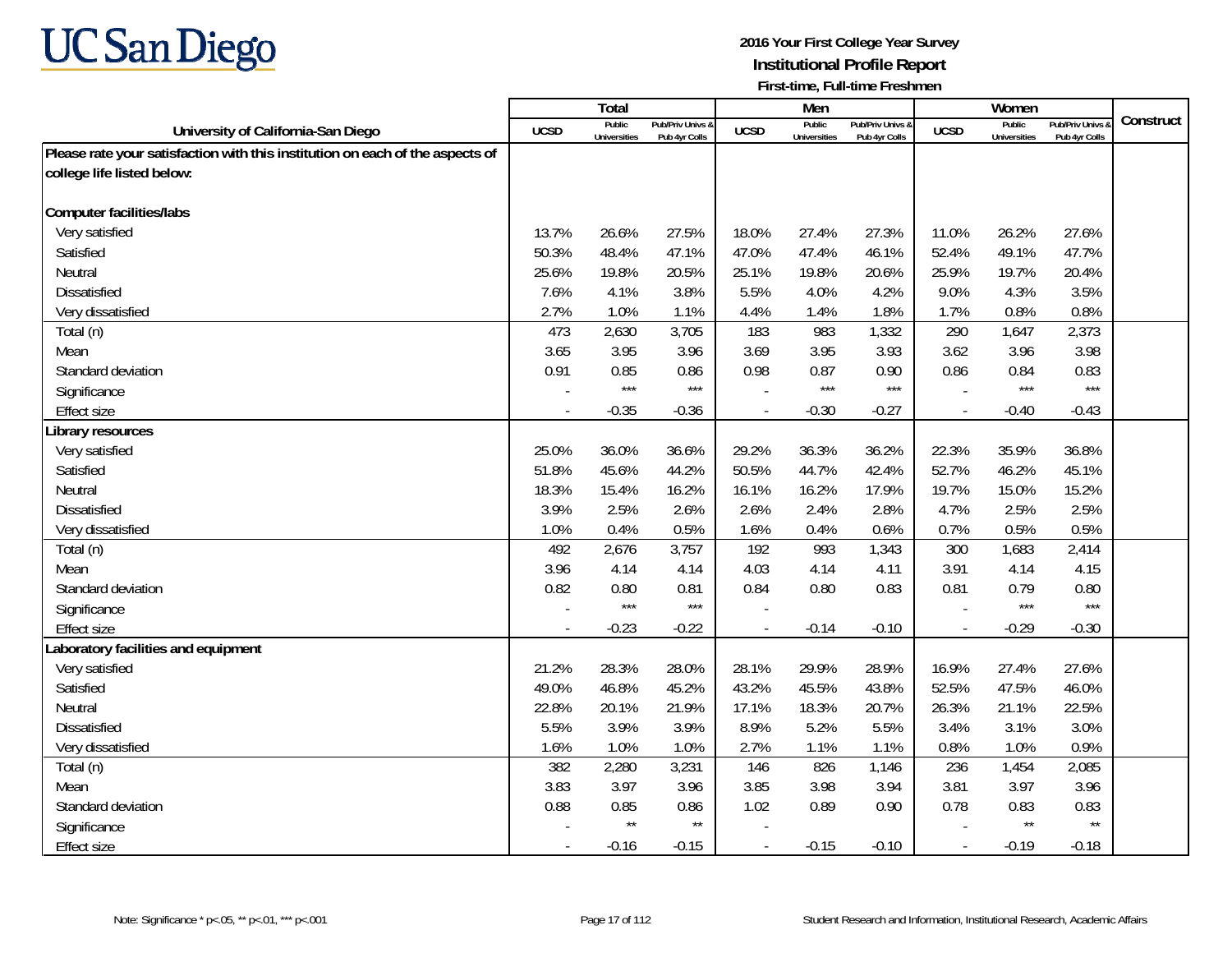**UC San Diego**

**2016 Your First College Year Survey**
**Institutional Profile Report**
**First-time, Full-time Freshmen**

| University of California-San Diego | Total | | | Men | | | Women | | | Construct |
|---|---|---|---|---|---|---|---|---|---|---|
| | UCSD | Public Universities | Pub/Priv Univs & Pub 4yr Colls | UCSD | Public Universities | Pub/Priv Univs & Pub 4yr Colls | UCSD | Public Universities | Pub/Priv Univs & Pub 4yr Colls | |
| **Please rate your satisfaction with this institution on each of the aspects of college life listed below:** | | | | | | | | | | |
| **Computer facilities/labs** | | | | | | | | | | |
| Very satisfied | 13.7% | 26.6% | 27.5% | 18.0% | 27.4% | 27.3% | 11.0% | 26.2% | 27.6% | |
| Satisfied | 50.3% | 48.4% | 47.1% | 47.0% | 47.4% | 46.1% | 52.4% | 49.1% | 47.7% | |
| Neutral | 25.6% | 19.8% | 20.5% | 25.1% | 19.8% | 20.6% | 25.9% | 19.7% | 20.4% | |
| Dissatisfied | 7.6% | 4.1% | 3.8% | 5.5% | 4.0% | 4.2% | 9.0% | 4.3% | 3.5% | |
| Very dissatisfied | 2.7% | 1.0% | 1.1% | 4.4% | 1.4% | 1.8% | 1.7% | 0.8% | 0.8% | |
| Total (n) | 473 | 2,630 | 3,705 | 183 | 983 | 1,332 | 290 | 1,647 | 2,373 | |
| Mean | 3.65 | 3.95 | 3.96 | 3.69 | 3.95 | 3.93 | 3.62 | 3.96 | 3.98 | |
| Standard deviation | 0.91 | 0.85 | 0.86 | 0.98 | 0.87 | 0.90 | 0.86 | 0.84 | 0.83 | |
| Significance | - | *** | *** | - | *** | *** | - | *** | *** | |
| Effect size | - | -0.35 | -0.36 | - | -0.30 | -0.27 | - | -0.40 | -0.43 | |
| **Library resources** | | | | | | | | | | |
| Very satisfied | 25.0% | 36.0% | 36.6% | 29.2% | 36.3% | 36.2% | 22.3% | 35.9% | 36.8% | |
| Satisfied | 51.8% | 45.6% | 44.2% | 50.5% | 44.7% | 42.4% | 52.7% | 46.2% | 45.1% | |
| Neutral | 18.3% | 15.4% | 16.2% | 16.1% | 16.2% | 17.9% | 19.7% | 15.0% | 15.2% | |
| Dissatisfied | 3.9% | 2.5% | 2.6% | 2.6% | 2.4% | 2.8% | 4.7% | 2.5% | 2.5% | |
| Very dissatisfied | 1.0% | 0.4% | 0.5% | 1.6% | 0.4% | 0.6% | 0.7% | 0.5% | 0.5% | |
| Total (n) | 492 | 2,676 | 3,757 | 192 | 993 | 1,343 | 300 | 1,683 | 2,414 | |
| Mean | 3.96 | 4.14 | 4.14 | 4.03 | 4.14 | 4.11 | 3.91 | 4.14 | 4.15 | |
| Standard deviation | 0.82 | 0.80 | 0.81 | 0.84 | 0.80 | 0.83 | 0.81 | 0.79 | 0.80 | |
| Significance | - | *** | *** | - | | | - | *** | *** | |
| Effect size | - | -0.23 | -0.22 | - | -0.14 | -0.10 | - | -0.29 | -0.30 | |
| **Laboratory facilities and equipment** | | | | | | | | | | |
| Very satisfied | 21.2% | 28.3% | 28.0% | 28.1% | 29.9% | 28.9% | 16.9% | 27.4% | 27.6% | |
| Satisfied | 49.0% | 46.8% | 45.2% | 43.2% | 45.5% | 43.8% | 52.5% | 47.5% | 46.0% | |
| Neutral | 22.8% | 20.1% | 21.9% | 17.1% | 18.3% | 20.7% | 26.3% | 21.1% | 22.5% | |
| Dissatisfied | 5.5% | 3.9% | 3.9% | 8.9% | 5.2% | 5.5% | 3.4% | 3.1% | 3.0% | |
| Very dissatisfied | 1.6% | 1.0% | 1.0% | 2.7% | 1.1% | 1.1% | 0.8% | 1.0% | 0.9% | |
| Total (n) | 382 | 2,280 | 3,231 | 146 | 826 | 1,146 | 236 | 1,454 | 2,085 | |
| Mean | 3.83 | 3.97 | 3.96 | 3.85 | 3.98 | 3.94 | 3.81 | 3.97 | 3.96 | |
| Standard deviation | 0.88 | 0.85 | 0.86 | 1.02 | 0.89 | 0.90 | 0.78 | 0.83 | 0.83 | |
| Significance | - | ** | ** | - | | | - | ** | ** | |
| Effect size | - | -0.16 | -0.15 | - | -0.15 | -0.10 | - | -0.19 | -0.18 | |

Note: Significance * p<.05, ** p<.01, *** p<.001

Student Research and Information, Institutional Research, Academic Affairs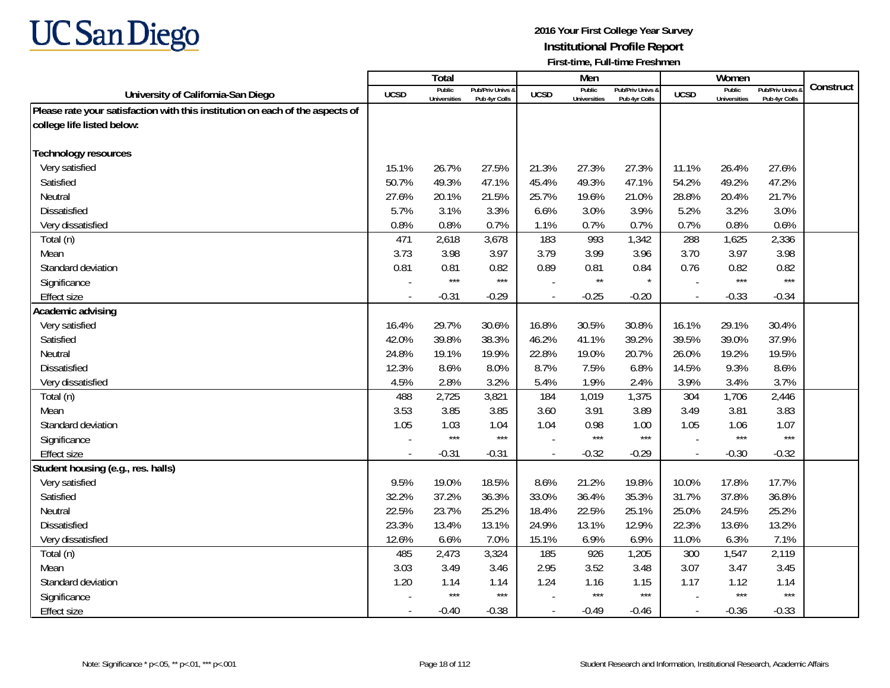# 2016 Your First College Year Survey
## Institutional Profile Report
### First-time, Full-time Freshmen

| University of California-San Diego | Total | | | Men | | | Women | | | Construct |
|---|---|---|---|---|---|---|---|---|---|---|
| | UCSD | Public Universities | Pub/Priv Univs & Pub 4yr Colls | UCSD | Public Universities | Pub/Priv Univs & Pub 4yr Colls | UCSD | Public Universities | Pub/Priv Univs & Pub 4yr Colls | |
| **Please rate your satisfaction with this institution on each of the aspects of college life listed below:** | | | | | | | | | | |
| **Technology resources** | | | | | | | | | | |
| Very satisfied | 15.1% | 26.7% | 27.5% | 21.3% | 27.3% | 27.3% | 11.1% | 26.4% | 27.6% | |
| Satisfied | 50.7% | 49.3% | 47.1% | 45.4% | 49.3% | 47.1% | 54.2% | 49.2% | 47.2% | |
| Neutral | 27.6% | 20.1% | 21.5% | 25.7% | 19.6% | 21.0% | 28.8% | 20.4% | 21.7% | |
| Dissatisfied | 5.7% | 3.1% | 3.3% | 6.6% | 3.0% | 3.9% | 5.2% | 3.2% | 3.0% | |
| Very dissatisfied | 0.8% | 0.8% | 0.7% | 1.1% | 0.7% | 0.7% | 0.7% | 0.8% | 0.6% | |
| Total (n) | 471 | 2,618 | 3,678 | 183 | 993 | 1,342 | 288 | 1,625 | 2,336 | |
| Mean | 3.73 | 3.98 | 3.97 | 3.79 | 3.99 | 3.96 | 3.70 | 3.97 | 3.98 | |
| Standard deviation | 0.81 | 0.81 | 0.82 | 0.89 | 0.81 | 0.84 | 0.76 | 0.82 | 0.82 | |
| Significance | - | *** | *** | - | ** | * | - | *** | *** | |
| Effect size | - | -0.31 | -0.29 | - | -0.25 | -0.20 | - | -0.33 | -0.34 | |
| **Academic advising** | | | | | | | | | | |
| Very satisfied | 16.4% | 29.7% | 30.6% | 16.8% | 30.5% | 30.8% | 16.1% | 29.1% | 30.4% | |
| Satisfied | 42.0% | 39.8% | 38.3% | 46.2% | 41.1% | 39.2% | 39.5% | 39.0% | 37.9% | |
| Neutral | 24.8% | 19.1% | 19.9% | 22.8% | 19.0% | 20.7% | 26.0% | 19.2% | 19.5% | |
| Dissatisfied | 12.3% | 8.6% | 8.0% | 8.7% | 7.5% | 6.8% | 14.5% | 9.3% | 8.6% | |
| Very dissatisfied | 4.5% | 2.8% | 3.2% | 5.4% | 1.9% | 2.4% | 3.9% | 3.4% | 3.7% | |
| Total (n) | 488 | 2,725 | 3,821 | 184 | 1,019 | 1,375 | 304 | 1,706 | 2,446 | |
| Mean | 3.53 | 3.85 | 3.85 | 3.60 | 3.91 | 3.89 | 3.49 | 3.81 | 3.83 | |
| Standard deviation | 1.05 | 1.03 | 1.04 | 1.04 | 0.98 | 1.00 | 1.05 | 1.06 | 1.07 | |
| Significance | - | *** | *** | - | *** | *** | - | *** | *** | |
| Effect size | - | -0.31 | -0.31 | - | -0.32 | -0.29 | - | -0.30 | -0.32 | |
| **Student housing (e.g., res. halls)** | | | | | | | | | | |
| Very satisfied | 9.5% | 19.0% | 18.5% | 8.6% | 21.2% | 19.8% | 10.0% | 17.8% | 17.7% | |
| Satisfied | 32.2% | 37.2% | 36.3% | 33.0% | 36.4% | 35.3% | 31.7% | 37.8% | 36.8% | |
| Neutral | 22.5% | 23.7% | 25.2% | 18.4% | 22.5% | 25.1% | 25.0% | 24.5% | 25.2% | |
| Dissatisfied | 23.3% | 13.4% | 13.1% | 24.9% | 13.1% | 12.9% | 22.3% | 13.6% | 13.2% | |
| Very dissatisfied | 12.6% | 6.6% | 7.0% | 15.1% | 6.9% | 6.9% | 11.0% | 6.3% | 7.1% | |
| Total (n) | 485 | 2,473 | 3,324 | 185 | 926 | 1,205 | 300 | 1,547 | 2,119 | |
| Mean | 3.03 | 3.49 | 3.46 | 2.95 | 3.52 | 3.48 | 3.07 | 3.47 | 3.45 | |
| Standard deviation | 1.20 | 1.14 | 1.14 | 1.24 | 1.16 | 1.15 | 1.17 | 1.12 | 1.14 | |
| Significance | - | *** | *** | - | *** | *** | - | *** | *** | |
| Effect size | - | -0.40 | -0.38 | - | -0.49 | -0.46 | - | -0.36 | -0.33 | |

Note: Significance * p<.05, ** p<.01, *** p<.001

Student Research and Information, Institutional Research, Academic Affairs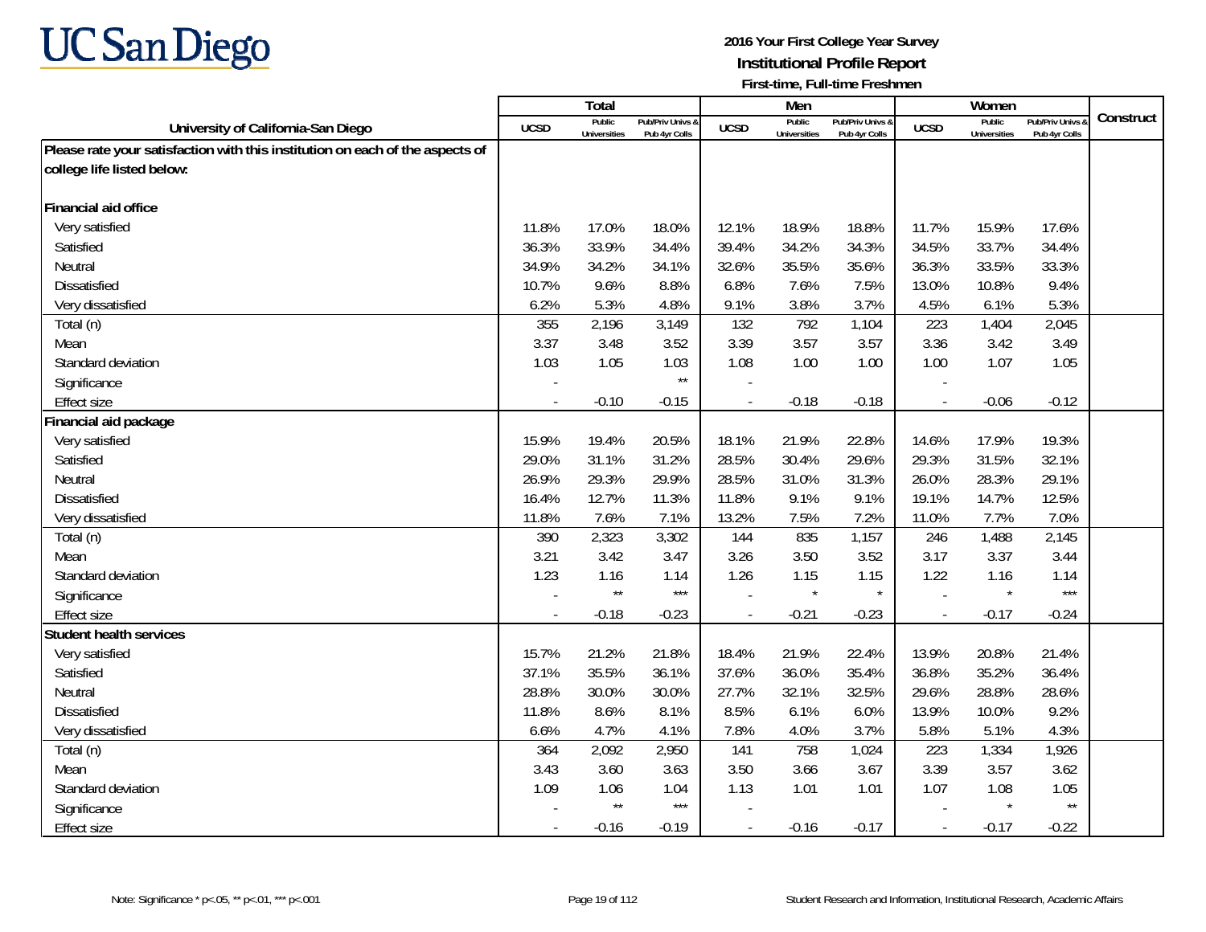UC San Diego

**2016 Your First College Year Survey**
**Institutional Profile Report**
**First-time, Full-time Freshmen**

| University of California-San Diego | Total | | | Men | | | Women | | | Construct |
|---|---|---|---|---|---|---|---|---|---|---|
| | UCSD | Public Universities | Pub/Priv Univs & Pub 4yr Colls | UCSD | Public Universities | Pub/Priv Univs & Pub 4yr Colls | UCSD | Public Universities | Pub/Priv Univs & Pub 4yr Colls | |
| **Please rate your satisfaction with this institution on each of the aspects of college life listed below:** | | | | | | | | | | |
| **Financial aid office** | | | | | | | | | | |
| Very satisfied | 11.8% | 17.0% | 18.0% | 12.1% | 18.9% | 18.8% | 11.7% | 15.9% | 17.6% | |
| Satisfied | 36.3% | 33.9% | 34.4% | 39.4% | 34.2% | 34.3% | 34.5% | 33.7% | 34.4% | |
| Neutral | 34.9% | 34.2% | 34.1% | 32.6% | 35.5% | 35.6% | 36.3% | 33.5% | 33.3% | |
| Dissatisfied | 10.7% | 9.6% | 8.8% | 6.8% | 7.6% | 7.5% | 13.0% | 10.8% | 9.4% | |
| Very dissatisfied | 6.2% | 5.3% | 4.8% | 9.1% | 3.8% | 3.7% | 4.5% | 6.1% | 5.3% | |
| Total (n) | 355 | 2,196 | 3,149 | 132 | 792 | 1,104 | 223 | 1,404 | 2,045 | |
| Mean | 3.37 | 3.48 | 3.52 | 3.39 | 3.57 | 3.57 | 3.36 | 3.42 | 3.49 | |
| Standard deviation | 1.03 | 1.05 | 1.03 | 1.08 | 1.00 | 1.00 | 1.00 | 1.07 | 1.05 | |
| Significance | - | | ** | - | | | - | | | |
| Effect size | - | -0.10 | -0.15 | - | -0.18 | -0.18 | - | -0.06 | -0.12 | |
| **Financial aid package** | | | | | | | | | | |
| Very satisfied | 15.9% | 19.4% | 20.5% | 18.1% | 21.9% | 22.8% | 14.6% | 17.9% | 19.3% | |
| Satisfied | 29.0% | 31.1% | 31.2% | 28.5% | 30.4% | 29.6% | 29.3% | 31.5% | 32.1% | |
| Neutral | 26.9% | 29.3% | 29.9% | 28.5% | 31.0% | 31.3% | 26.0% | 28.3% | 29.1% | |
| Dissatisfied | 16.4% | 12.7% | 11.3% | 11.8% | 9.1% | 9.1% | 19.1% | 14.7% | 12.5% | |
| Very dissatisfied | 11.8% | 7.6% | 7.1% | 13.2% | 7.5% | 7.2% | 11.0% | 7.7% | 7.0% | |
| Total (n) | 390 | 2,323 | 3,302 | 144 | 835 | 1,157 | 246 | 1,488 | 2,145 | |
| Mean | 3.21 | 3.42 | 3.47 | 3.26 | 3.50 | 3.52 | 3.17 | 3.37 | 3.44 | |
| Standard deviation | 1.23 | 1.16 | 1.14 | 1.26 | 1.15 | 1.15 | 1.22 | 1.16 | 1.14 | |
| Significance | - | ** | *** | - | * | * | - | * | *** | |
| Effect size | - | -0.18 | -0.23 | - | -0.21 | -0.23 | - | -0.17 | -0.24 | |
| **Student health services** | | | | | | | | | | |
| Very satisfied | 15.7% | 21.2% | 21.8% | 18.4% | 21.9% | 22.4% | 13.9% | 20.8% | 21.4% | |
| Satisfied | 37.1% | 35.5% | 36.1% | 37.6% | 36.0% | 35.4% | 36.8% | 35.2% | 36.4% | |
| Neutral | 28.8% | 30.0% | 30.0% | 27.7% | 32.1% | 32.5% | 29.6% | 28.8% | 28.6% | |
| Dissatisfied | 11.8% | 8.6% | 8.1% | 8.5% | 6.1% | 6.0% | 13.9% | 10.0% | 9.2% | |
| Very dissatisfied | 6.6% | 4.7% | 4.1% | 7.8% | 4.0% | 3.7% | 5.8% | 5.1% | 4.3% | |
| Total (n) | 364 | 2,092 | 2,950 | 141 | 758 | 1,024 | 223 | 1,334 | 1,926 | |
| Mean | 3.43 | 3.60 | 3.63 | 3.50 | 3.66 | 3.67 | 3.39 | 3.57 | 3.62 | |
| Standard deviation | 1.09 | 1.06 | 1.04 | 1.13 | 1.01 | 1.01 | 1.07 | 1.08 | 1.05 | |
| Significance | - | ** | *** | - | | | - | * | ** | |
| Effect size | - | -0.16 | -0.19 | - | -0.16 | -0.17 | - | -0.17 | -0.22 | |

Note: Significance * p<.05, ** p<.01, *** p<.001

Student Research and Information, Institutional Research, Academic Affairs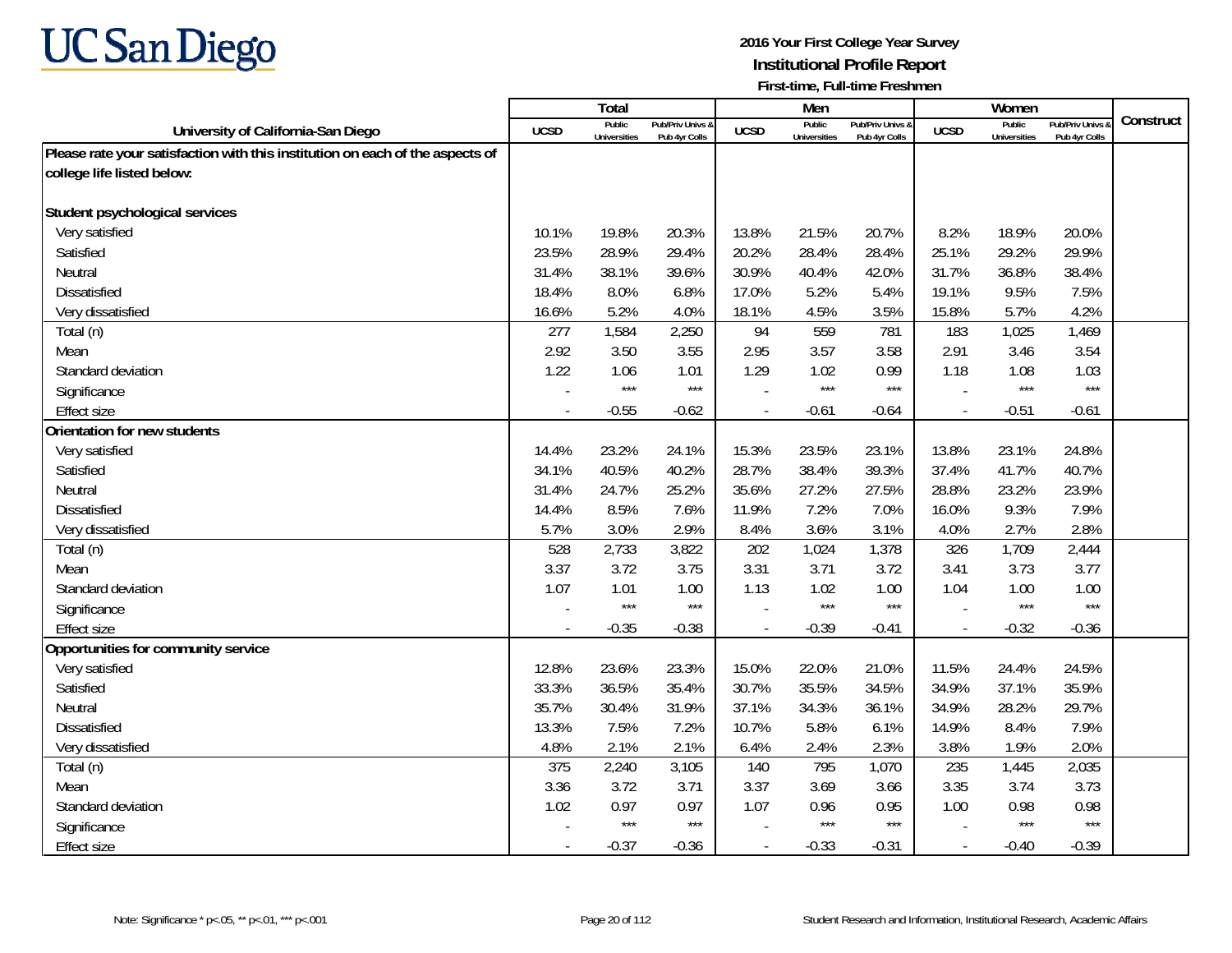**UC San Diego**

**2016 Your First College Year Survey**
**Institutional Profile Report**
**First-time, Full-time Freshmen**

| University of California-San Diego | Total | | | Men | | | Women | | | Construct |
|---|---|---|---|---|---|---|---|---|---|---|
| | UCSD | Public Universities | Pub/Priv Univs & Pub 4yr Colls | UCSD | Public Universities | Pub/Priv Univs & Pub 4yr Colls | UCSD | Public Universities | Pub/Priv Univs & Pub 4yr Colls | |
| **Please rate your satisfaction with this institution on each of the aspects of college life listed below:** | | | | | | | | | | |
| **Student psychological services** | | | | | | | | | | |
| Very satisfied | 10.1% | 19.8% | 20.3% | 13.8% | 21.5% | 20.7% | 8.2% | 18.9% | 20.0% | |
| Satisfied | 23.5% | 28.9% | 29.4% | 20.2% | 28.4% | 28.4% | 25.1% | 29.2% | 29.9% | |
| Neutral | 31.4% | 38.1% | 39.6% | 30.9% | 40.4% | 42.0% | 31.7% | 36.8% | 38.4% | |
| Dissatisfied | 18.4% | 8.0% | 6.8% | 17.0% | 5.2% | 5.4% | 19.1% | 9.5% | 7.5% | |
| Very dissatisfied | 16.6% | 5.2% | 4.0% | 18.1% | 4.5% | 3.5% | 15.8% | 5.7% | 4.2% | |
| Total (n) | 277 | 1,584 | 2,250 | 94 | 559 | 781 | 183 | 1,025 | 1,469 | |
| Mean | 2.92 | 3.50 | 3.55 | 2.95 | 3.57 | 3.58 | 2.91 | 3.46 | 3.54 | |
| Standard deviation | 1.22 | 1.06 | 1.01 | 1.29 | 1.02 | 0.99 | 1.18 | 1.08 | 1.03 | |
| Significance | - | *** | *** | - | *** | *** | - | *** | *** | |
| Effect size | - | -0.55 | -0.62 | - | -0.61 | -0.64 | - | -0.51 | -0.61 | |
| **Orientation for new students** | | | | | | | | | | |
| Very satisfied | 14.4% | 23.2% | 24.1% | 15.3% | 23.5% | 23.1% | 13.8% | 23.1% | 24.8% | |
| Satisfied | 34.1% | 40.5% | 40.2% | 28.7% | 38.4% | 39.3% | 37.4% | 41.7% | 40.7% | |
| Neutral | 31.4% | 24.7% | 25.2% | 35.6% | 27.2% | 27.5% | 28.8% | 23.2% | 23.9% | |
| Dissatisfied | 14.4% | 8.5% | 7.6% | 11.9% | 7.2% | 7.0% | 16.0% | 9.3% | 7.9% | |
| Very dissatisfied | 5.7% | 3.0% | 2.9% | 8.4% | 3.6% | 3.1% | 4.0% | 2.7% | 2.8% | |
| Total (n) | 528 | 2,733 | 3,822 | 202 | 1,024 | 1,378 | 326 | 1,709 | 2,444 | |
| Mean | 3.37 | 3.72 | 3.75 | 3.31 | 3.71 | 3.72 | 3.41 | 3.73 | 3.77 | |
| Standard deviation | 1.07 | 1.01 | 1.00 | 1.13 | 1.02 | 1.00 | 1.04 | 1.00 | 1.00 | |
| Significance | - | *** | *** | - | *** | *** | - | *** | *** | |
| Effect size | - | -0.35 | -0.38 | - | -0.39 | -0.41 | - | -0.32 | -0.36 | |
| **Opportunities for community service** | | | | | | | | | | |
| Very satisfied | 12.8% | 23.6% | 23.3% | 15.0% | 22.0% | 21.0% | 11.5% | 24.4% | 24.5% | |
| Satisfied | 33.3% | 36.5% | 35.4% | 30.7% | 35.5% | 34.5% | 34.9% | 37.1% | 35.9% | |
| Neutral | 35.7% | 30.4% | 31.9% | 37.1% | 34.3% | 36.1% | 34.9% | 28.2% | 29.7% | |
| Dissatisfied | 13.3% | 7.5% | 7.2% | 10.7% | 5.8% | 6.1% | 14.9% | 8.4% | 7.9% | |
| Very dissatisfied | 4.8% | 2.1% | 2.1% | 6.4% | 2.4% | 2.3% | 3.8% | 1.9% | 2.0% | |
| Total (n) | 375 | 2,240 | 3,105 | 140 | 795 | 1,070 | 235 | 1,445 | 2,035 | |
| Mean | 3.36 | 3.72 | 3.71 | 3.37 | 3.69 | 3.66 | 3.35 | 3.74 | 3.73 | |
| Standard deviation | 1.02 | 0.97 | 0.97 | 1.07 | 0.96 | 0.95 | 1.00 | 0.98 | 0.98 | |
| Significance | - | *** | *** | - | *** | *** | - | *** | *** | |
| Effect size | - | -0.37 | -0.36 | - | -0.33 | -0.31 | - | -0.40 | -0.39 | |

Note: Significance * p<.05, ** p<.01, *** p<.001

Student Research and Information, Institutional Research, Academic Affairs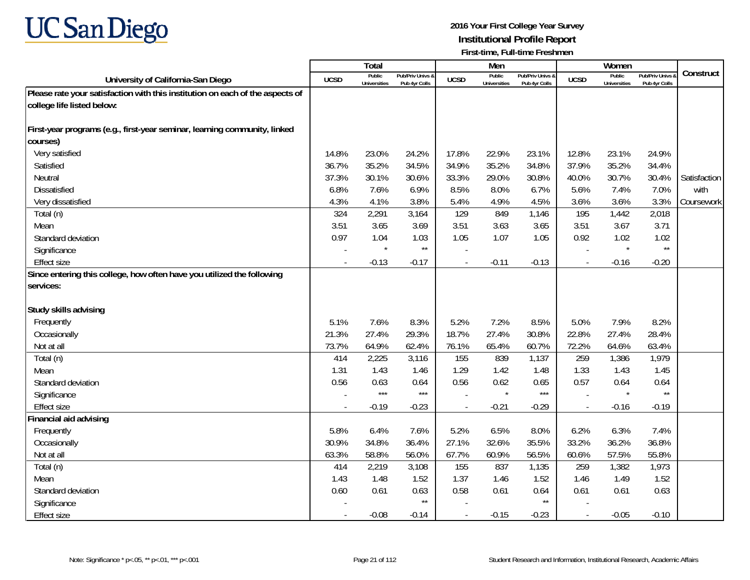# UC San Diego

**2016 Your First College Year Survey**
**Institutional Profile Report**
**First-time, Full-time Freshmen**

| University of California-San Diego | Total | | | Men | | | Women | | | Construct |
|---|---|---|---|---|---|---|---|---|---|---|
| | UCSD | Public Universities | Pub/Priv Univs & Pub 4yr Colls | UCSD | Public Universities | Pub/Priv Univs & Pub 4yr Colls | UCSD | Public Universities | Pub/Priv Univs & Pub 4yr Colls | |
| **Please rate your satisfaction with this institution on each of the aspects of college life listed below:** | | | | | | | | | | |
| **First-year programs (e.g., first-year seminar, learning community, linked courses)** | | | | | | | | | | |
| Very satisfied | 14.8% | 23.0% | 24.2% | 17.8% | 22.9% | 23.1% | 12.8% | 23.1% | 24.9% | |
| Satisfied | 36.7% | 35.2% | 34.5% | 34.9% | 35.2% | 34.8% | 37.9% | 35.2% | 34.4% | |
| Neutral | 37.3% | 30.1% | 30.6% | 33.3% | 29.0% | 30.8% | 40.0% | 30.7% | 30.4% | Satisfaction with Coursework |
| Dissatisfied | 6.8% | 7.6% | 6.9% | 8.5% | 8.0% | 6.7% | 5.6% | 7.4% | 7.0% | |
| Very dissatisfied | 4.3% | 4.1% | 3.8% | 5.4% | 4.9% | 4.5% | 3.6% | 3.6% | 3.3% | |
| Total (n) | 324 | 2,291 | 3,164 | 129 | 849 | 1,146 | 195 | 1,442 | 2,018 | |
| Mean | 3.51 | 3.65 | 3.69 | 3.51 | 3.63 | 3.65 | 3.51 | 3.67 | 3.71 | |
| Standard deviation | 0.97 | 1.04 | 1.03 | 1.05 | 1.07 | 1.05 | 0.92 | 1.02 | 1.02 | |
| Significance | - | * | ** | - | | | - | * | ** | |
| Effect size | - | -0.13 | -0.17 | - | -0.11 | -0.13 | - | -0.16 | -0.20 | |
| **Since entering this college, how often have you utilized the following services:** | | | | | | | | | | |
| **Study skills advising** | | | | | | | | | | |
| Frequently | 5.1% | 7.6% | 8.3% | 5.2% | 7.2% | 8.5% | 5.0% | 7.9% | 8.2% | |
| Occasionally | 21.3% | 27.4% | 29.3% | 18.7% | 27.4% | 30.8% | 22.8% | 27.4% | 28.4% | |
| Not at all | 73.7% | 64.9% | 62.4% | 76.1% | 65.4% | 60.7% | 72.2% | 64.6% | 63.4% | |
| Total (n) | 414 | 2,225 | 3,116 | 155 | 839 | 1,137 | 259 | 1,386 | 1,979 | |
| Mean | 1.31 | 1.43 | 1.46 | 1.29 | 1.42 | 1.48 | 1.33 | 1.43 | 1.45 | |
| Standard deviation | 0.56 | 0.63 | 0.64 | 0.56 | 0.62 | 0.65 | 0.57 | 0.64 | 0.64 | |
| Significance | - | *** | *** | - | * | *** | - | * | ** | |
| Effect size | - | -0.19 | -0.23 | - | -0.21 | -0.29 | - | -0.16 | -0.19 | |
| **Financial aid advising** | | | | | | | | | | |
| Frequently | 5.8% | 6.4% | 7.6% | 5.2% | 6.5% | 8.0% | 6.2% | 6.3% | 7.4% | |
| Occasionally | 30.9% | 34.8% | 36.4% | 27.1% | 32.6% | 35.5% | 33.2% | 36.2% | 36.8% | |
| Not at all | 63.3% | 58.8% | 56.0% | 67.7% | 60.9% | 56.5% | 60.6% | 57.5% | 55.8% | |
| Total (n) | 414 | 2,219 | 3,108 | 155 | 837 | 1,135 | 259 | 1,382 | 1,973 | |
| Mean | 1.43 | 1.48 | 1.52 | 1.37 | 1.46 | 1.52 | 1.46 | 1.49 | 1.52 | |
| Standard deviation | 0.60 | 0.61 | 0.63 | 0.58 | 0.61 | 0.64 | 0.61 | 0.61 | 0.63 | |
| Significance | - | | ** | - | | ** | - | | | |
| Effect size | - | -0.08 | -0.14 | - | -0.15 | -0.23 | - | -0.05 | -0.10 | |

Note: Significance * p<.05, ** p<.01, *** p<.001

Student Research and Information, Institutional Research, Academic Affairs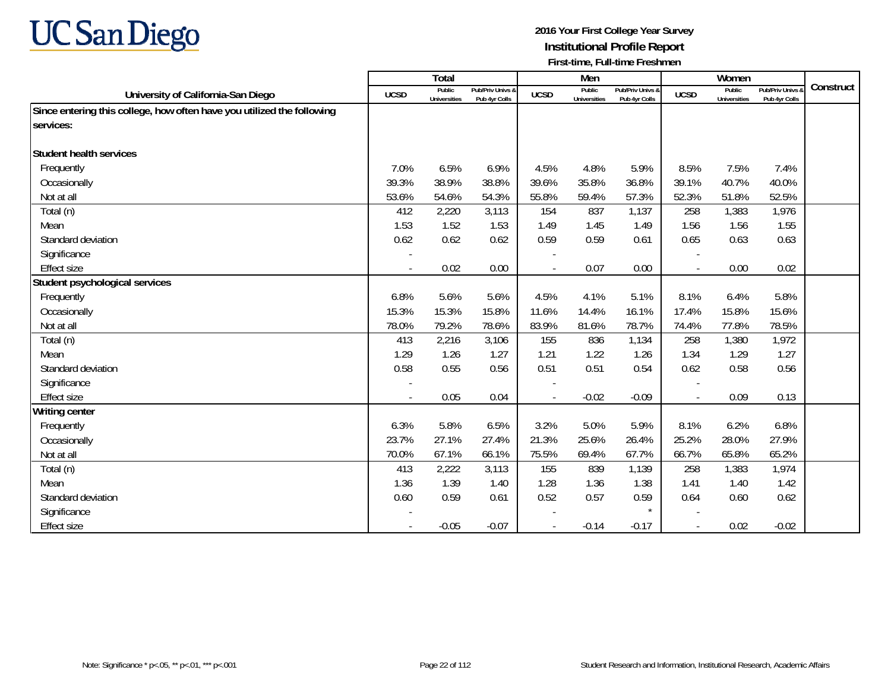UC San Diego

**2016 Your First College Year Survey**
**Institutional Profile Report**
**First-time, Full-time Freshmen**

| University of California-San Diego | Total | | | Men | | | Women | | | Construct |
|---|---|---|---|---|---|---|---|---|---|---|
| | UCSD | Public Universities | Pub/Priv Univs & Pub 4yr Colls | UCSD | Public Universities | Pub/Priv Univs & Pub 4yr Colls | UCSD | Public Universities | Pub/Priv Univs & Pub 4yr Colls | |
| **Since entering this college, how often have you utilized the following services:** | | | | | | | | | | |
| **Student health services** | | | | | | | | | | |
| Frequently | 7.0% | 6.5% | 6.9% | 4.5% | 4.8% | 5.9% | 8.5% | 7.5% | 7.4% | |
| Occasionally | 39.3% | 38.9% | 38.8% | 39.6% | 35.8% | 36.8% | 39.1% | 40.7% | 40.0% | |
| Not at all | 53.6% | 54.6% | 54.3% | 55.8% | 59.4% | 57.3% | 52.3% | 51.8% | 52.5% | |
| Total (n) | 412 | 2,220 | 3,113 | 154 | 837 | 1,137 | 258 | 1,383 | 1,976 | |
| Mean | 1.53 | 1.52 | 1.53 | 1.49 | 1.45 | 1.49 | 1.56 | 1.56 | 1.55 | |
| Standard deviation | 0.62 | 0.62 | 0.62 | 0.59 | 0.59 | 0.61 | 0.65 | 0.63 | 0.63 | |
| Significance | - | | | - | | | - | | | |
| Effect size | - | 0.02 | 0.00 | - | 0.07 | 0.00 | - | 0.00 | 0.02 | |
| **Student psychological services** | | | | | | | | | | |
| Frequently | 6.8% | 5.6% | 5.6% | 4.5% | 4.1% | 5.1% | 8.1% | 6.4% | 5.8% | |
| Occasionally | 15.3% | 15.3% | 15.8% | 11.6% | 14.4% | 16.1% | 17.4% | 15.8% | 15.6% | |
| Not at all | 78.0% | 79.2% | 78.6% | 83.9% | 81.6% | 78.7% | 74.4% | 77.8% | 78.5% | |
| Total (n) | 413 | 2,216 | 3,106 | 155 | 836 | 1,134 | 258 | 1,380 | 1,972 | |
| Mean | 1.29 | 1.26 | 1.27 | 1.21 | 1.22 | 1.26 | 1.34 | 1.29 | 1.27 | |
| Standard deviation | 0.58 | 0.55 | 0.56 | 0.51 | 0.51 | 0.54 | 0.62 | 0.58 | 0.56 | |
| Significance | - | | | - | | | - | | | |
| Effect size | - | 0.05 | 0.04 | - | -0.02 | -0.09 | - | 0.09 | 0.13 | |
| **Writing center** | | | | | | | | | | |
| Frequently | 6.3% | 5.8% | 6.5% | 3.2% | 5.0% | 5.9% | 8.1% | 6.2% | 6.8% | |
| Occasionally | 23.7% | 27.1% | 27.4% | 21.3% | 25.6% | 26.4% | 25.2% | 28.0% | 27.9% | |
| Not at all | 70.0% | 67.1% | 66.1% | 75.5% | 69.4% | 67.7% | 66.7% | 65.8% | 65.2% | |
| Total (n) | 413 | 2,222 | 3,113 | 155 | 839 | 1,139 | 258 | 1,383 | 1,974 | |
| Mean | 1.36 | 1.39 | 1.40 | 1.28 | 1.36 | 1.38 | 1.41 | 1.40 | 1.42 | |
| Standard deviation | 0.60 | 0.59 | 0.61 | 0.52 | 0.57 | 0.59 | 0.64 | 0.60 | 0.62 | |
| Significance | - | | | - | | * | - | | | |
| Effect size | - | -0.05 | -0.07 | - | -0.14 | -0.17 | - | 0.02 | -0.02 | |

Note: Significance * p<.05, ** p<.01, *** p<.001

Student Research and Information, Institutional Research, Academic Affairs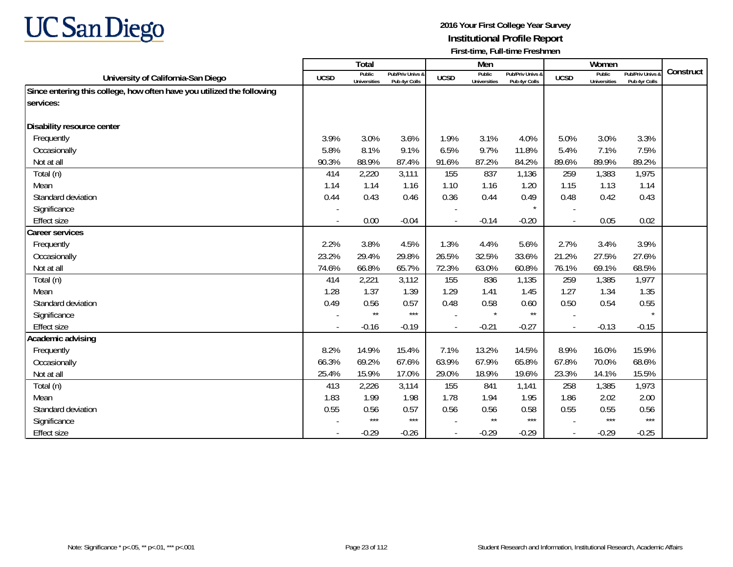# 2016 Your First College Year Survey

## Institutional Profile Report

### First-time, Full-time Freshmen

| University of California-San Diego | Total | | | Men | | | Women | | | Construct |
|---|---|---|---|---|---|---|---|---|---|---|
| | UCSD | Public Universities | Pub/Priv Univs & Pub 4yr Colls | UCSD | Public Universities | Pub/Priv Univs & Pub 4yr Colls | UCSD | Public Universities | Pub/Priv Univs & Pub 4yr Colls | |
| **Since entering this college, how often have you utilized the following services:** | | | | | | | | | | |
| **Disability resource center** | | | | | | | | | | |
| Frequently | 3.9% | 3.0% | 3.6% | 1.9% | 3.1% | 4.0% | 5.0% | 3.0% | 3.3% | |
| Occasionally | 5.8% | 8.1% | 9.1% | 6.5% | 9.7% | 11.8% | 5.4% | 7.1% | 7.5% | |
| Not at all | 90.3% | 88.9% | 87.4% | 91.6% | 87.2% | 84.2% | 89.6% | 89.9% | 89.2% | |
| Total (n) | 414 | 2,220 | 3,111 | 155 | 837 | 1,136 | 259 | 1,383 | 1,975 | |
| Mean | 1.14 | 1.14 | 1.16 | 1.10 | 1.16 | 1.20 | 1.15 | 1.13 | 1.14 | |
| Standard deviation | 0.44 | 0.43 | 0.46 | 0.36 | 0.44 | 0.49 | 0.48 | 0.42 | 0.43 | |
| Significance | - | | | - | | * | - | | | |
| Effect size | - | 0.00 | -0.04 | - | -0.14 | -0.20 | - | 0.05 | 0.02 | |
| **Career services** | | | | | | | | | | |
| Frequently | 2.2% | 3.8% | 4.5% | 1.3% | 4.4% | 5.6% | 2.7% | 3.4% | 3.9% | |
| Occasionally | 23.2% | 29.4% | 29.8% | 26.5% | 32.5% | 33.6% | 21.2% | 27.5% | 27.6% | |
| Not at all | 74.6% | 66.8% | 65.7% | 72.3% | 63.0% | 60.8% | 76.1% | 69.1% | 68.5% | |
| Total (n) | 414 | 2,221 | 3,112 | 155 | 836 | 1,135 | 259 | 1,385 | 1,977 | |
| Mean | 1.28 | 1.37 | 1.39 | 1.29 | 1.41 | 1.45 | 1.27 | 1.34 | 1.35 | |
| Standard deviation | 0.49 | 0.56 | 0.57 | 0.48 | 0.58 | 0.60 | 0.50 | 0.54 | 0.55 | |
| Significance | - | ** | *** | - | * | ** | - | | * | |
| Effect size | - | -0.16 | -0.19 | - | -0.21 | -0.27 | - | -0.13 | -0.15 | |
| **Academic advising** | | | | | | | | | | |
| Frequently | 8.2% | 14.9% | 15.4% | 7.1% | 13.2% | 14.5% | 8.9% | 16.0% | 15.9% | |
| Occasionally | 66.3% | 69.2% | 67.6% | 63.9% | 67.9% | 65.8% | 67.8% | 70.0% | 68.6% | |
| Not at all | 25.4% | 15.9% | 17.0% | 29.0% | 18.9% | 19.6% | 23.3% | 14.1% | 15.5% | |
| Total (n) | 413 | 2,226 | 3,114 | 155 | 841 | 1,141 | 258 | 1,385 | 1,973 | |
| Mean | 1.83 | 1.99 | 1.98 | 1.78 | 1.94 | 1.95 | 1.86 | 2.02 | 2.00 | |
| Standard deviation | 0.55 | 0.56 | 0.57 | 0.56 | 0.56 | 0.58 | 0.55 | 0.55 | 0.56 | |
| Significance | - | *** | *** | - | ** | *** | - | *** | *** | |
| Effect size | - | -0.29 | -0.26 | - | -0.29 | -0.29 | - | -0.29 | -0.25 | |

Note: Significance * p<.05, ** p<.01, *** p<.001

Student Research and Information, Institutional Research, Academic Affairs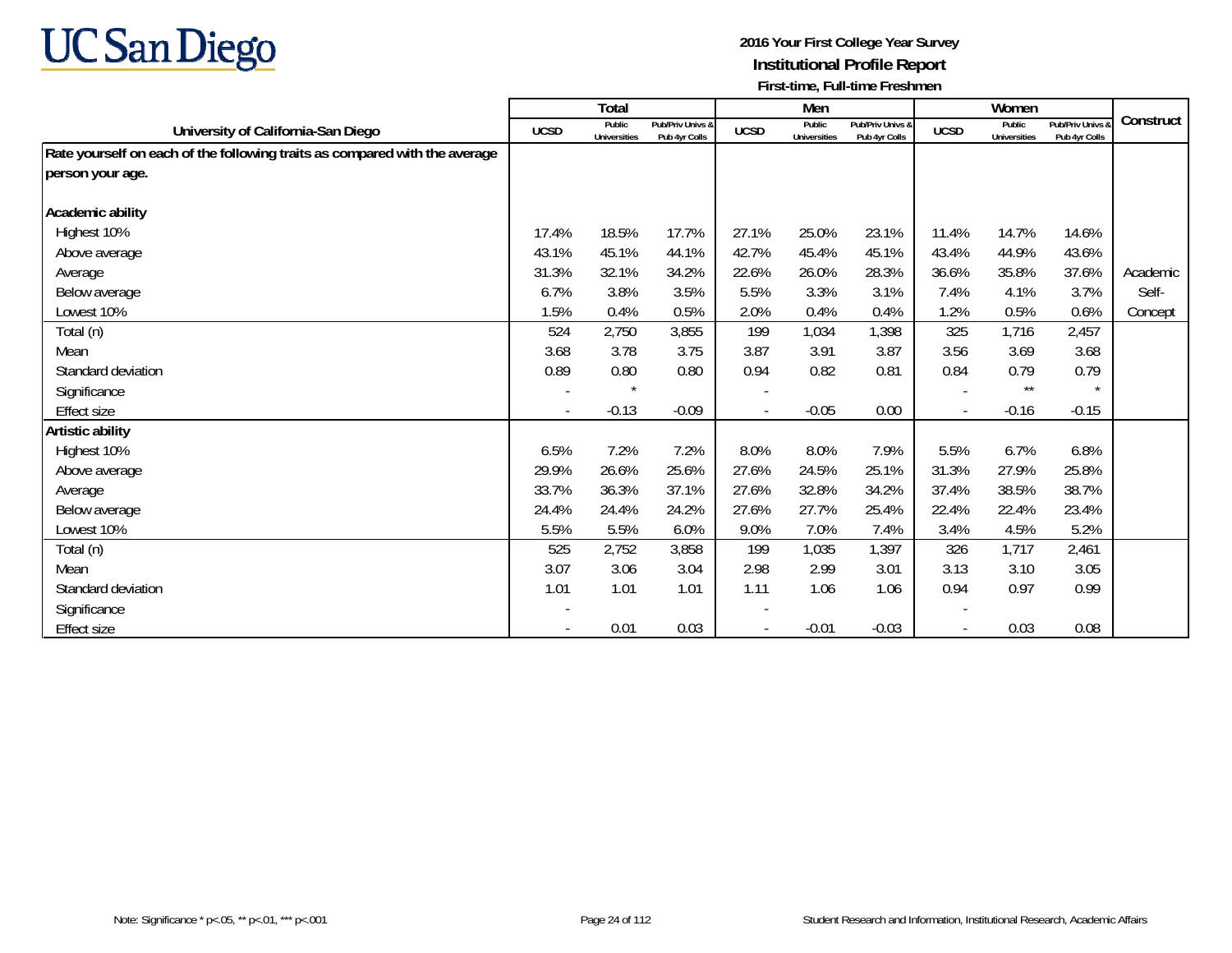# UC San Diego

**2016 Your First College Year Survey**
**Institutional Profile Report**
**First-time, Full-time Freshmen**

| University of California-San Diego | Total | | | Men | | | Women | | | Construct |
|---|---|---|---|---|---|---|---|---|---|---|
| | UCSD | Public Universities | Pub/Priv Univs & Pub 4yr Colls | UCSD | Public Universities | Pub/Priv Univs & Pub 4yr Colls | UCSD | Public Universities | Pub/Priv Univs & Pub 4yr Colls | |
| **Rate yourself on each of the following traits as compared with the average person your age.** | | | | | | | | | | |
| **Academic ability** | | | | | | | | | | |
| Highest 10% | 17.4% | 18.5% | 17.7% | 27.1% | 25.0% | 23.1% | 11.4% | 14.7% | 14.6% | |
| Above average | 43.1% | 45.1% | 44.1% | 42.7% | 45.4% | 45.1% | 43.4% | 44.9% | 43.6% | |
| Average | 31.3% | 32.1% | 34.2% | 22.6% | 26.0% | 28.3% | 36.6% | 35.8% | 37.6% | Academic |
| Below average | 6.7% | 3.8% | 3.5% | 5.5% | 3.3% | 3.1% | 7.4% | 4.1% | 3.7% | Self- |
| Lowest 10% | 1.5% | 0.4% | 0.5% | 2.0% | 0.4% | 0.4% | 1.2% | 0.5% | 0.6% | Concept |
| Total (n) | 524 | 2,750 | 3,855 | 199 | 1,034 | 1,398 | 325 | 1,716 | 2,457 | |
| Mean | 3.68 | 3.78 | 3.75 | 3.87 | 3.91 | 3.87 | 3.56 | 3.69 | 3.68 | |
| Standard deviation | 0.89 | 0.80 | 0.80 | 0.94 | 0.82 | 0.81 | 0.84 | 0.79 | 0.79 | |
| Significance | - | * | | - | | | - | ** | * | |
| Effect size | - | -0.13 | -0.09 | - | -0.05 | 0.00 | - | -0.16 | -0.15 | |
| **Artistic ability** | | | | | | | | | | |
| Highest 10% | 6.5% | 7.2% | 7.2% | 8.0% | 8.0% | 7.9% | 5.5% | 6.7% | 6.8% | |
| Above average | 29.9% | 26.6% | 25.6% | 27.6% | 24.5% | 25.1% | 31.3% | 27.9% | 25.8% | |
| Average | 33.7% | 36.3% | 37.1% | 27.6% | 32.8% | 34.2% | 37.4% | 38.5% | 38.7% | |
| Below average | 24.4% | 24.4% | 24.2% | 27.6% | 27.7% | 25.4% | 22.4% | 22.4% | 23.4% | |
| Lowest 10% | 5.5% | 5.5% | 6.0% | 9.0% | 7.0% | 7.4% | 3.4% | 4.5% | 5.2% | |
| Total (n) | 525 | 2,752 | 3,858 | 199 | 1,035 | 1,397 | 326 | 1,717 | 2,461 | |
| Mean | 3.07 | 3.06 | 3.04 | 2.98 | 2.99 | 3.01 | 3.13 | 3.10 | 3.05 | |
| Standard deviation | 1.01 | 1.01 | 1.01 | 1.11 | 1.06 | 1.06 | 0.94 | 0.97 | 0.99 | |
| Significance | - | | | - | | | - | | | |
| Effect size | - | 0.01 | 0.03 | - | -0.01 | -0.03 | - | 0.03 | 0.08 | |

Note: Significance * p<.05, ** p<.01, *** p<.001

Student Research and Information, Institutional Research, Academic Affairs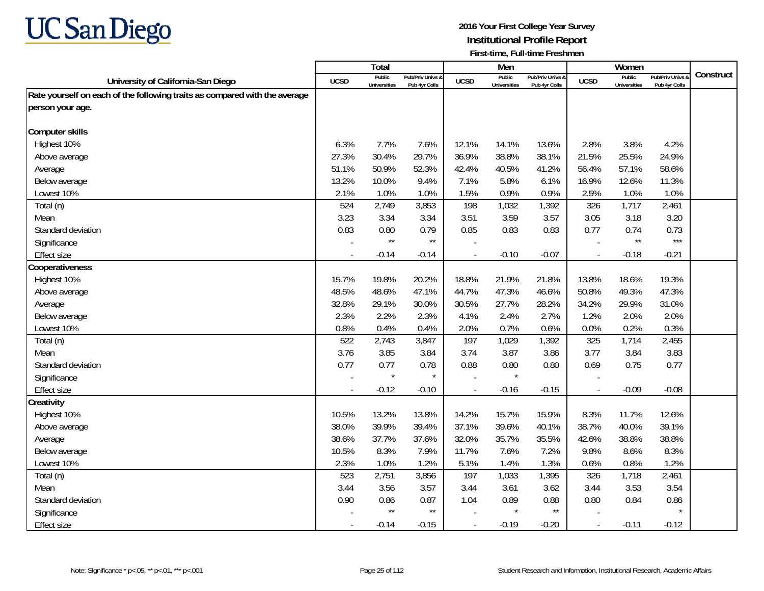# 2016 Your First College Year Survey
## Institutional Profile Report
### First-time, Full-time Freshmen

| University of California-San Diego | Total | | | Men | | | Women | | | Construct |
|---|---|---|---|---|---|---|---|---|---|---|
| | UCSD | Public Universities | Pub/Priv Univs & Pub 4yr Colls | UCSD | Public Universities | Pub/Priv Univs & Pub 4yr Colls | UCSD | Public Universities | Pub/Priv Univs & Pub 4yr Colls | |
| **Rate yourself on each of the following traits as compared with the average person your age.** | | | | | | | | | | |
| **Computer skills** | | | | | | | | | | |
| Highest 10% | 6.3% | 7.7% | 7.6% | 12.1% | 14.1% | 13.6% | 2.8% | 3.8% | 4.2% | |
| Above average | 27.3% | 30.4% | 29.7% | 36.9% | 38.8% | 38.1% | 21.5% | 25.5% | 24.9% | |
| Average | 51.1% | 50.9% | 52.3% | 42.4% | 40.5% | 41.2% | 56.4% | 57.1% | 58.6% | |
| Below average | 13.2% | 10.0% | 9.4% | 7.1% | 5.8% | 6.1% | 16.9% | 12.6% | 11.3% | |
| Lowest 10% | 2.1% | 1.0% | 1.0% | 1.5% | 0.9% | 0.9% | 2.5% | 1.0% | 1.0% | |
| Total (n) | 524 | 2,749 | 3,853 | 198 | 1,032 | 1,392 | 326 | 1,717 | 2,461 | |
| Mean | 3.23 | 3.34 | 3.34 | 3.51 | 3.59 | 3.57 | 3.05 | 3.18 | 3.20 | |
| Standard deviation | 0.83 | 0.80 | 0.79 | 0.85 | 0.83 | 0.83 | 0.77 | 0.74 | 0.73 | |
| Significance | - | ** | ** | - | | | - | ** | *** | |
| Effect size | - | -0.14 | -0.14 | - | -0.10 | -0.07 | - | -0.18 | -0.21 | |
| **Cooperativeness** | | | | | | | | | | |
| Highest 10% | 15.7% | 19.8% | 20.2% | 18.8% | 21.9% | 21.8% | 13.8% | 18.6% | 19.3% | |
| Above average | 48.5% | 48.6% | 47.1% | 44.7% | 47.3% | 46.6% | 50.8% | 49.3% | 47.3% | |
| Average | 32.8% | 29.1% | 30.0% | 30.5% | 27.7% | 28.2% | 34.2% | 29.9% | 31.0% | |
| Below average | 2.3% | 2.2% | 2.3% | 4.1% | 2.4% | 2.7% | 1.2% | 2.0% | 2.0% | |
| Lowest 10% | 0.8% | 0.4% | 0.4% | 2.0% | 0.7% | 0.6% | 0.0% | 0.2% | 0.3% | |
| Total (n) | 522 | 2,743 | 3,847 | 197 | 1,029 | 1,392 | 325 | 1,714 | 2,455 | |
| Mean | 3.76 | 3.85 | 3.84 | 3.74 | 3.87 | 3.86 | 3.77 | 3.84 | 3.83 | |
| Standard deviation | 0.77 | 0.77 | 0.78 | 0.88 | 0.80 | 0.80 | 0.69 | 0.75 | 0.77 | |
| Significance | - | * | * | - | * | | - | | | |
| Effect size | - | -0.12 | -0.10 | - | -0.16 | -0.15 | - | -0.09 | -0.08 | |
| **Creativity** | | | | | | | | | | |
| Highest 10% | 10.5% | 13.2% | 13.8% | 14.2% | 15.7% | 15.9% | 8.3% | 11.7% | 12.6% | |
| Above average | 38.0% | 39.9% | 39.4% | 37.1% | 39.6% | 40.1% | 38.7% | 40.0% | 39.1% | |
| Average | 38.6% | 37.7% | 37.6% | 32.0% | 35.7% | 35.5% | 42.6% | 38.8% | 38.8% | |
| Below average | 10.5% | 8.3% | 7.9% | 11.7% | 7.6% | 7.2% | 9.8% | 8.6% | 8.3% | |
| Lowest 10% | 2.3% | 1.0% | 1.2% | 5.1% | 1.4% | 1.3% | 0.6% | 0.8% | 1.2% | |
| Total (n) | 523 | 2,751 | 3,856 | 197 | 1,033 | 1,395 | 326 | 1,718 | 2,461 | |
| Mean | 3.44 | 3.56 | 3.57 | 3.44 | 3.61 | 3.62 | 3.44 | 3.53 | 3.54 | |
| Standard deviation | 0.90 | 0.86 | 0.87 | 1.04 | 0.89 | 0.88 | 0.80 | 0.84 | 0.86 | |
| Significance | - | ** | ** | - | * | ** | - | | * | |
| Effect size | - | -0.14 | -0.15 | - | -0.19 | -0.20 | - | -0.11 | -0.12 | |

Note: Significance * p<.05, ** p<.01, *** p<.001

Student Research and Information, Institutional Research, Academic Affairs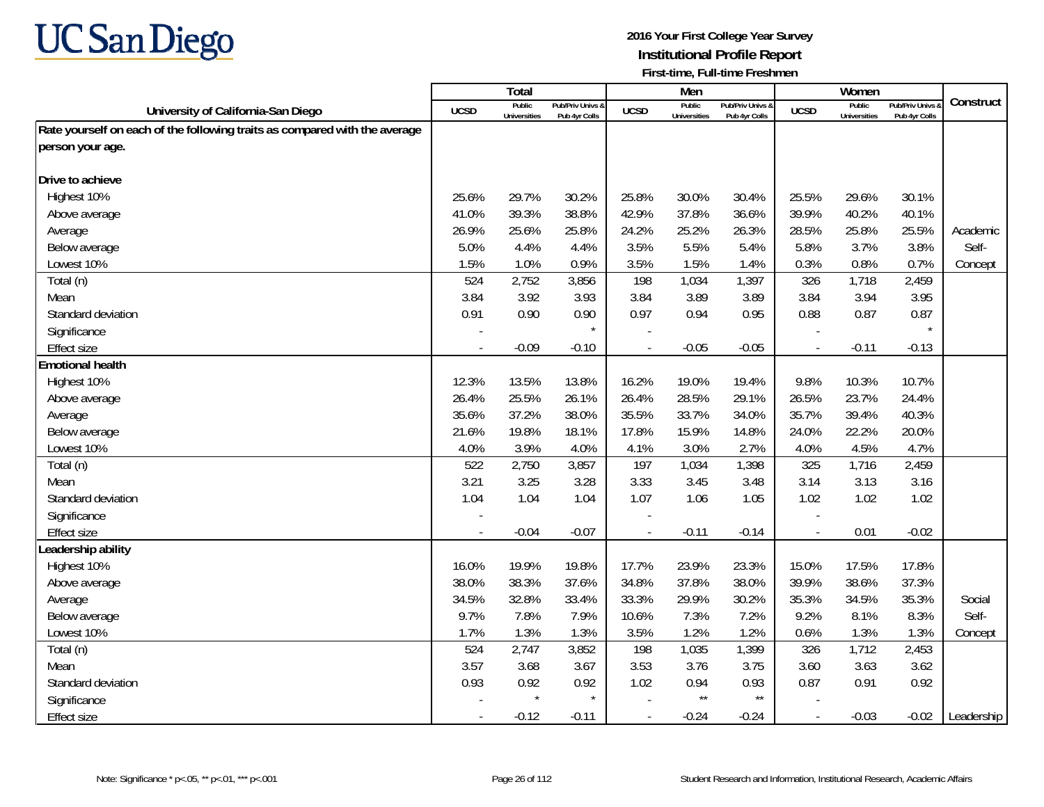**2016 Your First College Year Survey**
**Institutional Profile Report**
**First-time, Full-time Freshmen**

| University of California-San Diego | Total | | | Men | | | Women | | | Construct |
|---|---|---|---|---|---|---|---|---|---|---|
| | UCSD | Public Universities | Pub/Priv Univs & Pub 4yr Colls | UCSD | Public Universities | Pub/Priv Univs & Pub 4yr Colls | UCSD | Public Universities | Pub/Priv Univs & Pub 4yr Colls | |
| **Rate yourself on each of the following traits as compared with the average person your age.** | | | | | | | | | | |
| **Drive to achieve** | | | | | | | | | | |
| Highest 10% | 25.6% | 29.7% | 30.2% | 25.8% | 30.0% | 30.4% | 25.5% | 29.6% | 30.1% | |
| Above average | 41.0% | 39.3% | 38.8% | 42.9% | 37.8% | 36.6% | 39.9% | 40.2% | 40.1% | |
| Average | 26.9% | 25.6% | 25.8% | 24.2% | 25.2% | 26.3% | 28.5% | 25.8% | 25.5% | Academic |
| Below average | 5.0% | 4.4% | 4.4% | 3.5% | 5.5% | 5.4% | 5.8% | 3.7% | 3.8% | Self- |
| Lowest 10% | 1.5% | 1.0% | 0.9% | 3.5% | 1.5% | 1.4% | 0.3% | 0.8% | 0.7% | Concept |
| Total (n) | 524 | 2,752 | 3,856 | 198 | 1,034 | 1,397 | 326 | 1,718 | 2,459 | |
| Mean | 3.84 | 3.92 | 3.93 | 3.84 | 3.89 | 3.89 | 3.84 | 3.94 | 3.95 | |
| Standard deviation | 0.91 | 0.90 | 0.90 | 0.97 | 0.94 | 0.95 | 0.88 | 0.87 | 0.87 | |
| Significance | - | | * | - | | | - | | * | |
| Effect size | - | -0.09 | -0.10 | - | -0.05 | -0.05 | - | -0.11 | -0.13 | |
| **Emotional health** | | | | | | | | | | |
| Highest 10% | 12.3% | 13.5% | 13.8% | 16.2% | 19.0% | 19.4% | 9.8% | 10.3% | 10.7% | |
| Above average | 26.4% | 25.5% | 26.1% | 26.4% | 28.5% | 29.1% | 26.5% | 23.7% | 24.4% | |
| Average | 35.6% | 37.2% | 38.0% | 35.5% | 33.7% | 34.0% | 35.7% | 39.4% | 40.3% | |
| Below average | 21.6% | 19.8% | 18.1% | 17.8% | 15.9% | 14.8% | 24.0% | 22.2% | 20.0% | |
| Lowest 10% | 4.0% | 3.9% | 4.0% | 4.1% | 3.0% | 2.7% | 4.0% | 4.5% | 4.7% | |
| Total (n) | 522 | 2,750 | 3,857 | 197 | 1,034 | 1,398 | 325 | 1,716 | 2,459 | |
| Mean | 3.21 | 3.25 | 3.28 | 3.33 | 3.45 | 3.48 | 3.14 | 3.13 | 3.16 | |
| Standard deviation | 1.04 | 1.04 | 1.04 | 1.07 | 1.06 | 1.05 | 1.02 | 1.02 | 1.02 | |
| Significance | - | | | - | | | - | | | |
| Effect size | - | -0.04 | -0.07 | - | -0.11 | -0.14 | - | 0.01 | -0.02 | |
| **Leadership ability** | | | | | | | | | | |
| Highest 10% | 16.0% | 19.9% | 19.8% | 17.7% | 23.9% | 23.3% | 15.0% | 17.5% | 17.8% | |
| Above average | 38.0% | 38.3% | 37.6% | 34.8% | 37.8% | 38.0% | 39.9% | 38.6% | 37.3% | |
| Average | 34.5% | 32.8% | 33.4% | 33.3% | 29.9% | 30.2% | 35.3% | 34.5% | 35.3% | Social |
| Below average | 9.7% | 7.8% | 7.9% | 10.6% | 7.3% | 7.2% | 9.2% | 8.1% | 8.3% | Self- |
| Lowest 10% | 1.7% | 1.3% | 1.3% | 3.5% | 1.2% | 1.2% | 0.6% | 1.3% | 1.3% | Concept |
| Total (n) | 524 | 2,747 | 3,852 | 198 | 1,035 | 1,399 | 326 | 1,712 | 2,453 | |
| Mean | 3.57 | 3.68 | 3.67 | 3.53 | 3.76 | 3.75 | 3.60 | 3.63 | 3.62 | |
| Standard deviation | 0.93 | 0.92 | 0.92 | 1.02 | 0.94 | 0.93 | 0.87 | 0.91 | 0.92 | |
| Significance | - | * | * | - | ** | ** | - | | | |
| Effect size | - | -0.12 | -0.11 | - | -0.24 | -0.24 | - | -0.03 | -0.02 | Leadership |

Note: Significance * p<.05, ** p<.01, *** p<.001

Student Research and Information, Institutional Research, Academic Affairs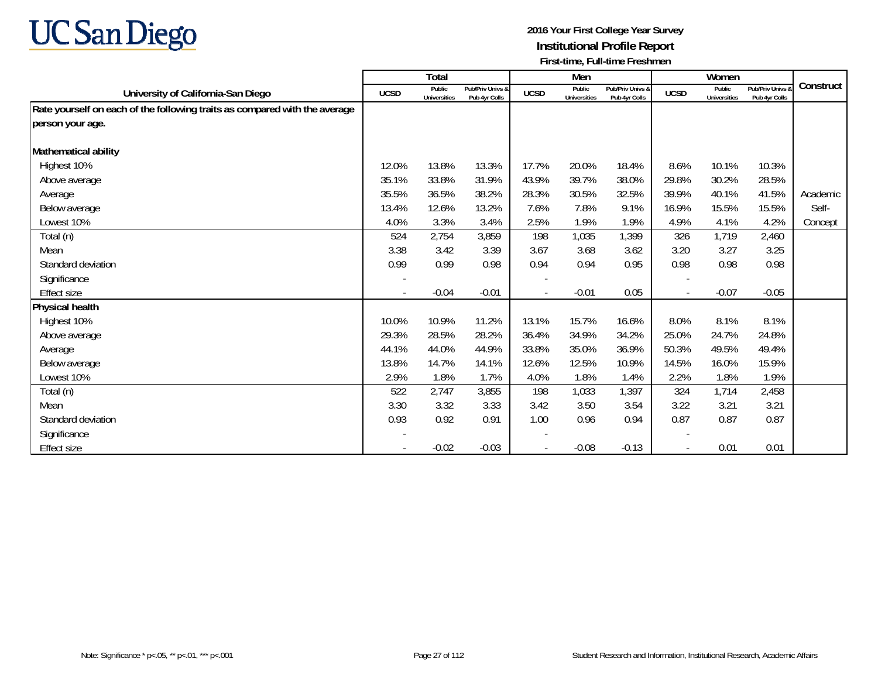UC San Diego

**2016 Your First College Year Survey**
**Institutional Profile Report**
**First-time, Full-time Freshmen**

| University of California-San Diego | Total | | | Men | | | Women | | | Construct |
|---|---|---|---|---|---|---|---|---|---|---|
| | UCSD | Public Universities | Pub/Priv Univs & Pub 4yr Colls | UCSD | Public Universities | Pub/Priv Univs & Pub 4yr Colls | UCSD | Public Universities | Pub/Priv Univs & Pub 4yr Colls | |
| **Rate yourself on each of the following traits as compared with the average person your age.** | | | | | | | | | | |
| **Mathematical ability** | | | | | | | | | | |
| Highest 10% | 12.0% | 13.8% | 13.3% | 17.7% | 20.0% | 18.4% | 8.6% | 10.1% | 10.3% | |
| Above average | 35.1% | 33.8% | 31.9% | 43.9% | 39.7% | 38.0% | 29.8% | 30.2% | 28.5% | |
| Average | 35.5% | 36.5% | 38.2% | 28.3% | 30.5% | 32.5% | 39.9% | 40.1% | 41.5% | Academic |
| Below average | 13.4% | 12.6% | 13.2% | 7.6% | 7.8% | 9.1% | 16.9% | 15.5% | 15.5% | Self- |
| Lowest 10% | 4.0% | 3.3% | 3.4% | 2.5% | 1.9% | 1.9% | 4.9% | 4.1% | 4.2% | Concept |
| Total (n) | 524 | 2,754 | 3,859 | 198 | 1,035 | 1,399 | 326 | 1,719 | 2,460 | |
| Mean | 3.38 | 3.42 | 3.39 | 3.67 | 3.68 | 3.62 | 3.20 | 3.27 | 3.25 | |
| Standard deviation | 0.99 | 0.99 | 0.98 | 0.94 | 0.94 | 0.95 | 0.98 | 0.98 | 0.98 | |
| Significance | - | | | - | | | - | | | |
| Effect size | - | -0.04 | -0.01 | - | -0.01 | 0.05 | - | -0.07 | -0.05 | |
| **Physical health** | | | | | | | | | | |
| Highest 10% | 10.0% | 10.9% | 11.2% | 13.1% | 15.7% | 16.6% | 8.0% | 8.1% | 8.1% | |
| Above average | 29.3% | 28.5% | 28.2% | 36.4% | 34.9% | 34.2% | 25.0% | 24.7% | 24.8% | |
| Average | 44.1% | 44.0% | 44.9% | 33.8% | 35.0% | 36.9% | 50.3% | 49.5% | 49.4% | |
| Below average | 13.8% | 14.7% | 14.1% | 12.6% | 12.5% | 10.9% | 14.5% | 16.0% | 15.9% | |
| Lowest 10% | 2.9% | 1.8% | 1.7% | 4.0% | 1.8% | 1.4% | 2.2% | 1.8% | 1.9% | |
| Total (n) | 522 | 2,747 | 3,855 | 198 | 1,033 | 1,397 | 324 | 1,714 | 2,458 | |
| Mean | 3.30 | 3.32 | 3.33 | 3.42 | 3.50 | 3.54 | 3.22 | 3.21 | 3.21 | |
| Standard deviation | 0.93 | 0.92 | 0.91 | 1.00 | 0.96 | 0.94 | 0.87 | 0.87 | 0.87 | |
| Significance | - | | | - | | | - | | | |
| Effect size | - | -0.02 | -0.03 | - | -0.08 | -0.13 | - | 0.01 | 0.01 | |

Note: Significance * p<.05, ** p<.01, *** p<.001

Student Research and Information, Institutional Research, Academic Affairs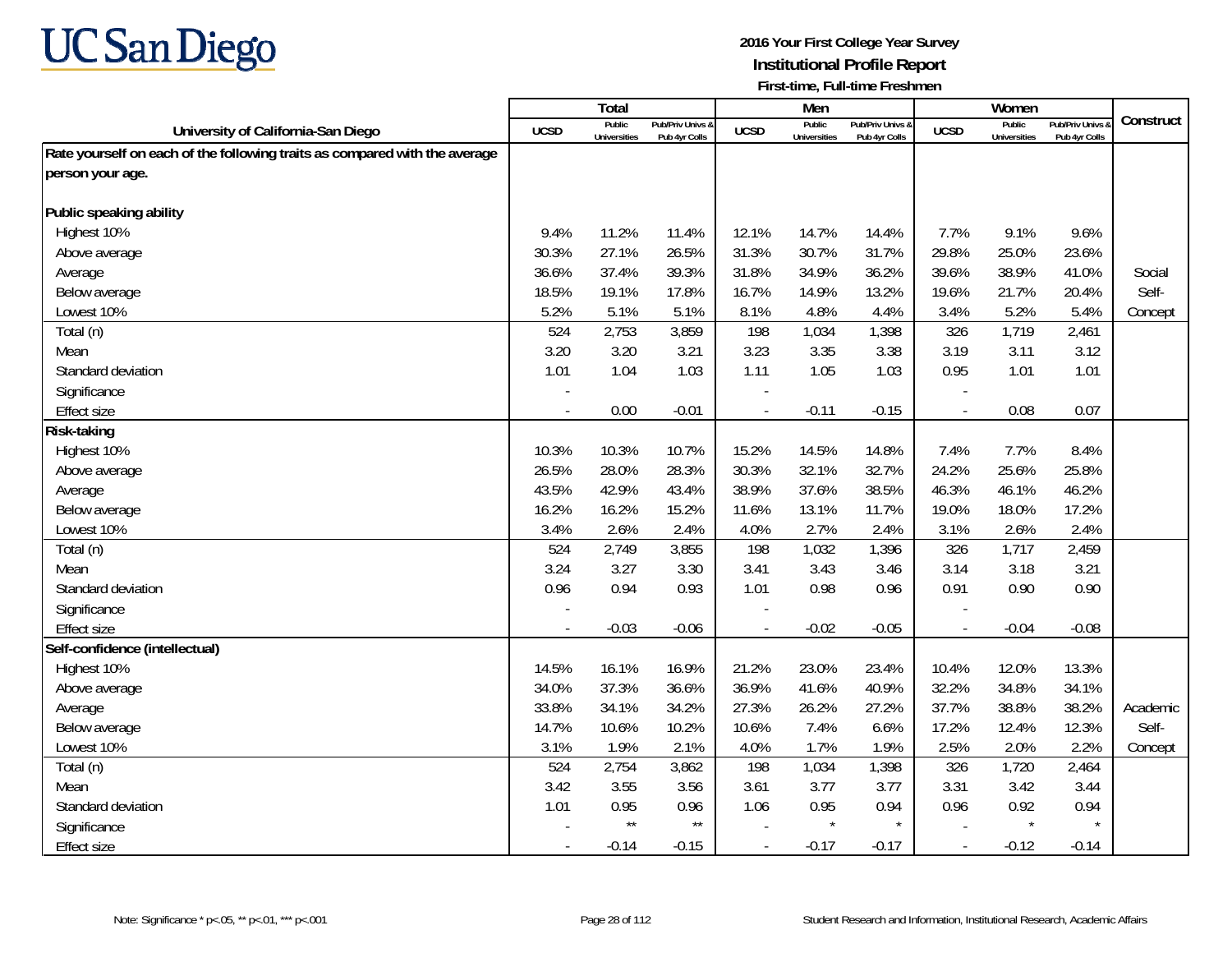**2016 Your First College Year Survey**
**Institutional Profile Report**
**First-time, Full-time Freshmen**

| University of California-San Diego | Total | | | Men | | | Women | | | Construct |
|---|---|---|---|---|---|---|---|---|---|---|
| | UCSD | Public Universities | Pub/Priv Univs & Pub 4yr Colls | UCSD | Public Universities | Pub/Priv Univs & Pub 4yr Colls | UCSD | Public Universities | Pub/Priv Univs & Pub 4yr Colls | |
| **Rate yourself on each of the following traits as compared with the average person your age.** | | | | | | | | | | |
| **Public speaking ability** | | | | | | | | | | |
| Highest 10% | 9.4% | 11.2% | 11.4% | 12.1% | 14.7% | 14.4% | 7.7% | 9.1% | 9.6% | |
| Above average | 30.3% | 27.1% | 26.5% | 31.3% | 30.7% | 31.7% | 29.8% | 25.0% | 23.6% | |
| Average | 36.6% | 37.4% | 39.3% | 31.8% | 34.9% | 36.2% | 39.6% | 38.9% | 41.0% | Social |
| Below average | 18.5% | 19.1% | 17.8% | 16.7% | 14.9% | 13.2% | 19.6% | 21.7% | 20.4% | Self- |
| Lowest 10% | 5.2% | 5.1% | 5.1% | 8.1% | 4.8% | 4.4% | 3.4% | 5.2% | 5.4% | Concept |
| Total (n) | 524 | 2,753 | 3,859 | 198 | 1,034 | 1,398 | 326 | 1,719 | 2,461 | |
| Mean | 3.20 | 3.20 | 3.21 | 3.23 | 3.35 | 3.38 | 3.19 | 3.11 | 3.12 | |
| Standard deviation | 1.01 | 1.04 | 1.03 | 1.11 | 1.05 | 1.03 | 0.95 | 1.01 | 1.01 | |
| Significance | - | | | - | | | - | | | |
| Effect size | - | 0.00 | -0.01 | - | -0.11 | -0.15 | - | 0.08 | 0.07 | |
| **Risk-taking** | | | | | | | | | | |
| Highest 10% | 10.3% | 10.3% | 10.7% | 15.2% | 14.5% | 14.8% | 7.4% | 7.7% | 8.4% | |
| Above average | 26.5% | 28.0% | 28.3% | 30.3% | 32.1% | 32.7% | 24.2% | 25.6% | 25.8% | |
| Average | 43.5% | 42.9% | 43.4% | 38.9% | 37.6% | 38.5% | 46.3% | 46.1% | 46.2% | |
| Below average | 16.2% | 16.2% | 15.2% | 11.6% | 13.1% | 11.7% | 19.0% | 18.0% | 17.2% | |
| Lowest 10% | 3.4% | 2.6% | 2.4% | 4.0% | 2.7% | 2.4% | 3.1% | 2.6% | 2.4% | |
| Total (n) | 524 | 2,749 | 3,855 | 198 | 1,032 | 1,396 | 326 | 1,717 | 2,459 | |
| Mean | 3.24 | 3.27 | 3.30 | 3.41 | 3.43 | 3.46 | 3.14 | 3.18 | 3.21 | |
| Standard deviation | 0.96 | 0.94 | 0.93 | 1.01 | 0.98 | 0.96 | 0.91 | 0.90 | 0.90 | |
| Significance | - | | | - | | | - | | | |
| Effect size | - | -0.03 | -0.06 | - | -0.02 | -0.05 | - | -0.04 | -0.08 | |
| **Self-confidence (intellectual)** | | | | | | | | | | |
| Highest 10% | 14.5% | 16.1% | 16.9% | 21.2% | 23.0% | 23.4% | 10.4% | 12.0% | 13.3% | |
| Above average | 34.0% | 37.3% | 36.6% | 36.9% | 41.6% | 40.9% | 32.2% | 34.8% | 34.1% | |
| Average | 33.8% | 34.1% | 34.2% | 27.3% | 26.2% | 27.2% | 37.7% | 38.8% | 38.2% | Academic |
| Below average | 14.7% | 10.6% | 10.2% | 10.6% | 7.4% | 6.6% | 17.2% | 12.4% | 12.3% | Self- |
| Lowest 10% | 3.1% | 1.9% | 2.1% | 4.0% | 1.7% | 1.9% | 2.5% | 2.0% | 2.2% | Concept |
| Total (n) | 524 | 2,754 | 3,862 | 198 | 1,034 | 1,398 | 326 | 1,720 | 2,464 | |
| Mean | 3.42 | 3.55 | 3.56 | 3.61 | 3.77 | 3.77 | 3.31 | 3.42 | 3.44 | |
| Standard deviation | 1.01 | 0.95 | 0.96 | 1.06 | 0.95 | 0.94 | 0.96 | 0.92 | 0.94 | |
| Significance | - | ** | ** | - | * | * | - | * | * | |
| Effect size | - | -0.14 | -0.15 | - | -0.17 | -0.17 | - | -0.12 | -0.14 | |

Note: Significance * p<.05, ** p<.01, *** p<.001

Student Research and Information, Institutional Research, Academic Affairs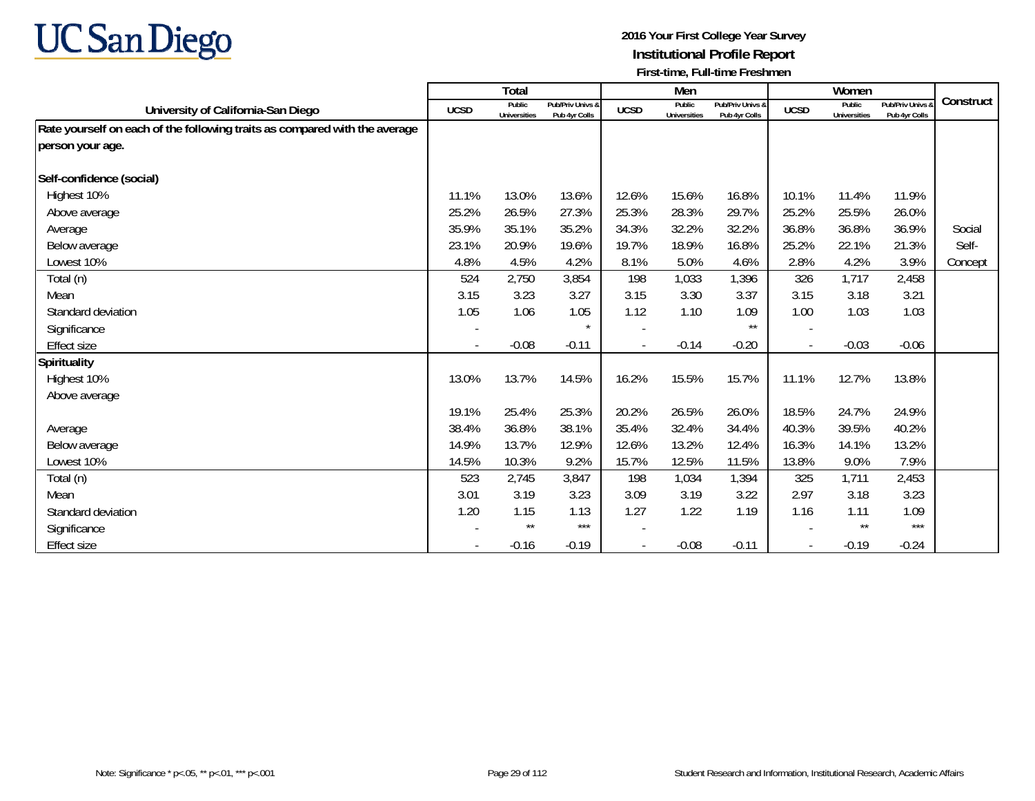# 2016 Your First College Year Survey
## Institutional Profile Report
### First-time, Full-time Freshmen

| University of California-San Diego | Total | | | Men | | | Women | | | Construct |
|---|---|---|---|---|---|---|---|---|---|---|
| | UCSD | Public Universities | Pub/Priv Univs & Pub 4yr Colls | UCSD | Public Universities | Pub/Priv Univs & Pub 4yr Colls | UCSD | Public Universities | Pub/Priv Univs & Pub 4yr Colls | |
| **Rate yourself on each of the following traits as compared with the average person your age.** | | | | | | | | | | |
| **Self-confidence (social)** | | | | | | | | | | |
| Highest 10% | 11.1% | 13.0% | 13.6% | 12.6% | 15.6% | 16.8% | 10.1% | 11.4% | 11.9% | |
| Above average | 25.2% | 26.5% | 27.3% | 25.3% | 28.3% | 29.7% | 25.2% | 25.5% | 26.0% | |
| Average | 35.9% | 35.1% | 35.2% | 34.3% | 32.2% | 32.2% | 36.8% | 36.8% | 36.9% | Social Self-Concept |
| Below average | 23.1% | 20.9% | 19.6% | 19.7% | 18.9% | 16.8% | 25.2% | 22.1% | 21.3% | |
| Lowest 10% | 4.8% | 4.5% | 4.2% | 8.1% | 5.0% | 4.6% | 2.8% | 4.2% | 3.9% | |
| Total (n) | 524 | 2,750 | 3,854 | 198 | 1,033 | 1,396 | 326 | 1,717 | 2,458 | |
| Mean | 3.15 | 3.23 | 3.27 | 3.15 | 3.30 | 3.37 | 3.15 | 3.18 | 3.21 | |
| Standard deviation | 1.05 | 1.06 | 1.05 | 1.12 | 1.10 | 1.09 | 1.00 | 1.03 | 1.03 | |
| Significance | - | | * | - | | ** | - | | | |
| Effect size | - | -0.08 | -0.11 | - | -0.14 | -0.20 | - | -0.03 | -0.06 | |
| **Spirituality** | | | | | | | | | | |
| Highest 10% | 13.0% | 13.7% | 14.5% | 16.2% | 15.5% | 15.7% | 11.1% | 12.7% | 13.8% | |
| Above average | 19.1% | 25.4% | 25.3% | 20.2% | 26.5% | 26.0% | 18.5% | 24.7% | 24.9% | |
| Average | 38.4% | 36.8% | 38.1% | 35.4% | 32.4% | 34.4% | 40.3% | 39.5% | 40.2% | |
| Below average | 14.9% | 13.7% | 12.9% | 12.6% | 13.2% | 12.4% | 16.3% | 14.1% | 13.2% | |
| Lowest 10% | 14.5% | 10.3% | 9.2% | 15.7% | 12.5% | 11.5% | 13.8% | 9.0% | 7.9% | |
| Total (n) | 523 | 2,745 | 3,847 | 198 | 1,034 | 1,394 | 325 | 1,711 | 2,453 | |
| Mean | 3.01 | 3.19 | 3.23 | 3.09 | 3.19 | 3.22 | 2.97 | 3.18 | 3.23 | |
| Standard deviation | 1.20 | 1.15 | 1.13 | 1.27 | 1.22 | 1.19 | 1.16 | 1.11 | 1.09 | |
| Significance | - | ** | *** | - | | | - | ** | *** | |
| Effect size | - | -0.16 | -0.19 | - | -0.08 | -0.11 | - | -0.19 | -0.24 | |

Note: Significance * p<.05, ** p<.01, *** p<.001

Student Research and Information, Institutional Research, Academic Affairs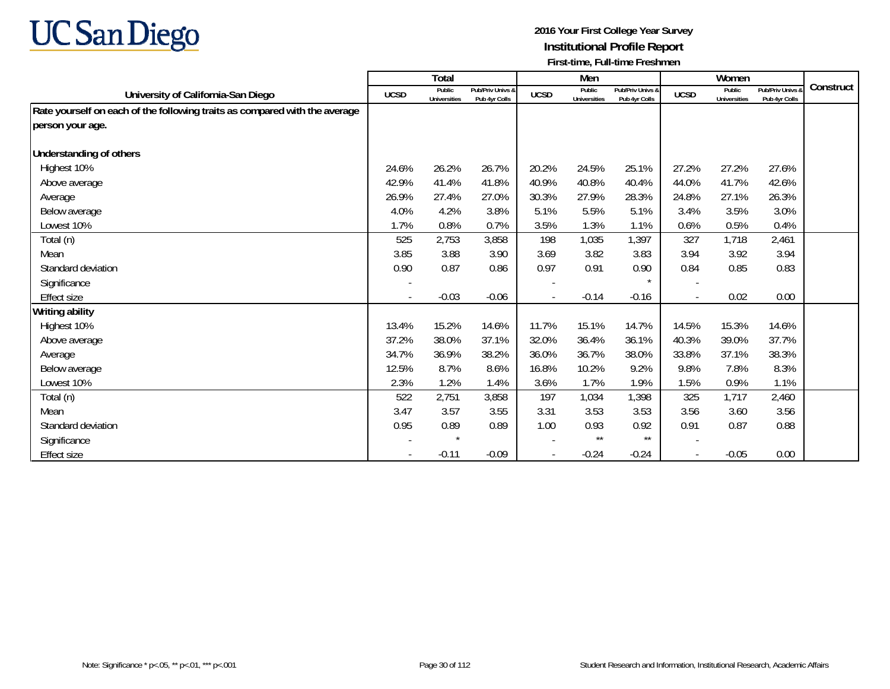UC San Diego

**2016 Your First College Year Survey**
**Institutional Profile Report**
**First-time, Full-time Freshmen**

| University of California-San Diego | Total | | | Men | | | Women | | | Construct |
|---|---|---|---|---|---|---|---|---|---|---|
| | UCSD | Public Universities | Pub/Priv Univs & Pub 4yr Colls | UCSD | Public Universities | Pub/Priv Univs & Pub 4yr Colls | UCSD | Public Universities | Pub/Priv Univs & Pub 4yr Colls | |
| **Rate yourself on each of the following traits as compared with the average person your age.** | | | | | | | | | | |
| **Understanding of others** | | | | | | | | | | |
| Highest 10% | 24.6% | 26.2% | 26.7% | 20.2% | 24.5% | 25.1% | 27.2% | 27.2% | 27.6% | |
| Above average | 42.9% | 41.4% | 41.8% | 40.9% | 40.8% | 40.4% | 44.0% | 41.7% | 42.6% | |
| Average | 26.9% | 27.4% | 27.0% | 30.3% | 27.9% | 28.3% | 24.8% | 27.1% | 26.3% | |
| Below average | 4.0% | 4.2% | 3.8% | 5.1% | 5.5% | 5.1% | 3.4% | 3.5% | 3.0% | |
| Lowest 10% | 1.7% | 0.8% | 0.7% | 3.5% | 1.3% | 1.1% | 0.6% | 0.5% | 0.4% | |
| Total (n) | 525 | 2,753 | 3,858 | 198 | 1,035 | 1,397 | 327 | 1,718 | 2,461 | |
| Mean | 3.85 | 3.88 | 3.90 | 3.69 | 3.82 | 3.83 | 3.94 | 3.92 | 3.94 | |
| Standard deviation | 0.90 | 0.87 | 0.86 | 0.97 | 0.91 | 0.90 | 0.84 | 0.85 | 0.83 | |
| Significance | - | | | - | | * | - | | | |
| Effect size | - | -0.03 | -0.06 | - | -0.14 | -0.16 | - | 0.02 | 0.00 | |
| **Writing ability** | | | | | | | | | | |
| Highest 10% | 13.4% | 15.2% | 14.6% | 11.7% | 15.1% | 14.7% | 14.5% | 15.3% | 14.6% | |
| Above average | 37.2% | 38.0% | 37.1% | 32.0% | 36.4% | 36.1% | 40.3% | 39.0% | 37.7% | |
| Average | 34.7% | 36.9% | 38.2% | 36.0% | 36.7% | 38.0% | 33.8% | 37.1% | 38.3% | |
| Below average | 12.5% | 8.7% | 8.6% | 16.8% | 10.2% | 9.2% | 9.8% | 7.8% | 8.3% | |
| Lowest 10% | 2.3% | 1.2% | 1.4% | 3.6% | 1.7% | 1.9% | 1.5% | 0.9% | 1.1% | |
| Total (n) | 522 | 2,751 | 3,858 | 197 | 1,034 | 1,398 | 325 | 1,717 | 2,460 | |
| Mean | 3.47 | 3.57 | 3.55 | 3.31 | 3.53 | 3.53 | 3.56 | 3.60 | 3.56 | |
| Standard deviation | 0.95 | 0.89 | 0.89 | 1.00 | 0.93 | 0.92 | 0.91 | 0.87 | 0.88 | |
| Significance | - | * | | - | ** | ** | - | | | |
| Effect size | - | -0.11 | -0.09 | - | -0.24 | -0.24 | - | -0.05 | 0.00 | |

Note: Significance * p<.05, ** p<.01, *** p<.001

Student Research and Information, Institutional Research, Academic Affairs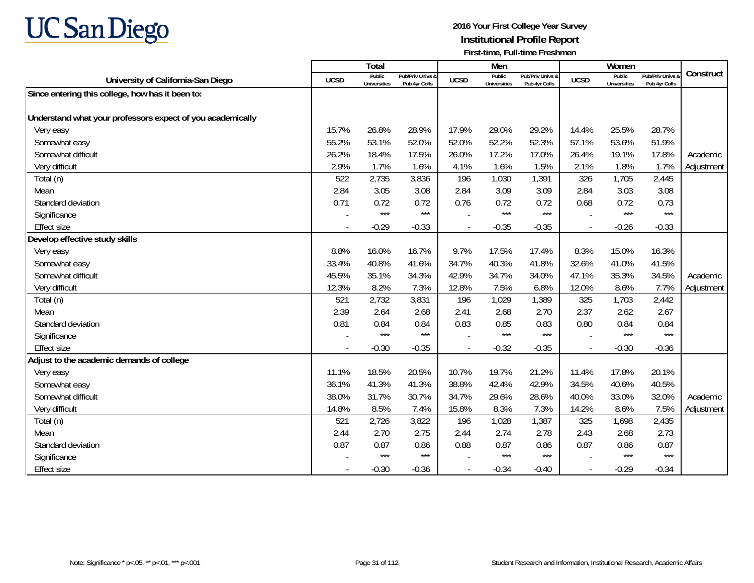# UC San Diego

**2016 Your First College Year Survey**
**Institutional Profile Report**
**First-time, Full-time Freshmen**

| University of California-San Diego | Total | | | Men | | | Women | | | Construct |
|---|---|---|---|---|---|---|---|---|---|---|
| | UCSD | Public Universities | Pub/Priv Univs & Pub 4yr Colls | UCSD | Public Universities | Pub/Priv Univs & Pub 4yr Colls | UCSD | Public Universities | Pub/Priv Univs & Pub 4yr Colls | |
| **Since entering this college, how has it been to:** | | | | | | | | | | |
| **Understand what your professors expect of you academically** | | | | | | | | | | |
| Very easy | 15.7% | 26.8% | 28.9% | 17.9% | 29.0% | 29.2% | 14.4% | 25.5% | 28.7% | |
| Somewhat easy | 55.2% | 53.1% | 52.0% | 52.0% | 52.2% | 52.3% | 57.1% | 53.6% | 51.9% | |
| Somewhat difficult | 26.2% | 18.4% | 17.5% | 26.0% | 17.2% | 17.0% | 26.4% | 19.1% | 17.8% | Academic |
| Very difficult | 2.9% | 1.7% | 1.6% | 4.1% | 1.6% | 1.5% | 2.1% | 1.8% | 1.7% | Adjustment |
| Total (n) | 522 | 2,735 | 3,836 | 196 | 1,030 | 1,391 | 326 | 1,705 | 2,445 | |
| Mean | 2.84 | 3.05 | 3.08 | 2.84 | 3.09 | 3.09 | 2.84 | 3.03 | 3.08 | |
| Standard deviation | 0.71 | 0.72 | 0.72 | 0.76 | 0.72 | 0.72 | 0.68 | 0.72 | 0.73 | |
| Significance | - | *** | *** | - | *** | *** | - | *** | *** | |
| Effect size | - | -0.29 | -0.33 | - | -0.35 | -0.35 | - | -0.26 | -0.33 | |
| **Develop effective study skills** | | | | | | | | | | |
| Very easy | 8.8% | 16.0% | 16.7% | 9.7% | 17.5% | 17.4% | 8.3% | 15.0% | 16.3% | |
| Somewhat easy | 33.4% | 40.8% | 41.6% | 34.7% | 40.3% | 41.8% | 32.6% | 41.0% | 41.5% | |
| Somewhat difficult | 45.5% | 35.1% | 34.3% | 42.9% | 34.7% | 34.0% | 47.1% | 35.3% | 34.5% | Academic |
| Very difficult | 12.3% | 8.2% | 7.3% | 12.8% | 7.5% | 6.8% | 12.0% | 8.6% | 7.7% | Adjustment |
| Total (n) | 521 | 2,732 | 3,831 | 196 | 1,029 | 1,389 | 325 | 1,703 | 2,442 | |
| Mean | 2.39 | 2.64 | 2.68 | 2.41 | 2.68 | 2.70 | 2.37 | 2.62 | 2.67 | |
| Standard deviation | 0.81 | 0.84 | 0.84 | 0.83 | 0.85 | 0.83 | 0.80 | 0.84 | 0.84 | |
| Significance | - | *** | *** | - | *** | *** | - | *** | *** | |
| Effect size | - | -0.30 | -0.35 | - | -0.32 | -0.35 | - | -0.30 | -0.36 | |
| **Adjust to the academic demands of college** | | | | | | | | | | |
| Very easy | 11.1% | 18.5% | 20.5% | 10.7% | 19.7% | 21.2% | 11.4% | 17.8% | 20.1% | |
| Somewhat easy | 36.1% | 41.3% | 41.3% | 38.8% | 42.4% | 42.9% | 34.5% | 40.6% | 40.5% | |
| Somewhat difficult | 38.0% | 31.7% | 30.7% | 34.7% | 29.6% | 28.6% | 40.0% | 33.0% | 32.0% | Academic |
| Very difficult | 14.8% | 8.5% | 7.4% | 15.8% | 8.3% | 7.3% | 14.2% | 8.6% | 7.5% | Adjustment |
| Total (n) | 521 | 2,726 | 3,822 | 196 | 1,028 | 1,387 | 325 | 1,698 | 2,435 | |
| Mean | 2.44 | 2.70 | 2.75 | 2.44 | 2.74 | 2.78 | 2.43 | 2.68 | 2.73 | |
| Standard deviation | 0.87 | 0.87 | 0.86 | 0.88 | 0.87 | 0.86 | 0.87 | 0.86 | 0.87 | |
| Significance | - | *** | *** | - | *** | *** | - | *** | *** | |
| Effect size | - | -0.30 | -0.36 | - | -0.34 | -0.40 | - | -0.29 | -0.34 | |

Note: Significance * p<.05, ** p<.01, *** p<.001

Student Research and Information, Institutional Research, Academic Affairs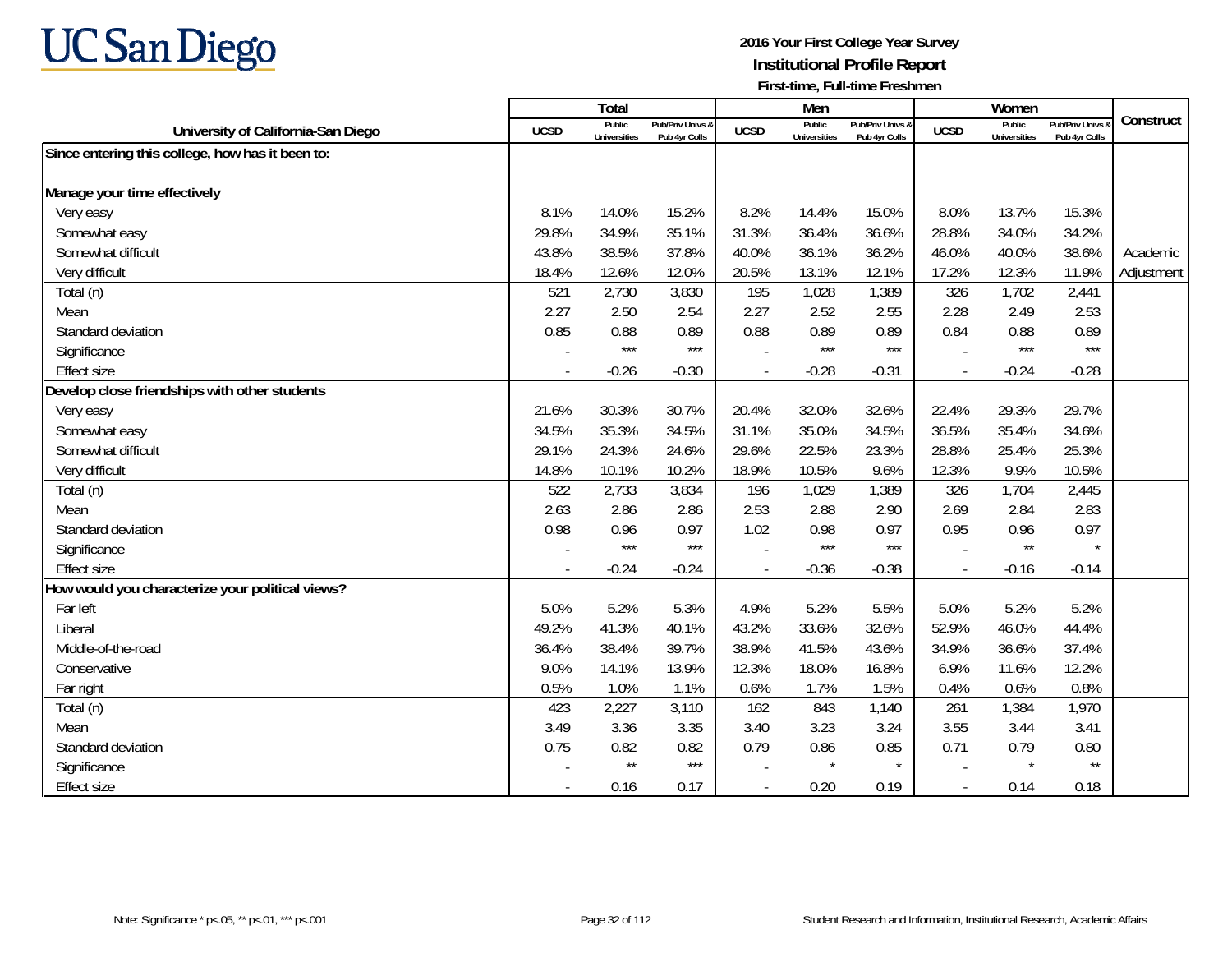UC San Diego

**2016 Your First College Year Survey**
**Institutional Profile Report**
**First-time, Full-time Freshmen**

| University of California-San Diego | Total | | | Men | | | Women | | | Construct |
|---|---|---|---|---|---|---|---|---|---|---|
| | UCSD | Public Universities | Pub/Priv Univs & Pub 4yr Colls | UCSD | Public Universities | Pub/Priv Univs & Pub 4yr Colls | UCSD | Public Universities | Pub/Priv Univs & Pub 4yr Colls | |
| **Since entering this college, how has it been to:** | | | | | | | | | | |
| **Manage your time effectively** | | | | | | | | | | |
| Very easy | 8.1% | 14.0% | 15.2% | 8.2% | 14.4% | 15.0% | 8.0% | 13.7% | 15.3% | |
| Somewhat easy | 29.8% | 34.9% | 35.1% | 31.3% | 36.4% | 36.6% | 28.8% | 34.0% | 34.2% | |
| Somewhat difficult | 43.8% | 38.5% | 37.8% | 40.0% | 36.1% | 36.2% | 46.0% | 40.0% | 38.6% | Academic |
| Very difficult | 18.4% | 12.6% | 12.0% | 20.5% | 13.1% | 12.1% | 17.2% | 12.3% | 11.9% | Adjustment |
| Total (n) | 521 | 2,730 | 3,830 | 195 | 1,028 | 1,389 | 326 | 1,702 | 2,441 | |
| Mean | 2.27 | 2.50 | 2.54 | 2.27 | 2.52 | 2.55 | 2.28 | 2.49 | 2.53 | |
| Standard deviation | 0.85 | 0.88 | 0.89 | 0.88 | 0.89 | 0.89 | 0.84 | 0.88 | 0.89 | |
| Significance | - | *** | *** | - | *** | *** | - | *** | *** | |
| Effect size | - | -0.26 | -0.30 | - | -0.28 | -0.31 | - | -0.24 | -0.28 | |
| **Develop close friendships with other students** | | | | | | | | | | |
| Very easy | 21.6% | 30.3% | 30.7% | 20.4% | 32.0% | 32.6% | 22.4% | 29.3% | 29.7% | |
| Somewhat easy | 34.5% | 35.3% | 34.5% | 31.1% | 35.0% | 34.5% | 36.5% | 35.4% | 34.6% | |
| Somewhat difficult | 29.1% | 24.3% | 24.6% | 29.6% | 22.5% | 23.3% | 28.8% | 25.4% | 25.3% | |
| Very difficult | 14.8% | 10.1% | 10.2% | 18.9% | 10.5% | 9.6% | 12.3% | 9.9% | 10.5% | |
| Total (n) | 522 | 2,733 | 3,834 | 196 | 1,029 | 1,389 | 326 | 1,704 | 2,445 | |
| Mean | 2.63 | 2.86 | 2.86 | 2.53 | 2.88 | 2.90 | 2.69 | 2.84 | 2.83 | |
| Standard deviation | 0.98 | 0.96 | 0.97 | 1.02 | 0.98 | 0.97 | 0.95 | 0.96 | 0.97 | |
| Significance | - | *** | *** | - | *** | *** | - | ** | * | |
| Effect size | - | -0.24 | -0.24 | - | -0.36 | -0.38 | - | -0.16 | -0.14 | |
| **How would you characterize your political views?** | | | | | | | | | | |
| Far left | 5.0% | 5.2% | 5.3% | 4.9% | 5.2% | 5.5% | 5.0% | 5.2% | 5.2% | |
| Liberal | 49.2% | 41.3% | 40.1% | 43.2% | 33.6% | 32.6% | 52.9% | 46.0% | 44.4% | |
| Middle-of-the-road | 36.4% | 38.4% | 39.7% | 38.9% | 41.5% | 43.6% | 34.9% | 36.6% | 37.4% | |
| Conservative | 9.0% | 14.1% | 13.9% | 12.3% | 18.0% | 16.8% | 6.9% | 11.6% | 12.2% | |
| Far right | 0.5% | 1.0% | 1.1% | 0.6% | 1.7% | 1.5% | 0.4% | 0.6% | 0.8% | |
| Total (n) | 423 | 2,227 | 3,110 | 162 | 843 | 1,140 | 261 | 1,384 | 1,970 | |
| Mean | 3.49 | 3.36 | 3.35 | 3.40 | 3.23 | 3.24 | 3.55 | 3.44 | 3.41 | |
| Standard deviation | 0.75 | 0.82 | 0.82 | 0.79 | 0.86 | 0.85 | 0.71 | 0.79 | 0.80 | |
| Significance | - | ** | *** | - | * | * | - | * | ** | |
| Effect size | - | 0.16 | 0.17 | - | 0.20 | 0.19 | - | 0.14 | 0.18 | |

Note: Significance * p<.05, ** p<.01, *** p<.001

Student Research and Information, Institutional Research, Academic Affairs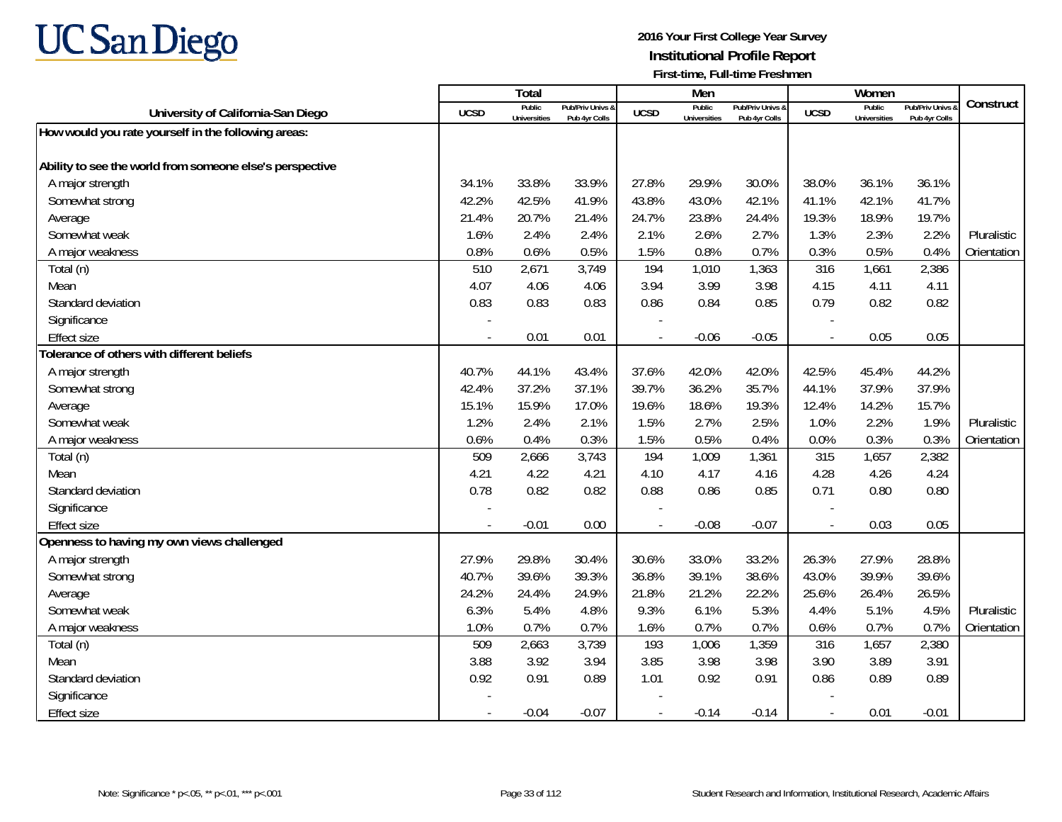# UC San Diego

**2016 Your First College Year Survey**
**Institutional Profile Report**
**First-time, Full-time Freshmen**

| University of California-San Diego | Total | | | Men | | | Women | | | Construct |
|---|---|---|---|---|---|---|---|---|---|---|
| | UCSD | Public Universities | Pub/Priv Univs & Pub 4yr Colls | UCSD | Public Universities | Pub/Priv Univs & Pub 4yr Colls | UCSD | Public Universities | Pub/Priv Univs & Pub 4yr Colls | |
| **How would you rate yourself in the following areas:** | | | | | | | | | | |
| **Ability to see the world from someone else's perspective** | | | | | | | | | | |
| A major strength | 34.1% | 33.8% | 33.9% | 27.8% | 29.9% | 30.0% | 38.0% | 36.1% | 36.1% | |
| Somewhat strong | 42.2% | 42.5% | 41.9% | 43.8% | 43.0% | 42.1% | 41.1% | 42.1% | 41.7% | |
| Average | 21.4% | 20.7% | 21.4% | 24.7% | 23.8% | 24.4% | 19.3% | 18.9% | 19.7% | |
| Somewhat weak | 1.6% | 2.4% | 2.4% | 2.1% | 2.6% | 2.7% | 1.3% | 2.3% | 2.2% | Pluralistic |
| A major weakness | 0.8% | 0.6% | 0.5% | 1.5% | 0.8% | 0.7% | 0.3% | 0.5% | 0.4% | Orientation |
| Total (n) | 510 | 2,671 | 3,749 | 194 | 1,010 | 1,363 | 316 | 1,661 | 2,386 | |
| Mean | 4.07 | 4.06 | 4.06 | 3.94 | 3.99 | 3.98 | 4.15 | 4.11 | 4.11 | |
| Standard deviation | 0.83 | 0.83 | 0.83 | 0.86 | 0.84 | 0.85 | 0.79 | 0.82 | 0.82 | |
| Significance | - | | | - | | | - | | | |
| Effect size | - | 0.01 | 0.01 | - | -0.06 | -0.05 | - | 0.05 | 0.05 | |
| **Tolerance of others with different beliefs** | | | | | | | | | | |
| A major strength | 40.7% | 44.1% | 43.4% | 37.6% | 42.0% | 42.0% | 42.5% | 45.4% | 44.2% | |
| Somewhat strong | 42.4% | 37.2% | 37.1% | 39.7% | 36.2% | 35.7% | 44.1% | 37.9% | 37.9% | |
| Average | 15.1% | 15.9% | 17.0% | 19.6% | 18.6% | 19.3% | 12.4% | 14.2% | 15.7% | |
| Somewhat weak | 1.2% | 2.4% | 2.1% | 1.5% | 2.7% | 2.5% | 1.0% | 2.2% | 1.9% | Pluralistic |
| A major weakness | 0.6% | 0.4% | 0.3% | 1.5% | 0.5% | 0.4% | 0.0% | 0.3% | 0.3% | Orientation |
| Total (n) | 509 | 2,666 | 3,743 | 194 | 1,009 | 1,361 | 315 | 1,657 | 2,382 | |
| Mean | 4.21 | 4.22 | 4.21 | 4.10 | 4.17 | 4.16 | 4.28 | 4.26 | 4.24 | |
| Standard deviation | 0.78 | 0.82 | 0.82 | 0.88 | 0.86 | 0.85 | 0.71 | 0.80 | 0.80 | |
| Significance | - | | | - | | | - | | | |
| Effect size | - | -0.01 | 0.00 | - | -0.08 | -0.07 | - | 0.03 | 0.05 | |
| **Openness to having my own views challenged** | | | | | | | | | | |
| A major strength | 27.9% | 29.8% | 30.4% | 30.6% | 33.0% | 33.2% | 26.3% | 27.9% | 28.8% | |
| Somewhat strong | 40.7% | 39.6% | 39.3% | 36.8% | 39.1% | 38.6% | 43.0% | 39.9% | 39.6% | |
| Average | 24.2% | 24.4% | 24.9% | 21.8% | 21.2% | 22.2% | 25.6% | 26.4% | 26.5% | |
| Somewhat weak | 6.3% | 5.4% | 4.8% | 9.3% | 6.1% | 5.3% | 4.4% | 5.1% | 4.5% | Pluralistic |
| A major weakness | 1.0% | 0.7% | 0.7% | 1.6% | 0.7% | 0.7% | 0.6% | 0.7% | 0.7% | Orientation |
| Total (n) | 509 | 2,663 | 3,739 | 193 | 1,006 | 1,359 | 316 | 1,657 | 2,380 | |
| Mean | 3.88 | 3.92 | 3.94 | 3.85 | 3.98 | 3.98 | 3.90 | 3.89 | 3.91 | |
| Standard deviation | 0.92 | 0.91 | 0.89 | 1.01 | 0.92 | 0.91 | 0.86 | 0.89 | 0.89 | |
| Significance | - | | | - | | | - | | | |
| Effect size | - | -0.04 | -0.07 | - | -0.14 | -0.14 | - | 0.01 | -0.01 | |

Note: Significance * p<.05, ** p<.01, *** p<.001

Student Research and Information, Institutional Research, Academic Affairs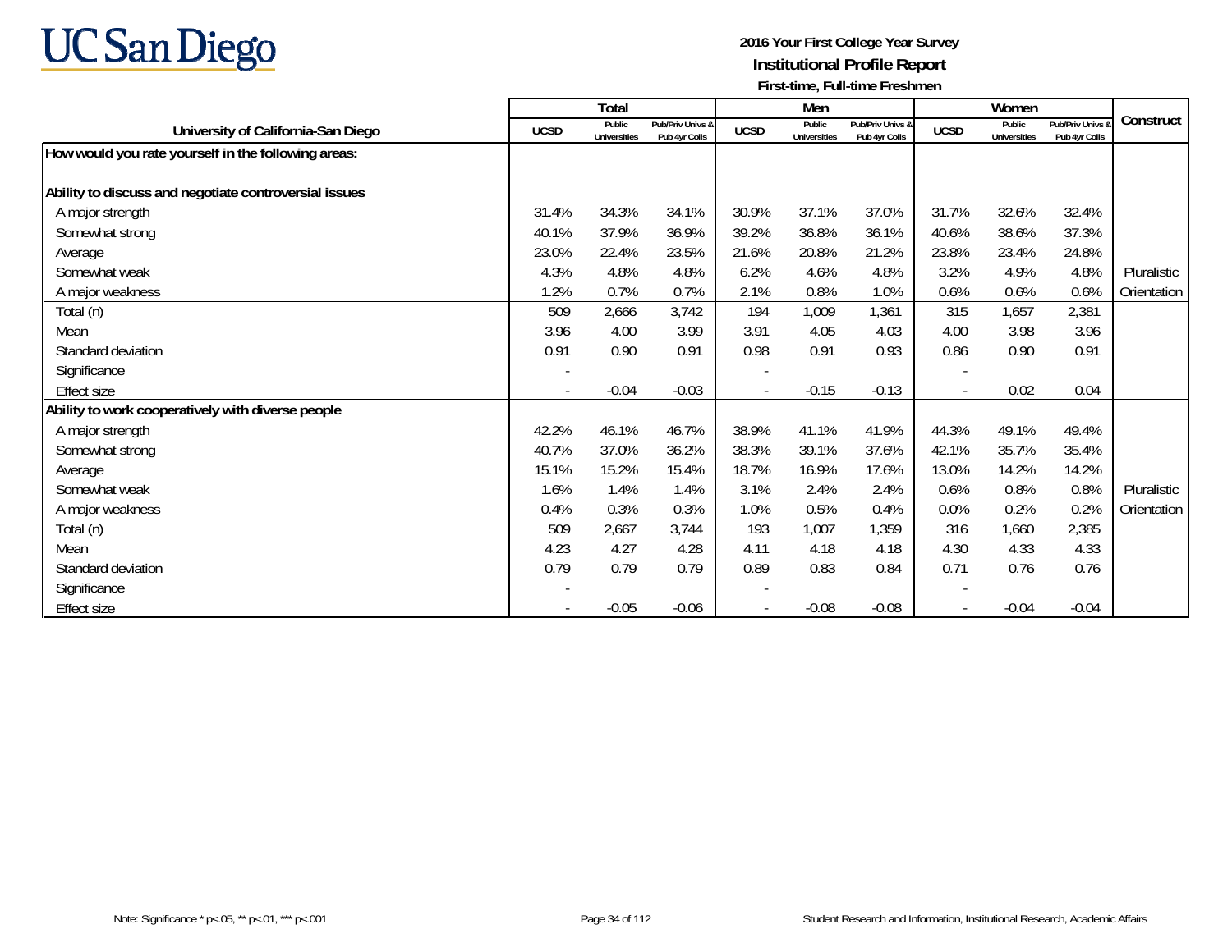**2016 Your First College Year Survey**
**Institutional Profile Report**
**First-time, Full-time Freshmen**

| University of California-San Diego | Total | | | Men | | | Women | | | Construct |
|---|---|---|---|---|---|---|---|---|---|---|
| | UCSD | Public Universities | Pub/Priv Univs & Pub 4yr Colls | UCSD | Public Universities | Pub/Priv Univs & Pub 4yr Colls | UCSD | Public Universities | Pub/Priv Univs & Pub 4yr Colls | |
| **How would you rate yourself in the following areas:** | | | | | | | | | | |
| **Ability to discuss and negotiate controversial issues** | | | | | | | | | | |
| A major strength | 31.4% | 34.3% | 34.1% | 30.9% | 37.1% | 37.0% | 31.7% | 32.6% | 32.4% | |
| Somewhat strong | 40.1% | 37.9% | 36.9% | 39.2% | 36.8% | 36.1% | 40.6% | 38.6% | 37.3% | |
| Average | 23.0% | 22.4% | 23.5% | 21.6% | 20.8% | 21.2% | 23.8% | 23.4% | 24.8% | |
| Somewhat weak | 4.3% | 4.8% | 4.8% | 6.2% | 4.6% | 4.8% | 3.2% | 4.9% | 4.8% | Pluralistic |
| A major weakness | 1.2% | 0.7% | 0.7% | 2.1% | 0.8% | 1.0% | 0.6% | 0.6% | 0.6% | Orientation |
| Total (n) | 509 | 2,666 | 3,742 | 194 | 1,009 | 1,361 | 315 | 1,657 | 2,381 | |
| Mean | 3.96 | 4.00 | 3.99 | 3.91 | 4.05 | 4.03 | 4.00 | 3.98 | 3.96 | |
| Standard deviation | 0.91 | 0.90 | 0.91 | 0.98 | 0.91 | 0.93 | 0.86 | 0.90 | 0.91 | |
| Significance | - | | | - | | | - | | | |
| Effect size | - | -0.04 | -0.03 | - | -0.15 | -0.13 | - | 0.02 | 0.04 | |
| **Ability to work cooperatively with diverse people** | | | | | | | | | | |
| A major strength | 42.2% | 46.1% | 46.7% | 38.9% | 41.1% | 41.9% | 44.3% | 49.1% | 49.4% | |
| Somewhat strong | 40.7% | 37.0% | 36.2% | 38.3% | 39.1% | 37.6% | 42.1% | 35.7% | 35.4% | |
| Average | 15.1% | 15.2% | 15.4% | 18.7% | 16.9% | 17.6% | 13.0% | 14.2% | 14.2% | |
| Somewhat weak | 1.6% | 1.4% | 1.4% | 3.1% | 2.4% | 2.4% | 0.6% | 0.8% | 0.8% | Pluralistic |
| A major weakness | 0.4% | 0.3% | 0.3% | 1.0% | 0.5% | 0.4% | 0.0% | 0.2% | 0.2% | Orientation |
| Total (n) | 509 | 2,667 | 3,744 | 193 | 1,007 | 1,359 | 316 | 1,660 | 2,385 | |
| Mean | 4.23 | 4.27 | 4.28 | 4.11 | 4.18 | 4.18 | 4.30 | 4.33 | 4.33 | |
| Standard deviation | 0.79 | 0.79 | 0.79 | 0.89 | 0.83 | 0.84 | 0.71 | 0.76 | 0.76 | |
| Significance | - | | | - | | | - | | | |
| Effect size | - | -0.05 | -0.06 | - | -0.08 | -0.08 | - | -0.04 | -0.04 | |

Note: Significance * p<.05, ** p<.01, *** p<.001

Student Research and Information, Institutional Research, Academic Affairs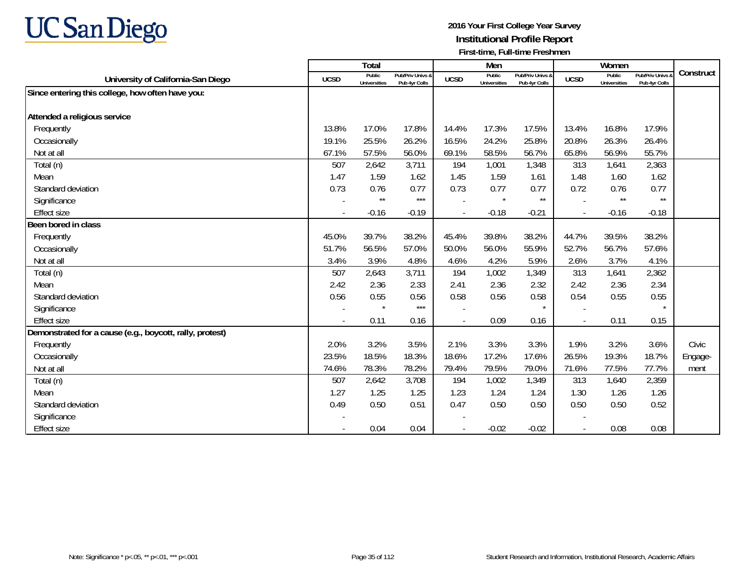UC San Diego

**2016 Your First College Year Survey**
**Institutional Profile Report**
**First-time, Full-time Freshmen**

| University of California-San Diego | Total | | | Men | | | Women | | | Construct |
|---|---|---|---|---|---|---|---|---|---|---|
| | UCSD | Public Universities | Pub/Priv Univs & Pub 4yr Colls | UCSD | Public Universities | Pub/Priv Univs & Pub 4yr Colls | UCSD | Public Universities | Pub/Priv Univs & Pub 4yr Colls | |
| **Since entering this college, how often have you:** | | | | | | | | | | |
| **Attended a religious service** | | | | | | | | | | |
| Frequently | 13.8% | 17.0% | 17.8% | 14.4% | 17.3% | 17.5% | 13.4% | 16.8% | 17.9% | |
| Occasionally | 19.1% | 25.5% | 26.2% | 16.5% | 24.2% | 25.8% | 20.8% | 26.3% | 26.4% | |
| Not at all | 67.1% | 57.5% | 56.0% | 69.1% | 58.5% | 56.7% | 65.8% | 56.9% | 55.7% | |
| Total (n) | 507 | 2,642 | 3,711 | 194 | 1,001 | 1,348 | 313 | 1,641 | 2,363 | |
| Mean | 1.47 | 1.59 | 1.62 | 1.45 | 1.59 | 1.61 | 1.48 | 1.60 | 1.62 | |
| Standard deviation | 0.73 | 0.76 | 0.77 | 0.73 | 0.77 | 0.77 | 0.72 | 0.76 | 0.77 | |
| Significance | - | ** | *** | - | * | ** | - | ** | ** | |
| Effect size | - | -0.16 | -0.19 | - | -0.18 | -0.21 | - | -0.16 | -0.18 | |
| **Been bored in class** | | | | | | | | | | |
| Frequently | 45.0% | 39.7% | 38.2% | 45.4% | 39.8% | 38.2% | 44.7% | 39.5% | 38.2% | |
| Occasionally | 51.7% | 56.5% | 57.0% | 50.0% | 56.0% | 55.9% | 52.7% | 56.7% | 57.6% | |
| Not at all | 3.4% | 3.9% | 4.8% | 4.6% | 4.2% | 5.9% | 2.6% | 3.7% | 4.1% | |
| Total (n) | 507 | 2,643 | 3,711 | 194 | 1,002 | 1,349 | 313 | 1,641 | 2,362 | |
| Mean | 2.42 | 2.36 | 2.33 | 2.41 | 2.36 | 2.32 | 2.42 | 2.36 | 2.34 | |
| Standard deviation | 0.56 | 0.55 | 0.56 | 0.58 | 0.56 | 0.58 | 0.54 | 0.55 | 0.55 | |
| Significance | - | * | *** | - | | * | - | | * | |
| Effect size | - | 0.11 | 0.16 | - | 0.09 | 0.16 | - | 0.11 | 0.15 | |
| **Demonstrated for a cause (e.g., boycott, rally, protest)** | | | | | | | | | | |
| Frequently | 2.0% | 3.2% | 3.5% | 2.1% | 3.3% | 3.3% | 1.9% | 3.2% | 3.6% | Civic |
| Occasionally | 23.5% | 18.5% | 18.3% | 18.6% | 17.2% | 17.6% | 26.5% | 19.3% | 18.7% | Engage- |
| Not at all | 74.6% | 78.3% | 78.2% | 79.4% | 79.5% | 79.0% | 71.6% | 77.5% | 77.7% | ment |
| Total (n) | 507 | 2,642 | 3,708 | 194 | 1,002 | 1,349 | 313 | 1,640 | 2,359 | |
| Mean | 1.27 | 1.25 | 1.25 | 1.23 | 1.24 | 1.24 | 1.30 | 1.26 | 1.26 | |
| Standard deviation | 0.49 | 0.50 | 0.51 | 0.47 | 0.50 | 0.50 | 0.50 | 0.50 | 0.52 | |
| Significance | - | | | - | | | - | | | |
| Effect size | - | 0.04 | 0.04 | - | -0.02 | -0.02 | - | 0.08 | 0.08 | |

Note: Significance * p<.05, ** p<.01, *** p<.001

Student Research and Information, Institutional Research, Academic Affairs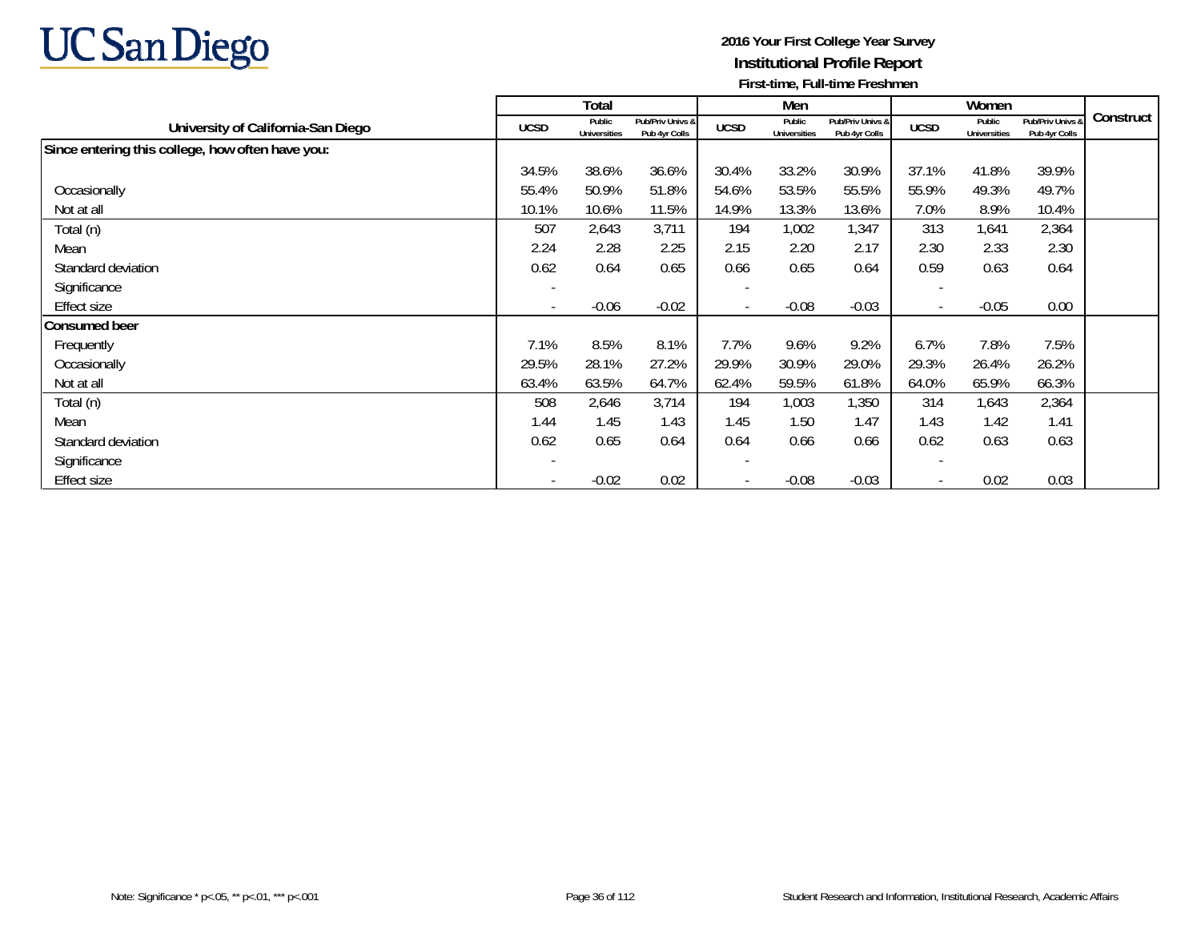**2016 Your First College Year Survey**
**Institutional Profile Report**
**First-time, Full-time Freshmen**

| University of California-San Diego | Total | | | Men | | | Women | | | Construct |
|---|---|---|---|---|---|---|---|---|---|---|
| | UCSD | Public Universities | Pub/Priv Univs & Pub 4yr Colls | UCSD | Public Universities | Pub/Priv Univs & Pub 4yr Colls | UCSD | Public Universities | Pub/Priv Univs & Pub 4yr Colls | |
| **Since entering this college, how often have you:** | | | | | | | | | | |
| | 34.5% | 38.6% | 36.6% | 30.4% | 33.2% | 30.9% | 37.1% | 41.8% | 39.9% | |
| Occasionally | 55.4% | 50.9% | 51.8% | 54.6% | 53.5% | 55.5% | 55.9% | 49.3% | 49.7% | |
| Not at all | 10.1% | 10.6% | 11.5% | 14.9% | 13.3% | 13.6% | 7.0% | 8.9% | 10.4% | |
| Total (n) | 507 | 2,643 | 3,711 | 194 | 1,002 | 1,347 | 313 | 1,641 | 2,364 | |
| Mean | 2.24 | 2.28 | 2.25 | 2.15 | 2.20 | 2.17 | 2.30 | 2.33 | 2.30 | |
| Standard deviation | 0.62 | 0.64 | 0.65 | 0.66 | 0.65 | 0.64 | 0.59 | 0.63 | 0.64 | |
| Significance | - | | | - | | | - | | | |
| Effect size | - | -0.06 | -0.02 | - | -0.08 | -0.03 | - | -0.05 | 0.00 | |
| **Consumed beer** | | | | | | | | | | |
| Frequently | 7.1% | 8.5% | 8.1% | 7.7% | 9.6% | 9.2% | 6.7% | 7.8% | 7.5% | |
| Occasionally | 29.5% | 28.1% | 27.2% | 29.9% | 30.9% | 29.0% | 29.3% | 26.4% | 26.2% | |
| Not at all | 63.4% | 63.5% | 64.7% | 62.4% | 59.5% | 61.8% | 64.0% | 65.9% | 66.3% | |
| Total (n) | 508 | 2,646 | 3,714 | 194 | 1,003 | 1,350 | 314 | 1,643 | 2,364 | |
| Mean | 1.44 | 1.45 | 1.43 | 1.45 | 1.50 | 1.47 | 1.43 | 1.42 | 1.41 | |
| Standard deviation | 0.62 | 0.65 | 0.64 | 0.64 | 0.66 | 0.66 | 0.62 | 0.63 | 0.63 | |
| Significance | - | | | - | | | - | | | |
| Effect size | - | -0.02 | 0.02 | - | -0.08 | -0.03 | - | 0.02 | 0.03 | |

Note: Significance * p<.05, ** p<.01, *** p<.001

Student Research and Information, Institutional Research, Academic Affairs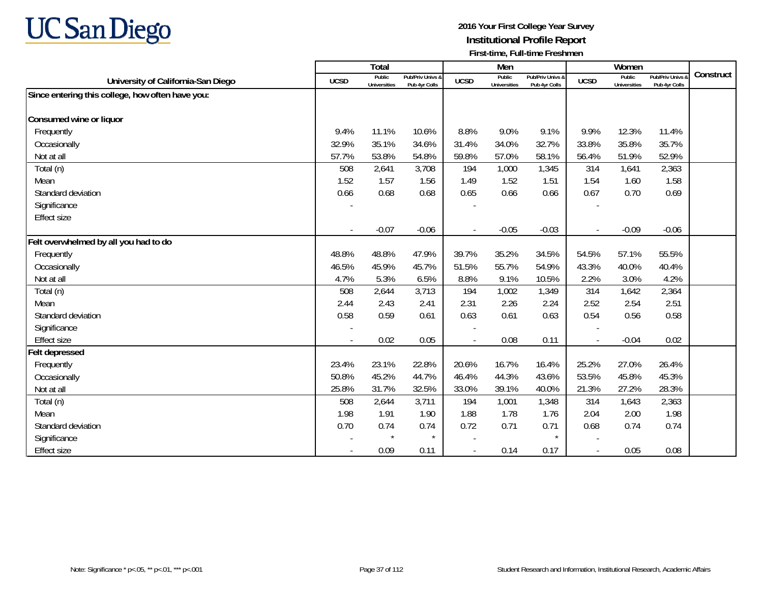# UC San Diego

**2016 Your First College Year Survey**
**Institutional Profile Report**
**First-time, Full-time Freshmen**

| University of California-San Diego | Total | | | Men | | | Women | | | Construct |
|---|---|---|---|---|---|---|---|---|---|---|
| | UCSD | Public Universities | Pub/Priv Univs & Pub 4yr Colls | UCSD | Public Universities | Pub/Priv Univs & Pub 4yr Colls | UCSD | Public Universities | Pub/Priv Univs & Pub 4yr Colls | |
| **Since entering this college, how often have you:** | | | | | | | | | | |
| **Consumed wine or liquor** | | | | | | | | | | |
| Frequently | 9.4% | 11.1% | 10.6% | 8.8% | 9.0% | 9.1% | 9.9% | 12.3% | 11.4% | |
| Occasionally | 32.9% | 35.1% | 34.6% | 31.4% | 34.0% | 32.7% | 33.8% | 35.8% | 35.7% | |
| Not at all | 57.7% | 53.8% | 54.8% | 59.8% | 57.0% | 58.1% | 56.4% | 51.9% | 52.9% | |
| Total (n) | 508 | 2,641 | 3,708 | 194 | 1,000 | 1,345 | 314 | 1,641 | 2,363 | |
| Mean | 1.52 | 1.57 | 1.56 | 1.49 | 1.52 | 1.51 | 1.54 | 1.60 | 1.58 | |
| Standard deviation | 0.66 | 0.68 | 0.68 | 0.65 | 0.66 | 0.66 | 0.67 | 0.70 | 0.69 | |
| Significance | - | | | - | | | - | | | |
| Effect size | - | -0.07 | -0.06 | - | -0.05 | -0.03 | - | -0.09 | -0.06 | |
| **Felt overwhelmed by all you had to do** | | | | | | | | | | |
| Frequently | 48.8% | 48.8% | 47.9% | 39.7% | 35.2% | 34.5% | 54.5% | 57.1% | 55.5% | |
| Occasionally | 46.5% | 45.9% | 45.7% | 51.5% | 55.7% | 54.9% | 43.3% | 40.0% | 40.4% | |
| Not at all | 4.7% | 5.3% | 6.5% | 8.8% | 9.1% | 10.5% | 2.2% | 3.0% | 4.2% | |
| Total (n) | 508 | 2,644 | 3,713 | 194 | 1,002 | 1,349 | 314 | 1,642 | 2,364 | |
| Mean | 2.44 | 2.43 | 2.41 | 2.31 | 2.26 | 2.24 | 2.52 | 2.54 | 2.51 | |
| Standard deviation | 0.58 | 0.59 | 0.61 | 0.63 | 0.61 | 0.63 | 0.54 | 0.56 | 0.58 | |
| Significance | - | | | - | | | - | | | |
| Effect size | - | 0.02 | 0.05 | - | 0.08 | 0.11 | - | -0.04 | 0.02 | |
| **Felt depressed** | | | | | | | | | | |
| Frequently | 23.4% | 23.1% | 22.8% | 20.6% | 16.7% | 16.4% | 25.2% | 27.0% | 26.4% | |
| Occasionally | 50.8% | 45.2% | 44.7% | 46.4% | 44.3% | 43.6% | 53.5% | 45.8% | 45.3% | |
| Not at all | 25.8% | 31.7% | 32.5% | 33.0% | 39.1% | 40.0% | 21.3% | 27.2% | 28.3% | |
| Total (n) | 508 | 2,644 | 3,711 | 194 | 1,001 | 1,348 | 314 | 1,643 | 2,363 | |
| Mean | 1.98 | 1.91 | 1.90 | 1.88 | 1.78 | 1.76 | 2.04 | 2.00 | 1.98 | |
| Standard deviation | 0.70 | 0.74 | 0.74 | 0.72 | 0.71 | 0.71 | 0.68 | 0.74 | 0.74 | |
| Significance | - | * | * | - | | * | - | | | |
| Effect size | - | 0.09 | 0.11 | - | 0.14 | 0.17 | - | 0.05 | 0.08 | |

Note: Significance * p<.05, ** p<.01, *** p<.001

Student Research and Information, Institutional Research, Academic Affairs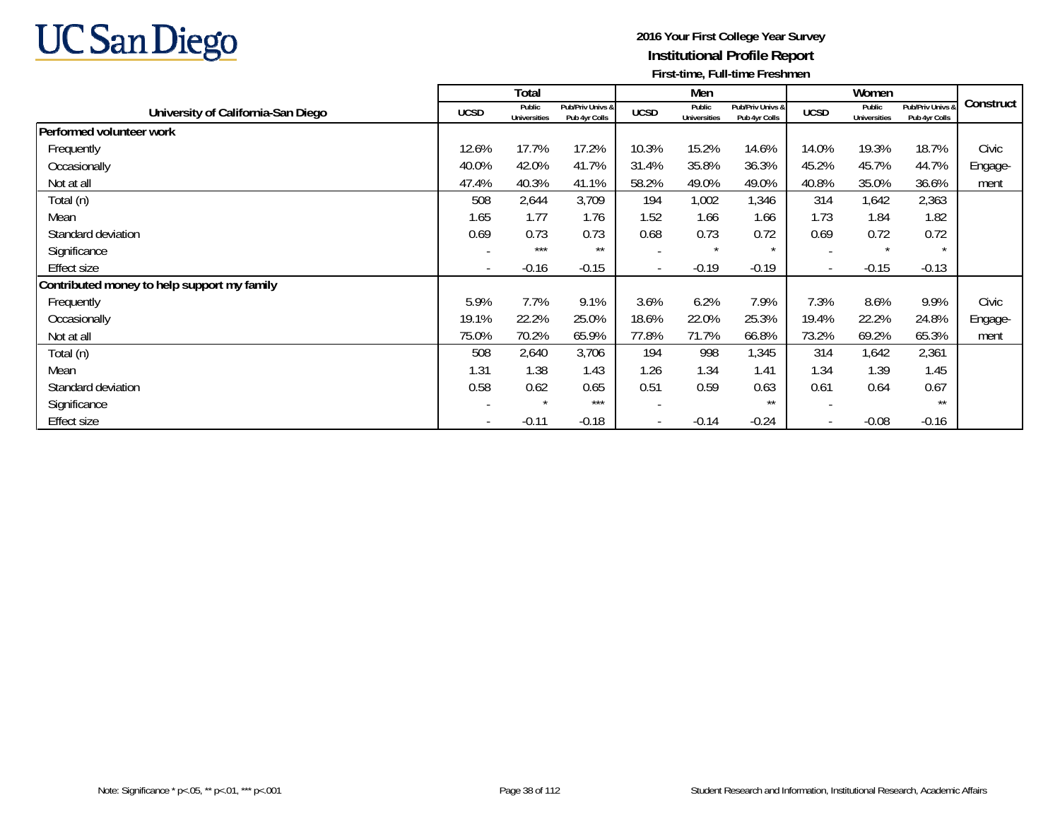# 2016 Your First College Year Survey

## Institutional Profile Report

### First-time, Full-time Freshmen

| University of California-San Diego | Total | | | Men | | | Women | | | Construct |
|---|---|---|---|---|---|---|---|---|---|---|
| | UCSD | Public Universities | Pub/Priv Univs & Pub 4yr Colls | UCSD | Public Universities | Pub/Priv Univs & Pub 4yr Colls | UCSD | Public Universities | Pub/Priv Univs & Pub 4yr Colls | |
| **Performed volunteer work** | | | | | | | | | | |
| Frequently | 12.6% | 17.7% | 17.2% | 10.3% | 15.2% | 14.6% | 14.0% | 19.3% | 18.7% | Civic |
| Occasionally | 40.0% | 42.0% | 41.7% | 31.4% | 35.8% | 36.3% | 45.2% | 45.7% | 44.7% | Engage- |
| Not at all | 47.4% | 40.3% | 41.1% | 58.2% | 49.0% | 49.0% | 40.8% | 35.0% | 36.6% | ment |
| Total (n) | 508 | 2,644 | 3,709 | 194 | 1,002 | 1,346 | 314 | 1,642 | 2,363 | |
| Mean | 1.65 | 1.77 | 1.76 | 1.52 | 1.66 | 1.66 | 1.73 | 1.84 | 1.82 | |
| Standard deviation | 0.69 | 0.73 | 0.73 | 0.68 | 0.73 | 0.72 | 0.69 | 0.72 | 0.72 | |
| Significance | - | *** | ** | - | * | * | - | * | * | |
| Effect size | - | -0.16 | -0.15 | - | -0.19 | -0.19 | - | -0.15 | -0.13 | |
| **Contributed money to help support my family** | | | | | | | | | | |
| Frequently | 5.9% | 7.7% | 9.1% | 3.6% | 6.2% | 7.9% | 7.3% | 8.6% | 9.9% | Civic |
| Occasionally | 19.1% | 22.2% | 25.0% | 18.6% | 22.0% | 25.3% | 19.4% | 22.2% | 24.8% | Engage- |
| Not at all | 75.0% | 70.2% | 65.9% | 77.8% | 71.7% | 66.8% | 73.2% | 69.2% | 65.3% | ment |
| Total (n) | 508 | 2,640 | 3,706 | 194 | 998 | 1,345 | 314 | 1,642 | 2,361 | |
| Mean | 1.31 | 1.38 | 1.43 | 1.26 | 1.34 | 1.41 | 1.34 | 1.39 | 1.45 | |
| Standard deviation | 0.58 | 0.62 | 0.65 | 0.51 | 0.59 | 0.63 | 0.61 | 0.64 | 0.67 | |
| Significance | - | * | *** | - | | ** | - | | ** | |
| Effect size | - | -0.11 | -0.18 | - | -0.14 | -0.24 | - | -0.08 | -0.16 | |

Note: Significance * p<.05, ** p<.01, *** p<.001

Student Research and Information, Institutional Research, Academic Affairs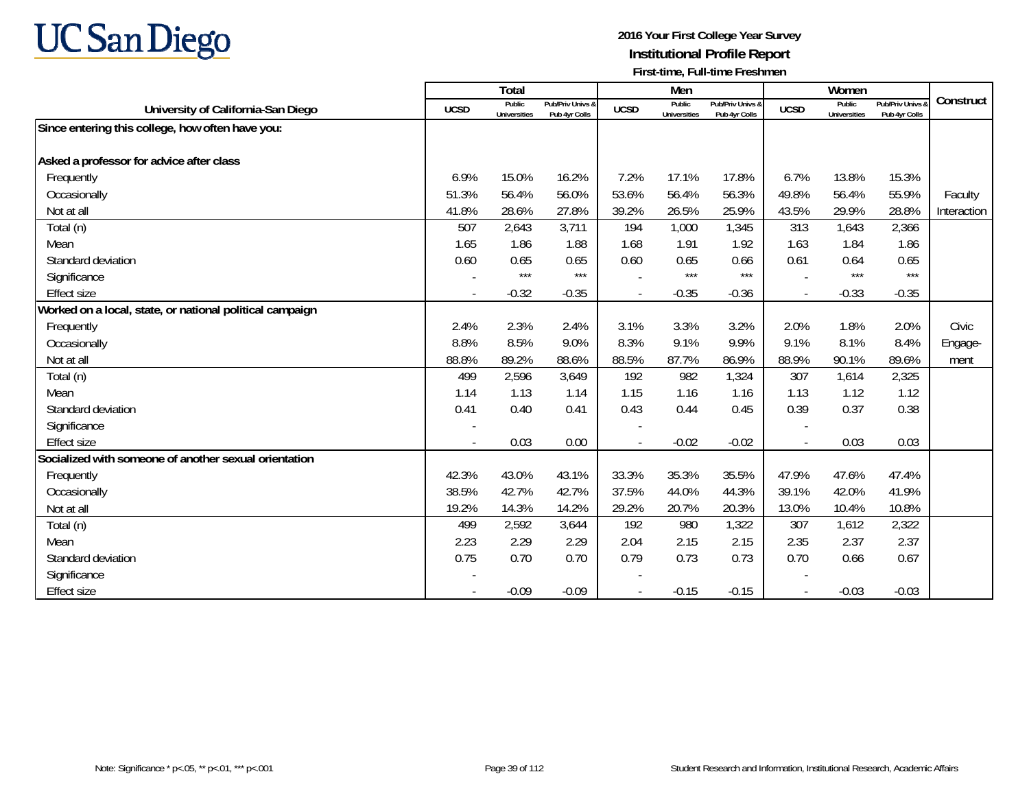# 2016 Your First College Year Survey

## Institutional Profile Report

### First-time, Full-time Freshmen

| University of California-San Diego | Total | | | Men | | | Women | | | Construct |
|---|---|---|---|---|---|---|---|---|---|---|
| | UCSD | Public Universities | Pub/Priv Univs & Pub 4yr Colls | UCSD | Public Universities | Pub/Priv Univs & Pub 4yr Colls | UCSD | Public Universities | Pub/Priv Univs & Pub 4yr Colls | |
| **Since entering this college, how often have you:** | | | | | | | | | | |
| **Asked a professor for advice after class** | | | | | | | | | | |
| Frequently | 6.9% | 15.0% | 16.2% | 7.2% | 17.1% | 17.8% | 6.7% | 13.8% | 15.3% | |
| Occasionally | 51.3% | 56.4% | 56.0% | 53.6% | 56.4% | 56.3% | 49.8% | 56.4% | 55.9% | Faculty |
| Not at all | 41.8% | 28.6% | 27.8% | 39.2% | 26.5% | 25.9% | 43.5% | 29.9% | 28.8% | Interaction |
| Total (n) | 507 | 2,643 | 3,711 | 194 | 1,000 | 1,345 | 313 | 1,643 | 2,366 | |
| Mean | 1.65 | 1.86 | 1.88 | 1.68 | 1.91 | 1.92 | 1.63 | 1.84 | 1.86 | |
| Standard deviation | 0.60 | 0.65 | 0.65 | 0.60 | 0.65 | 0.66 | 0.61 | 0.64 | 0.65 | |
| Significance | - | *** | *** | - | *** | *** | - | *** | *** | |
| Effect size | - | -0.32 | -0.35 | - | -0.35 | -0.36 | - | -0.33 | -0.35 | |
| **Worked on a local, state, or national political campaign** | | | | | | | | | | |
| Frequently | 2.4% | 2.3% | 2.4% | 3.1% | 3.3% | 3.2% | 2.0% | 1.8% | 2.0% | Civic |
| Occasionally | 8.8% | 8.5% | 9.0% | 8.3% | 9.1% | 9.9% | 9.1% | 8.1% | 8.4% | Engage- |
| Not at all | 88.8% | 89.2% | 88.6% | 88.5% | 87.7% | 86.9% | 88.9% | 90.1% | 89.6% | ment |
| Total (n) | 499 | 2,596 | 3,649 | 192 | 982 | 1,324 | 307 | 1,614 | 2,325 | |
| Mean | 1.14 | 1.13 | 1.14 | 1.15 | 1.16 | 1.16 | 1.13 | 1.12 | 1.12 | |
| Standard deviation | 0.41 | 0.40 | 0.41 | 0.43 | 0.44 | 0.45 | 0.39 | 0.37 | 0.38 | |
| Significance | - | | | - | | | - | | | |
| Effect size | - | 0.03 | 0.00 | - | -0.02 | -0.02 | - | 0.03 | 0.03 | |
| **Socialized with someone of another sexual orientation** | | | | | | | | | | |
| Frequently | 42.3% | 43.0% | 43.1% | 33.3% | 35.3% | 35.5% | 47.9% | 47.6% | 47.4% | |
| Occasionally | 38.5% | 42.7% | 42.7% | 37.5% | 44.0% | 44.3% | 39.1% | 42.0% | 41.9% | |
| Not at all | 19.2% | 14.3% | 14.2% | 29.2% | 20.7% | 20.3% | 13.0% | 10.4% | 10.8% | |
| Total (n) | 499 | 2,592 | 3,644 | 192 | 980 | 1,322 | 307 | 1,612 | 2,322 | |
| Mean | 2.23 | 2.29 | 2.29 | 2.04 | 2.15 | 2.15 | 2.35 | 2.37 | 2.37 | |
| Standard deviation | 0.75 | 0.70 | 0.70 | 0.79 | 0.73 | 0.73 | 0.70 | 0.66 | 0.67 | |
| Significance | - | | | - | | | - | | | |
| Effect size | - | -0.09 | -0.09 | - | -0.15 | -0.15 | - | -0.03 | -0.03 | |

Note: Significance * p<.05, ** p<.01, *** p<.001

Student Research and Information, Institutional Research, Academic Affairs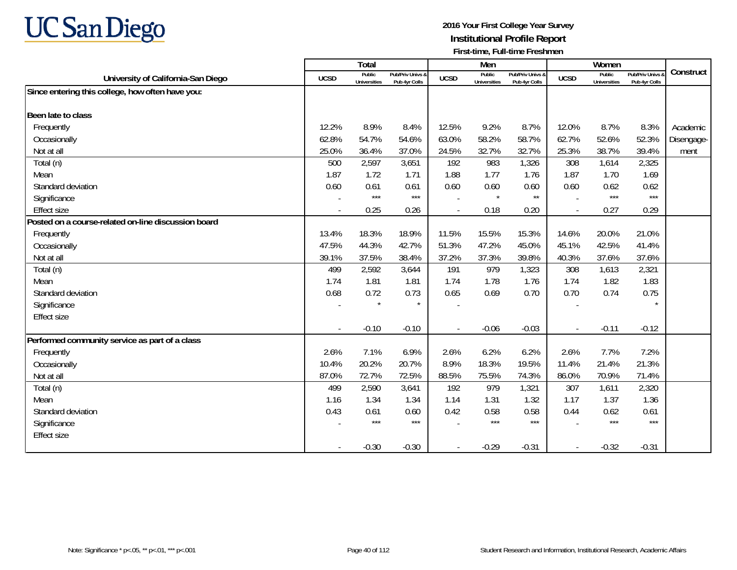**2016 Your First College Year Survey**
**Institutional Profile Report**
**First-time, Full-time Freshmen**

| University of California-San Diego | Total | | | Men | | | Women | | | Construct |
|---|---|---|---|---|---|---|---|---|---|---|
| | UCSD | Public Universities | Pub/Priv Univs & Pub 4yr Colls | UCSD | Public Universities | Pub/Priv Univs & Pub 4yr Colls | UCSD | Public Universities | Pub/Priv Univs & Pub 4yr Colls | |
| **Since entering this college, how often have you:** | | | | | | | | | | |
| **Been late to class** | | | | | | | | | | |
| Frequently | 12.2% | 8.9% | 8.4% | 12.5% | 9.2% | 8.7% | 12.0% | 8.7% | 8.3% | Academic Disengagement |
| Occasionally | 62.8% | 54.7% | 54.6% | 63.0% | 58.2% | 58.7% | 62.7% | 52.6% | 52.3% | |
| Not at all | 25.0% | 36.4% | 37.0% | 24.5% | 32.7% | 32.7% | 25.3% | 38.7% | 39.4% | |
| Total (n) | 500 | 2,597 | 3,651 | 192 | 983 | 1,326 | 308 | 1,614 | 2,325 | |
| Mean | 1.87 | 1.72 | 1.71 | 1.88 | 1.77 | 1.76 | 1.87 | 1.70 | 1.69 | |
| Standard deviation | 0.60 | 0.61 | 0.61 | 0.60 | 0.60 | 0.60 | 0.60 | 0.62 | 0.62 | |
| Significance | - | *** | *** | - | * | ** | - | *** | *** | |
| Effect size | - | 0.25 | 0.26 | - | 0.18 | 0.20 | - | 0.27 | 0.29 | |
| **Posted on a course-related on-line discussion board** | | | | | | | | | | |
| Frequently | 13.4% | 18.3% | 18.9% | 11.5% | 15.5% | 15.3% | 14.6% | 20.0% | 21.0% | |
| Occasionally | 47.5% | 44.3% | 42.7% | 51.3% | 47.2% | 45.0% | 45.1% | 42.5% | 41.4% | |
| Not at all | 39.1% | 37.5% | 38.4% | 37.2% | 37.3% | 39.8% | 40.3% | 37.6% | 37.6% | |
| Total (n) | 499 | 2,592 | 3,644 | 191 | 979 | 1,323 | 308 | 1,613 | 2,321 | |
| Mean | 1.74 | 1.81 | 1.81 | 1.74 | 1.78 | 1.76 | 1.74 | 1.82 | 1.83 | |
| Standard deviation | 0.68 | 0.72 | 0.73 | 0.65 | 0.69 | 0.70 | 0.70 | 0.74 | 0.75 | |
| Significance | - | * | * | - | | | - | | * | |
| Effect size | - | -0.10 | -0.10 | - | -0.06 | -0.03 | - | -0.11 | -0.12 | |
| **Performed community service as part of a class** | | | | | | | | | | |
| Frequently | 2.6% | 7.1% | 6.9% | 2.6% | 6.2% | 6.2% | 2.6% | 7.7% | 7.2% | |
| Occasionally | 10.4% | 20.2% | 20.7% | 8.9% | 18.3% | 19.5% | 11.4% | 21.4% | 21.3% | |
| Not at all | 87.0% | 72.7% | 72.5% | 88.5% | 75.5% | 74.3% | 86.0% | 70.9% | 71.4% | |
| Total (n) | 499 | 2,590 | 3,641 | 192 | 979 | 1,321 | 307 | 1,611 | 2,320 | |
| Mean | 1.16 | 1.34 | 1.34 | 1.14 | 1.31 | 1.32 | 1.17 | 1.37 | 1.36 | |
| Standard deviation | 0.43 | 0.61 | 0.60 | 0.42 | 0.58 | 0.58 | 0.44 | 0.62 | 0.61 | |
| Significance | - | *** | *** | - | *** | *** | - | *** | *** | |
| Effect size | - | -0.30 | -0.30 | - | -0.29 | -0.31 | - | -0.32 | -0.31 | |

Note: Significance * p<.05, ** p<.01, *** p<.001

Student Research and Information, Institutional Research, Academic Affairs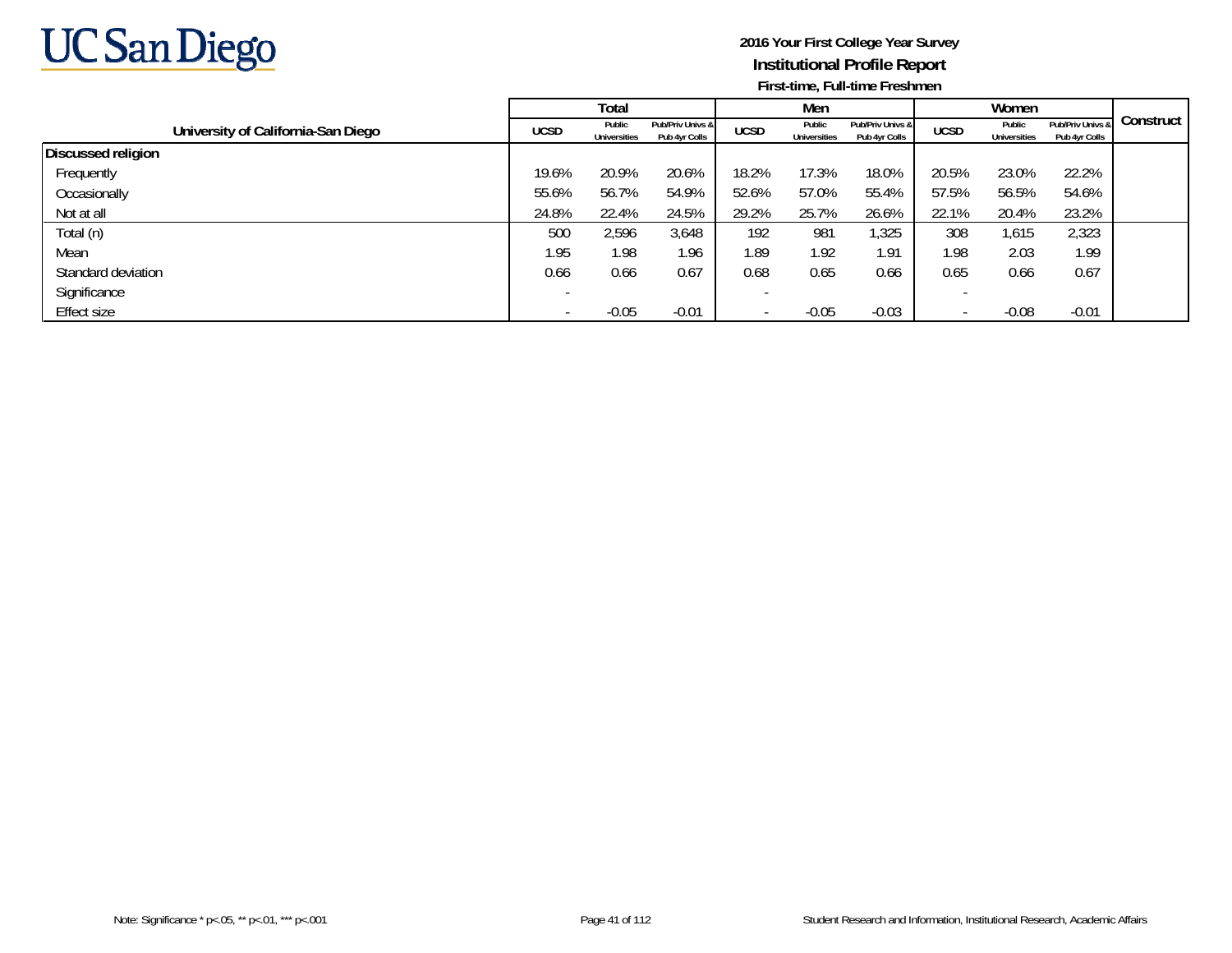**2016 Your First College Year Survey**
**Institutional Profile Report**
**First-time, Full-time Freshmen**

| University of California-San Diego | Total | | | Men | | | Women | | | Construct |
|---|---|---|---|---|---|---|---|---|---|---|
| | UCSD | Public Universities | Pub/Priv Univs & Pub 4yr Colls | UCSD | Public Universities | Pub/Priv Univs & Pub 4yr Colls | UCSD | Public Universities | Pub/Priv Univs & Pub 4yr Colls | |
| **Discussed religion** | | | | | | | | | | |
| Frequently | 19.6% | 20.9% | 20.6% | 18.2% | 17.3% | 18.0% | 20.5% | 23.0% | 22.2% | |
| Occasionally | 55.6% | 56.7% | 54.9% | 52.6% | 57.0% | 55.4% | 57.5% | 56.5% | 54.6% | |
| Not at all | 24.8% | 22.4% | 24.5% | 29.2% | 25.7% | 26.6% | 22.1% | 20.4% | 23.2% | |
| Total (n) | 500 | 2,596 | 3,648 | 192 | 981 | 1,325 | 308 | 1,615 | 2,323 | |
| Mean | 1.95 | 1.98 | 1.96 | 1.89 | 1.92 | 1.91 | 1.98 | 2.03 | 1.99 | |
| Standard deviation | 0.66 | 0.66 | 0.67 | 0.68 | 0.65 | 0.66 | 0.65 | 0.66 | 0.67 | |
| Significance | - | | | - | | | - | | | |
| Effect size | - | -0.05 | -0.01 | - | -0.05 | -0.03 | - | -0.08 | -0.01 | |

Note: Significance * p<.05, ** p<.01, *** p<.001

Student Research and Information, Institutional Research, Academic Affairs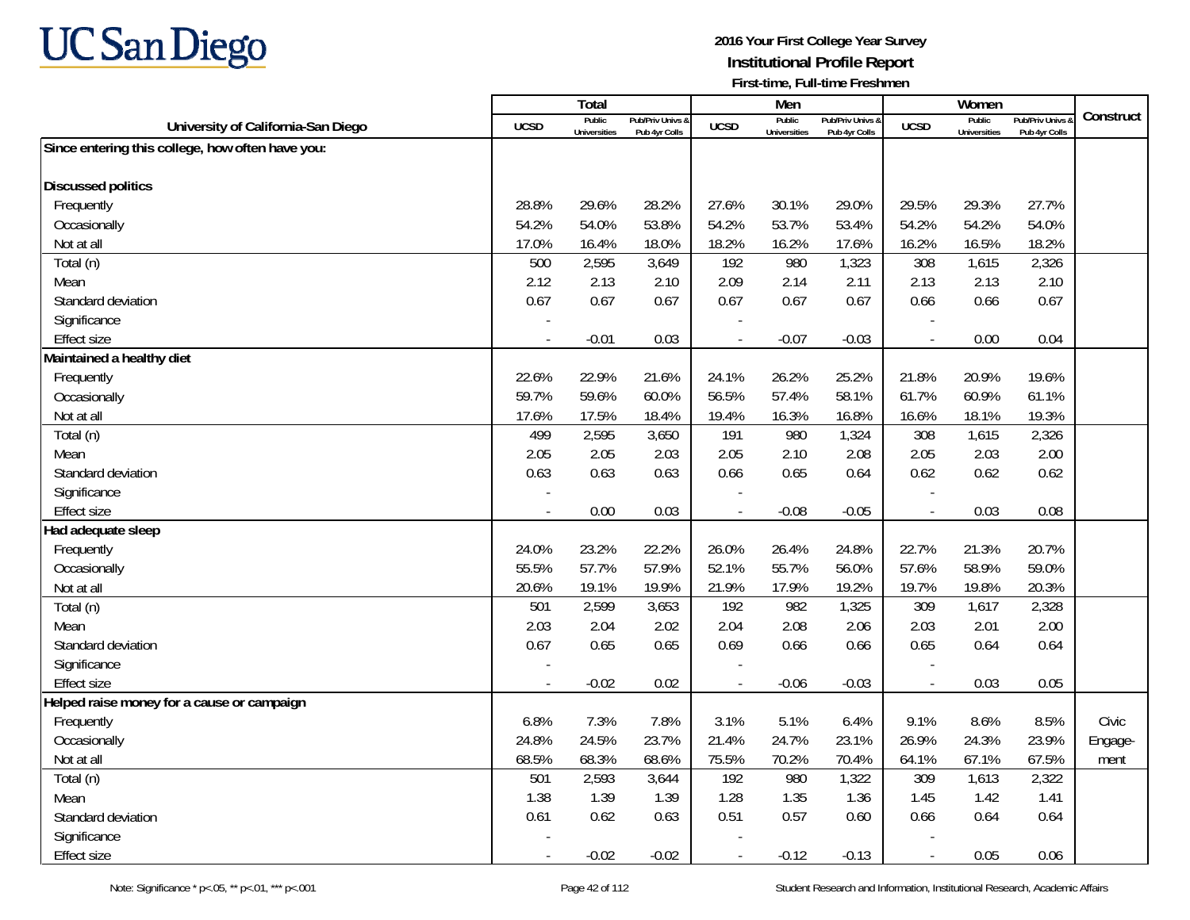# UC San Diego

**2016 Your First College Year Survey**
**Institutional Profile Report**
**First-time, Full-time Freshmen**

| University of California-San Diego | Total | | | Men | | | Women | | | Construct |
|---|---|---|---|---|---|---|---|---|---|---|
| | UCSD | Public Universities | Pub/Priv Univs & Pub 4yr Colls | UCSD | Public Universities | Pub/Priv Univs & Pub 4yr Colls | UCSD | Public Universities | Pub/Priv Univs & Pub 4yr Colls | |
| **Since entering this college, how often have you:** | | | | | | | | | | |
| **Discussed politics** | | | | | | | | | | |
| Frequently | 28.8% | 29.6% | 28.2% | 27.6% | 30.1% | 29.0% | 29.5% | 29.3% | 27.7% | |
| Occasionally | 54.2% | 54.0% | 53.8% | 54.2% | 53.7% | 53.4% | 54.2% | 54.2% | 54.0% | |
| Not at all | 17.0% | 16.4% | 18.0% | 18.2% | 16.2% | 17.6% | 16.2% | 16.5% | 18.2% | |
| Total (n) | 500 | 2,595 | 3,649 | 192 | 980 | 1,323 | 308 | 1,615 | 2,326 | |
| Mean | 2.12 | 2.13 | 2.10 | 2.09 | 2.14 | 2.11 | 2.13 | 2.13 | 2.10 | |
| Standard deviation | 0.67 | 0.67 | 0.67 | 0.67 | 0.67 | 0.67 | 0.66 | 0.66 | 0.67 | |
| Significance | - | | | - | | | - | | | |
| Effect size | - | -0.01 | 0.03 | - | -0.07 | -0.03 | - | 0.00 | 0.04 | |
| **Maintained a healthy diet** | | | | | | | | | | |
| Frequently | 22.6% | 22.9% | 21.6% | 24.1% | 26.2% | 25.2% | 21.8% | 20.9% | 19.6% | |
| Occasionally | 59.7% | 59.6% | 60.0% | 56.5% | 57.4% | 58.1% | 61.7% | 60.9% | 61.1% | |
| Not at all | 17.6% | 17.5% | 18.4% | 19.4% | 16.3% | 16.8% | 16.6% | 18.1% | 19.3% | |
| Total (n) | 499 | 2,595 | 3,650 | 191 | 980 | 1,324 | 308 | 1,615 | 2,326 | |
| Mean | 2.05 | 2.05 | 2.03 | 2.05 | 2.10 | 2.08 | 2.05 | 2.03 | 2.00 | |
| Standard deviation | 0.63 | 0.63 | 0.63 | 0.66 | 0.65 | 0.64 | 0.62 | 0.62 | 0.62 | |
| Significance | - | | | - | | | - | | | |
| Effect size | - | 0.00 | 0.03 | - | -0.08 | -0.05 | - | 0.03 | 0.08 | |
| **Had adequate sleep** | | | | | | | | | | |
| Frequently | 24.0% | 23.2% | 22.2% | 26.0% | 26.4% | 24.8% | 22.7% | 21.3% | 20.7% | |
| Occasionally | 55.5% | 57.7% | 57.9% | 52.1% | 55.7% | 56.0% | 57.6% | 58.9% | 59.0% | |
| Not at all | 20.6% | 19.1% | 19.9% | 21.9% | 17.9% | 19.2% | 19.7% | 19.8% | 20.3% | |
| Total (n) | 501 | 2,599 | 3,653 | 192 | 982 | 1,325 | 309 | 1,617 | 2,328 | |
| Mean | 2.03 | 2.04 | 2.02 | 2.04 | 2.08 | 2.06 | 2.03 | 2.01 | 2.00 | |
| Standard deviation | 0.67 | 0.65 | 0.65 | 0.69 | 0.66 | 0.66 | 0.65 | 0.64 | 0.64 | |
| Significance | - | | | - | | | - | | | |
| Effect size | - | -0.02 | 0.02 | - | -0.06 | -0.03 | - | 0.03 | 0.05 | |
| **Helped raise money for a cause or campaign** | | | | | | | | | | |
| Frequently | 6.8% | 7.3% | 7.8% | 3.1% | 5.1% | 6.4% | 9.1% | 8.6% | 8.5% | Civic Engage-ment |
| Occasionally | 24.8% | 24.5% | 23.7% | 21.4% | 24.7% | 23.1% | 26.9% | 24.3% | 23.9% | |
| Not at all | 68.5% | 68.3% | 68.6% | 75.5% | 70.2% | 70.4% | 64.1% | 67.1% | 67.5% | |
| Total (n) | 501 | 2,593 | 3,644 | 192 | 980 | 1,322 | 309 | 1,613 | 2,322 | |
| Mean | 1.38 | 1.39 | 1.39 | 1.28 | 1.35 | 1.36 | 1.45 | 1.42 | 1.41 | |
| Standard deviation | 0.61 | 0.62 | 0.63 | 0.51 | 0.57 | 0.60 | 0.66 | 0.64 | 0.64 | |
| Significance | - | | | - | | | - | | | |
| Effect size | - | -0.02 | -0.02 | - | -0.12 | -0.13 | - | 0.05 | 0.06 | |

Note: Significance * p<.05, ** p<.01, *** p<.001

Student Research and Information, Institutional Research, Academic Affairs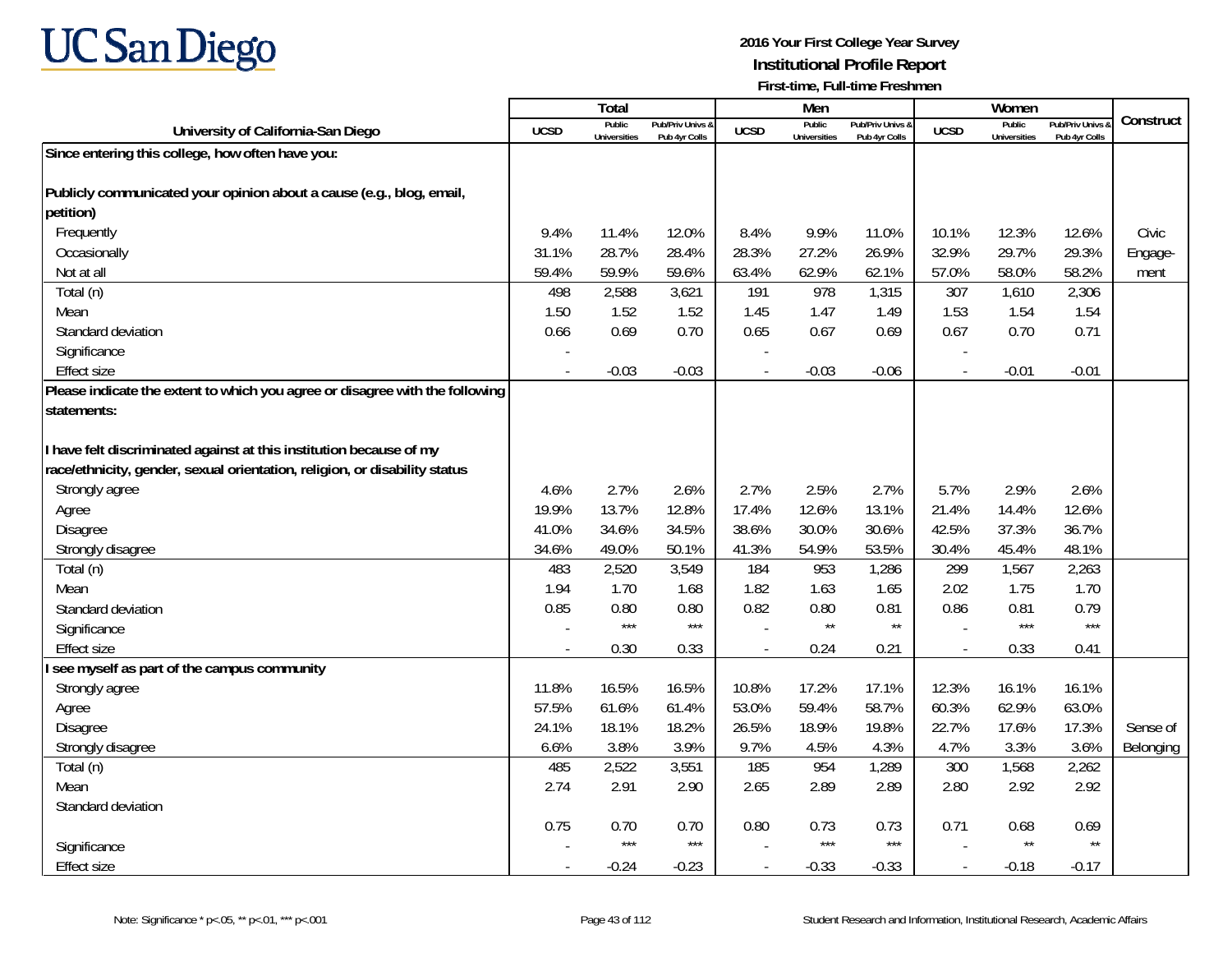# 2016 Your First College Year Survey

## Institutional Profile Report

### First-time, Full-time Freshmen

| University of California-San Diego | Total | | | Men | | | Women | | | Construct |
|---|---|---|---|---|---|---|---|---|---|---|
| | UCSD | Public Universities | Pub/Priv Univs & Pub 4yr Colls | UCSD | Public Universities | Pub/Priv Univs & Pub 4yr Colls | UCSD | Public Universities | Pub/Priv Univs & Pub 4yr Colls | |
| **Since entering this college, how often have you:** | | | | | | | | | | |
| **Publicly communicated your opinion about a cause (e.g., blog, email, petition)** | | | | | | | | | | |
| Frequently | 9.4% | 11.4% | 12.0% | 8.4% | 9.9% | 11.0% | 10.1% | 12.3% | 12.6% | Civic Engage-ment |
| Occasionally | 31.1% | 28.7% | 28.4% | 28.3% | 27.2% | 26.9% | 32.9% | 29.7% | 29.3% | |
| Not at all | 59.4% | 59.9% | 59.6% | 63.4% | 62.9% | 62.1% | 57.0% | 58.0% | 58.2% | |
| Total (n) | 498 | 2,588 | 3,621 | 191 | 978 | 1,315 | 307 | 1,610 | 2,306 | |
| Mean | 1.50 | 1.52 | 1.52 | 1.45 | 1.47 | 1.49 | 1.53 | 1.54 | 1.54 | |
| Standard deviation | 0.66 | 0.69 | 0.70 | 0.65 | 0.67 | 0.69 | 0.67 | 0.70 | 0.71 | |
| Significance | - | | | - | | | - | | | |
| Effect size | - | -0.03 | -0.03 | - | -0.03 | -0.06 | - | -0.01 | -0.01 | |
| **Please indicate the extent to which you agree or disagree with the following statements:** | | | | | | | | | | |
| **I have felt discriminated against at this institution because of my race/ethnicity, gender, sexual orientation, religion, or disability status** | | | | | | | | | | |
| Strongly agree | 4.6% | 2.7% | 2.6% | 2.7% | 2.5% | 2.7% | 5.7% | 2.9% | 2.6% | |
| Agree | 19.9% | 13.7% | 12.8% | 17.4% | 12.6% | 13.1% | 21.4% | 14.4% | 12.6% | |
| Disagree | 41.0% | 34.6% | 34.5% | 38.6% | 30.0% | 30.6% | 42.5% | 37.3% | 36.7% | |
| Strongly disagree | 34.6% | 49.0% | 50.1% | 41.3% | 54.9% | 53.5% | 30.4% | 45.4% | 48.1% | |
| Total (n) | 483 | 2,520 | 3,549 | 184 | 953 | 1,286 | 299 | 1,567 | 2,263 | |
| Mean | 1.94 | 1.70 | 1.68 | 1.82 | 1.63 | 1.65 | 2.02 | 1.75 | 1.70 | |
| Standard deviation | 0.85 | 0.80 | 0.80 | 0.82 | 0.80 | 0.81 | 0.86 | 0.81 | 0.79 | |
| Significance | - | *** | *** | - | ** | ** | - | *** | *** | |
| Effect size | - | 0.30 | 0.33 | - | 0.24 | 0.21 | - | 0.33 | 0.41 | |
| **I see myself as part of the campus community** | | | | | | | | | | |
| Strongly agree | 11.8% | 16.5% | 16.5% | 10.8% | 17.2% | 17.1% | 12.3% | 16.1% | 16.1% | |
| Agree | 57.5% | 61.6% | 61.4% | 53.0% | 59.4% | 58.7% | 60.3% | 62.9% | 63.0% | |
| Disagree | 24.1% | 18.1% | 18.2% | 26.5% | 18.9% | 19.8% | 22.7% | 17.6% | 17.3% | Sense of Belonging |
| Strongly disagree | 6.6% | 3.8% | 3.9% | 9.7% | 4.5% | 4.3% | 4.7% | 3.3% | 3.6% | |
| Total (n) | 485 | 2,522 | 3,551 | 185 | 954 | 1,289 | 300 | 1,568 | 2,262 | |
| Mean | 2.74 | 2.91 | 2.90 | 2.65 | 2.89 | 2.89 | 2.80 | 2.92 | 2.92 | |
| Standard deviation | 0.75 | 0.70 | 0.70 | 0.80 | 0.73 | 0.73 | 0.71 | 0.68 | 0.69 | |
| Significance | - | *** | *** | - | *** | *** | - | ** | ** | |
| Effect size | - | -0.24 | -0.23 | - | -0.33 | -0.33 | - | -0.18 | -0.17 | |

Note: Significance * p<.05, ** p<.01, *** p<.001

Student Research and Information, Institutional Research, Academic Affairs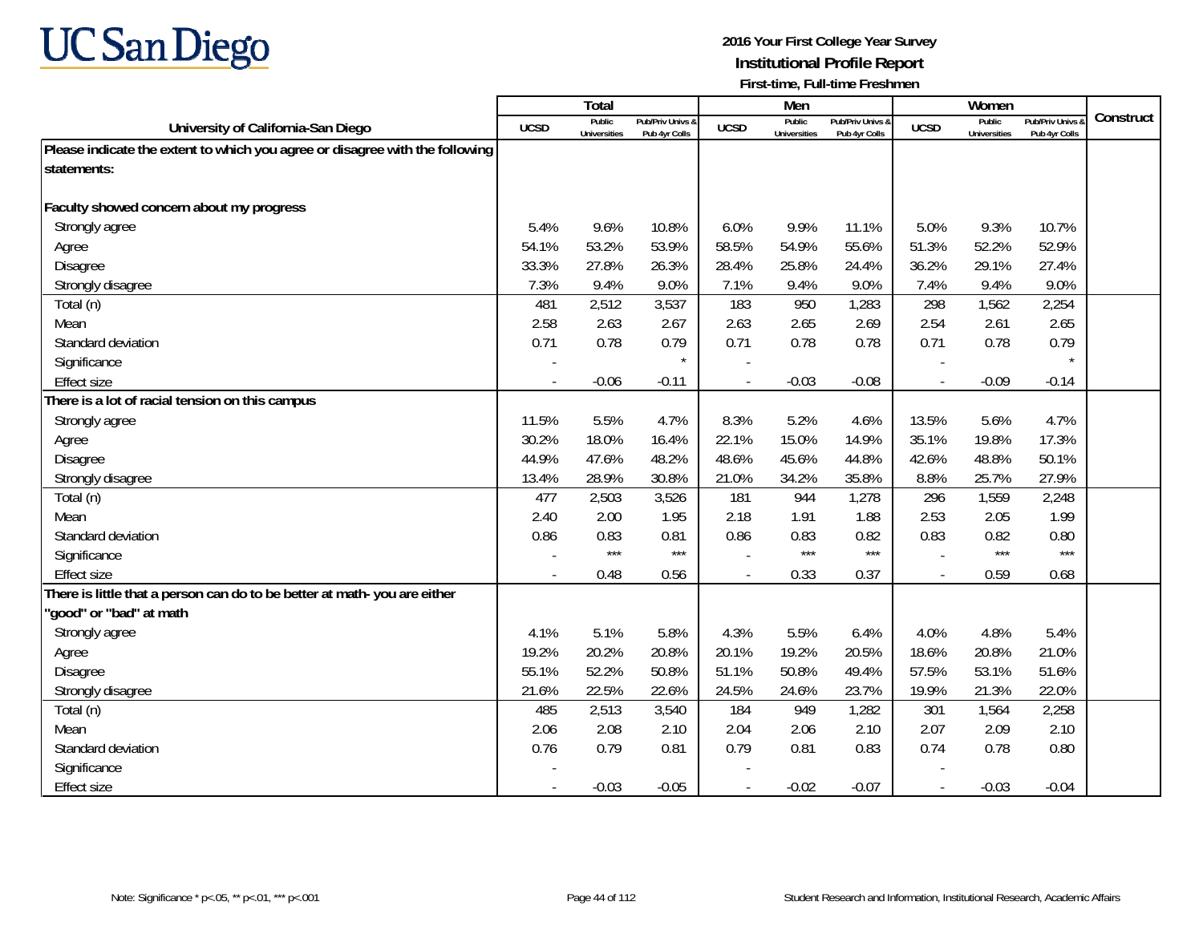UC San Diego

**2016 Your First College Year Survey**
**Institutional Profile Report**
**First-time, Full-time Freshmen**

| University of California-San Diego | Total | | | Men | | | Women | | | Construct |
|---|---|---|---|---|---|---|---|---|---|---|
| | UCSD | Public Universities | Pub/Priv Univs & Pub 4yr Colls | UCSD | Public Universities | Pub/Priv Univs & Pub 4yr Colls | UCSD | Public Universities | Pub/Priv Univs & Pub 4yr Colls | |
| **Please indicate the extent to which you agree or disagree with the following statements:** | | | | | | | | | | |
| **Faculty showed concern about my progress** | | | | | | | | | | |
| Strongly agree | 5.4% | 9.6% | 10.8% | 6.0% | 9.9% | 11.1% | 5.0% | 9.3% | 10.7% | |
| Agree | 54.1% | 53.2% | 53.9% | 58.5% | 54.9% | 55.6% | 51.3% | 52.2% | 52.9% | |
| Disagree | 33.3% | 27.8% | 26.3% | 28.4% | 25.8% | 24.4% | 36.2% | 29.1% | 27.4% | |
| Strongly disagree | 7.3% | 9.4% | 9.0% | 7.1% | 9.4% | 9.0% | 7.4% | 9.4% | 9.0% | |
| Total (n) | 481 | 2,512 | 3,537 | 183 | 950 | 1,283 | 298 | 1,562 | 2,254 | |
| Mean | 2.58 | 2.63 | 2.67 | 2.63 | 2.65 | 2.69 | 2.54 | 2.61 | 2.65 | |
| Standard deviation | 0.71 | 0.78 | 0.79 | 0.71 | 0.78 | 0.78 | 0.71 | 0.78 | 0.79 | |
| Significance | - | | * | - | | | - | | * | |
| Effect size | - | -0.06 | -0.11 | - | -0.03 | -0.08 | - | -0.09 | -0.14 | |
| **There is a lot of racial tension on this campus** | | | | | | | | | | |
| Strongly agree | 11.5% | 5.5% | 4.7% | 8.3% | 5.2% | 4.6% | 13.5% | 5.6% | 4.7% | |
| Agree | 30.2% | 18.0% | 16.4% | 22.1% | 15.0% | 14.9% | 35.1% | 19.8% | 17.3% | |
| Disagree | 44.9% | 47.6% | 48.2% | 48.6% | 45.6% | 44.8% | 42.6% | 48.8% | 50.1% | |
| Strongly disagree | 13.4% | 28.9% | 30.8% | 21.0% | 34.2% | 35.8% | 8.8% | 25.7% | 27.9% | |
| Total (n) | 477 | 2,503 | 3,526 | 181 | 944 | 1,278 | 296 | 1,559 | 2,248 | |
| Mean | 2.40 | 2.00 | 1.95 | 2.18 | 1.91 | 1.88 | 2.53 | 2.05 | 1.99 | |
| Standard deviation | 0.86 | 0.83 | 0.81 | 0.86 | 0.83 | 0.82 | 0.83 | 0.82 | 0.80 | |
| Significance | - | *** | *** | - | *** | *** | - | *** | *** | |
| Effect size | - | 0.48 | 0.56 | - | 0.33 | 0.37 | - | 0.59 | 0.68 | |
| **There is little that a person can do to be better at math- you are either "good" or "bad" at math** | | | | | | | | | | |
| Strongly agree | 4.1% | 5.1% | 5.8% | 4.3% | 5.5% | 6.4% | 4.0% | 4.8% | 5.4% | |
| Agree | 19.2% | 20.2% | 20.8% | 20.1% | 19.2% | 20.5% | 18.6% | 20.8% | 21.0% | |
| Disagree | 55.1% | 52.2% | 50.8% | 51.1% | 50.8% | 49.4% | 57.5% | 53.1% | 51.6% | |
| Strongly disagree | 21.6% | 22.5% | 22.6% | 24.5% | 24.6% | 23.7% | 19.9% | 21.3% | 22.0% | |
| Total (n) | 485 | 2,513 | 3,540 | 184 | 949 | 1,282 | 301 | 1,564 | 2,258 | |
| Mean | 2.06 | 2.08 | 2.10 | 2.04 | 2.06 | 2.10 | 2.07 | 2.09 | 2.10 | |
| Standard deviation | 0.76 | 0.79 | 0.81 | 0.79 | 0.81 | 0.83 | 0.74 | 0.78 | 0.80 | |
| Significance | - | | | - | | | - | | | |
| Effect size | - | -0.03 | -0.05 | - | -0.02 | -0.07 | - | -0.03 | -0.04 | |

Note: Significance * p<.05, ** p<.01, *** p<.001

Student Research and Information, Institutional Research, Academic Affairs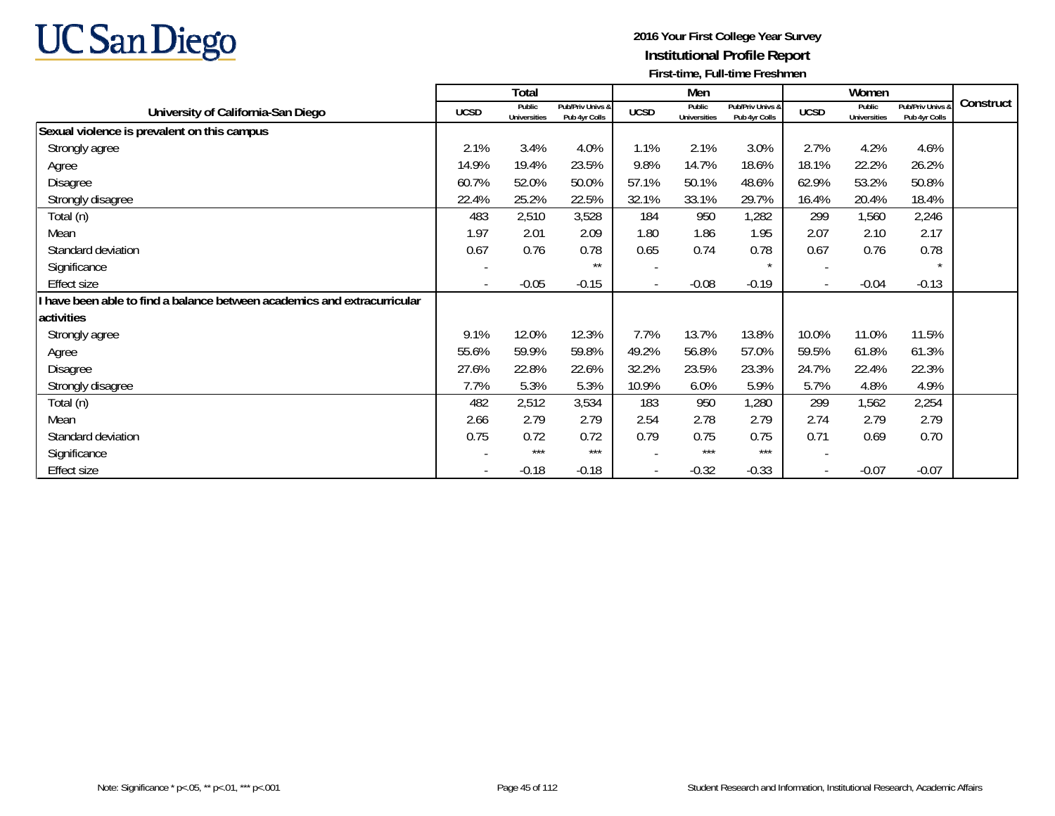**UC San Diego**

**2016 Your First College Year Survey**
**Institutional Profile Report**
**First-time, Full-time Freshmen**

| University of California-San Diego | Total | | | Men | | | Women | | | Construct |
|---|---|---|---|---|---|---|---|---|---|---|
| | UCSD | Public Universities | Pub/Priv Univs & Pub 4yr Colls | UCSD | Public Universities | Pub/Priv Univs & Pub 4yr Colls | UCSD | Public Universities | Pub/Priv Univs & Pub 4yr Colls | |
| **Sexual violence is prevalent on this campus** | | | | | | | | | | |
| Strongly agree | 2.1% | 3.4% | 4.0% | 1.1% | 2.1% | 3.0% | 2.7% | 4.2% | 4.6% | |
| Agree | 14.9% | 19.4% | 23.5% | 9.8% | 14.7% | 18.6% | 18.1% | 22.2% | 26.2% | |
| Disagree | 60.7% | 52.0% | 50.0% | 57.1% | 50.1% | 48.6% | 62.9% | 53.2% | 50.8% | |
| Strongly disagree | 22.4% | 25.2% | 22.5% | 32.1% | 33.1% | 29.7% | 16.4% | 20.4% | 18.4% | |
| Total (n) | 483 | 2,510 | 3,528 | 184 | 950 | 1,282 | 299 | 1,560 | 2,246 | |
| Mean | 1.97 | 2.01 | 2.09 | 1.80 | 1.86 | 1.95 | 2.07 | 2.10 | 2.17 | |
| Standard deviation | 0.67 | 0.76 | 0.78 | 0.65 | 0.74 | 0.78 | 0.67 | 0.76 | 0.78 | |
| Significance | - | | ** | - | | * | - | | * | |
| Effect size | - | -0.05 | -0.15 | - | -0.08 | -0.19 | - | -0.04 | -0.13 | |
| **I have been able to find a balance between academics and extracurricular activities** | | | | | | | | | | |
| Strongly agree | 9.1% | 12.0% | 12.3% | 7.7% | 13.7% | 13.8% | 10.0% | 11.0% | 11.5% | |
| Agree | 55.6% | 59.9% | 59.8% | 49.2% | 56.8% | 57.0% | 59.5% | 61.8% | 61.3% | |
| Disagree | 27.6% | 22.8% | 22.6% | 32.2% | 23.5% | 23.3% | 24.7% | 22.4% | 22.3% | |
| Strongly disagree | 7.7% | 5.3% | 5.3% | 10.9% | 6.0% | 5.9% | 5.7% | 4.8% | 4.9% | |
| Total (n) | 482 | 2,512 | 3,534 | 183 | 950 | 1,280 | 299 | 1,562 | 2,254 | |
| Mean | 2.66 | 2.79 | 2.79 | 2.54 | 2.78 | 2.79 | 2.74 | 2.79 | 2.79 | |
| Standard deviation | 0.75 | 0.72 | 0.72 | 0.79 | 0.75 | 0.75 | 0.71 | 0.69 | 0.70 | |
| Significance | - | *** | *** | - | *** | *** | - | | | |
| Effect size | - | -0.18 | -0.18 | - | -0.32 | -0.33 | - | -0.07 | -0.07 | |

Note: Significance * p<.05, ** p<.01, *** p<.001

Student Research and Information, Institutional Research, Academic Affairs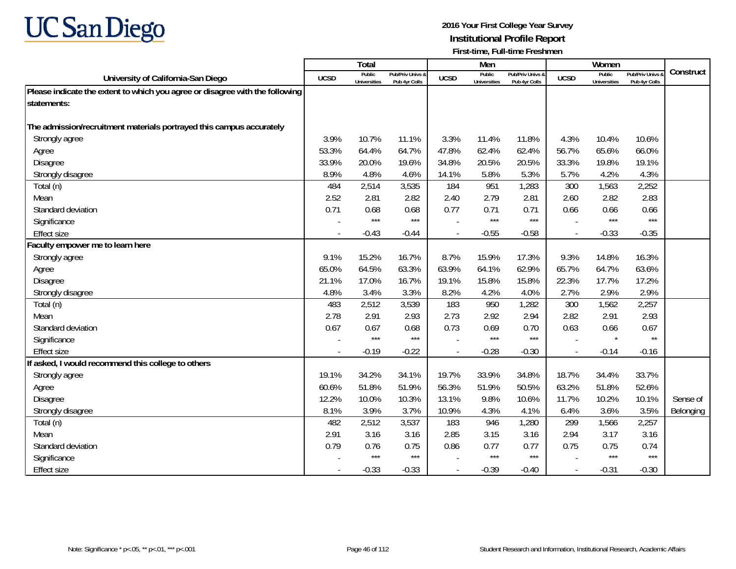UC San Diego

**2016 Your First College Year Survey**
**Institutional Profile Report**
**First-time, Full-time Freshmen**

| University of California-San Diego | Total | | | Men | | | Women | | | Construct |
|---|---|---|---|---|---|---|---|---|---|---|
| | UCSD | Public Universities | Pub/Priv Univs & Pub 4yr Colls | UCSD | Public Universities | Pub/Priv Univs & Pub 4yr Colls | UCSD | Public Universities | Pub/Priv Univs & Pub 4yr Colls | |
| **Please indicate the extent to which you agree or disagree with the following statements:** | | | | | | | | | | |
| **The admission/recruitment materials portrayed this campus accurately** | | | | | | | | | | |
| Strongly agree | 3.9% | 10.7% | 11.1% | 3.3% | 11.4% | 11.8% | 4.3% | 10.4% | 10.6% | |
| Agree | 53.3% | 64.4% | 64.7% | 47.8% | 62.4% | 62.4% | 56.7% | 65.6% | 66.0% | |
| Disagree | 33.9% | 20.0% | 19.6% | 34.8% | 20.5% | 20.5% | 33.3% | 19.8% | 19.1% | |
| Strongly disagree | 8.9% | 4.8% | 4.6% | 14.1% | 5.8% | 5.3% | 5.7% | 4.2% | 4.3% | |
| Total (n) | 484 | 2,514 | 3,535 | 184 | 951 | 1,283 | 300 | 1,563 | 2,252 | |
| Mean | 2.52 | 2.81 | 2.82 | 2.40 | 2.79 | 2.81 | 2.60 | 2.82 | 2.83 | |
| Standard deviation | 0.71 | 0.68 | 0.68 | 0.77 | 0.71 | 0.71 | 0.66 | 0.66 | 0.66 | |
| Significance | - | *** | *** | - | *** | *** | - | *** | *** | |
| Effect size | - | -0.43 | -0.44 | - | -0.55 | -0.58 | - | -0.33 | -0.35 | |
| **Faculty empower me to learn here** | | | | | | | | | | |
| Strongly agree | 9.1% | 15.2% | 16.7% | 8.7% | 15.9% | 17.3% | 9.3% | 14.8% | 16.3% | |
| Agree | 65.0% | 64.5% | 63.3% | 63.9% | 64.1% | 62.9% | 65.7% | 64.7% | 63.6% | |
| Disagree | 21.1% | 17.0% | 16.7% | 19.1% | 15.8% | 15.8% | 22.3% | 17.7% | 17.2% | |
| Strongly disagree | 4.8% | 3.4% | 3.3% | 8.2% | 4.2% | 4.0% | 2.7% | 2.9% | 2.9% | |
| Total (n) | 483 | 2,512 | 3,539 | 183 | 950 | 1,282 | 300 | 1,562 | 2,257 | |
| Mean | 2.78 | 2.91 | 2.93 | 2.73 | 2.92 | 2.94 | 2.82 | 2.91 | 2.93 | |
| Standard deviation | 0.67 | 0.67 | 0.68 | 0.73 | 0.69 | 0.70 | 0.63 | 0.66 | 0.67 | |
| Significance | - | *** | *** | - | *** | *** | - | * | ** | |
| Effect size | - | -0.19 | -0.22 | - | -0.28 | -0.30 | - | -0.14 | -0.16 | |
| **If asked, I would recommend this college to others** | | | | | | | | | | |
| Strongly agree | 19.1% | 34.2% | 34.1% | 19.7% | 33.9% | 34.8% | 18.7% | 34.4% | 33.7% | |
| Agree | 60.6% | 51.8% | 51.9% | 56.3% | 51.9% | 50.5% | 63.2% | 51.8% | 52.6% | |
| Disagree | 12.2% | 10.0% | 10.3% | 13.1% | 9.8% | 10.6% | 11.7% | 10.2% | 10.1% | Sense of |
| Strongly disagree | 8.1% | 3.9% | 3.7% | 10.9% | 4.3% | 4.1% | 6.4% | 3.6% | 3.5% | Belonging |
| Total (n) | 482 | 2,512 | 3,537 | 183 | 946 | 1,280 | 299 | 1,566 | 2,257 | |
| Mean | 2.91 | 3.16 | 3.16 | 2.85 | 3.15 | 3.16 | 2.94 | 3.17 | 3.16 | |
| Standard deviation | 0.79 | 0.76 | 0.75 | 0.86 | 0.77 | 0.77 | 0.75 | 0.75 | 0.74 | |
| Significance | - | *** | *** | - | *** | *** | - | *** | *** | |
| Effect size | - | -0.33 | -0.33 | - | -0.39 | -0.40 | - | -0.31 | -0.30 | |

Note: Significance * p<.05, ** p<.01, *** p<.001

Student Research and Information, Institutional Research, Academic Affairs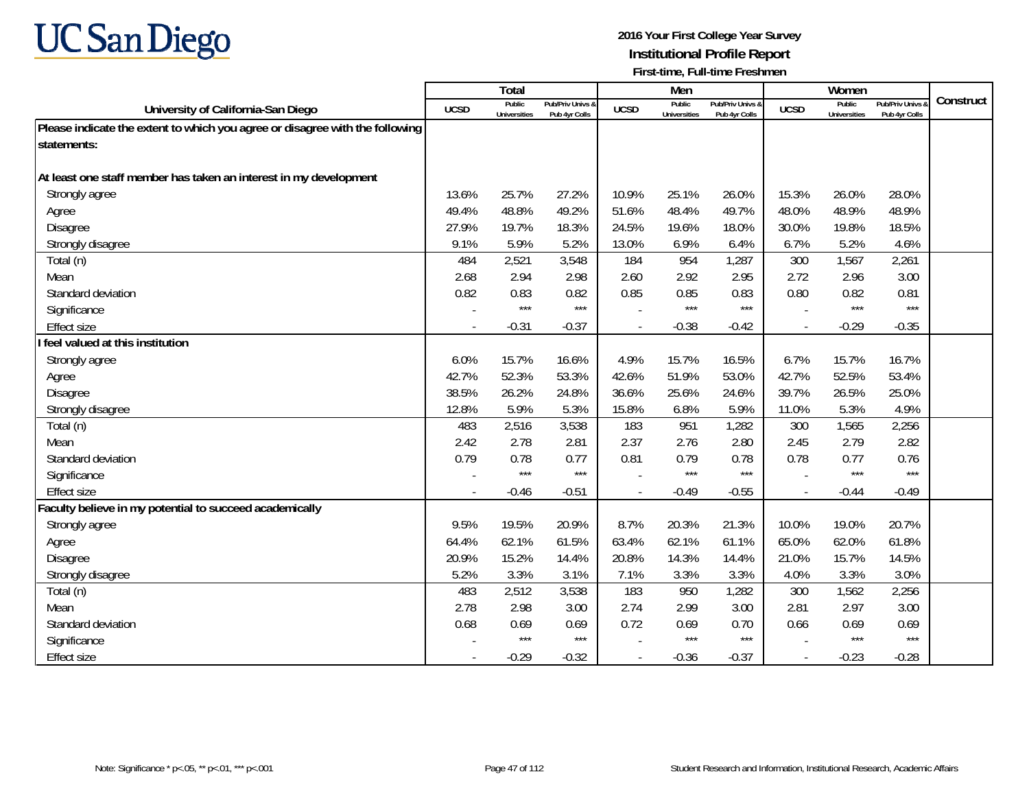# UC San Diego

**2016 Your First College Year Survey**
**Institutional Profile Report**
**First-time, Full-time Freshmen**

| University of California-San Diego | Total | | | Men | | | Women | | | Construct |
|---|---|---|---|---|---|---|---|---|---|---|
| | UCSD | Public Universities | Pub/Priv Univs & Pub 4yr Colls | UCSD | Public Universities | Pub/Priv Univs & Pub 4yr Colls | UCSD | Public Universities | Pub/Priv Univs & Pub 4yr Colls | |
| **Please indicate the extent to which you agree or disagree with the following statements:** | | | | | | | | | | |
| **At least one staff member has taken an interest in my development** | | | | | | | | | | |
| Strongly agree | 13.6% | 25.7% | 27.2% | 10.9% | 25.1% | 26.0% | 15.3% | 26.0% | 28.0% | |
| Agree | 49.4% | 48.8% | 49.2% | 51.6% | 48.4% | 49.7% | 48.0% | 48.9% | 48.9% | |
| Disagree | 27.9% | 19.7% | 18.3% | 24.5% | 19.6% | 18.0% | 30.0% | 19.8% | 18.5% | |
| Strongly disagree | 9.1% | 5.9% | 5.2% | 13.0% | 6.9% | 6.4% | 6.7% | 5.2% | 4.6% | |
| Total (n) | 484 | 2,521 | 3,548 | 184 | 954 | 1,287 | 300 | 1,567 | 2,261 | |
| Mean | 2.68 | 2.94 | 2.98 | 2.60 | 2.92 | 2.95 | 2.72 | 2.96 | 3.00 | |
| Standard deviation | 0.82 | 0.83 | 0.82 | 0.85 | 0.85 | 0.83 | 0.80 | 0.82 | 0.81 | |
| Significance | - | *** | *** | - | *** | *** | - | *** | *** | |
| Effect size | - | -0.31 | -0.37 | - | -0.38 | -0.42 | - | -0.29 | -0.35 | |
| **I feel valued at this institution** | | | | | | | | | | |
| Strongly agree | 6.0% | 15.7% | 16.6% | 4.9% | 15.7% | 16.5% | 6.7% | 15.7% | 16.7% | |
| Agree | 42.7% | 52.3% | 53.3% | 42.6% | 51.9% | 53.0% | 42.7% | 52.5% | 53.4% | |
| Disagree | 38.5% | 26.2% | 24.8% | 36.6% | 25.6% | 24.6% | 39.7% | 26.5% | 25.0% | |
| Strongly disagree | 12.8% | 5.9% | 5.3% | 15.8% | 6.8% | 5.9% | 11.0% | 5.3% | 4.9% | |
| Total (n) | 483 | 2,516 | 3,538 | 183 | 951 | 1,282 | 300 | 1,565 | 2,256 | |
| Mean | 2.42 | 2.78 | 2.81 | 2.37 | 2.76 | 2.80 | 2.45 | 2.79 | 2.82 | |
| Standard deviation | 0.79 | 0.78 | 0.77 | 0.81 | 0.79 | 0.78 | 0.78 | 0.77 | 0.76 | |
| Significance | - | *** | *** | - | *** | *** | - | *** | *** | |
| Effect size | - | -0.46 | -0.51 | - | -0.49 | -0.55 | - | -0.44 | -0.49 | |
| **Faculty believe in my potential to succeed academically** | | | | | | | | | | |
| Strongly agree | 9.5% | 19.5% | 20.9% | 8.7% | 20.3% | 21.3% | 10.0% | 19.0% | 20.7% | |
| Agree | 64.4% | 62.1% | 61.5% | 63.4% | 62.1% | 61.1% | 65.0% | 62.0% | 61.8% | |
| Disagree | 20.9% | 15.2% | 14.4% | 20.8% | 14.3% | 14.4% | 21.0% | 15.7% | 14.5% | |
| Strongly disagree | 5.2% | 3.3% | 3.1% | 7.1% | 3.3% | 3.3% | 4.0% | 3.3% | 3.0% | |
| Total (n) | 483 | 2,512 | 3,538 | 183 | 950 | 1,282 | 300 | 1,562 | 2,256 | |
| Mean | 2.78 | 2.98 | 3.00 | 2.74 | 2.99 | 3.00 | 2.81 | 2.97 | 3.00 | |
| Standard deviation | 0.68 | 0.69 | 0.69 | 0.72 | 0.69 | 0.70 | 0.66 | 0.69 | 0.69 | |
| Significance | - | *** | *** | - | *** | *** | - | *** | *** | |
| Effect size | - | -0.29 | -0.32 | - | -0.36 | -0.37 | - | -0.23 | -0.28 | |

Note: Significance * p<.05, ** p<.01, *** p<.001

Student Research and Information, Institutional Research, Academic Affairs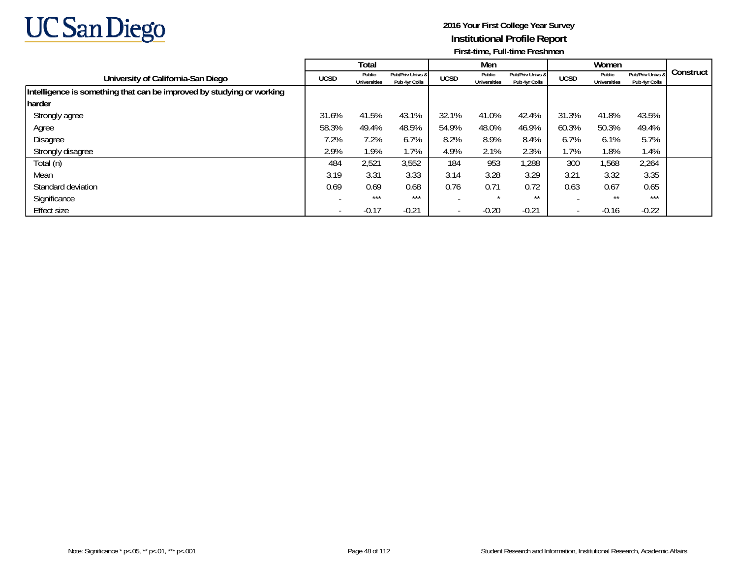2016 Your First College Year Survey
**Institutional Profile Report**
First-time, Full-time Freshmen

| University of California-San Diego | Total | | | Men | | | Women | | | Construct |
|---|---|---|---|---|---|---|---|---|---|---|
| | UCSD | Public Universities | Pub/Priv Univs & Pub 4yr Colls | UCSD | Public Universities | Pub/Priv Univs & Pub 4yr Colls | UCSD | Public Universities | Pub/Priv Univs & Pub 4yr Colls | |
| **Intelligence is something that can be improved by studying or working harder** | | | | | | | | | | |
| Strongly agree | 31.6% | 41.5% | 43.1% | 32.1% | 41.0% | 42.4% | 31.3% | 41.8% | 43.5% | |
| Agree | 58.3% | 49.4% | 48.5% | 54.9% | 48.0% | 46.9% | 60.3% | 50.3% | 49.4% | |
| Disagree | 7.2% | 7.2% | 6.7% | 8.2% | 8.9% | 8.4% | 6.7% | 6.1% | 5.7% | |
| Strongly disagree | 2.9% | 1.9% | 1.7% | 4.9% | 2.1% | 2.3% | 1.7% | 1.8% | 1.4% | |
| Total (n) | 484 | 2,521 | 3,552 | 184 | 953 | 1,288 | 300 | 1,568 | 2,264 | |
| Mean | 3.19 | 3.31 | 3.33 | 3.14 | 3.28 | 3.29 | 3.21 | 3.32 | 3.35 | |
| Standard deviation | 0.69 | 0.69 | 0.68 | 0.76 | 0.71 | 0.72 | 0.63 | 0.67 | 0.65 | |
| Significance | - | *** | *** | - | * | ** | - | ** | *** | |
| Effect size | - | -0.17 | -0.21 | - | -0.20 | -0.21 | - | -0.16 | -0.22 | |

Note: Significance * p<.05, ** p<.01, *** p<.001

Student Research and Information, Institutional Research, Academic Affairs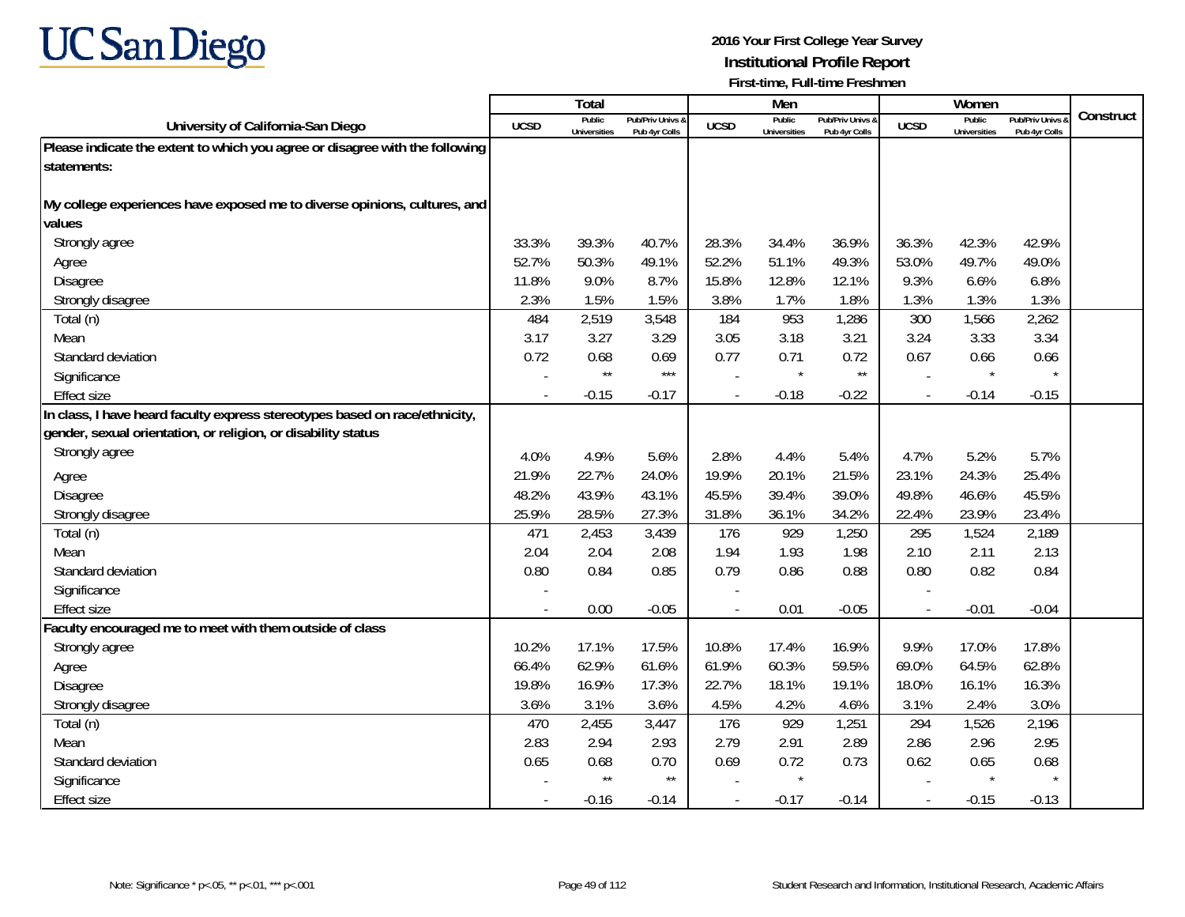**UC San Diego**

**2016 Your First College Year Survey**
**Institutional Profile Report**
**First-time, Full-time Freshmen**

| University of California-San Diego | Total | | | Men | | | Women | | | Construct |
|---|---|---|---|---|---|---|---|---|---|---|
| | UCSD | Public Universities | Pub/Priv Univs & Pub 4yr Colls | UCSD | Public Universities | Pub/Priv Univs & Pub 4yr Colls | UCSD | Public Universities | Pub/Priv Univs & Pub 4yr Colls | |
| **Please indicate the extent to which you agree or disagree with the following statements:** | | | | | | | | | | |
| **My college experiences have exposed me to diverse opinions, cultures, and values** | | | | | | | | | | |
| Strongly agree | 33.3% | 39.3% | 40.7% | 28.3% | 34.4% | 36.9% | 36.3% | 42.3% | 42.9% | |
| Agree | 52.7% | 50.3% | 49.1% | 52.2% | 51.1% | 49.3% | 53.0% | 49.7% | 49.0% | |
| Disagree | 11.8% | 9.0% | 8.7% | 15.8% | 12.8% | 12.1% | 9.3% | 6.6% | 6.8% | |
| Strongly disagree | 2.3% | 1.5% | 1.5% | 3.8% | 1.7% | 1.8% | 1.3% | 1.3% | 1.3% | |
| Total (n) | 484 | 2,519 | 3,548 | 184 | 953 | 1,286 | 300 | 1,566 | 2,262 | |
| Mean | 3.17 | 3.27 | 3.29 | 3.05 | 3.18 | 3.21 | 3.24 | 3.33 | 3.34 | |
| Standard deviation | 0.72 | 0.68 | 0.69 | 0.77 | 0.71 | 0.72 | 0.67 | 0.66 | 0.66 | |
| Significance | - | ** | *** | - | * | ** | - | * | * | |
| Effect size | - | -0.15 | -0.17 | - | -0.18 | -0.22 | - | -0.14 | -0.15 | |
| **In class, I have heard faculty express stereotypes based on race/ethnicity, gender, sexual orientation, or religion, or disability status** | | | | | | | | | | |
| Strongly agree | 4.0% | 4.9% | 5.6% | 2.8% | 4.4% | 5.4% | 4.7% | 5.2% | 5.7% | |
| Agree | 21.9% | 22.7% | 24.0% | 19.9% | 20.1% | 21.5% | 23.1% | 24.3% | 25.4% | |
| Disagree | 48.2% | 43.9% | 43.1% | 45.5% | 39.4% | 39.0% | 49.8% | 46.6% | 45.5% | |
| Strongly disagree | 25.9% | 28.5% | 27.3% | 31.8% | 36.1% | 34.2% | 22.4% | 23.9% | 23.4% | |
| Total (n) | 471 | 2,453 | 3,439 | 176 | 929 | 1,250 | 295 | 1,524 | 2,189 | |
| Mean | 2.04 | 2.04 | 2.08 | 1.94 | 1.93 | 1.98 | 2.10 | 2.11 | 2.13 | |
| Standard deviation | 0.80 | 0.84 | 0.85 | 0.79 | 0.86 | 0.88 | 0.80 | 0.82 | 0.84 | |
| Significance | - | | | - | | | - | | | |
| Effect size | - | 0.00 | -0.05 | - | 0.01 | -0.05 | - | -0.01 | -0.04 | |
| **Faculty encouraged me to meet with them outside of class** | | | | | | | | | | |
| Strongly agree | 10.2% | 17.1% | 17.5% | 10.8% | 17.4% | 16.9% | 9.9% | 17.0% | 17.8% | |
| Agree | 66.4% | 62.9% | 61.6% | 61.9% | 60.3% | 59.5% | 69.0% | 64.5% | 62.8% | |
| Disagree | 19.8% | 16.9% | 17.3% | 22.7% | 18.1% | 19.1% | 18.0% | 16.1% | 16.3% | |
| Strongly disagree | 3.6% | 3.1% | 3.6% | 4.5% | 4.2% | 4.6% | 3.1% | 2.4% | 3.0% | |
| Total (n) | 470 | 2,455 | 3,447 | 176 | 929 | 1,251 | 294 | 1,526 | 2,196 | |
| Mean | 2.83 | 2.94 | 2.93 | 2.79 | 2.91 | 2.89 | 2.86 | 2.96 | 2.95 | |
| Standard deviation | 0.65 | 0.68 | 0.70 | 0.69 | 0.72 | 0.73 | 0.62 | 0.65 | 0.68 | |
| Significance | - | ** | ** | - | * | | - | * | * | |
| Effect size | - | -0.16 | -0.14 | - | -0.17 | -0.14 | - | -0.15 | -0.13 | |

Note: Significance * p<.05, ** p<.01, *** p<.001

Student Research and Information, Institutional Research, Academic Affairs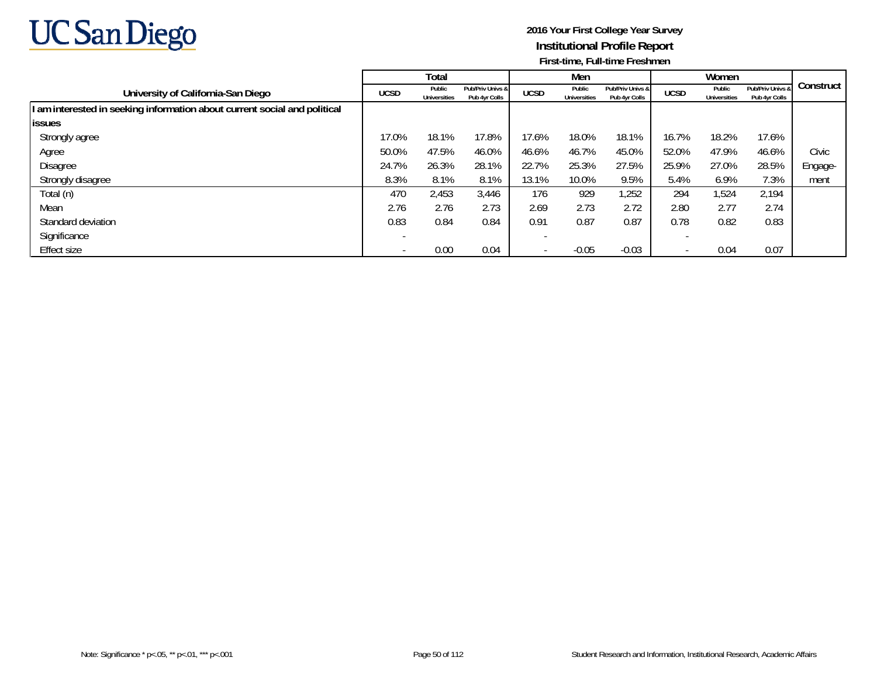**2016 Your First College Year Survey**

**Institutional Profile Report**

**First-time, Full-time Freshmen**

| University of California-San Diego | Total | | | Men | | | Women | | | Construct |
|---|---|---|---|---|---|---|---|---|---|---|
| | UCSD | Public Universities | Pub/Priv Univs & Pub 4yr Colls | UCSD | Public Universities | Pub/Priv Univs & Pub 4yr Colls | UCSD | Public Universities | Pub/Priv Univs & Pub 4yr Colls | |
| **I am interested in seeking information about current social and political issues** | | | | | | | | | | |
| Strongly agree | 17.0% | 18.1% | 17.8% | 17.6% | 18.0% | 18.1% | 16.7% | 18.2% | 17.6% | |
| Agree | 50.0% | 47.5% | 46.0% | 46.6% | 46.7% | 45.0% | 52.0% | 47.9% | 46.6% | Civic Engage-ment |
| Disagree | 24.7% | 26.3% | 28.1% | 22.7% | 25.3% | 27.5% | 25.9% | 27.0% | 28.5% | |
| Strongly disagree | 8.3% | 8.1% | 8.1% | 13.1% | 10.0% | 9.5% | 5.4% | 6.9% | 7.3% | |
| Total (n) | 470 | 2,453 | 3,446 | 176 | 929 | 1,252 | 294 | 1,524 | 2,194 | |
| Mean | 2.76 | 2.76 | 2.73 | 2.69 | 2.73 | 2.72 | 2.80 | 2.77 | 2.74 | |
| Standard deviation | 0.83 | 0.84 | 0.84 | 0.91 | 0.87 | 0.87 | 0.78 | 0.82 | 0.83 | |
| Significance | - | | | - | | | - | | | |
| Effect size | - | 0.00 | 0.04 | - | -0.05 | -0.03 | - | 0.04 | 0.07 | |

Note: Significance * p<.05, ** p<.01, *** p<.001

Student Research and Information, Institutional Research, Academic Affairs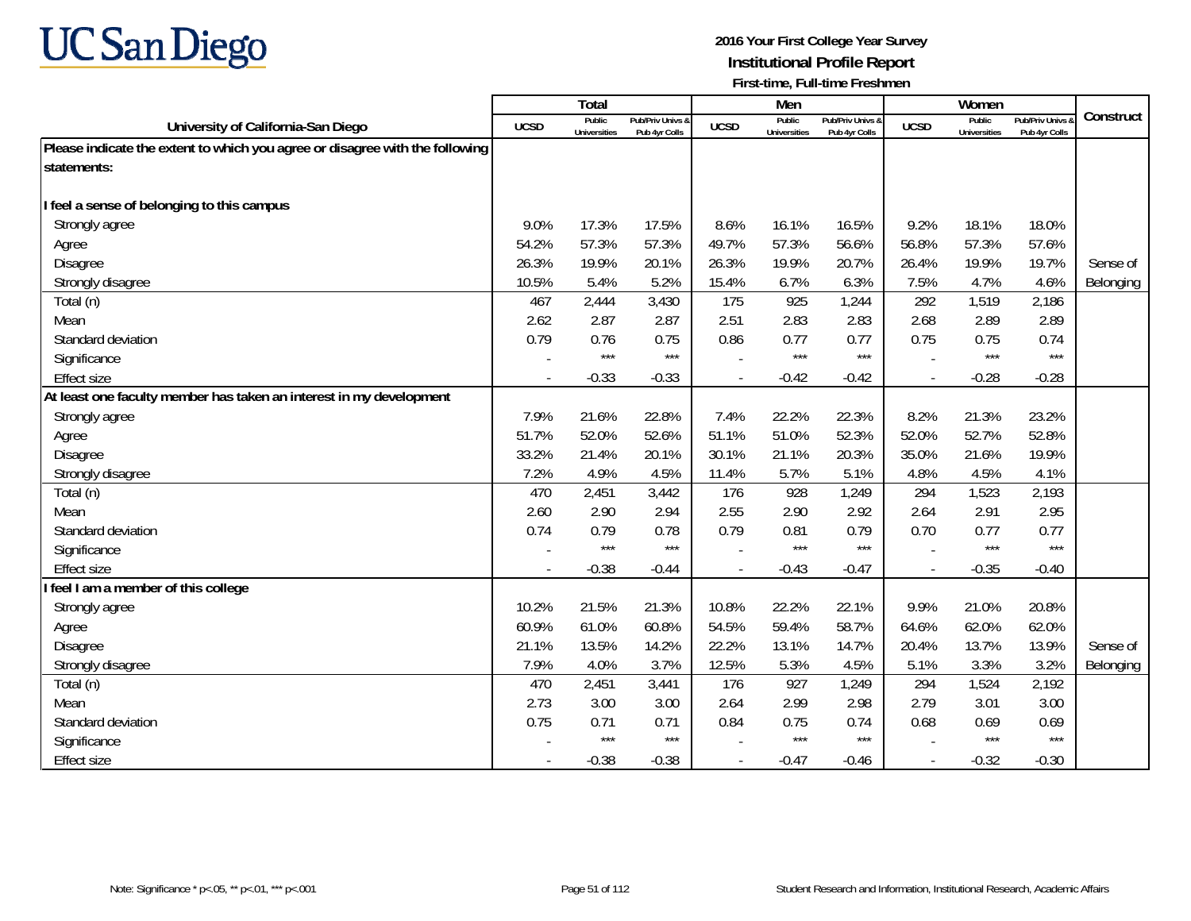UC San Diego

**2016 Your First College Year Survey**
**Institutional Profile Report**
**First-time, Full-time Freshmen**

| University of California-San Diego | Total | | | Men | | | Women | | | Construct |
|---|---|---|---|---|---|---|---|---|---|---|
| | UCSD | Public Universities | Pub/Priv Univs & Pub 4yr Colls | UCSD | Public Universities | Pub/Priv Univs & Pub 4yr Colls | UCSD | Public Universities | Pub/Priv Univs & Pub 4yr Colls | |
| **Please indicate the extent to which you agree or disagree with the following statements:** | | | | | | | | | | |
| **I feel a sense of belonging to this campus** | | | | | | | | | | |
| Strongly agree | 9.0% | 17.3% | 17.5% | 8.6% | 16.1% | 16.5% | 9.2% | 18.1% | 18.0% | |
| Agree | 54.2% | 57.3% | 57.3% | 49.7% | 57.3% | 56.6% | 56.8% | 57.3% | 57.6% | |
| Disagree | 26.3% | 19.9% | 20.1% | 26.3% | 19.9% | 20.7% | 26.4% | 19.9% | 19.7% | Sense of |
| Strongly disagree | 10.5% | 5.4% | 5.2% | 15.4% | 6.7% | 6.3% | 7.5% | 4.7% | 4.6% | Belonging |
| Total (n) | 467 | 2,444 | 3,430 | 175 | 925 | 1,244 | 292 | 1,519 | 2,186 | |
| Mean | 2.62 | 2.87 | 2.87 | 2.51 | 2.83 | 2.83 | 2.68 | 2.89 | 2.89 | |
| Standard deviation | 0.79 | 0.76 | 0.75 | 0.86 | 0.77 | 0.77 | 0.75 | 0.75 | 0.74 | |
| Significance | - | *** | *** | - | *** | *** | - | *** | *** | |
| Effect size | - | -0.33 | -0.33 | - | -0.42 | -0.42 | - | -0.28 | -0.28 | |
| **At least one faculty member has taken an interest in my development** | | | | | | | | | | |
| Strongly agree | 7.9% | 21.6% | 22.8% | 7.4% | 22.2% | 22.3% | 8.2% | 21.3% | 23.2% | |
| Agree | 51.7% | 52.0% | 52.6% | 51.1% | 51.0% | 52.3% | 52.0% | 52.7% | 52.8% | |
| Disagree | 33.2% | 21.4% | 20.1% | 30.1% | 21.1% | 20.3% | 35.0% | 21.6% | 19.9% | |
| Strongly disagree | 7.2% | 4.9% | 4.5% | 11.4% | 5.7% | 5.1% | 4.8% | 4.5% | 4.1% | |
| Total (n) | 470 | 2,451 | 3,442 | 176 | 928 | 1,249 | 294 | 1,523 | 2,193 | |
| Mean | 2.60 | 2.90 | 2.94 | 2.55 | 2.90 | 2.92 | 2.64 | 2.91 | 2.95 | |
| Standard deviation | 0.74 | 0.79 | 0.78 | 0.79 | 0.81 | 0.79 | 0.70 | 0.77 | 0.77 | |
| Significance | - | *** | *** | - | *** | *** | - | *** | *** | |
| Effect size | - | -0.38 | -0.44 | - | -0.43 | -0.47 | - | -0.35 | -0.40 | |
| **I feel I am a member of this college** | | | | | | | | | | |
| Strongly agree | 10.2% | 21.5% | 21.3% | 10.8% | 22.2% | 22.1% | 9.9% | 21.0% | 20.8% | |
| Agree | 60.9% | 61.0% | 60.8% | 54.5% | 59.4% | 58.7% | 64.6% | 62.0% | 62.0% | |
| Disagree | 21.1% | 13.5% | 14.2% | 22.2% | 13.1% | 14.7% | 20.4% | 13.7% | 13.9% | Sense of |
| Strongly disagree | 7.9% | 4.0% | 3.7% | 12.5% | 5.3% | 4.5% | 5.1% | 3.3% | 3.2% | Belonging |
| Total (n) | 470 | 2,451 | 3,441 | 176 | 927 | 1,249 | 294 | 1,524 | 2,192 | |
| Mean | 2.73 | 3.00 | 3.00 | 2.64 | 2.99 | 2.98 | 2.79 | 3.01 | 3.00 | |
| Standard deviation | 0.75 | 0.71 | 0.71 | 0.84 | 0.75 | 0.74 | 0.68 | 0.69 | 0.69 | |
| Significance | - | *** | *** | - | *** | *** | - | *** | *** | |
| Effect size | - | -0.38 | -0.38 | - | -0.47 | -0.46 | - | -0.32 | -0.30 | |

Note: Significance * p<.05, ** p<.01, *** p<.001

Student Research and Information, Institutional Research, Academic Affairs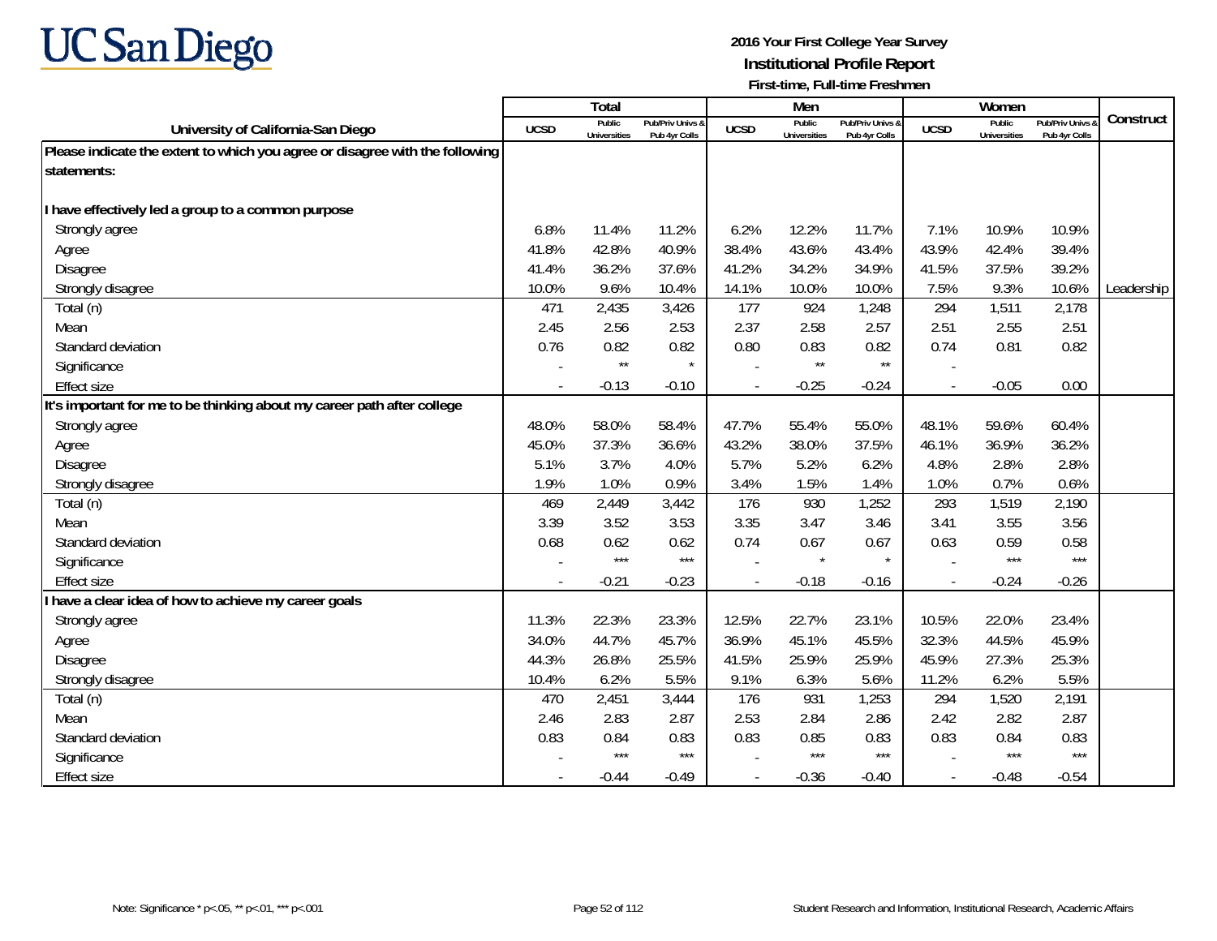# UC San Diego

**2016 Your First College Year Survey**
**Institutional Profile Report**
**First-time, Full-time Freshmen**

| University of California-San Diego | Total | | | Men | | | Women | | | Construct |
|---|---|---|---|---|---|---|---|---|---|---|
| | UCSD | Public Universities | Pub/Priv Univs & Pub 4yr Colls | UCSD | Public Universities | Pub/Priv Univs & Pub 4yr Colls | UCSD | Public Universities | Pub/Priv Univs & Pub 4yr Colls | |
| **Please indicate the extent to which you agree or disagree with the following statements:** | | | | | | | | | | |
| **I have effectively led a group to a common purpose** | | | | | | | | | | |
| Strongly agree | 6.8% | 11.4% | 11.2% | 6.2% | 12.2% | 11.7% | 7.1% | 10.9% | 10.9% | |
| Agree | 41.8% | 42.8% | 40.9% | 38.4% | 43.6% | 43.4% | 43.9% | 42.4% | 39.4% | |
| Disagree | 41.4% | 36.2% | 37.6% | 41.2% | 34.2% | 34.9% | 41.5% | 37.5% | 39.2% | |
| Strongly disagree | 10.0% | 9.6% | 10.4% | 14.1% | 10.0% | 10.0% | 7.5% | 9.3% | 10.6% | Leadership |
| Total (n) | 471 | 2,435 | 3,426 | 177 | 924 | 1,248 | 294 | 1,511 | 2,178 | |
| Mean | 2.45 | 2.56 | 2.53 | 2.37 | 2.58 | 2.57 | 2.51 | 2.55 | 2.51 | |
| Standard deviation | 0.76 | 0.82 | 0.82 | 0.80 | 0.83 | 0.82 | 0.74 | 0.81 | 0.82 | |
| Significance | - | ** | * | - | ** | ** | - | | | |
| Effect size | - | -0.13 | -0.10 | - | -0.25 | -0.24 | - | -0.05 | 0.00 | |
| **It's important for me to be thinking about my career path after college** | | | | | | | | | | |
| Strongly agree | 48.0% | 58.0% | 58.4% | 47.7% | 55.4% | 55.0% | 48.1% | 59.6% | 60.4% | |
| Agree | 45.0% | 37.3% | 36.6% | 43.2% | 38.0% | 37.5% | 46.1% | 36.9% | 36.2% | |
| Disagree | 5.1% | 3.7% | 4.0% | 5.7% | 5.2% | 6.2% | 4.8% | 2.8% | 2.8% | |
| Strongly disagree | 1.9% | 1.0% | 0.9% | 3.4% | 1.5% | 1.4% | 1.0% | 0.7% | 0.6% | |
| Total (n) | 469 | 2,449 | 3,442 | 176 | 930 | 1,252 | 293 | 1,519 | 2,190 | |
| Mean | 3.39 | 3.52 | 3.53 | 3.35 | 3.47 | 3.46 | 3.41 | 3.55 | 3.56 | |
| Standard deviation | 0.68 | 0.62 | 0.62 | 0.74 | 0.67 | 0.67 | 0.63 | 0.59 | 0.58 | |
| Significance | - | *** | *** | - | * | * | - | *** | *** | |
| Effect size | - | -0.21 | -0.23 | - | -0.18 | -0.16 | - | -0.24 | -0.26 | |
| **I have a clear idea of how to achieve my career goals** | | | | | | | | | | |
| Strongly agree | 11.3% | 22.3% | 23.3% | 12.5% | 22.7% | 23.1% | 10.5% | 22.0% | 23.4% | |
| Agree | 34.0% | 44.7% | 45.7% | 36.9% | 45.1% | 45.5% | 32.3% | 44.5% | 45.9% | |
| Disagree | 44.3% | 26.8% | 25.5% | 41.5% | 25.9% | 25.9% | 45.9% | 27.3% | 25.3% | |
| Strongly disagree | 10.4% | 6.2% | 5.5% | 9.1% | 6.3% | 5.6% | 11.2% | 6.2% | 5.5% | |
| Total (n) | 470 | 2,451 | 3,444 | 176 | 931 | 1,253 | 294 | 1,520 | 2,191 | |
| Mean | 2.46 | 2.83 | 2.87 | 2.53 | 2.84 | 2.86 | 2.42 | 2.82 | 2.87 | |
| Standard deviation | 0.83 | 0.84 | 0.83 | 0.83 | 0.85 | 0.83 | 0.83 | 0.84 | 0.83 | |
| Significance | - | *** | *** | - | *** | *** | - | *** | *** | |
| Effect size | - | -0.44 | -0.49 | - | -0.36 | -0.40 | - | -0.48 | -0.54 | |

Note: Significance * p<.05, ** p<.01, *** p<.001

Student Research and Information, Institutional Research, Academic Affairs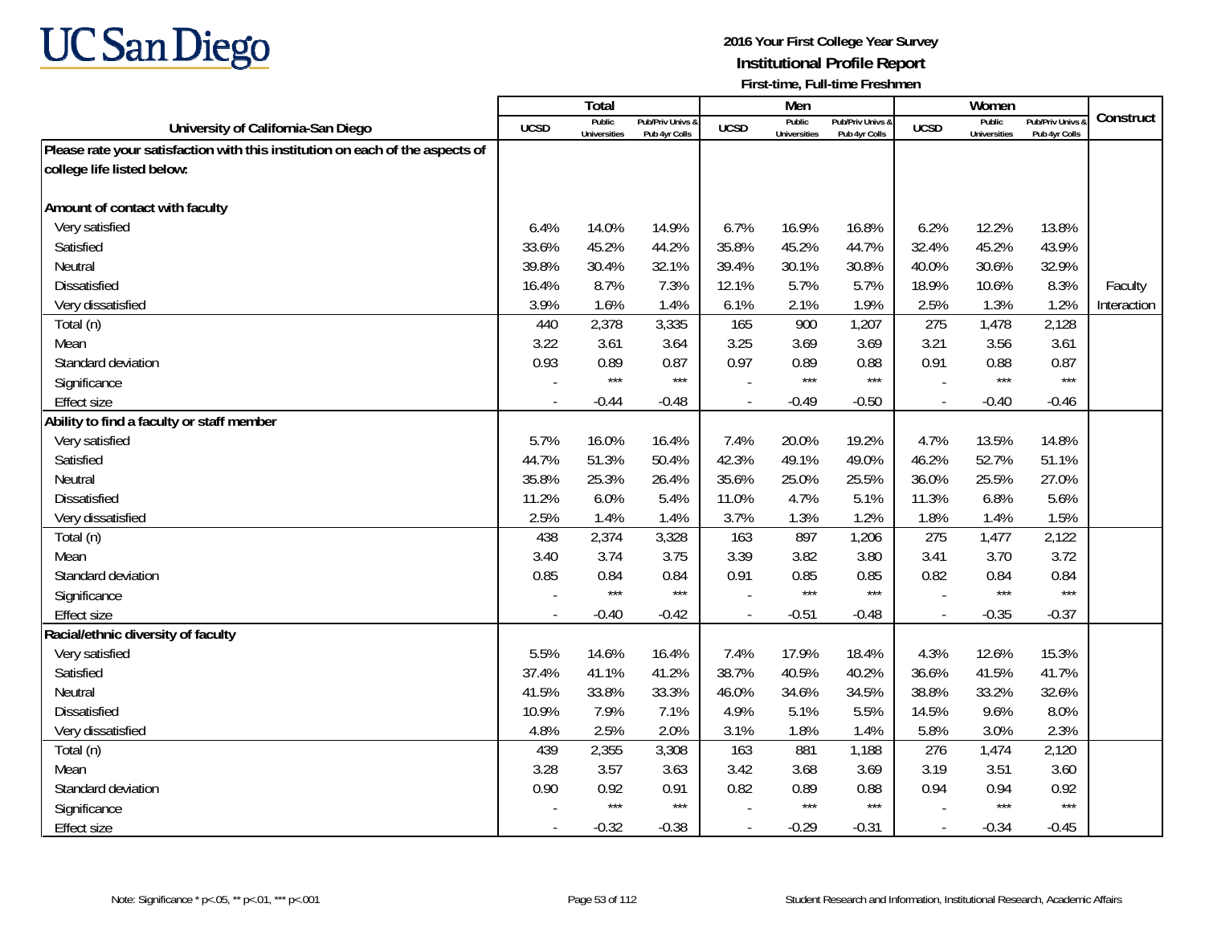**UC San Diego**

**2016 Your First College Year Survey**
**Institutional Profile Report**
**First-time, Full-time Freshmen**

| University of California-San Diego | Total | | | Men | | | Women | | | Construct |
|---|---|---|---|---|---|---|---|---|---|---|
| | UCSD | Public Universities | Pub/Priv Univs & Pub 4yr Colls | UCSD | Public Universities | Pub/Priv Univs & Pub 4yr Colls | UCSD | Public Universities | Pub/Priv Univs & Pub 4yr Colls | |
| **Please rate your satisfaction with this institution on each of the aspects of college life listed below:** | | | | | | | | | | |
| **Amount of contact with faculty** | | | | | | | | | | |
| Very satisfied | 6.4% | 14.0% | 14.9% | 6.7% | 16.9% | 16.8% | 6.2% | 12.2% | 13.8% | |
| Satisfied | 33.6% | 45.2% | 44.2% | 35.8% | 45.2% | 44.7% | 32.4% | 45.2% | 43.9% | |
| Neutral | 39.8% | 30.4% | 32.1% | 39.4% | 30.1% | 30.8% | 40.0% | 30.6% | 32.9% | |
| Dissatisfied | 16.4% | 8.7% | 7.3% | 12.1% | 5.7% | 5.7% | 18.9% | 10.6% | 8.3% | Faculty |
| Very dissatisfied | 3.9% | 1.6% | 1.4% | 6.1% | 2.1% | 1.9% | 2.5% | 1.3% | 1.2% | Interaction |
| Total (n) | 440 | 2,378 | 3,335 | 165 | 900 | 1,207 | 275 | 1,478 | 2,128 | |
| Mean | 3.22 | 3.61 | 3.64 | 3.25 | 3.69 | 3.69 | 3.21 | 3.56 | 3.61 | |
| Standard deviation | 0.93 | 0.89 | 0.87 | 0.97 | 0.89 | 0.88 | 0.91 | 0.88 | 0.87 | |
| Significance | - | *** | *** | - | *** | *** | - | *** | *** | |
| Effect size | - | -0.44 | -0.48 | - | -0.49 | -0.50 | - | -0.40 | -0.46 | |
| **Ability to find a faculty or staff member** | | | | | | | | | | |
| Very satisfied | 5.7% | 16.0% | 16.4% | 7.4% | 20.0% | 19.2% | 4.7% | 13.5% | 14.8% | |
| Satisfied | 44.7% | 51.3% | 50.4% | 42.3% | 49.1% | 49.0% | 46.2% | 52.7% | 51.1% | |
| Neutral | 35.8% | 25.3% | 26.4% | 35.6% | 25.0% | 25.5% | 36.0% | 25.5% | 27.0% | |
| Dissatisfied | 11.2% | 6.0% | 5.4% | 11.0% | 4.7% | 5.1% | 11.3% | 6.8% | 5.6% | |
| Very dissatisfied | 2.5% | 1.4% | 1.4% | 3.7% | 1.3% | 1.2% | 1.8% | 1.4% | 1.5% | |
| Total (n) | 438 | 2,374 | 3,328 | 163 | 897 | 1,206 | 275 | 1,477 | 2,122 | |
| Mean | 3.40 | 3.74 | 3.75 | 3.39 | 3.82 | 3.80 | 3.41 | 3.70 | 3.72 | |
| Standard deviation | 0.85 | 0.84 | 0.84 | 0.91 | 0.85 | 0.85 | 0.82 | 0.84 | 0.84 | |
| Significance | - | *** | *** | - | *** | *** | - | *** | *** | |
| Effect size | - | -0.40 | -0.42 | - | -0.51 | -0.48 | - | -0.35 | -0.37 | |
| **Racial/ethnic diversity of faculty** | | | | | | | | | | |
| Very satisfied | 5.5% | 14.6% | 16.4% | 7.4% | 17.9% | 18.4% | 4.3% | 12.6% | 15.3% | |
| Satisfied | 37.4% | 41.1% | 41.2% | 38.7% | 40.5% | 40.2% | 36.6% | 41.5% | 41.7% | |
| Neutral | 41.5% | 33.8% | 33.3% | 46.0% | 34.6% | 34.5% | 38.8% | 33.2% | 32.6% | |
| Dissatisfied | 10.9% | 7.9% | 7.1% | 4.9% | 5.1% | 5.5% | 14.5% | 9.6% | 8.0% | |
| Very dissatisfied | 4.8% | 2.5% | 2.0% | 3.1% | 1.8% | 1.4% | 5.8% | 3.0% | 2.3% | |
| Total (n) | 439 | 2,355 | 3,308 | 163 | 881 | 1,188 | 276 | 1,474 | 2,120 | |
| Mean | 3.28 | 3.57 | 3.63 | 3.42 | 3.68 | 3.69 | 3.19 | 3.51 | 3.60 | |
| Standard deviation | 0.90 | 0.92 | 0.91 | 0.82 | 0.89 | 0.88 | 0.94 | 0.94 | 0.92 | |
| Significance | - | *** | *** | - | *** | *** | - | *** | *** | |
| Effect size | - | -0.32 | -0.38 | - | -0.29 | -0.31 | - | -0.34 | -0.45 | |

Note: Significance * p<.05, ** p<.01, *** p<.001

Student Research and Information, Institutional Research, Academic Affairs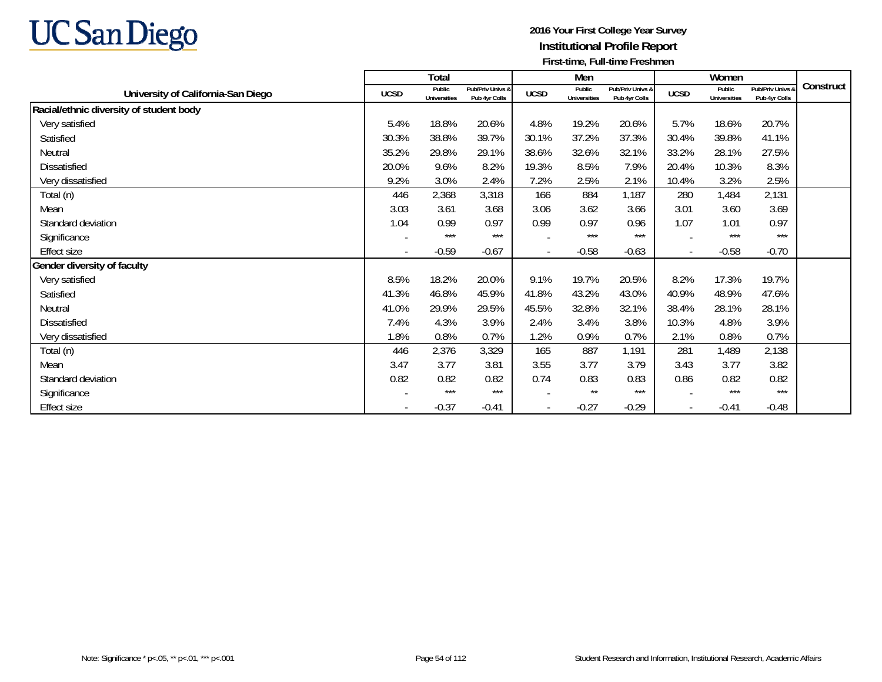**2016 Your First College Year Survey**
**Institutional Profile Report**
**First-time, Full-time Freshmen**

| University of California-San Diego | Total | | | Men | | | Women | | | Construct |
|---|---|---|---|---|---|---|---|---|---|---|
| | UCSD | Public Universities | Pub/Priv Univs & Pub 4yr Colls | UCSD | Public Universities | Pub/Priv Univs & Pub 4yr Colls | UCSD | Public Universities | Pub/Priv Univs & Pub 4yr Colls | |
| **Racial/ethnic diversity of student body** | | | | | | | | | | |
| Very satisfied | 5.4% | 18.8% | 20.6% | 4.8% | 19.2% | 20.6% | 5.7% | 18.6% | 20.7% | |
| Satisfied | 30.3% | 38.8% | 39.7% | 30.1% | 37.2% | 37.3% | 30.4% | 39.8% | 41.1% | |
| Neutral | 35.2% | 29.8% | 29.1% | 38.6% | 32.6% | 32.1% | 33.2% | 28.1% | 27.5% | |
| Dissatisfied | 20.0% | 9.6% | 8.2% | 19.3% | 8.5% | 7.9% | 20.4% | 10.3% | 8.3% | |
| Very dissatisfied | 9.2% | 3.0% | 2.4% | 7.2% | 2.5% | 2.1% | 10.4% | 3.2% | 2.5% | |
| Total (n) | 446 | 2,368 | 3,318 | 166 | 884 | 1,187 | 280 | 1,484 | 2,131 | |
| Mean | 3.03 | 3.61 | 3.68 | 3.06 | 3.62 | 3.66 | 3.01 | 3.60 | 3.69 | |
| Standard deviation | 1.04 | 0.99 | 0.97 | 0.99 | 0.97 | 0.96 | 1.07 | 1.01 | 0.97 | |
| Significance | - | *** | *** | - | *** | *** | - | *** | *** | |
| Effect size | - | -0.59 | -0.67 | - | -0.58 | -0.63 | - | -0.58 | -0.70 | |
| **Gender diversity of faculty** | | | | | | | | | | |
| Very satisfied | 8.5% | 18.2% | 20.0% | 9.1% | 19.7% | 20.5% | 8.2% | 17.3% | 19.7% | |
| Satisfied | 41.3% | 46.8% | 45.9% | 41.8% | 43.2% | 43.0% | 40.9% | 48.9% | 47.6% | |
| Neutral | 41.0% | 29.9% | 29.5% | 45.5% | 32.8% | 32.1% | 38.4% | 28.1% | 28.1% | |
| Dissatisfied | 7.4% | 4.3% | 3.9% | 2.4% | 3.4% | 3.8% | 10.3% | 4.8% | 3.9% | |
| Very dissatisfied | 1.8% | 0.8% | 0.7% | 1.2% | 0.9% | 0.7% | 2.1% | 0.8% | 0.7% | |
| Total (n) | 446 | 2,376 | 3,329 | 165 | 887 | 1,191 | 281 | 1,489 | 2,138 | |
| Mean | 3.47 | 3.77 | 3.81 | 3.55 | 3.77 | 3.79 | 3.43 | 3.77 | 3.82 | |
| Standard deviation | 0.82 | 0.82 | 0.82 | 0.74 | 0.83 | 0.83 | 0.86 | 0.82 | 0.82 | |
| Significance | - | *** | *** | - | ** | *** | - | *** | *** | |
| Effect size | - | -0.37 | -0.41 | - | -0.27 | -0.29 | - | -0.41 | -0.48 | |

Note: Significance * p<.05, ** p<.01, *** p<.001

Student Research and Information, Institutional Research, Academic Affairs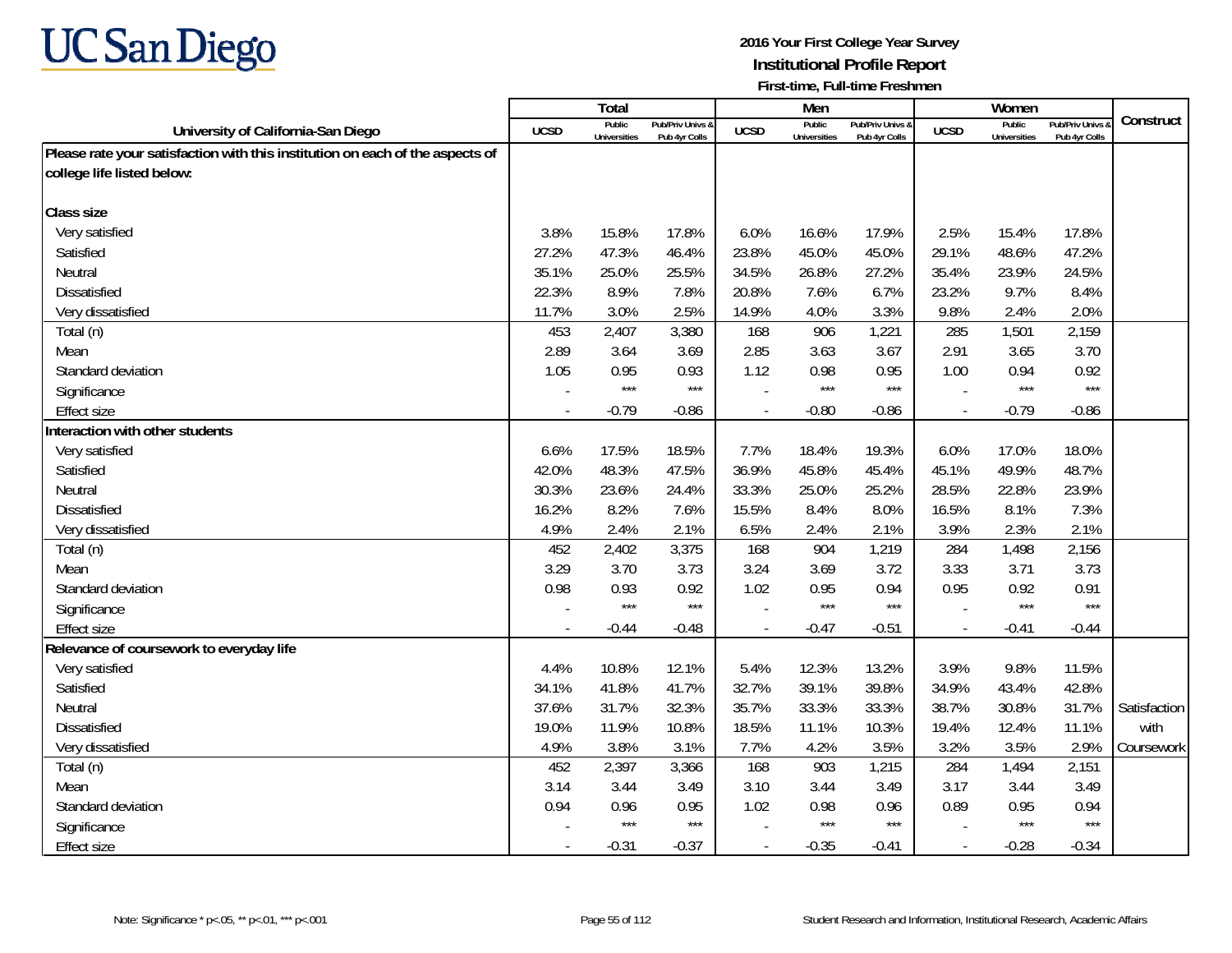**UC San Diego**

**2016 Your First College Year Survey**
**Institutional Profile Report**
**First-time, Full-time Freshmen**

| University of California-San Diego | Total | | | Men | | | Women | | | Construct |
|---|---|---|---|---|---|---|---|---|---|---|
| | UCSD | Public Universities | Pub/Priv Univs & Pub 4yr Colls | UCSD | Public Universities | Pub/Priv Univs & Pub 4yr Colls | UCSD | Public Universities | Pub/Priv Univs & Pub 4yr Colls | |
| **Please rate your satisfaction with this institution on each of the aspects of college life listed below:** | | | | | | | | | | |
| **Class size** | | | | | | | | | | |
| Very satisfied | 3.8% | 15.8% | 17.8% | 6.0% | 16.6% | 17.9% | 2.5% | 15.4% | 17.8% | |
| Satisfied | 27.2% | 47.3% | 46.4% | 23.8% | 45.0% | 45.0% | 29.1% | 48.6% | 47.2% | |
| Neutral | 35.1% | 25.0% | 25.5% | 34.5% | 26.8% | 27.2% | 35.4% | 23.9% | 24.5% | |
| Dissatisfied | 22.3% | 8.9% | 7.8% | 20.8% | 7.6% | 6.7% | 23.2% | 9.7% | 8.4% | |
| Very dissatisfied | 11.7% | 3.0% | 2.5% | 14.9% | 4.0% | 3.3% | 9.8% | 2.4% | 2.0% | |
| Total (n) | 453 | 2,407 | 3,380 | 168 | 906 | 1,221 | 285 | 1,501 | 2,159 | |
| Mean | 2.89 | 3.64 | 3.69 | 2.85 | 3.63 | 3.67 | 2.91 | 3.65 | 3.70 | |
| Standard deviation | 1.05 | 0.95 | 0.93 | 1.12 | 0.98 | 0.95 | 1.00 | 0.94 | 0.92 | |
| Significance | - | *** | *** | - | *** | *** | - | *** | *** | |
| Effect size | - | -0.79 | -0.86 | - | -0.80 | -0.86 | - | -0.79 | -0.86 | |
| **Interaction with other students** | | | | | | | | | | |
| Very satisfied | 6.6% | 17.5% | 18.5% | 7.7% | 18.4% | 19.3% | 6.0% | 17.0% | 18.0% | |
| Satisfied | 42.0% | 48.3% | 47.5% | 36.9% | 45.8% | 45.4% | 45.1% | 49.9% | 48.7% | |
| Neutral | 30.3% | 23.6% | 24.4% | 33.3% | 25.0% | 25.2% | 28.5% | 22.8% | 23.9% | |
| Dissatisfied | 16.2% | 8.2% | 7.6% | 15.5% | 8.4% | 8.0% | 16.5% | 8.1% | 7.3% | |
| Very dissatisfied | 4.9% | 2.4% | 2.1% | 6.5% | 2.4% | 2.1% | 3.9% | 2.3% | 2.1% | |
| Total (n) | 452 | 2,402 | 3,375 | 168 | 904 | 1,219 | 284 | 1,498 | 2,156 | |
| Mean | 3.29 | 3.70 | 3.73 | 3.24 | 3.69 | 3.72 | 3.33 | 3.71 | 3.73 | |
| Standard deviation | 0.98 | 0.93 | 0.92 | 1.02 | 0.95 | 0.94 | 0.95 | 0.92 | 0.91 | |
| Significance | - | *** | *** | - | *** | *** | - | *** | *** | |
| Effect size | - | -0.44 | -0.48 | - | -0.47 | -0.51 | - | -0.41 | -0.44 | |
| **Relevance of coursework to everyday life** | | | | | | | | | | |
| Very satisfied | 4.4% | 10.8% | 12.1% | 5.4% | 12.3% | 13.2% | 3.9% | 9.8% | 11.5% | |
| Satisfied | 34.1% | 41.8% | 41.7% | 32.7% | 39.1% | 39.8% | 34.9% | 43.4% | 42.8% | |
| Neutral | 37.6% | 31.7% | 32.3% | 35.7% | 33.3% | 33.3% | 38.7% | 30.8% | 31.7% | Satisfaction |
| Dissatisfied | 19.0% | 11.9% | 10.8% | 18.5% | 11.1% | 10.3% | 19.4% | 12.4% | 11.1% | with |
| Very dissatisfied | 4.9% | 3.8% | 3.1% | 7.7% | 4.2% | 3.5% | 3.2% | 3.5% | 2.9% | Coursework |
| Total (n) | 452 | 2,397 | 3,366 | 168 | 903 | 1,215 | 284 | 1,494 | 2,151 | |
| Mean | 3.14 | 3.44 | 3.49 | 3.10 | 3.44 | 3.49 | 3.17 | 3.44 | 3.49 | |
| Standard deviation | 0.94 | 0.96 | 0.95 | 1.02 | 0.98 | 0.96 | 0.89 | 0.95 | 0.94 | |
| Significance | - | *** | *** | - | *** | *** | - | *** | *** | |
| Effect size | - | -0.31 | -0.37 | - | -0.35 | -0.41 | - | -0.28 | -0.34 | |

Note: Significance * p<.05, ** p<.01, *** p<.001

Student Research and Information, Institutional Research, Academic Affairs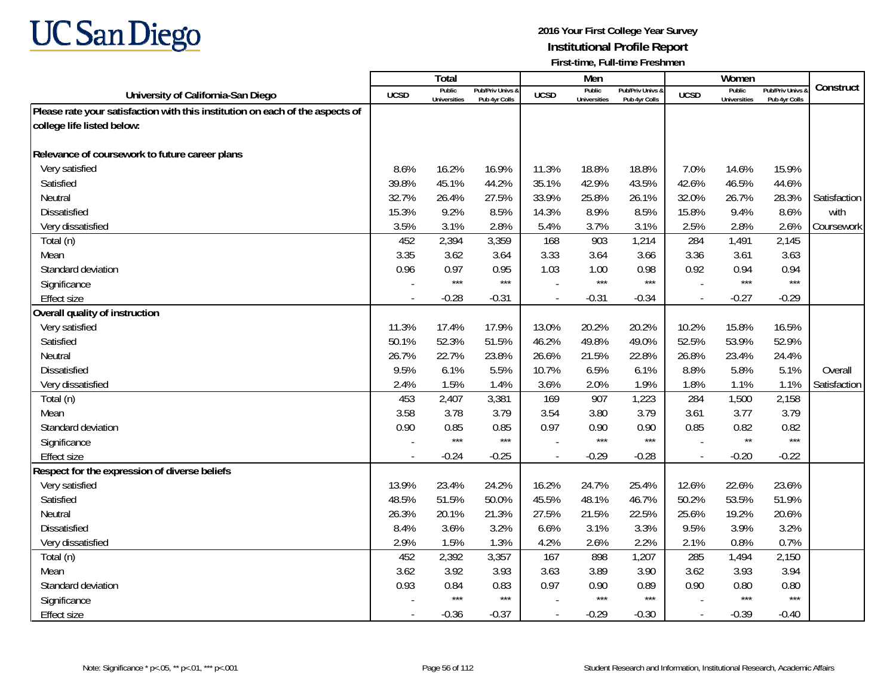# UC San Diego

**2016 Your First College Year Survey**
**Institutional Profile Report**
**First-time, Full-time Freshmen**

| University of California-San Diego | Total | | | Men | | | Women | | | Construct |
|---|---|---|---|---|---|---|---|---|---|---|
| | UCSD | Public Universities | Pub/Priv Univs & Pub 4yr Colls | UCSD | Public Universities | Pub/Priv Univs & Pub 4yr Colls | UCSD | Public Universities | Pub/Priv Univs & Pub 4yr Colls | |
| **Please rate your satisfaction with this institution on each of the aspects of college life listed below:** | | | | | | | | | | |
| **Relevance of coursework to future career plans** | | | | | | | | | | |
| Very satisfied | 8.6% | 16.2% | 16.9% | 11.3% | 18.8% | 18.8% | 7.0% | 14.6% | 15.9% | |
| Satisfied | 39.8% | 45.1% | 44.2% | 35.1% | 42.9% | 43.5% | 42.6% | 46.5% | 44.6% | |
| Neutral | 32.7% | 26.4% | 27.5% | 33.9% | 25.8% | 26.1% | 32.0% | 26.7% | 28.3% | Satisfaction with Coursework |
| Dissatisfied | 15.3% | 9.2% | 8.5% | 14.3% | 8.9% | 8.5% | 15.8% | 9.4% | 8.6% | |
| Very dissatisfied | 3.5% | 3.1% | 2.8% | 5.4% | 3.7% | 3.1% | 2.5% | 2.8% | 2.6% | |
| Total (n) | 452 | 2,394 | 3,359 | 168 | 903 | 1,214 | 284 | 1,491 | 2,145 | |
| Mean | 3.35 | 3.62 | 3.64 | 3.33 | 3.64 | 3.66 | 3.36 | 3.61 | 3.63 | |
| Standard deviation | 0.96 | 0.97 | 0.95 | 1.03 | 1.00 | 0.98 | 0.92 | 0.94 | 0.94 | |
| Significance | - | *** | *** | - | *** | *** | - | *** | *** | |
| Effect size | - | -0.28 | -0.31 | - | -0.31 | -0.34 | - | -0.27 | -0.29 | |
| **Overall quality of instruction** | | | | | | | | | | |
| Very satisfied | 11.3% | 17.4% | 17.9% | 13.0% | 20.2% | 20.2% | 10.2% | 15.8% | 16.5% | |
| Satisfied | 50.1% | 52.3% | 51.5% | 46.2% | 49.8% | 49.0% | 52.5% | 53.9% | 52.9% | |
| Neutral | 26.7% | 22.7% | 23.8% | 26.6% | 21.5% | 22.8% | 26.8% | 23.4% | 24.4% | |
| Dissatisfied | 9.5% | 6.1% | 5.5% | 10.7% | 6.5% | 6.1% | 8.8% | 5.8% | 5.1% | Overall Satisfaction |
| Very dissatisfied | 2.4% | 1.5% | 1.4% | 3.6% | 2.0% | 1.9% | 1.8% | 1.1% | 1.1% | |
| Total (n) | 453 | 2,407 | 3,381 | 169 | 907 | 1,223 | 284 | 1,500 | 2,158 | |
| Mean | 3.58 | 3.78 | 3.79 | 3.54 | 3.80 | 3.79 | 3.61 | 3.77 | 3.79 | |
| Standard deviation | 0.90 | 0.85 | 0.85 | 0.97 | 0.90 | 0.90 | 0.85 | 0.82 | 0.82 | |
| Significance | - | *** | *** | - | *** | *** | - | ** | *** | |
| Effect size | - | -0.24 | -0.25 | - | -0.29 | -0.28 | - | -0.20 | -0.22 | |
| **Respect for the expression of diverse beliefs** | | | | | | | | | | |
| Very satisfied | 13.9% | 23.4% | 24.2% | 16.2% | 24.7% | 25.4% | 12.6% | 22.6% | 23.6% | |
| Satisfied | 48.5% | 51.5% | 50.0% | 45.5% | 48.1% | 46.7% | 50.2% | 53.5% | 51.9% | |
| Neutral | 26.3% | 20.1% | 21.3% | 27.5% | 21.5% | 22.5% | 25.6% | 19.2% | 20.6% | |
| Dissatisfied | 8.4% | 3.6% | 3.2% | 6.6% | 3.1% | 3.3% | 9.5% | 3.9% | 3.2% | |
| Very dissatisfied | 2.9% | 1.5% | 1.3% | 4.2% | 2.6% | 2.2% | 2.1% | 0.8% | 0.7% | |
| Total (n) | 452 | 2,392 | 3,357 | 167 | 898 | 1,207 | 285 | 1,494 | 2,150 | |
| Mean | 3.62 | 3.92 | 3.93 | 3.63 | 3.89 | 3.90 | 3.62 | 3.93 | 3.94 | |
| Standard deviation | 0.93 | 0.84 | 0.83 | 0.97 | 0.90 | 0.89 | 0.90 | 0.80 | 0.80 | |
| Significance | - | *** | *** | - | *** | *** | - | *** | *** | |
| Effect size | - | -0.36 | -0.37 | - | -0.29 | -0.30 | - | -0.39 | -0.40 | |

Note: Significance * p<.05, ** p<.01, *** p<.001

Student Research and Information, Institutional Research, Academic Affairs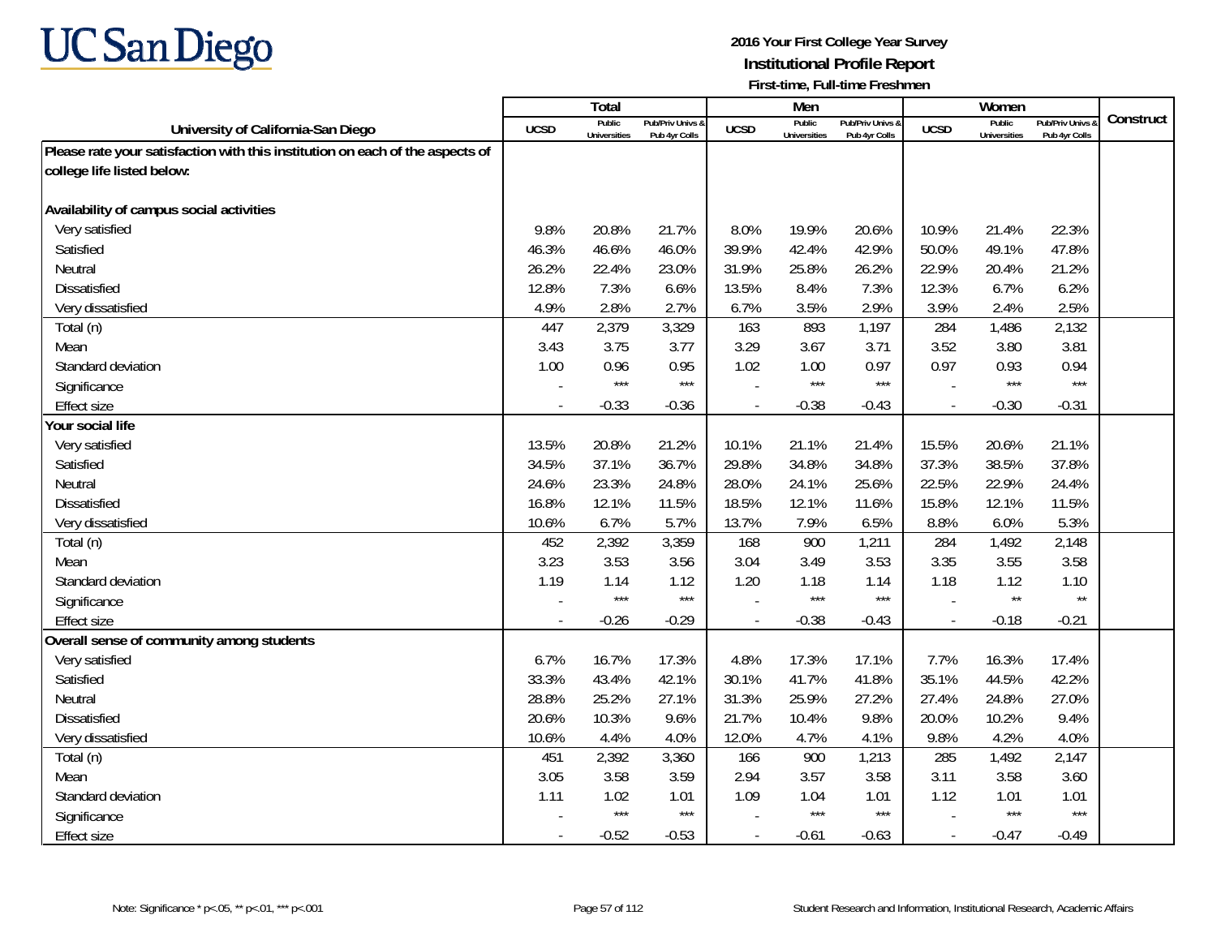UC San Diego

**2016 Your First College Year Survey**
**Institutional Profile Report**
**First-time, Full-time Freshmen**

| University of California-San Diego | Total | | | Men | | | Women | | | Construct |
|---|---|---|---|---|---|---|---|---|---|---|
| | UCSD | Public Universities | Pub/Priv Univs & Pub 4yr Colls | UCSD | Public Universities | Pub/Priv Univs & Pub 4yr Colls | UCSD | Public Universities | Pub/Priv Univs & Pub 4yr Colls | |
| **Please rate your satisfaction with this institution on each of the aspects of college life listed below:** | | | | | | | | | | |
| **Availability of campus social activities** | | | | | | | | | | |
| Very satisfied | 9.8% | 20.8% | 21.7% | 8.0% | 19.9% | 20.6% | 10.9% | 21.4% | 22.3% | |
| Satisfied | 46.3% | 46.6% | 46.0% | 39.9% | 42.4% | 42.9% | 50.0% | 49.1% | 47.8% | |
| Neutral | 26.2% | 22.4% | 23.0% | 31.9% | 25.8% | 26.2% | 22.9% | 20.4% | 21.2% | |
| Dissatisfied | 12.8% | 7.3% | 6.6% | 13.5% | 8.4% | 7.3% | 12.3% | 6.7% | 6.2% | |
| Very dissatisfied | 4.9% | 2.8% | 2.7% | 6.7% | 3.5% | 2.9% | 3.9% | 2.4% | 2.5% | |
| Total (n) | 447 | 2,379 | 3,329 | 163 | 893 | 1,197 | 284 | 1,486 | 2,132 | |
| Mean | 3.43 | 3.75 | 3.77 | 3.29 | 3.67 | 3.71 | 3.52 | 3.80 | 3.81 | |
| Standard deviation | 1.00 | 0.96 | 0.95 | 1.02 | 1.00 | 0.97 | 0.97 | 0.93 | 0.94 | |
| Significance | - | *** | *** | - | *** | *** | - | *** | *** | |
| Effect size | - | -0.33 | -0.36 | - | -0.38 | -0.43 | - | -0.30 | -0.31 | |
| **Your social life** | | | | | | | | | | |
| Very satisfied | 13.5% | 20.8% | 21.2% | 10.1% | 21.1% | 21.4% | 15.5% | 20.6% | 21.1% | |
| Satisfied | 34.5% | 37.1% | 36.7% | 29.8% | 34.8% | 34.8% | 37.3% | 38.5% | 37.8% | |
| Neutral | 24.6% | 23.3% | 24.8% | 28.0% | 24.1% | 25.6% | 22.5% | 22.9% | 24.4% | |
| Dissatisfied | 16.8% | 12.1% | 11.5% | 18.5% | 12.1% | 11.6% | 15.8% | 12.1% | 11.5% | |
| Very dissatisfied | 10.6% | 6.7% | 5.7% | 13.7% | 7.9% | 6.5% | 8.8% | 6.0% | 5.3% | |
| Total (n) | 452 | 2,392 | 3,359 | 168 | 900 | 1,211 | 284 | 1,492 | 2,148 | |
| Mean | 3.23 | 3.53 | 3.56 | 3.04 | 3.49 | 3.53 | 3.35 | 3.55 | 3.58 | |
| Standard deviation | 1.19 | 1.14 | 1.12 | 1.20 | 1.18 | 1.14 | 1.18 | 1.12 | 1.10 | |
| Significance | - | *** | *** | - | *** | *** | - | ** | ** | |
| Effect size | - | -0.26 | -0.29 | - | -0.38 | -0.43 | - | -0.18 | -0.21 | |
| **Overall sense of community among students** | | | | | | | | | | |
| Very satisfied | 6.7% | 16.7% | 17.3% | 4.8% | 17.3% | 17.1% | 7.7% | 16.3% | 17.4% | |
| Satisfied | 33.3% | 43.4% | 42.1% | 30.1% | 41.7% | 41.8% | 35.1% | 44.5% | 42.2% | |
| Neutral | 28.8% | 25.2% | 27.1% | 31.3% | 25.9% | 27.2% | 27.4% | 24.8% | 27.0% | |
| Dissatisfied | 20.6% | 10.3% | 9.6% | 21.7% | 10.4% | 9.8% | 20.0% | 10.2% | 9.4% | |
| Very dissatisfied | 10.6% | 4.4% | 4.0% | 12.0% | 4.7% | 4.1% | 9.8% | 4.2% | 4.0% | |
| Total (n) | 451 | 2,392 | 3,360 | 166 | 900 | 1,213 | 285 | 1,492 | 2,147 | |
| Mean | 3.05 | 3.58 | 3.59 | 2.94 | 3.57 | 3.58 | 3.11 | 3.58 | 3.60 | |
| Standard deviation | 1.11 | 1.02 | 1.01 | 1.09 | 1.04 | 1.01 | 1.12 | 1.01 | 1.01 | |
| Significance | - | *** | *** | - | *** | *** | - | *** | *** | |
| Effect size | - | -0.52 | -0.53 | - | -0.61 | -0.63 | - | -0.47 | -0.49 | |

Note: Significance * p<.05, ** p<.01, *** p<.001

Student Research and Information, Institutional Research, Academic Affairs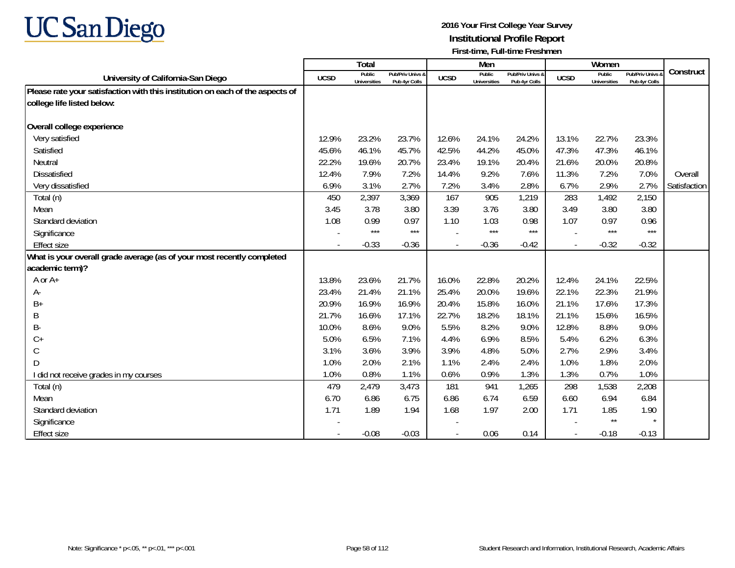# UC San Diego

**2016 Your First College Year Survey**
**Institutional Profile Report**
**First-time, Full-time Freshmen**

| University of California-San Diego | Total | | | Men | | | Women | | | Construct |
|---|---|---|---|---|---|---|---|---|---|---|
| | UCSD | Public Universities | Pub/Priv Univs & Pub 4yr Colls | UCSD | Public Universities | Pub/Priv Univs & Pub 4yr Colls | UCSD | Public Universities | Pub/Priv Univs & Pub 4yr Colls | |
| **Please rate your satisfaction with this institution on each of the aspects of college life listed below:** | | | | | | | | | | |
| **Overall college experience** | | | | | | | | | | |
| Very satisfied | 12.9% | 23.2% | 23.7% | 12.6% | 24.1% | 24.2% | 13.1% | 22.7% | 23.3% | |
| Satisfied | 45.6% | 46.1% | 45.7% | 42.5% | 44.2% | 45.0% | 47.3% | 47.3% | 46.1% | |
| Neutral | 22.2% | 19.6% | 20.7% | 23.4% | 19.1% | 20.4% | 21.6% | 20.0% | 20.8% | |
| Dissatisfied | 12.4% | 7.9% | 7.2% | 14.4% | 9.2% | 7.6% | 11.3% | 7.2% | 7.0% | Overall |
| Very dissatisfied | 6.9% | 3.1% | 2.7% | 7.2% | 3.4% | 2.8% | 6.7% | 2.9% | 2.7% | Satisfaction |
| Total (n) | 450 | 2,397 | 3,369 | 167 | 905 | 1,219 | 283 | 1,492 | 2,150 | |
| Mean | 3.45 | 3.78 | 3.80 | 3.39 | 3.76 | 3.80 | 3.49 | 3.80 | 3.80 | |
| Standard deviation | 1.08 | 0.99 | 0.97 | 1.10 | 1.03 | 0.98 | 1.07 | 0.97 | 0.96 | |
| Significance | - | *** | *** | - | *** | *** | - | *** | *** | |
| Effect size | - | -0.33 | -0.36 | - | -0.36 | -0.42 | - | -0.32 | -0.32 | |
| **What is your overall grade average (as of your most recently completed academic term)?** | | | | | | | | | | |
| A or A+ | 13.8% | 23.6% | 21.7% | 16.0% | 22.8% | 20.2% | 12.4% | 24.1% | 22.5% | |
| A- | 23.4% | 21.4% | 21.1% | 25.4% | 20.0% | 19.6% | 22.1% | 22.3% | 21.9% | |
| B+ | 20.9% | 16.9% | 16.9% | 20.4% | 15.8% | 16.0% | 21.1% | 17.6% | 17.3% | |
| B | 21.7% | 16.6% | 17.1% | 22.7% | 18.2% | 18.1% | 21.1% | 15.6% | 16.5% | |
| B- | 10.0% | 8.6% | 9.0% | 5.5% | 8.2% | 9.0% | 12.8% | 8.8% | 9.0% | |
| C+ | 5.0% | 6.5% | 7.1% | 4.4% | 6.9% | 8.5% | 5.4% | 6.2% | 6.3% | |
| C | 3.1% | 3.6% | 3.9% | 3.9% | 4.8% | 5.0% | 2.7% | 2.9% | 3.4% | |
| D | 1.0% | 2.0% | 2.1% | 1.1% | 2.4% | 2.4% | 1.0% | 1.8% | 2.0% | |
| I did not receive grades in my courses | 1.0% | 0.8% | 1.1% | 0.6% | 0.9% | 1.3% | 1.3% | 0.7% | 1.0% | |
| Total (n) | 479 | 2,479 | 3,473 | 181 | 941 | 1,265 | 298 | 1,538 | 2,208 | |
| Mean | 6.70 | 6.86 | 6.75 | 6.86 | 6.74 | 6.59 | 6.60 | 6.94 | 6.84 | |
| Standard deviation | 1.71 | 1.89 | 1.94 | 1.68 | 1.97 | 2.00 | 1.71 | 1.85 | 1.90 | |
| Significance | - | | | - | | | - | ** | * | |
| Effect size | - | -0.08 | -0.03 | - | 0.06 | 0.14 | - | -0.18 | -0.13 | |

Note: Significance * p<.05, ** p<.01, *** p<.001

Student Research and Information, Institutional Research, Academic Affairs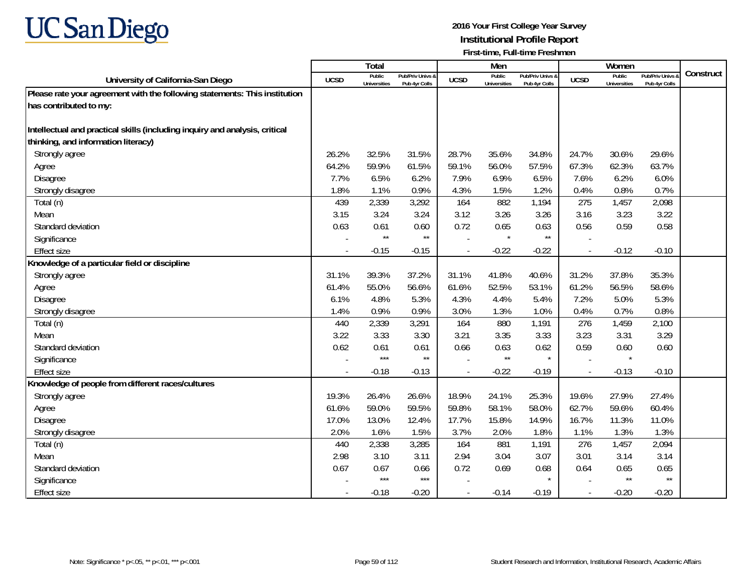# UC San Diego

**2016 Your First College Year Survey**
**Institutional Profile Report**
**First-time, Full-time Freshmen**

| University of California-San Diego | Total | | | Men | | | Women | | | Construct |
|---|---|---|---|---|---|---|---|---|---|---|
| | UCSD | Public Universities | Pub/Priv Univs & Pub 4yr Colls | UCSD | Public Universities | Pub/Priv Univs & Pub 4yr Colls | UCSD | Public Universities | Pub/Priv Univs & Pub 4yr Colls | |
| **Please rate your agreement with the following statements: This institution has contributed to my:** | | | | | | | | | | |
| **Intellectual and practical skills (including inquiry and analysis, critical thinking, and information literacy)** | | | | | | | | | | |
| Strongly agree | 26.2% | 32.5% | 31.5% | 28.7% | 35.6% | 34.8% | 24.7% | 30.6% | 29.6% | |
| Agree | 64.2% | 59.9% | 61.5% | 59.1% | 56.0% | 57.5% | 67.3% | 62.3% | 63.7% | |
| Disagree | 7.7% | 6.5% | 6.2% | 7.9% | 6.9% | 6.5% | 7.6% | 6.2% | 6.0% | |
| Strongly disagree | 1.8% | 1.1% | 0.9% | 4.3% | 1.5% | 1.2% | 0.4% | 0.8% | 0.7% | |
| Total (n) | 439 | 2,339 | 3,292 | 164 | 882 | 1,194 | 275 | 1,457 | 2,098 | |
| Mean | 3.15 | 3.24 | 3.24 | 3.12 | 3.26 | 3.26 | 3.16 | 3.23 | 3.22 | |
| Standard deviation | 0.63 | 0.61 | 0.60 | 0.72 | 0.65 | 0.63 | 0.56 | 0.59 | 0.58 | |
| Significance | - | ** | ** | - | * | ** | - | | | |
| Effect size | - | -0.15 | -0.15 | - | -0.22 | -0.22 | - | -0.12 | -0.10 | |
| **Knowledge of a particular field or discipline** | | | | | | | | | | |
| Strongly agree | 31.1% | 39.3% | 37.2% | 31.1% | 41.8% | 40.6% | 31.2% | 37.8% | 35.3% | |
| Agree | 61.4% | 55.0% | 56.6% | 61.6% | 52.5% | 53.1% | 61.2% | 56.5% | 58.6% | |
| Disagree | 6.1% | 4.8% | 5.3% | 4.3% | 4.4% | 5.4% | 7.2% | 5.0% | 5.3% | |
| Strongly disagree | 1.4% | 0.9% | 0.9% | 3.0% | 1.3% | 1.0% | 0.4% | 0.7% | 0.8% | |
| Total (n) | 440 | 2,339 | 3,291 | 164 | 880 | 1,191 | 276 | 1,459 | 2,100 | |
| Mean | 3.22 | 3.33 | 3.30 | 3.21 | 3.35 | 3.33 | 3.23 | 3.31 | 3.29 | |
| Standard deviation | 0.62 | 0.61 | 0.61 | 0.66 | 0.63 | 0.62 | 0.59 | 0.60 | 0.60 | |
| Significance | - | *** | ** | - | ** | * | - | * | | |
| Effect size | - | -0.18 | -0.13 | - | -0.22 | -0.19 | - | -0.13 | -0.10 | |
| **Knowledge of people from different races/cultures** | | | | | | | | | | |
| Strongly agree | 19.3% | 26.4% | 26.6% | 18.9% | 24.1% | 25.3% | 19.6% | 27.9% | 27.4% | |
| Agree | 61.6% | 59.0% | 59.5% | 59.8% | 58.1% | 58.0% | 62.7% | 59.6% | 60.4% | |
| Disagree | 17.0% | 13.0% | 12.4% | 17.7% | 15.8% | 14.9% | 16.7% | 11.3% | 11.0% | |
| Strongly disagree | 2.0% | 1.6% | 1.5% | 3.7% | 2.0% | 1.8% | 1.1% | 1.3% | 1.3% | |
| Total (n) | 440 | 2,338 | 3,285 | 164 | 881 | 1,191 | 276 | 1,457 | 2,094 | |
| Mean | 2.98 | 3.10 | 3.11 | 2.94 | 3.04 | 3.07 | 3.01 | 3.14 | 3.14 | |
| Standard deviation | 0.67 | 0.67 | 0.66 | 0.72 | 0.69 | 0.68 | 0.64 | 0.65 | 0.65 | |
| Significance | - | *** | *** | - | | * | - | ** | ** | |
| Effect size | - | -0.18 | -0.20 | - | -0.14 | -0.19 | - | -0.20 | -0.20 | |

Note: Significance * p<.05, ** p<.01, *** p<.001

Student Research and Information, Institutional Research, Academic Affairs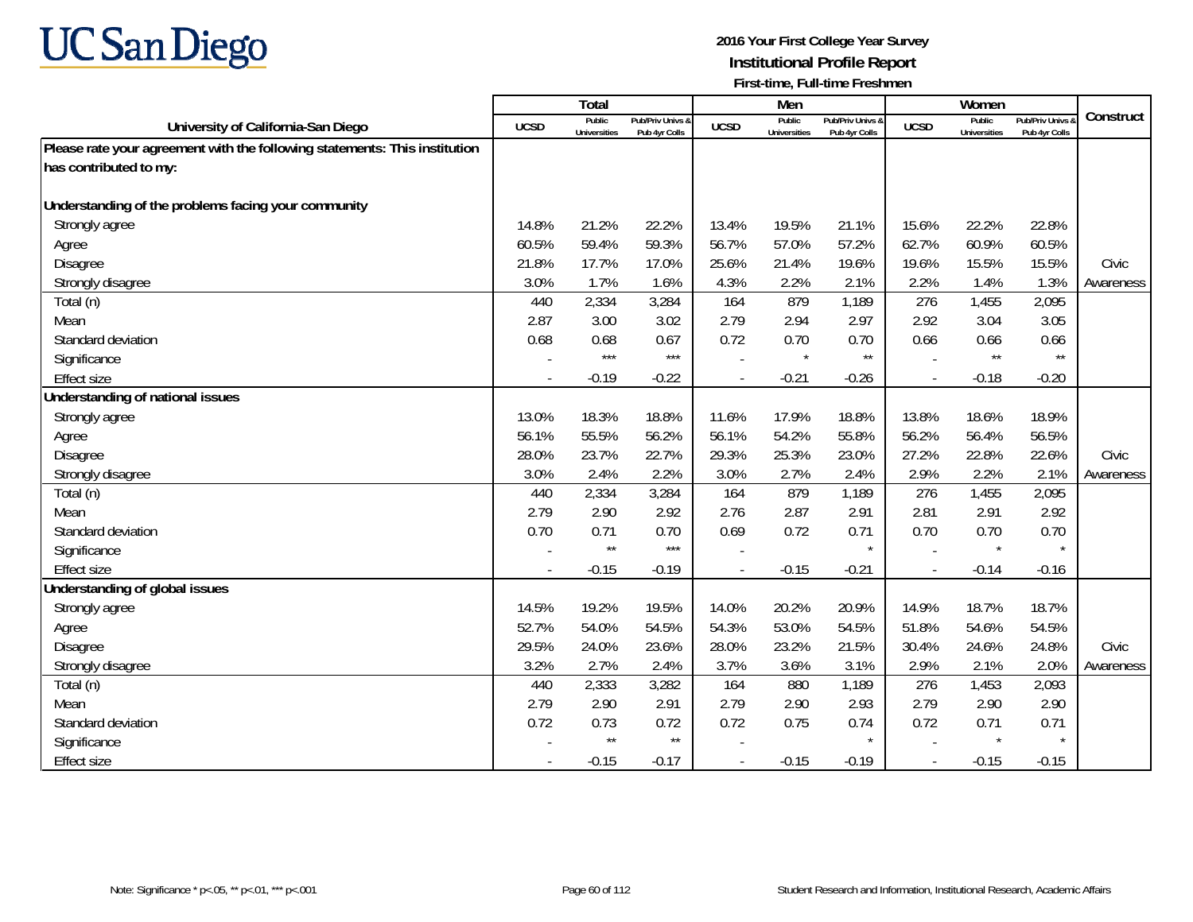**2016 Your First College Year Survey**
**Institutional Profile Report**
**First-time, Full-time Freshmen**

| University of California-San Diego | Total | | | Men | | | Women | | | Construct |
|---|---|---|---|---|---|---|---|---|---|---|
| | UCSD | Public Universities | Pub/Priv Univs & Pub 4yr Colls | UCSD | Public Universities | Pub/Priv Univs & Pub 4yr Colls | UCSD | Public Universities | Pub/Priv Univs & Pub 4yr Colls | |
| **Please rate your agreement with the following statements: This institution has contributed to my:** | | | | | | | | | | |
| **Understanding of the problems facing your community** | | | | | | | | | | |
| Strongly agree | 14.8% | 21.2% | 22.2% | 13.4% | 19.5% | 21.1% | 15.6% | 22.2% | 22.8% | |
| Agree | 60.5% | 59.4% | 59.3% | 56.7% | 57.0% | 57.2% | 62.7% | 60.9% | 60.5% | |
| Disagree | 21.8% | 17.7% | 17.0% | 25.6% | 21.4% | 19.6% | 19.6% | 15.5% | 15.5% | Civic |
| Strongly disagree | 3.0% | 1.7% | 1.6% | 4.3% | 2.2% | 2.1% | 2.2% | 1.4% | 1.3% | Awareness |
| Total (n) | 440 | 2,334 | 3,284 | 164 | 879 | 1,189 | 276 | 1,455 | 2,095 | |
| Mean | 2.87 | 3.00 | 3.02 | 2.79 | 2.94 | 2.97 | 2.92 | 3.04 | 3.05 | |
| Standard deviation | 0.68 | 0.68 | 0.67 | 0.72 | 0.70 | 0.70 | 0.66 | 0.66 | 0.66 | |
| Significance | - | *** | *** | - | * | ** | - | ** | ** | |
| Effect size | - | -0.19 | -0.22 | - | -0.21 | -0.26 | - | -0.18 | -0.20 | |
| **Understanding of national issues** | | | | | | | | | | |
| Strongly agree | 13.0% | 18.3% | 18.8% | 11.6% | 17.9% | 18.8% | 13.8% | 18.6% | 18.9% | |
| Agree | 56.1% | 55.5% | 56.2% | 56.1% | 54.2% | 55.8% | 56.2% | 56.4% | 56.5% | |
| Disagree | 28.0% | 23.7% | 22.7% | 29.3% | 25.3% | 23.0% | 27.2% | 22.8% | 22.6% | Civic |
| Strongly disagree | 3.0% | 2.4% | 2.2% | 3.0% | 2.7% | 2.4% | 2.9% | 2.2% | 2.1% | Awareness |
| Total (n) | 440 | 2,334 | 3,284 | 164 | 879 | 1,189 | 276 | 1,455 | 2,095 | |
| Mean | 2.79 | 2.90 | 2.92 | 2.76 | 2.87 | 2.91 | 2.81 | 2.91 | 2.92 | |
| Standard deviation | 0.70 | 0.71 | 0.70 | 0.69 | 0.72 | 0.71 | 0.70 | 0.70 | 0.70 | |
| Significance | - | ** | *** | - | | * | - | * | * | |
| Effect size | - | -0.15 | -0.19 | - | -0.15 | -0.21 | - | -0.14 | -0.16 | |
| **Understanding of global issues** | | | | | | | | | | |
| Strongly agree | 14.5% | 19.2% | 19.5% | 14.0% | 20.2% | 20.9% | 14.9% | 18.7% | 18.7% | |
| Agree | 52.7% | 54.0% | 54.5% | 54.3% | 53.0% | 54.5% | 51.8% | 54.6% | 54.5% | |
| Disagree | 29.5% | 24.0% | 23.6% | 28.0% | 23.2% | 21.5% | 30.4% | 24.6% | 24.8% | Civic |
| Strongly disagree | 3.2% | 2.7% | 2.4% | 3.7% | 3.6% | 3.1% | 2.9% | 2.1% | 2.0% | Awareness |
| Total (n) | 440 | 2,333 | 3,282 | 164 | 880 | 1,189 | 276 | 1,453 | 2,093 | |
| Mean | 2.79 | 2.90 | 2.91 | 2.79 | 2.90 | 2.93 | 2.79 | 2.90 | 2.90 | |
| Standard deviation | 0.72 | 0.73 | 0.72 | 0.72 | 0.75 | 0.74 | 0.72 | 0.71 | 0.71 | |
| Significance | - | ** | ** | - | | * | - | * | * | |
| Effect size | - | -0.15 | -0.17 | - | -0.15 | -0.19 | - | -0.15 | -0.15 | |

Note: Significance * p<.05, ** p<.01, *** p<.001

Student Research and Information, Institutional Research, Academic Affairs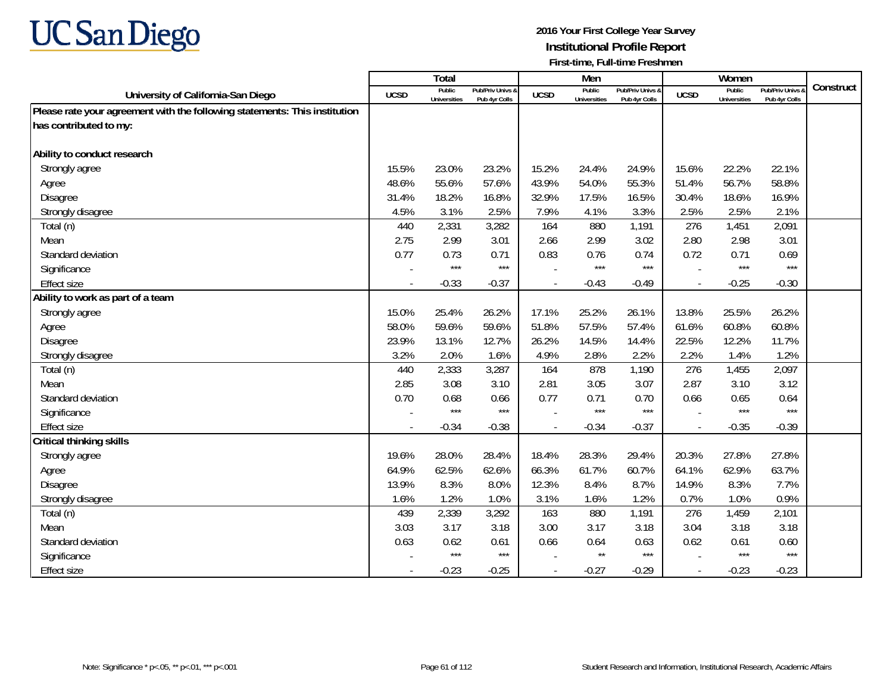UC San Diego

**2016 Your First College Year Survey**
**Institutional Profile Report**
**First-time, Full-time Freshmen**

| University of California-San Diego | Total | | | Men | | | Women | | | Construct |
|---|---|---|---|---|---|---|---|---|---|---|
| | UCSD | Public Universities | Pub/Priv Univs & Pub 4yr Colls | UCSD | Public Universities | Pub/Priv Univs & Pub 4yr Colls | UCSD | Public Universities | Pub/Priv Univs & Pub 4yr Colls | |
| **Please rate your agreement with the following statements: This institution has contributed to my:** | | | | | | | | | | |
| **Ability to conduct research** | | | | | | | | | | |
| Strongly agree | 15.5% | 23.0% | 23.2% | 15.2% | 24.4% | 24.9% | 15.6% | 22.2% | 22.1% | |
| Agree | 48.6% | 55.6% | 57.6% | 43.9% | 54.0% | 55.3% | 51.4% | 56.7% | 58.8% | |
| Disagree | 31.4% | 18.2% | 16.8% | 32.9% | 17.5% | 16.5% | 30.4% | 18.6% | 16.9% | |
| Strongly disagree | 4.5% | 3.1% | 2.5% | 7.9% | 4.1% | 3.3% | 2.5% | 2.5% | 2.1% | |
| Total (n) | 440 | 2,331 | 3,282 | 164 | 880 | 1,191 | 276 | 1,451 | 2,091 | |
| Mean | 2.75 | 2.99 | 3.01 | 2.66 | 2.99 | 3.02 | 2.80 | 2.98 | 3.01 | |
| Standard deviation | 0.77 | 0.73 | 0.71 | 0.83 | 0.76 | 0.74 | 0.72 | 0.71 | 0.69 | |
| Significance | - | *** | *** | - | *** | *** | - | *** | *** | |
| Effect size | - | -0.33 | -0.37 | - | -0.43 | -0.49 | - | -0.25 | -0.30 | |
| **Ability to work as part of a team** | | | | | | | | | | |
| Strongly agree | 15.0% | 25.4% | 26.2% | 17.1% | 25.2% | 26.1% | 13.8% | 25.5% | 26.2% | |
| Agree | 58.0% | 59.6% | 59.6% | 51.8% | 57.5% | 57.4% | 61.6% | 60.8% | 60.8% | |
| Disagree | 23.9% | 13.1% | 12.7% | 26.2% | 14.5% | 14.4% | 22.5% | 12.2% | 11.7% | |
| Strongly disagree | 3.2% | 2.0% | 1.6% | 4.9% | 2.8% | 2.2% | 2.2% | 1.4% | 1.2% | |
| Total (n) | 440 | 2,333 | 3,287 | 164 | 878 | 1,190 | 276 | 1,455 | 2,097 | |
| Mean | 2.85 | 3.08 | 3.10 | 2.81 | 3.05 | 3.07 | 2.87 | 3.10 | 3.12 | |
| Standard deviation | 0.70 | 0.68 | 0.66 | 0.77 | 0.71 | 0.70 | 0.66 | 0.65 | 0.64 | |
| Significance | - | *** | *** | - | *** | *** | - | *** | *** | |
| Effect size | - | -0.34 | -0.38 | - | -0.34 | -0.37 | - | -0.35 | -0.39 | |
| **Critical thinking skills** | | | | | | | | | | |
| Strongly agree | 19.6% | 28.0% | 28.4% | 18.4% | 28.3% | 29.4% | 20.3% | 27.8% | 27.8% | |
| Agree | 64.9% | 62.5% | 62.6% | 66.3% | 61.7% | 60.7% | 64.1% | 62.9% | 63.7% | |
| Disagree | 13.9% | 8.3% | 8.0% | 12.3% | 8.4% | 8.7% | 14.9% | 8.3% | 7.7% | |
| Strongly disagree | 1.6% | 1.2% | 1.0% | 3.1% | 1.6% | 1.2% | 0.7% | 1.0% | 0.9% | |
| Total (n) | 439 | 2,339 | 3,292 | 163 | 880 | 1,191 | 276 | 1,459 | 2,101 | |
| Mean | 3.03 | 3.17 | 3.18 | 3.00 | 3.17 | 3.18 | 3.04 | 3.18 | 3.18 | |
| Standard deviation | 0.63 | 0.62 | 0.61 | 0.66 | 0.64 | 0.63 | 0.62 | 0.61 | 0.60 | |
| Significance | - | *** | *** | - | ** | *** | - | *** | *** | |
| Effect size | - | -0.23 | -0.25 | - | -0.27 | -0.29 | - | -0.23 | -0.23 | |

Note: Significance * p<.05, ** p<.01, *** p<.001

Student Research and Information, Institutional Research, Academic Affairs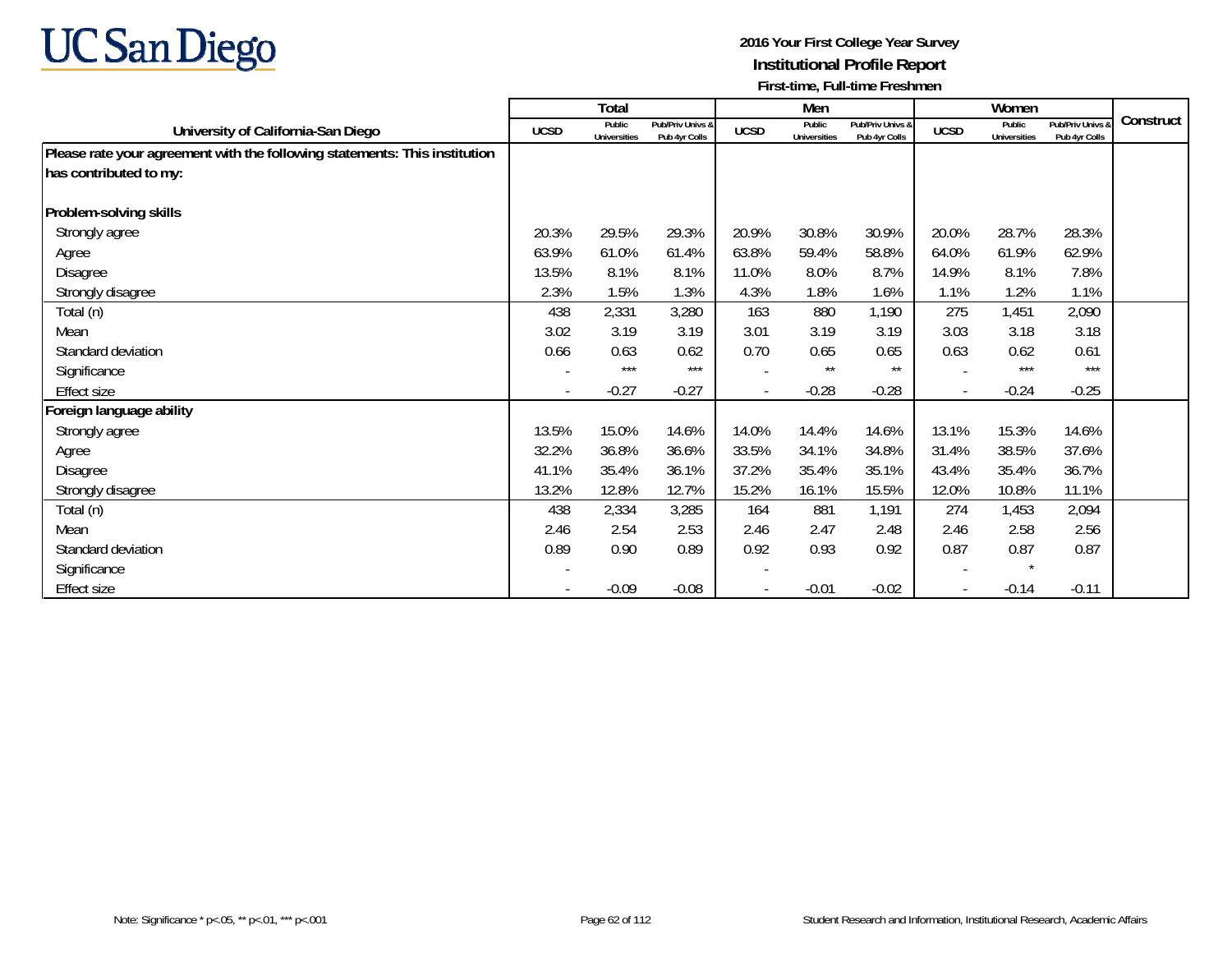# UC San Diego

**2016 Your First College Year Survey**
**Institutional Profile Report**
**First-time, Full-time Freshmen**

| University of California-San Diego | Total | | | Men | | | Women | | | Construct |
|---|---|---|---|---|---|---|---|---|---|---|
| | UCSD | Public Universities | Pub/Priv Univs & Pub 4yr Colls | UCSD | Public Universities | Pub/Priv Univs & Pub 4yr Colls | UCSD | Public Universities | Pub/Priv Univs & Pub 4yr Colls | |
| **Please rate your agreement with the following statements: This institution has contributed to my:** | | | | | | | | | | |
| **Problem-solving skills** | | | | | | | | | | |
| Strongly agree | 20.3% | 29.5% | 29.3% | 20.9% | 30.8% | 30.9% | 20.0% | 28.7% | 28.3% | |
| Agree | 63.9% | 61.0% | 61.4% | 63.8% | 59.4% | 58.8% | 64.0% | 61.9% | 62.9% | |
| Disagree | 13.5% | 8.1% | 8.1% | 11.0% | 8.0% | 8.7% | 14.9% | 8.1% | 7.8% | |
| Strongly disagree | 2.3% | 1.5% | 1.3% | 4.3% | 1.8% | 1.6% | 1.1% | 1.2% | 1.1% | |
| Total (n) | 438 | 2,331 | 3,280 | 163 | 880 | 1,190 | 275 | 1,451 | 2,090 | |
| Mean | 3.02 | 3.19 | 3.19 | 3.01 | 3.19 | 3.19 | 3.03 | 3.18 | 3.18 | |
| Standard deviation | 0.66 | 0.63 | 0.62 | 0.70 | 0.65 | 0.65 | 0.63 | 0.62 | 0.61 | |
| Significance | - | *** | *** | - | ** | ** | - | *** | *** | |
| Effect size | - | -0.27 | -0.27 | - | -0.28 | -0.28 | - | -0.24 | -0.25 | |
| **Foreign language ability** | | | | | | | | | | |
| Strongly agree | 13.5% | 15.0% | 14.6% | 14.0% | 14.4% | 14.6% | 13.1% | 15.3% | 14.6% | |
| Agree | 32.2% | 36.8% | 36.6% | 33.5% | 34.1% | 34.8% | 31.4% | 38.5% | 37.6% | |
| Disagree | 41.1% | 35.4% | 36.1% | 37.2% | 35.4% | 35.1% | 43.4% | 35.4% | 36.7% | |
| Strongly disagree | 13.2% | 12.8% | 12.7% | 15.2% | 16.1% | 15.5% | 12.0% | 10.8% | 11.1% | |
| Total (n) | 438 | 2,334 | 3,285 | 164 | 881 | 1,191 | 274 | 1,453 | 2,094 | |
| Mean | 2.46 | 2.54 | 2.53 | 2.46 | 2.47 | 2.48 | 2.46 | 2.58 | 2.56 | |
| Standard deviation | 0.89 | 0.90 | 0.89 | 0.92 | 0.93 | 0.92 | 0.87 | 0.87 | 0.87 | |
| Significance | - | | | - | | | - | * | | |
| Effect size | - | -0.09 | -0.08 | - | -0.01 | -0.02 | - | -0.14 | -0.11 | |

Note: Significance * p<.05, ** p<.01, *** p<.001

Student Research and Information, Institutional Research, Academic Affairs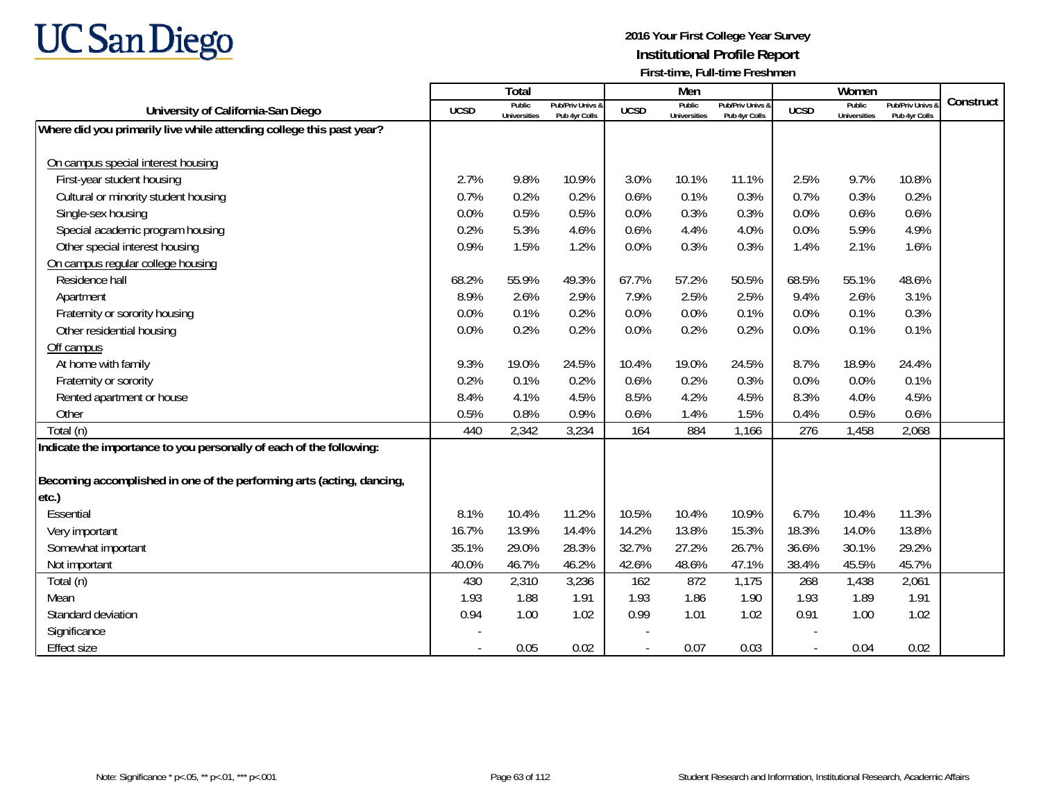UC San Diego

**2016 Your First College Year Survey**

**Institutional Profile Report**

**First-time, Full-time Freshmen**

| University of California-San Diego | Total | | | Men | | | Women | | | Construct |
|---|---|---|---|---|---|---|---|---|---|---|
| | UCSD | Public Universities | Pub/Priv Univs & Pub 4yr Colls | UCSD | Public Universities | Pub/Priv Univs & Pub 4yr Colls | UCSD | Public Universities | Pub/Priv Univs & Pub 4yr Colls | |
| **Where did you primarily live while attending college this past year?** | | | | | | | | | | |
| On campus special interest housing | | | | | | | | | | |
| First-year student housing | 2.7% | 9.8% | 10.9% | 3.0% | 10.1% | 11.1% | 2.5% | 9.7% | 10.8% | |
| Cultural or minority student housing | 0.7% | 0.2% | 0.2% | 0.6% | 0.1% | 0.3% | 0.7% | 0.3% | 0.2% | |
| Single-sex housing | 0.0% | 0.5% | 0.5% | 0.0% | 0.3% | 0.3% | 0.0% | 0.6% | 0.6% | |
| Special academic program housing | 0.2% | 5.3% | 4.6% | 0.6% | 4.4% | 4.0% | 0.0% | 5.9% | 4.9% | |
| Other special interest housing | 0.9% | 1.5% | 1.2% | 0.0% | 0.3% | 0.3% | 1.4% | 2.1% | 1.6% | |
| On campus regular college housing | | | | | | | | | | |
| Residence hall | 68.2% | 55.9% | 49.3% | 67.7% | 57.2% | 50.5% | 68.5% | 55.1% | 48.6% | |
| Apartment | 8.9% | 2.6% | 2.9% | 7.9% | 2.5% | 2.5% | 9.4% | 2.6% | 3.1% | |
| Fraternity or sorority housing | 0.0% | 0.1% | 0.2% | 0.0% | 0.0% | 0.1% | 0.0% | 0.1% | 0.3% | |
| Other residential housing | 0.0% | 0.2% | 0.2% | 0.0% | 0.2% | 0.2% | 0.0% | 0.1% | 0.1% | |
| Off campus | | | | | | | | | | |
| At home with family | 9.3% | 19.0% | 24.5% | 10.4% | 19.0% | 24.5% | 8.7% | 18.9% | 24.4% | |
| Fraternity or sorority | 0.2% | 0.1% | 0.2% | 0.6% | 0.2% | 0.3% | 0.0% | 0.0% | 0.1% | |
| Rented apartment or house | 8.4% | 4.1% | 4.5% | 8.5% | 4.2% | 4.5% | 8.3% | 4.0% | 4.5% | |
| Other | 0.5% | 0.8% | 0.9% | 0.6% | 1.4% | 1.5% | 0.4% | 0.5% | 0.6% | |
| Total (n) | 440 | 2,342 | 3,234 | 164 | 884 | 1,166 | 276 | 1,458 | 2,068 | |
| **Indicate the importance to you personally of each of the following:** | | | | | | | | | | |
| **Becoming accomplished in one of the performing arts (acting, dancing, etc.)** | | | | | | | | | | |
| Essential | 8.1% | 10.4% | 11.2% | 10.5% | 10.4% | 10.9% | 6.7% | 10.4% | 11.3% | |
| Very important | 16.7% | 13.9% | 14.4% | 14.2% | 13.8% | 15.3% | 18.3% | 14.0% | 13.8% | |
| Somewhat important | 35.1% | 29.0% | 28.3% | 32.7% | 27.2% | 26.7% | 36.6% | 30.1% | 29.2% | |
| Not important | 40.0% | 46.7% | 46.2% | 42.6% | 48.6% | 47.1% | 38.4% | 45.5% | 45.7% | |
| Total (n) | 430 | 2,310 | 3,236 | 162 | 872 | 1,175 | 268 | 1,438 | 2,061 | |
| Mean | 1.93 | 1.88 | 1.91 | 1.93 | 1.86 | 1.90 | 1.93 | 1.89 | 1.91 | |
| Standard deviation | 0.94 | 1.00 | 1.02 | 0.99 | 1.01 | 1.02 | 0.91 | 1.00 | 1.02 | |
| Significance | - | | | - | | | - | | | |
| Effect size | - | 0.05 | 0.02 | - | 0.07 | 0.03 | - | 0.04 | 0.02 | |

Note: Significance * p<.05, ** p<.01, *** p<.001

Student Research and Information, Institutional Research, Academic Affairs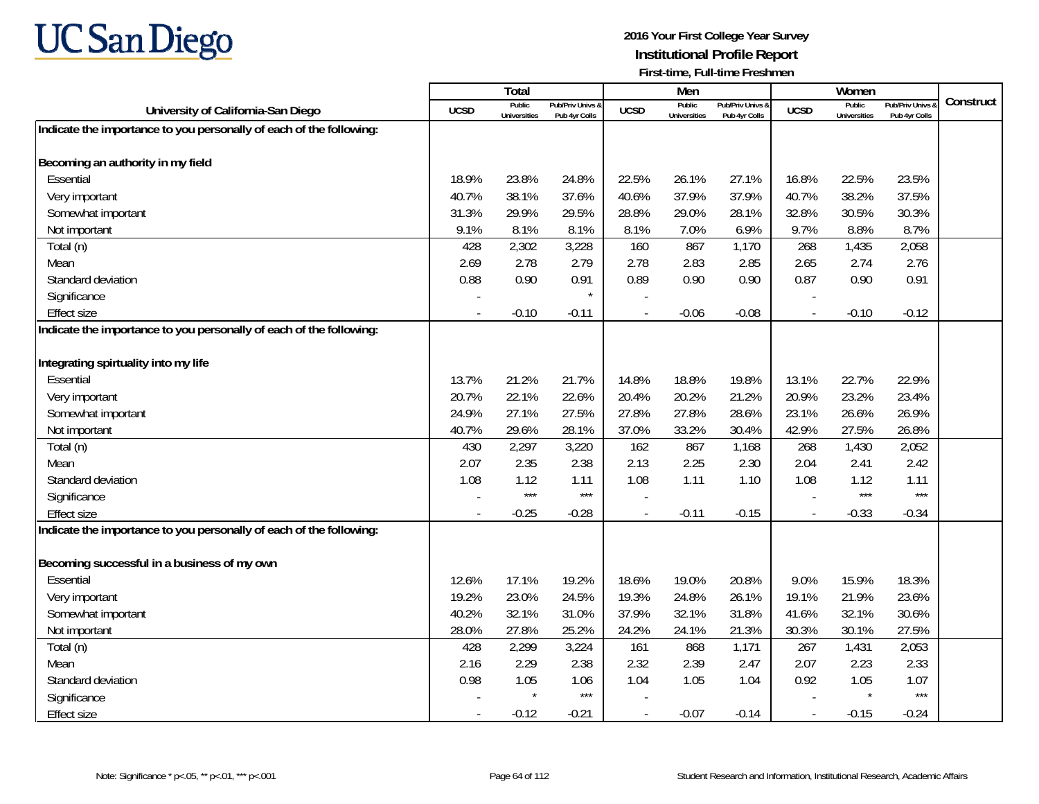# UC San Diego

**2016 Your First College Year Survey**
**Institutional Profile Report**
**First-time, Full-time Freshmen**

| University of California-San Diego | Total | | | Men | | | Women | | | Construct |
|---|---|---|---|---|---|---|---|---|---|---|
| | UCSD | Public Universities | Pub/Priv Univs & Pub 4yr Colls | UCSD | Public Universities | Pub/Priv Univs & Pub 4yr Colls | UCSD | Public Universities | Pub/Priv Univs & Pub 4yr Colls | |
| **Indicate the importance to you personally of each of the following:** | | | | | | | | | | |
| **Becoming an authority in my field** | | | | | | | | | | |
| Essential | 18.9% | 23.8% | 24.8% | 22.5% | 26.1% | 27.1% | 16.8% | 22.5% | 23.5% | |
| Very important | 40.7% | 38.1% | 37.6% | 40.6% | 37.9% | 37.9% | 40.7% | 38.2% | 37.5% | |
| Somewhat important | 31.3% | 29.9% | 29.5% | 28.8% | 29.0% | 28.1% | 32.8% | 30.5% | 30.3% | |
| Not important | 9.1% | 8.1% | 8.1% | 8.1% | 7.0% | 6.9% | 9.7% | 8.8% | 8.7% | |
| Total (n) | 428 | 2,302 | 3,228 | 160 | 867 | 1,170 | 268 | 1,435 | 2,058 | |
| Mean | 2.69 | 2.78 | 2.79 | 2.78 | 2.83 | 2.85 | 2.65 | 2.74 | 2.76 | |
| Standard deviation | 0.88 | 0.90 | 0.91 | 0.89 | 0.90 | 0.90 | 0.87 | 0.90 | 0.91 | |
| Significance | - | | * | - | | | - | | | |
| Effect size | - | -0.10 | -0.11 | - | -0.06 | -0.08 | - | -0.10 | -0.12 | |
| **Indicate the importance to you personally of each of the following:** | | | | | | | | | | |
| **Integrating spirituality into my life** | | | | | | | | | | |
| Essential | 13.7% | 21.2% | 21.7% | 14.8% | 18.8% | 19.8% | 13.1% | 22.7% | 22.9% | |
| Very important | 20.7% | 22.1% | 22.6% | 20.4% | 20.2% | 21.2% | 20.9% | 23.2% | 23.4% | |
| Somewhat important | 24.9% | 27.1% | 27.5% | 27.8% | 27.8% | 28.6% | 23.1% | 26.6% | 26.9% | |
| Not important | 40.7% | 29.6% | 28.1% | 37.0% | 33.2% | 30.4% | 42.9% | 27.5% | 26.8% | |
| Total (n) | 430 | 2,297 | 3,220 | 162 | 867 | 1,168 | 268 | 1,430 | 2,052 | |
| Mean | 2.07 | 2.35 | 2.38 | 2.13 | 2.25 | 2.30 | 2.04 | 2.41 | 2.42 | |
| Standard deviation | 1.08 | 1.12 | 1.11 | 1.08 | 1.11 | 1.10 | 1.08 | 1.12 | 1.11 | |
| Significance | - | *** | *** | - | | | - | *** | *** | |
| Effect size | - | -0.25 | -0.28 | - | -0.11 | -0.15 | - | -0.33 | -0.34 | |
| **Indicate the importance to you personally of each of the following:** | | | | | | | | | | |
| **Becoming successful in a business of my own** | | | | | | | | | | |
| Essential | 12.6% | 17.1% | 19.2% | 18.6% | 19.0% | 20.8% | 9.0% | 15.9% | 18.3% | |
| Very important | 19.2% | 23.0% | 24.5% | 19.3% | 24.8% | 26.1% | 19.1% | 21.9% | 23.6% | |
| Somewhat important | 40.2% | 32.1% | 31.0% | 37.9% | 32.1% | 31.8% | 41.6% | 32.1% | 30.6% | |
| Not important | 28.0% | 27.8% | 25.2% | 24.2% | 24.1% | 21.3% | 30.3% | 30.1% | 27.5% | |
| Total (n) | 428 | 2,299 | 3,224 | 161 | 868 | 1,171 | 267 | 1,431 | 2,053 | |
| Mean | 2.16 | 2.29 | 2.38 | 2.32 | 2.39 | 2.47 | 2.07 | 2.23 | 2.33 | |
| Standard deviation | 0.98 | 1.05 | 1.06 | 1.04 | 1.05 | 1.04 | 0.92 | 1.05 | 1.07 | |
| Significance | - | * | *** | - | | | - | * | *** | |
| Effect size | - | -0.12 | -0.21 | - | -0.07 | -0.14 | - | -0.15 | -0.24 | |

Note: Significance * $p<.05$, ** $p<.01$, *** $p<.001$

Student Research and Information, Institutional Research, Academic Affairs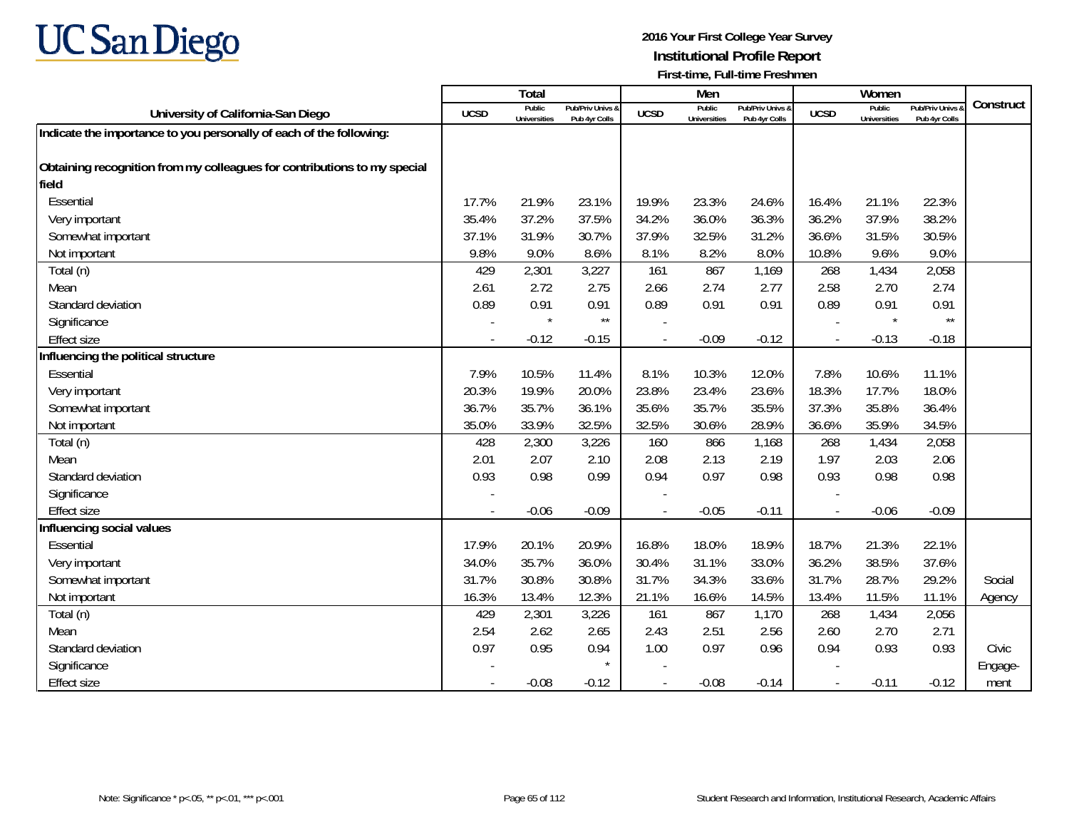# UC San Diego

**2016 Your First College Year Survey**
**Institutional Profile Report**
**First-time, Full-time Freshmen**

| University of California-San Diego | Total | | | Men | | | Women | | | Construct |
|---|---|---|---|---|---|---|---|---|---|---|
| | UCSD | Public Universities | Pub/Priv Univs & Pub 4yr Colls | UCSD | Public Universities | Pub/Priv Univs & Pub 4yr Colls | UCSD | Public Universities | Pub/Priv Univs & Pub 4yr Colls | |
| **Indicate the importance to you personally of each of the following:** | | | | | | | | | | |
| **Obtaining recognition from my colleagues for contributions to my special field** | | | | | | | | | | |
| Essential | 17.7% | 21.9% | 23.1% | 19.9% | 23.3% | 24.6% | 16.4% | 21.1% | 22.3% | |
| Very important | 35.4% | 37.2% | 37.5% | 34.2% | 36.0% | 36.3% | 36.2% | 37.9% | 38.2% | |
| Somewhat important | 37.1% | 31.9% | 30.7% | 37.9% | 32.5% | 31.2% | 36.6% | 31.5% | 30.5% | |
| Not important | 9.8% | 9.0% | 8.6% | 8.1% | 8.2% | 8.0% | 10.8% | 9.6% | 9.0% | |
| Total (n) | 429 | 2,301 | 3,227 | 161 | 867 | 1,169 | 268 | 1,434 | 2,058 | |
| Mean | 2.61 | 2.72 | 2.75 | 2.66 | 2.74 | 2.77 | 2.58 | 2.70 | 2.74 | |
| Standard deviation | 0.89 | 0.91 | 0.91 | 0.89 | 0.91 | 0.91 | 0.89 | 0.91 | 0.91 | |
| Significance | - | * | ** | - | | | - | * | ** | |
| Effect size | - | -0.12 | -0.15 | - | -0.09 | -0.12 | - | -0.13 | -0.18 | |
| **Influencing the political structure** | | | | | | | | | | |
| Essential | 7.9% | 10.5% | 11.4% | 8.1% | 10.3% | 12.0% | 7.8% | 10.6% | 11.1% | |
| Very important | 20.3% | 19.9% | 20.0% | 23.8% | 23.4% | 23.6% | 18.3% | 17.7% | 18.0% | |
| Somewhat important | 36.7% | 35.7% | 36.1% | 35.6% | 35.7% | 35.5% | 37.3% | 35.8% | 36.4% | |
| Not important | 35.0% | 33.9% | 32.5% | 32.5% | 30.6% | 28.9% | 36.6% | 35.9% | 34.5% | |
| Total (n) | 428 | 2,300 | 3,226 | 160 | 866 | 1,168 | 268 | 1,434 | 2,058 | |
| Mean | 2.01 | 2.07 | 2.10 | 2.08 | 2.13 | 2.19 | 1.97 | 2.03 | 2.06 | |
| Standard deviation | 0.93 | 0.98 | 0.99 | 0.94 | 0.97 | 0.98 | 0.93 | 0.98 | 0.98 | |
| Significance | - | | | - | | | - | | | |
| Effect size | - | -0.06 | -0.09 | - | -0.05 | -0.11 | - | -0.06 | -0.09 | |
| **Influencing social values** | | | | | | | | | | |
| Essential | 17.9% | 20.1% | 20.9% | 16.8% | 18.0% | 18.9% | 18.7% | 21.3% | 22.1% | |
| Very important | 34.0% | 35.7% | 36.0% | 30.4% | 31.1% | 33.0% | 36.2% | 38.5% | 37.6% | |
| Somewhat important | 31.7% | 30.8% | 30.8% | 31.7% | 34.3% | 33.6% | 31.7% | 28.7% | 29.2% | Social |
| Not important | 16.3% | 13.4% | 12.3% | 21.1% | 16.6% | 14.5% | 13.4% | 11.5% | 11.1% | Agency |
| Total (n) | 429 | 2,301 | 3,226 | 161 | 867 | 1,170 | 268 | 1,434 | 2,056 | |
| Mean | 2.54 | 2.62 | 2.65 | 2.43 | 2.51 | 2.56 | 2.60 | 2.70 | 2.71 | |
| Standard deviation | 0.97 | 0.95 | 0.94 | 1.00 | 0.97 | 0.96 | 0.94 | 0.93 | 0.93 | Civic |
| Significance | - | | * | - | | | - | | | Engage- |
| Effect size | - | -0.08 | -0.12 | - | -0.08 | -0.14 | - | -0.11 | -0.12 | ment |

Note: Significance * p<.05, ** p<.01, *** p<.001

Student Research and Information, Institutional Research, Academic Affairs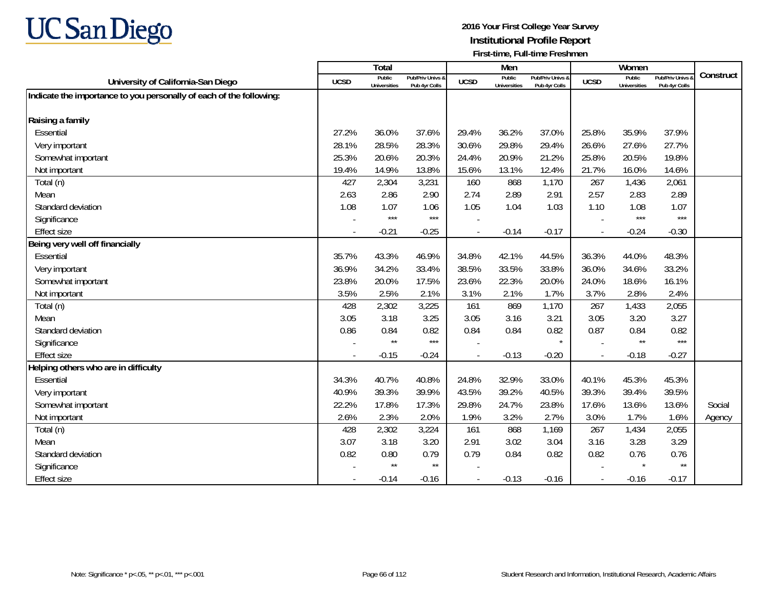UC San Diego

**2016 Your First College Year Survey**
**Institutional Profile Report**
**First-time, Full-time Freshmen**

| University of California-San Diego | Total | | | Men | | | Women | | | Construct |
|---|---|---|---|---|---|---|---|---|---|---|
| | UCSD | Public Universities | Pub/Priv Univs & Pub 4yr Colls | UCSD | Public Universities | Pub/Priv Univs & Pub 4yr Colls | UCSD | Public Universities | Pub/Priv Univs & Pub 4yr Colls | |
| **Indicate the importance to you personally of each of the following:** | | | | | | | | | | |
| **Raising a family** | | | | | | | | | | |
| Essential | 27.2% | 36.0% | 37.6% | 29.4% | 36.2% | 37.0% | 25.8% | 35.9% | 37.9% | |
| Very important | 28.1% | 28.5% | 28.3% | 30.6% | 29.8% | 29.4% | 26.6% | 27.6% | 27.7% | |
| Somewhat important | 25.3% | 20.6% | 20.3% | 24.4% | 20.9% | 21.2% | 25.8% | 20.5% | 19.8% | |
| Not important | 19.4% | 14.9% | 13.8% | 15.6% | 13.1% | 12.4% | 21.7% | 16.0% | 14.6% | |
| Total (n) | 427 | 2,304 | 3,231 | 160 | 868 | 1,170 | 267 | 1,436 | 2,061 | |
| Mean | 2.63 | 2.86 | 2.90 | 2.74 | 2.89 | 2.91 | 2.57 | 2.83 | 2.89 | |
| Standard deviation | 1.08 | 1.07 | 1.06 | 1.05 | 1.04 | 1.03 | 1.10 | 1.08 | 1.07 | |
| Significance | - | *** | *** | - | | | - | *** | *** | |
| Effect size | - | -0.21 | -0.25 | - | -0.14 | -0.17 | - | -0.24 | -0.30 | |
| **Being very well off financially** | | | | | | | | | | |
| Essential | 35.7% | 43.3% | 46.9% | 34.8% | 42.1% | 44.5% | 36.3% | 44.0% | 48.3% | |
| Very important | 36.9% | 34.2% | 33.4% | 38.5% | 33.5% | 33.8% | 36.0% | 34.6% | 33.2% | |
| Somewhat important | 23.8% | 20.0% | 17.5% | 23.6% | 22.3% | 20.0% | 24.0% | 18.6% | 16.1% | |
| Not important | 3.5% | 2.5% | 2.1% | 3.1% | 2.1% | 1.7% | 3.7% | 2.8% | 2.4% | |
| Total (n) | 428 | 2,302 | 3,225 | 161 | 869 | 1,170 | 267 | 1,433 | 2,055 | |
| Mean | 3.05 | 3.18 | 3.25 | 3.05 | 3.16 | 3.21 | 3.05 | 3.20 | 3.27 | |
| Standard deviation | 0.86 | 0.84 | 0.82 | 0.84 | 0.84 | 0.82 | 0.87 | 0.84 | 0.82 | |
| Significance | - | ** | *** | - | | * | - | ** | *** | |
| Effect size | - | -0.15 | -0.24 | - | -0.13 | -0.20 | - | -0.18 | -0.27 | |
| **Helping others who are in difficulty** | | | | | | | | | | |
| Essential | 34.3% | 40.7% | 40.8% | 24.8% | 32.9% | 33.0% | 40.1% | 45.3% | 45.3% | |
| Very important | 40.9% | 39.3% | 39.9% | 43.5% | 39.2% | 40.5% | 39.3% | 39.4% | 39.5% | |
| Somewhat important | 22.2% | 17.8% | 17.3% | 29.8% | 24.7% | 23.8% | 17.6% | 13.6% | 13.6% | Social |
| Not important | 2.6% | 2.3% | 2.0% | 1.9% | 3.2% | 2.7% | 3.0% | 1.7% | 1.6% | Agency |
| Total (n) | 428 | 2,302 | 3,224 | 161 | 868 | 1,169 | 267 | 1,434 | 2,055 | |
| Mean | 3.07 | 3.18 | 3.20 | 2.91 | 3.02 | 3.04 | 3.16 | 3.28 | 3.29 | |
| Standard deviation | 0.82 | 0.80 | 0.79 | 0.79 | 0.84 | 0.82 | 0.82 | 0.76 | 0.76 | |
| Significance | - | ** | ** | - | | | - | * | ** | |
| Effect size | - | -0.14 | -0.16 | - | -0.13 | -0.16 | - | -0.16 | -0.17 | |

Note: Significance * p<.05, ** p<.01, *** p<.001

Student Research and Information, Institutional Research, Academic Affairs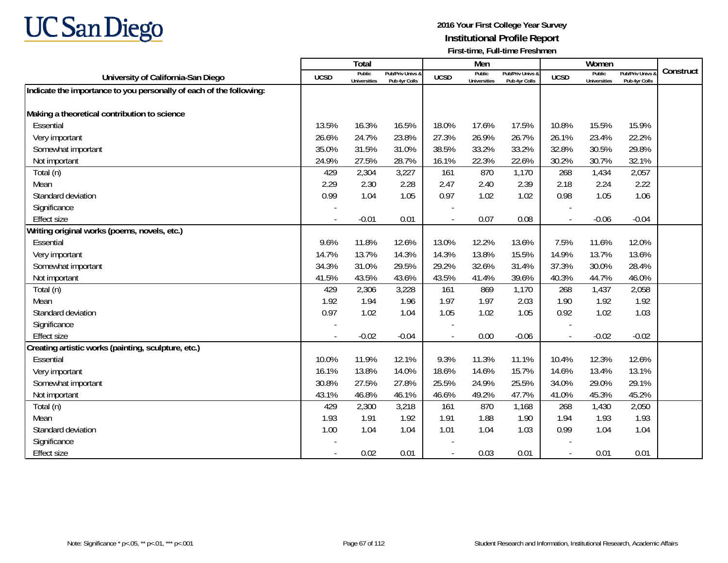2016 Your First College Year Survey
**Institutional Profile Report**
First-time, Full-time Freshmen

| University of California-San Diego | Total | | | Men | | | Women | | | Construct |
|---|---|---|---|---|---|---|---|---|---|---|
| | UCSD | Public Universities | Pub/Priv Univs & Pub 4yr Colls | UCSD | Public Universities | Pub/Priv Univs & Pub 4yr Colls | UCSD | Public Universities | Pub/Priv Univs & Pub 4yr Colls | |
| **Indicate the importance to you personally of each of the following:** | | | | | | | | | | |
| **Making a theoretical contribution to science** | | | | | | | | | | |
| Essential | 13.5% | 16.3% | 16.5% | 18.0% | 17.6% | 17.5% | 10.8% | 15.5% | 15.9% | |
| Very important | 26.6% | 24.7% | 23.8% | 27.3% | 26.9% | 26.7% | 26.1% | 23.4% | 22.2% | |
| Somewhat important | 35.0% | 31.5% | 31.0% | 38.5% | 33.2% | 33.2% | 32.8% | 30.5% | 29.8% | |
| Not important | 24.9% | 27.5% | 28.7% | 16.1% | 22.3% | 22.6% | 30.2% | 30.7% | 32.1% | |
| Total (n) | 429 | 2,304 | 3,227 | 161 | 870 | 1,170 | 268 | 1,434 | 2,057 | |
| Mean | 2.29 | 2.30 | 2.28 | 2.47 | 2.40 | 2.39 | 2.18 | 2.24 | 2.22 | |
| Standard deviation | 0.99 | 1.04 | 1.05 | 0.97 | 1.02 | 1.02 | 0.98 | 1.05 | 1.06 | |
| Significance | - | | | - | | | - | | | |
| Effect size | - | -0.01 | 0.01 | - | 0.07 | 0.08 | - | -0.06 | -0.04 | |
| **Writing original works (poems, novels, etc.)** | | | | | | | | | | |
| Essential | 9.6% | 11.8% | 12.6% | 13.0% | 12.2% | 13.6% | 7.5% | 11.6% | 12.0% | |
| Very important | 14.7% | 13.7% | 14.3% | 14.3% | 13.8% | 15.5% | 14.9% | 13.7% | 13.6% | |
| Somewhat important | 34.3% | 31.0% | 29.5% | 29.2% | 32.6% | 31.4% | 37.3% | 30.0% | 28.4% | |
| Not important | 41.5% | 43.5% | 43.6% | 43.5% | 41.4% | 39.6% | 40.3% | 44.7% | 46.0% | |
| Total (n) | 429 | 2,306 | 3,228 | 161 | 869 | 1,170 | 268 | 1,437 | 2,058 | |
| Mean | 1.92 | 1.94 | 1.96 | 1.97 | 1.97 | 2.03 | 1.90 | 1.92 | 1.92 | |
| Standard deviation | 0.97 | 1.02 | 1.04 | 1.05 | 1.02 | 1.05 | 0.92 | 1.02 | 1.03 | |
| Significance | - | | | - | | | - | | | |
| Effect size | - | -0.02 | -0.04 | - | 0.00 | -0.06 | - | -0.02 | -0.02 | |
| **Creating artistic works (painting, sculpture, etc.)** | | | | | | | | | | |
| Essential | 10.0% | 11.9% | 12.1% | 9.3% | 11.3% | 11.1% | 10.4% | 12.3% | 12.6% | |
| Very important | 16.1% | 13.8% | 14.0% | 18.6% | 14.6% | 15.7% | 14.6% | 13.4% | 13.1% | |
| Somewhat important | 30.8% | 27.5% | 27.8% | 25.5% | 24.9% | 25.5% | 34.0% | 29.0% | 29.1% | |
| Not important | 43.1% | 46.8% | 46.1% | 46.6% | 49.2% | 47.7% | 41.0% | 45.3% | 45.2% | |
| Total (n) | 429 | 2,300 | 3,218 | 161 | 870 | 1,168 | 268 | 1,430 | 2,050 | |
| Mean | 1.93 | 1.91 | 1.92 | 1.91 | 1.88 | 1.90 | 1.94 | 1.93 | 1.93 | |
| Standard deviation | 1.00 | 1.04 | 1.04 | 1.01 | 1.04 | 1.03 | 0.99 | 1.04 | 1.04 | |
| Significance | - | | | - | | | - | | | |
| Effect size | - | 0.02 | 0.01 | - | 0.03 | 0.01 | - | 0.01 | 0.01 | |

Note: Significance * p<.05, ** p<.01, *** p<.001

Student Research and Information, Institutional Research, Academic Affairs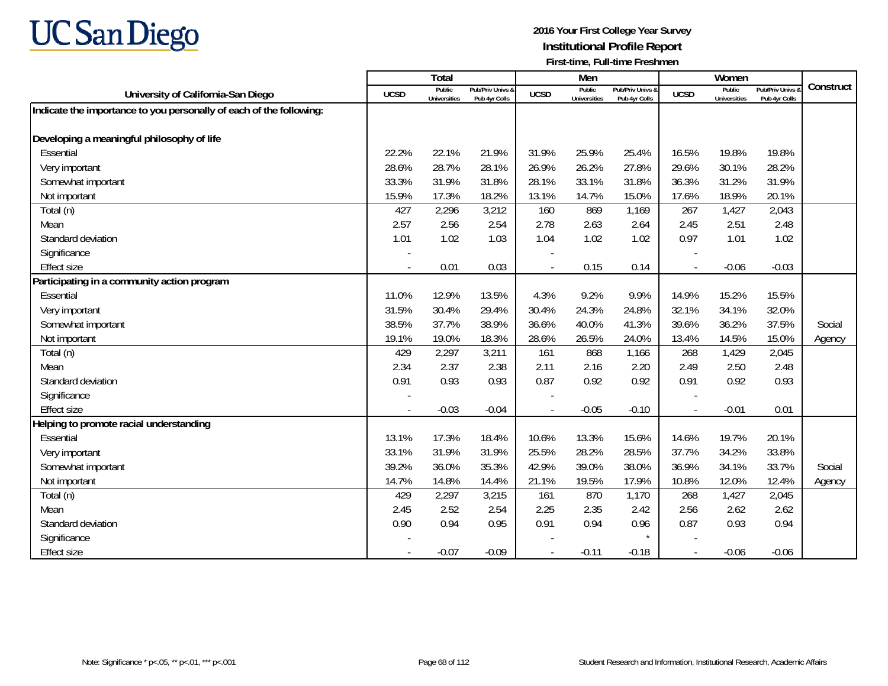# UC San Diego

**2016 Your First College Year Survey**
**Institutional Profile Report**
**First-time, Full-time Freshmen**

| University of California-San Diego | Total | | | Men | | | Women | | | Construct |
|---|---|---|---|---|---|---|---|---|---|---|
| | UCSD | Public Universities | Pub/Priv Univs & Pub 4yr Colls | UCSD | Public Universities | Pub/Priv Univs & Pub 4yr Colls | UCSD | Public Universities | Pub/Priv Univs & Pub 4yr Colls | |
| **Indicate the importance to you personally of each of the following:** | | | | | | | | | | |
| **Developing a meaningful philosophy of life** | | | | | | | | | | |
| Essential | 22.2% | 22.1% | 21.9% | 31.9% | 25.9% | 25.4% | 16.5% | 19.8% | 19.8% | |
| Very important | 28.6% | 28.7% | 28.1% | 26.9% | 26.2% | 27.8% | 29.6% | 30.1% | 28.2% | |
| Somewhat important | 33.3% | 31.9% | 31.8% | 28.1% | 33.1% | 31.8% | 36.3% | 31.2% | 31.9% | |
| Not important | 15.9% | 17.3% | 18.2% | 13.1% | 14.7% | 15.0% | 17.6% | 18.9% | 20.1% | |
| Total (n) | 427 | 2,296 | 3,212 | 160 | 869 | 1,169 | 267 | 1,427 | 2,043 | |
| Mean | 2.57 | 2.56 | 2.54 | 2.78 | 2.63 | 2.64 | 2.45 | 2.51 | 2.48 | |
| Standard deviation | 1.01 | 1.02 | 1.03 | 1.04 | 1.02 | 1.02 | 0.97 | 1.01 | 1.02 | |
| Significance | - | | | - | | | - | | | |
| Effect size | - | 0.01 | 0.03 | - | 0.15 | 0.14 | - | -0.06 | -0.03 | |
| **Participating in a community action program** | | | | | | | | | | |
| Essential | 11.0% | 12.9% | 13.5% | 4.3% | 9.2% | 9.9% | 14.9% | 15.2% | 15.5% | |
| Very important | 31.5% | 30.4% | 29.4% | 30.4% | 24.3% | 24.8% | 32.1% | 34.1% | 32.0% | |
| Somewhat important | 38.5% | 37.7% | 38.9% | 36.6% | 40.0% | 41.3% | 39.6% | 36.2% | 37.5% | Social |
| Not important | 19.1% | 19.0% | 18.3% | 28.6% | 26.5% | 24.0% | 13.4% | 14.5% | 15.0% | Agency |
| Total (n) | 429 | 2,297 | 3,211 | 161 | 868 | 1,166 | 268 | 1,429 | 2,045 | |
| Mean | 2.34 | 2.37 | 2.38 | 2.11 | 2.16 | 2.20 | 2.49 | 2.50 | 2.48 | |
| Standard deviation | 0.91 | 0.93 | 0.93 | 0.87 | 0.92 | 0.92 | 0.91 | 0.92 | 0.93 | |
| Significance | - | | | - | | | - | | | |
| Effect size | - | -0.03 | -0.04 | - | -0.05 | -0.10 | - | -0.01 | 0.01 | |
| **Helping to promote racial understanding** | | | | | | | | | | |
| Essential | 13.1% | 17.3% | 18.4% | 10.6% | 13.3% | 15.6% | 14.6% | 19.7% | 20.1% | |
| Very important | 33.1% | 31.9% | 31.9% | 25.5% | 28.2% | 28.5% | 37.7% | 34.2% | 33.8% | |
| Somewhat important | 39.2% | 36.0% | 35.3% | 42.9% | 39.0% | 38.0% | 36.9% | 34.1% | 33.7% | Social |
| Not important | 14.7% | 14.8% | 14.4% | 21.1% | 19.5% | 17.9% | 10.8% | 12.0% | 12.4% | Agency |
| Total (n) | 429 | 2,297 | 3,215 | 161 | 870 | 1,170 | 268 | 1,427 | 2,045 | |
| Mean | 2.45 | 2.52 | 2.54 | 2.25 | 2.35 | 2.42 | 2.56 | 2.62 | 2.62 | |
| Standard deviation | 0.90 | 0.94 | 0.95 | 0.91 | 0.94 | 0.96 | 0.87 | 0.93 | 0.94 | |
| Significance | - | | | - | | * | - | | | |
| Effect size | - | -0.07 | -0.09 | - | -0.11 | -0.18 | - | -0.06 | -0.06 | |

Note: Significance * p<.05, ** p<.01, *** p<.001

Student Research and Information, Institutional Research, Academic Affairs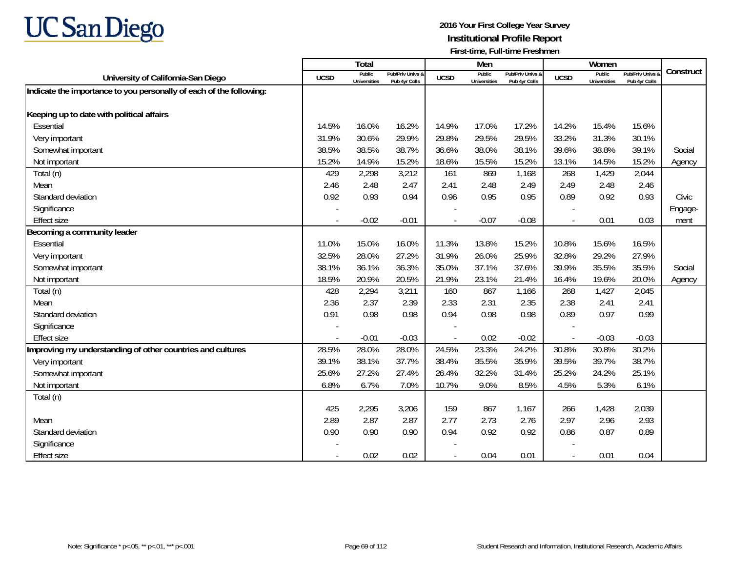# UC San Diego

**2016 Your First College Year Survey**
**Institutional Profile Report**
**First-time, Full-time Freshmen**

| University of California-San Diego | Total | | | Men | | | Women | | | Construct |
|---|---|---|---|---|---|---|---|---|---|---|
| | UCSD | Public Universities | Pub/Priv Univs & Pub 4yr Colls | UCSD | Public Universities | Pub/Priv Univs & Pub 4yr Colls | UCSD | Public Universities | Pub/Priv Univs & Pub 4yr Colls | |
| **Indicate the importance to you personally of each of the following:** | | | | | | | | | | |
| **Keeping up to date with political affairs** | | | | | | | | | | |
| Essential | 14.5% | 16.0% | 16.2% | 14.9% | 17.0% | 17.2% | 14.2% | 15.4% | 15.6% | |
| Very important | 31.9% | 30.6% | 29.9% | 29.8% | 29.5% | 29.5% | 33.2% | 31.3% | 30.1% | |
| Somewhat important | 38.5% | 38.5% | 38.7% | 36.6% | 38.0% | 38.1% | 39.6% | 38.8% | 39.1% | Social |
| Not important | 15.2% | 14.9% | 15.2% | 18.6% | 15.5% | 15.2% | 13.1% | 14.5% | 15.2% | Agency |
| Total (n) | 429 | 2,298 | 3,212 | 161 | 869 | 1,168 | 268 | 1,429 | 2,044 | |
| Mean | 2.46 | 2.48 | 2.47 | 2.41 | 2.48 | 2.49 | 2.49 | 2.48 | 2.46 | |
| Standard deviation | 0.92 | 0.93 | 0.94 | 0.96 | 0.95 | 0.95 | 0.89 | 0.92 | 0.93 | Civic |
| Significance | - | | | - | | | - | | | Engage- |
| Effect size | - | -0.02 | -0.01 | - | -0.07 | -0.08 | - | 0.01 | 0.03 | ment |
| **Becoming a community leader** | | | | | | | | | | |
| Essential | 11.0% | 15.0% | 16.0% | 11.3% | 13.8% | 15.2% | 10.8% | 15.6% | 16.5% | |
| Very important | 32.5% | 28.0% | 27.2% | 31.9% | 26.0% | 25.9% | 32.8% | 29.2% | 27.9% | |
| Somewhat important | 38.1% | 36.1% | 36.3% | 35.0% | 37.1% | 37.6% | 39.9% | 35.5% | 35.5% | Social |
| Not important | 18.5% | 20.9% | 20.5% | 21.9% | 23.1% | 21.4% | 16.4% | 19.6% | 20.0% | Agency |
| Total (n) | 428 | 2,294 | 3,211 | 160 | 867 | 1,166 | 268 | 1,427 | 2,045 | |
| Mean | 2.36 | 2.37 | 2.39 | 2.33 | 2.31 | 2.35 | 2.38 | 2.41 | 2.41 | |
| Standard deviation | 0.91 | 0.98 | 0.98 | 0.94 | 0.98 | 0.98 | 0.89 | 0.97 | 0.99 | |
| Significance | - | | | - | | | - | | | |
| Effect size | - | -0.01 | -0.03 | - | 0.02 | -0.02 | - | -0.03 | -0.03 | |
| **Improving my understanding of other countries and cultures** | 28.5% | 28.0% | 28.0% | 24.5% | 23.3% | 24.2% | 30.8% | 30.8% | 30.2% | |
| Very important | 39.1% | 38.1% | 37.7% | 38.4% | 35.5% | 35.9% | 39.5% | 39.7% | 38.7% | |
| Somewhat important | 25.6% | 27.2% | 27.4% | 26.4% | 32.2% | 31.4% | 25.2% | 24.2% | 25.1% | |
| Not important | 6.8% | 6.7% | 7.0% | 10.7% | 9.0% | 8.5% | 4.5% | 5.3% | 6.1% | |
| Total (n) | 425 | 2,295 | 3,206 | 159 | 867 | 1,167 | 266 | 1,428 | 2,039 | |
| Mean | 2.89 | 2.87 | 2.87 | 2.77 | 2.73 | 2.76 | 2.97 | 2.96 | 2.93 | |
| Standard deviation | 0.90 | 0.90 | 0.90 | 0.94 | 0.92 | 0.92 | 0.86 | 0.87 | 0.89 | |
| Significance | - | | | - | | | - | | | |
| Effect size | - | 0.02 | 0.02 | - | 0.04 | 0.01 | - | 0.01 | 0.04 | |

Note: Significance * $p<.05$, ** $p<.01$, *** $p<.001$

Student Research and Information, Institutional Research, Academic Affairs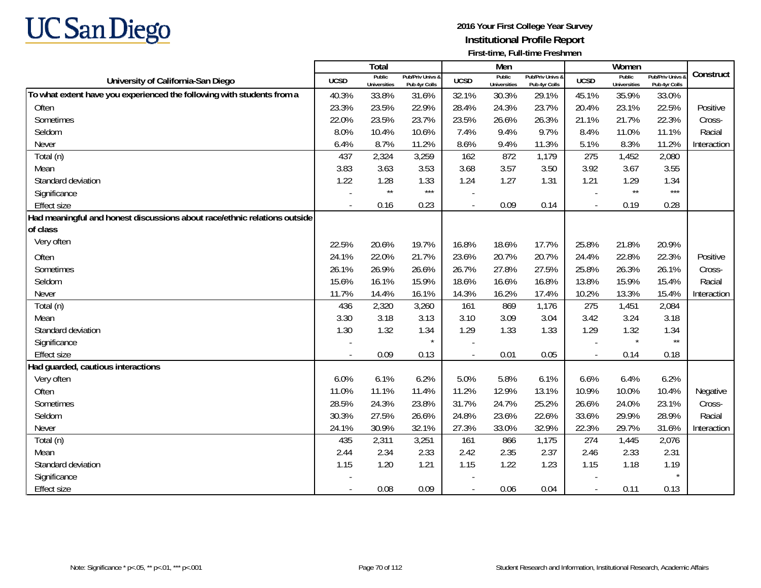UC San Diego

**2016 Your First College Year Survey**
**Institutional Profile Report**
**First-time, Full-time Freshmen**

| University of California-San Diego | Total | | | Men | | | Women | | | Construct |
|---|---|---|---|---|---|---|---|---|---|---|
| | UCSD | Public Universities | Pub/Priv Univs & Pub 4yr Colls | UCSD | Public Universities | Pub/Priv Univs & Pub 4yr Colls | UCSD | Public Universities | Pub/Priv Univs & Pub 4yr Colls | |
| **To what extent have you experienced the following with students from a** | 40.3% | 33.8% | 31.6% | 32.1% | 30.3% | 29.1% | 45.1% | 35.9% | 33.0% | |
| Often | 23.3% | 23.5% | 22.9% | 28.4% | 24.3% | 23.7% | 20.4% | 23.1% | 22.5% | Positive |
| Sometimes | 22.0% | 23.5% | 23.7% | 23.5% | 26.6% | 26.3% | 21.1% | 21.7% | 22.3% | Cross- |
| Seldom | 8.0% | 10.4% | 10.6% | 7.4% | 9.4% | 9.7% | 8.4% | 11.0% | 11.1% | Racial |
| Never | 6.4% | 8.7% | 11.2% | 8.6% | 9.4% | 11.3% | 5.1% | 8.3% | 11.2% | Interaction |
| Total (n) | 437 | 2,324 | 3,259 | 162 | 872 | 1,179 | 275 | 1,452 | 2,080 | |
| Mean | 3.83 | 3.63 | 3.53 | 3.68 | 3.57 | 3.50 | 3.92 | 3.67 | 3.55 | |
| Standard deviation | 1.22 | 1.28 | 1.33 | 1.24 | 1.27 | 1.31 | 1.21 | 1.29 | 1.34 | |
| Significance | - | ** | *** | - | | | - | ** | *** | |
| Effect size | - | 0.16 | 0.23 | - | 0.09 | 0.14 | - | 0.19 | 0.28 | |
| **Had meaningful and honest discussions about race/ethnic relations outside of class** | | | | | | | | | | |
| Very often | 22.5% | 20.6% | 19.7% | 16.8% | 18.6% | 17.7% | 25.8% | 21.8% | 20.9% | |
| Often | 24.1% | 22.0% | 21.7% | 23.6% | 20.7% | 20.7% | 24.4% | 22.8% | 22.3% | Positive |
| Sometimes | 26.1% | 26.9% | 26.6% | 26.7% | 27.8% | 27.5% | 25.8% | 26.3% | 26.1% | Cross- |
| Seldom | 15.6% | 16.1% | 15.9% | 18.6% | 16.6% | 16.8% | 13.8% | 15.9% | 15.4% | Racial |
| Never | 11.7% | 14.4% | 16.1% | 14.3% | 16.2% | 17.4% | 10.2% | 13.3% | 15.4% | Interaction |
| Total (n) | 436 | 2,320 | 3,260 | 161 | 869 | 1,176 | 275 | 1,451 | 2,084 | |
| Mean | 3.30 | 3.18 | 3.13 | 3.10 | 3.09 | 3.04 | 3.42 | 3.24 | 3.18 | |
| Standard deviation | 1.30 | 1.32 | 1.34 | 1.29 | 1.33 | 1.33 | 1.29 | 1.32 | 1.34 | |
| Significance | - | | * | - | | | - | * | ** | |
| Effect size | - | 0.09 | 0.13 | - | 0.01 | 0.05 | - | 0.14 | 0.18 | |
| **Had guarded, cautious interactions** | | | | | | | | | | |
| Very often | 6.0% | 6.1% | 6.2% | 5.0% | 5.8% | 6.1% | 6.6% | 6.4% | 6.2% | |
| Often | 11.0% | 11.1% | 11.4% | 11.2% | 12.9% | 13.1% | 10.9% | 10.0% | 10.4% | Negative |
| Sometimes | 28.5% | 24.3% | 23.8% | 31.7% | 24.7% | 25.2% | 26.6% | 24.0% | 23.1% | Cross- |
| Seldom | 30.3% | 27.5% | 26.6% | 24.8% | 23.6% | 22.6% | 33.6% | 29.9% | 28.9% | Racial |
| Never | 24.1% | 30.9% | 32.1% | 27.3% | 33.0% | 32.9% | 22.3% | 29.7% | 31.6% | Interaction |
| Total (n) | 435 | 2,311 | 3,251 | 161 | 866 | 1,175 | 274 | 1,445 | 2,076 | |
| Mean | 2.44 | 2.34 | 2.33 | 2.42 | 2.35 | 2.37 | 2.46 | 2.33 | 2.31 | |
| Standard deviation | 1.15 | 1.20 | 1.21 | 1.15 | 1.22 | 1.23 | 1.15 | 1.18 | 1.19 | |
| Significance | - | | | - | | | - | | * | |
| Effect size | - | 0.08 | 0.09 | - | 0.06 | 0.04 | - | 0.11 | 0.13 | |

Note: Significance * p<.05, ** p<.01, *** p<.001

Student Research and Information, Institutional Research, Academic Affairs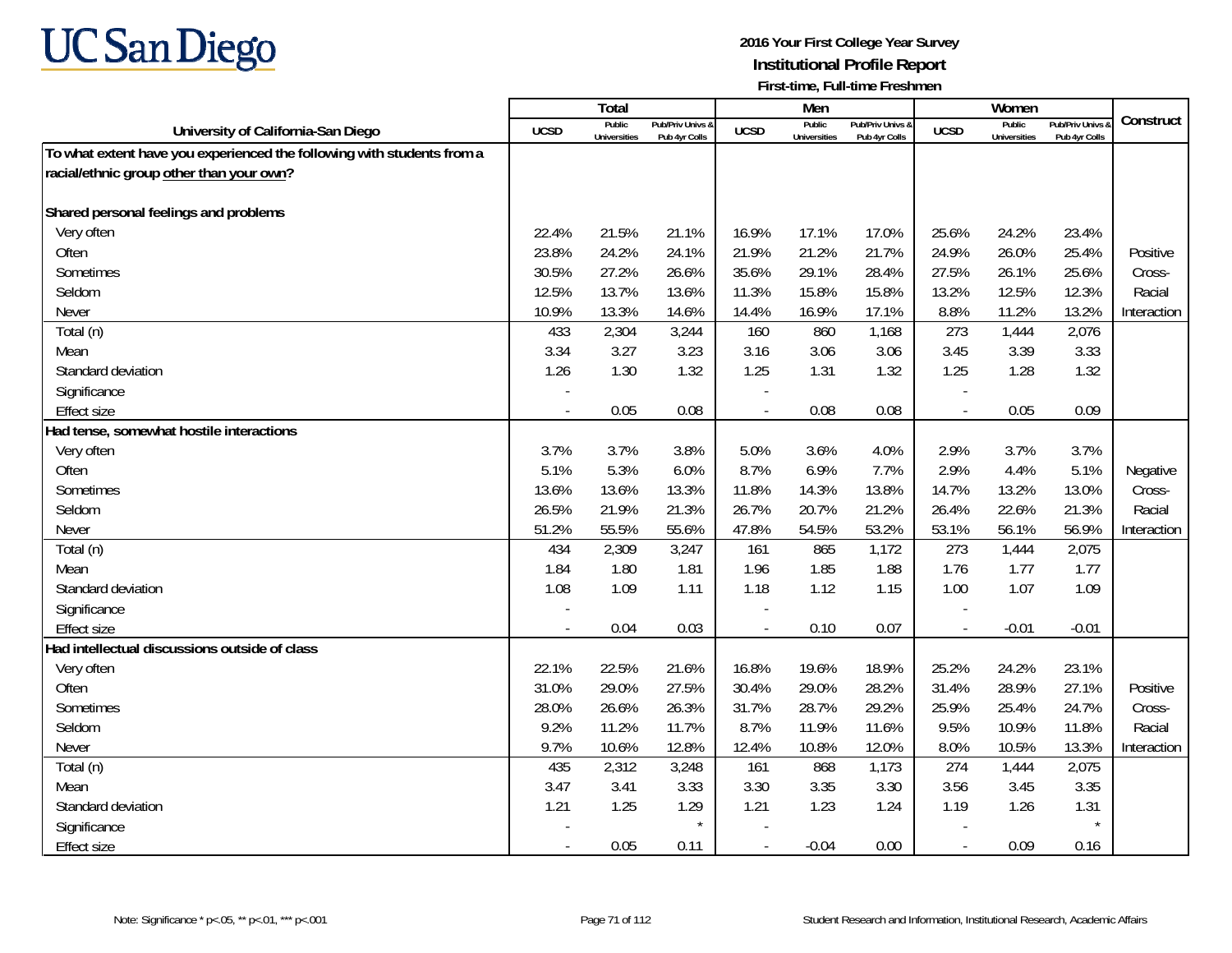**2016 Your First College Year Survey**
**Institutional Profile Report**
**First-time, Full-time Freshmen**

| University of California-San Diego | Total | | | Men | | | Women | | | Construct |
|---|---|---|---|---|---|---|---|---|---|---|
| | UCSD | Public Universities | Pub/Priv Univs & Pub 4yr Colls | UCSD | Public Universities | Pub/Priv Univs & Pub 4yr Colls | UCSD | Public Universities | Pub/Priv Univs & Pub 4yr Colls | |
| **To what extent have you experienced the following with students from a racial/ethnic group other than your own?** | | | | | | | | | | |
| **Shared personal feelings and problems** | | | | | | | | | | |
| Very often | 22.4% | 21.5% | 21.1% | 16.9% | 17.1% | 17.0% | 25.6% | 24.2% | 23.4% | Positive Cross-Racial Interaction |
| Often | 23.8% | 24.2% | 24.1% | 21.9% | 21.2% | 21.7% | 24.9% | 26.0% | 25.4% | |
| Sometimes | 30.5% | 27.2% | 26.6% | 35.6% | 29.1% | 28.4% | 27.5% | 26.1% | 25.6% | |
| Seldom | 12.5% | 13.7% | 13.6% | 11.3% | 15.8% | 15.8% | 13.2% | 12.5% | 12.3% | |
| Never | 10.9% | 13.3% | 14.6% | 14.4% | 16.9% | 17.1% | 8.8% | 11.2% | 13.2% | |
| Total (n) | 433 | 2,304 | 3,244 | 160 | 860 | 1,168 | 273 | 1,444 | 2,076 | |
| Mean | 3.34 | 3.27 | 3.23 | 3.16 | 3.06 | 3.06 | 3.45 | 3.39 | 3.33 | |
| Standard deviation | 1.26 | 1.30 | 1.32 | 1.25 | 1.31 | 1.32 | 1.25 | 1.28 | 1.32 | |
| Significance | - | | | - | | | - | | | |
| Effect size | - | 0.05 | 0.08 | - | 0.08 | 0.08 | - | 0.05 | 0.09 | |
| **Had tense, somewhat hostile interactions** | | | | | | | | | | |
| Very often | 3.7% | 3.7% | 3.8% | 5.0% | 3.6% | 4.0% | 2.9% | 3.7% | 3.7% | Negative Cross-Racial Interaction |
| Often | 5.1% | 5.3% | 6.0% | 8.7% | 6.9% | 7.7% | 2.9% | 4.4% | 5.1% | |
| Sometimes | 13.6% | 13.6% | 13.3% | 11.8% | 14.3% | 13.8% | 14.7% | 13.2% | 13.0% | |
| Seldom | 26.5% | 21.9% | 21.3% | 26.7% | 20.7% | 21.2% | 26.4% | 22.6% | 21.3% | |
| Never | 51.2% | 55.5% | 55.6% | 47.8% | 54.5% | 53.2% | 53.1% | 56.1% | 56.9% | |
| Total (n) | 434 | 2,309 | 3,247 | 161 | 865 | 1,172 | 273 | 1,444 | 2,075 | |
| Mean | 1.84 | 1.80 | 1.81 | 1.96 | 1.85 | 1.88 | 1.76 | 1.77 | 1.77 | |
| Standard deviation | 1.08 | 1.09 | 1.11 | 1.18 | 1.12 | 1.15 | 1.00 | 1.07 | 1.09 | |
| Significance | - | | | - | | | - | | | |
| Effect size | - | 0.04 | 0.03 | - | 0.10 | 0.07 | - | -0.01 | -0.01 | |
| **Had intellectual discussions outside of class** | | | | | | | | | | |
| Very often | 22.1% | 22.5% | 21.6% | 16.8% | 19.6% | 18.9% | 25.2% | 24.2% | 23.1% | Positive Cross-Racial Interaction |
| Often | 31.0% | 29.0% | 27.5% | 30.4% | 29.0% | 28.2% | 31.4% | 28.9% | 27.1% | |
| Sometimes | 28.0% | 26.6% | 26.3% | 31.7% | 28.7% | 29.2% | 25.9% | 25.4% | 24.7% | |
| Seldom | 9.2% | 11.2% | 11.7% | 8.7% | 11.9% | 11.6% | 9.5% | 10.9% | 11.8% | |
| Never | 9.7% | 10.6% | 12.8% | 12.4% | 10.8% | 12.0% | 8.0% | 10.5% | 13.3% | |
| Total (n) | 435 | 2,312 | 3,248 | 161 | 868 | 1,173 | 274 | 1,444 | 2,075 | |
| Mean | 3.47 | 3.41 | 3.33 | 3.30 | 3.35 | 3.30 | 3.56 | 3.45 | 3.35 | |
| Standard deviation | 1.21 | 1.25 | 1.29 | 1.21 | 1.23 | 1.24 | 1.19 | 1.26 | 1.31 | |
| Significance | - | | * | - | | | - | | * | |
| Effect size | - | 0.05 | 0.11 | - | -0.04 | 0.00 | - | 0.09 | 0.16 | |

Note: Significance * p<.05, ** p<.01, *** p<.001

Student Research and Information, Institutional Research, Academic Affairs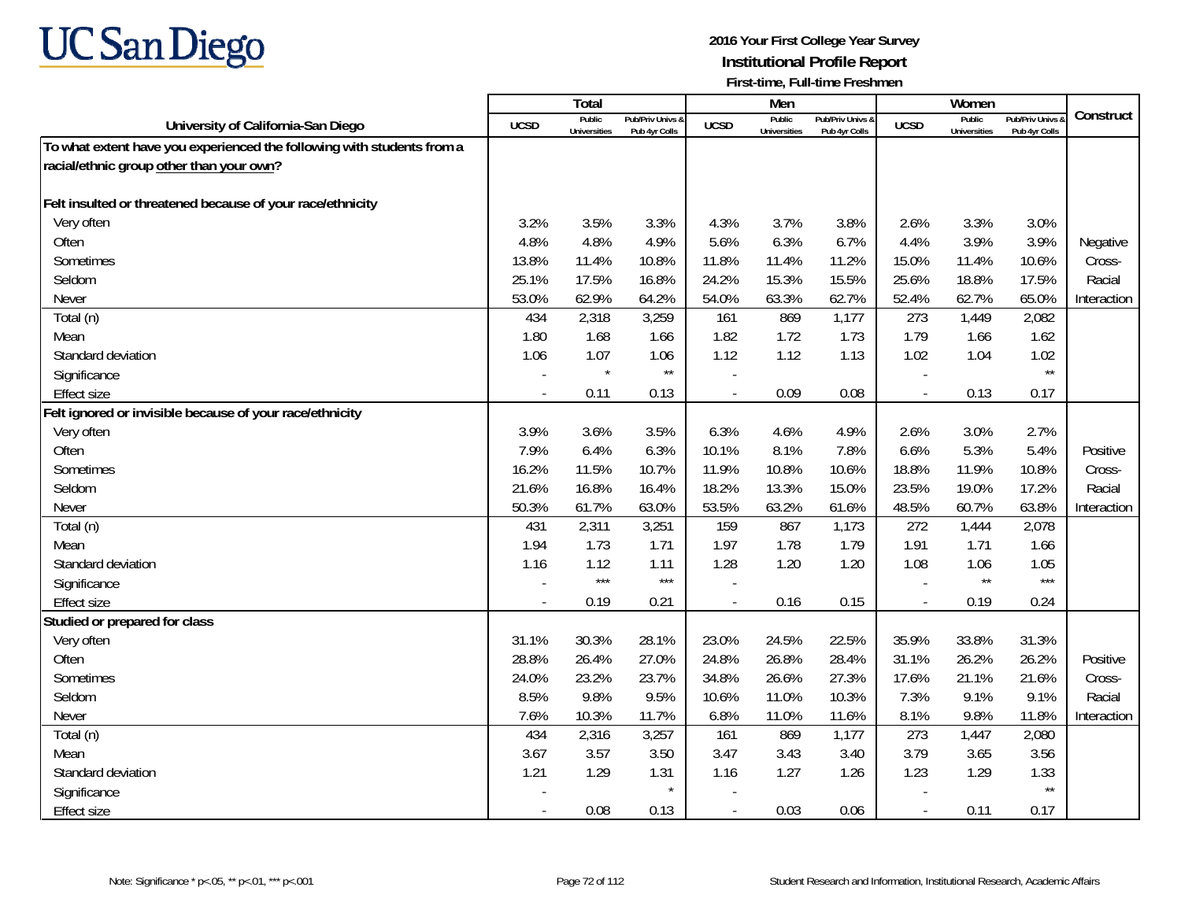**2016 Your First College Year Survey**
**Institutional Profile Report**
**First-time, Full-time Freshmen**

| University of California-San Diego | Total | | | Men | | | Women | | | Construct |
|---|---|---|---|---|---|---|---|---|---|---|
| | UCSD | Public Universities | Pub/Priv Univs & Pub 4yr Colls | UCSD | Public Universities | Pub/Priv Univs & Pub 4yr Colls | UCSD | Public Universities | Pub/Priv Univs & Pub 4yr Colls | |
| **To what extent have you experienced the following with students from a racial/ethnic group other than your own?** | | | | | | | | | | |
| **Felt insulted or threatened because of your race/ethnicity** | | | | | | | | | | |
| Very often | 3.2% | 3.5% | 3.3% | 4.3% | 3.7% | 3.8% | 2.6% | 3.3% | 3.0% | Negative Cross-Racial Interaction |
| Often | 4.8% | 4.8% | 4.9% | 5.6% | 6.3% | 6.7% | 4.4% | 3.9% | 3.9% | |
| Sometimes | 13.8% | 11.4% | 10.8% | 11.8% | 11.4% | 11.2% | 15.0% | 11.4% | 10.6% | |
| Seldom | 25.1% | 17.5% | 16.8% | 24.2% | 15.3% | 15.5% | 25.6% | 18.8% | 17.5% | |
| Never | 53.0% | 62.9% | 64.2% | 54.0% | 63.3% | 62.7% | 52.4% | 62.7% | 65.0% | |
| Total (n) | 434 | 2,318 | 3,259 | 161 | 869 | 1,177 | 273 | 1,449 | 2,082 | |
| Mean | 1.80 | 1.68 | 1.66 | 1.82 | 1.72 | 1.73 | 1.79 | 1.66 | 1.62 | |
| Standard deviation | 1.06 | 1.07 | 1.06 | 1.12 | 1.12 | 1.13 | 1.02 | 1.04 | 1.02 | |
| Significance | - | * | ** | - | | | - | | ** | |
| Effect size | - | 0.11 | 0.13 | - | 0.09 | 0.08 | - | 0.13 | 0.17 | |
| **Felt ignored or invisible because of your race/ethnicity** | | | | | | | | | | |
| Very often | 3.9% | 3.6% | 3.5% | 6.3% | 4.6% | 4.9% | 2.6% | 3.0% | 2.7% | Positive Cross-Racial Interaction |
| Often | 7.9% | 6.4% | 6.3% | 10.1% | 8.1% | 7.8% | 6.6% | 5.3% | 5.4% | |
| Sometimes | 16.2% | 11.5% | 10.7% | 11.9% | 10.8% | 10.6% | 18.8% | 11.9% | 10.8% | |
| Seldom | 21.6% | 16.8% | 16.4% | 18.2% | 13.3% | 15.0% | 23.5% | 19.0% | 17.2% | |
| Never | 50.3% | 61.7% | 63.0% | 53.5% | 63.2% | 61.6% | 48.5% | 60.7% | 63.8% | |
| Total (n) | 431 | 2,311 | 3,251 | 159 | 867 | 1,173 | 272 | 1,444 | 2,078 | |
| Mean | 1.94 | 1.73 | 1.71 | 1.97 | 1.78 | 1.79 | 1.91 | 1.71 | 1.66 | |
| Standard deviation | 1.16 | 1.12 | 1.11 | 1.28 | 1.20 | 1.20 | 1.08 | 1.06 | 1.05 | |
| Significance | - | *** | *** | - | | | - | ** | *** | |
| Effect size | - | 0.19 | 0.21 | - | 0.16 | 0.15 | - | 0.19 | 0.24 | |
| **Studied or prepared for class** | | | | | | | | | | |
| Very often | 31.1% | 30.3% | 28.1% | 23.0% | 24.5% | 22.5% | 35.9% | 33.8% | 31.3% | Positive Cross-Racial Interaction |
| Often | 28.8% | 26.4% | 27.0% | 24.8% | 26.8% | 28.4% | 31.1% | 26.2% | 26.2% | |
| Sometimes | 24.0% | 23.2% | 23.7% | 34.8% | 26.6% | 27.3% | 17.6% | 21.1% | 21.6% | |
| Seldom | 8.5% | 9.8% | 9.5% | 10.6% | 11.0% | 10.3% | 7.3% | 9.1% | 9.1% | |
| Never | 7.6% | 10.3% | 11.7% | 6.8% | 11.0% | 11.6% | 8.1% | 9.8% | 11.8% | |
| Total (n) | 434 | 2,316 | 3,257 | 161 | 869 | 1,177 | 273 | 1,447 | 2,080 | |
| Mean | 3.67 | 3.57 | 3.50 | 3.47 | 3.43 | 3.40 | 3.79 | 3.65 | 3.56 | |
| Standard deviation | 1.21 | 1.29 | 1.31 | 1.16 | 1.27 | 1.26 | 1.23 | 1.29 | 1.33 | |
| Significance | - | | * | - | | | - | | ** | |
| Effect size | - | 0.08 | 0.13 | - | 0.03 | 0.06 | - | 0.11 | 0.17 | |

Note: Significance * p<.05, ** p<.01, *** p<.001

Student Research and Information, Institutional Research, Academic Affairs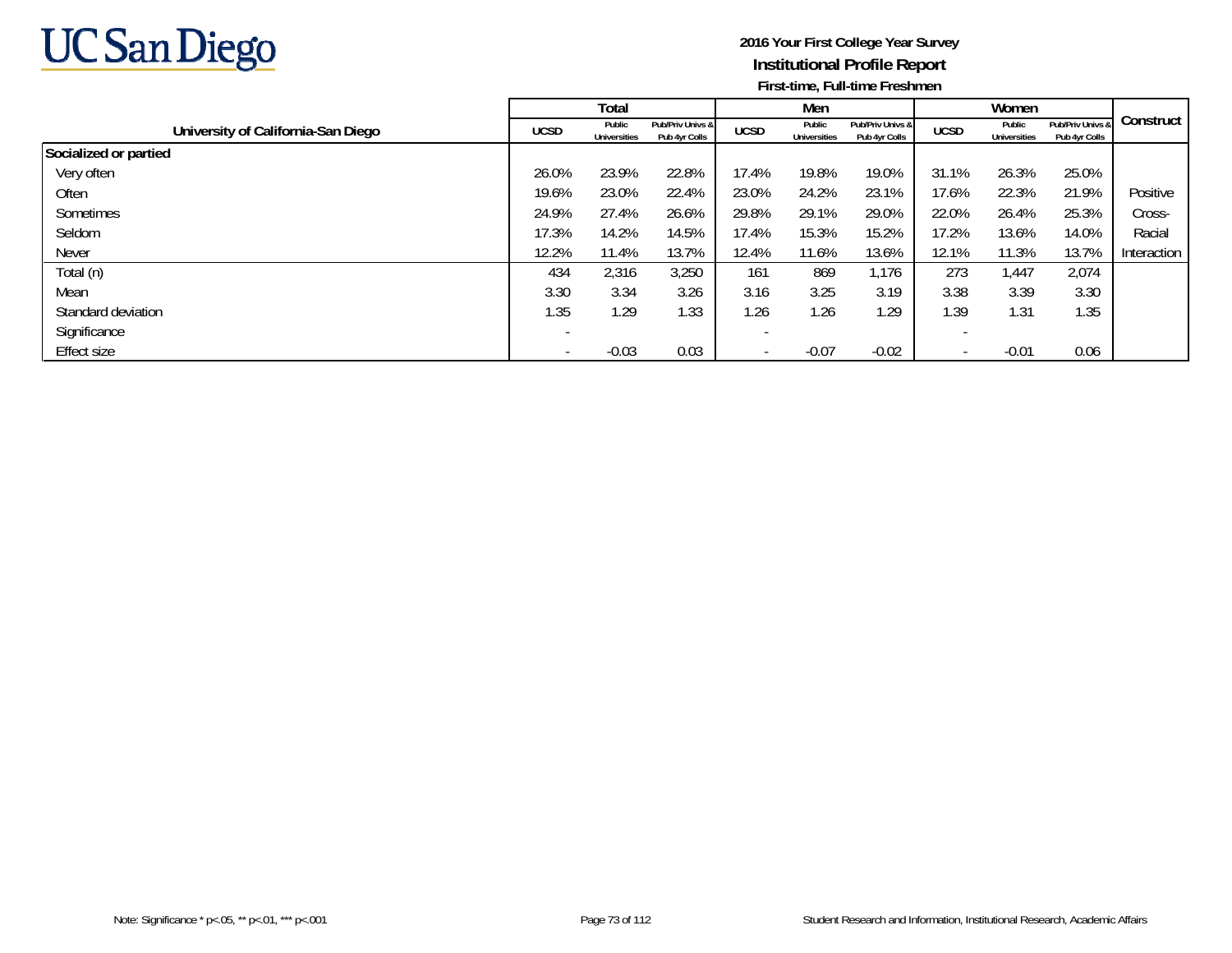# UC San Diego

**2016 Your First College Year Survey**
**Institutional Profile Report**
**First-time, Full-time Freshmen**

| University of California-San Diego | Total | | | Men | | | Women | | | Construct |
|---|---|---|---|---|---|---|---|---|---|---|
| | UCSD | Public Universities | Pub/Priv Univs & Pub 4yr Colls | UCSD | Public Universities | Pub/Priv Univs & Pub 4yr Colls | UCSD | Public Universities | Pub/Priv Univs & Pub 4yr Colls | |
| **Socialized or partied** | | | | | | | | | | |
| Very often | 26.0% | 23.9% | 22.8% | 17.4% | 19.8% | 19.0% | 31.1% | 26.3% | 25.0% | |
| Often | 19.6% | 23.0% | 22.4% | 23.0% | 24.2% | 23.1% | 17.6% | 22.3% | 21.9% | Positive |
| Sometimes | 24.9% | 27.4% | 26.6% | 29.8% | 29.1% | 29.0% | 22.0% | 26.4% | 25.3% | Cross- |
| Seldom | 17.3% | 14.2% | 14.5% | 17.4% | 15.3% | 15.2% | 17.2% | 13.6% | 14.0% | Racial |
| Never | 12.2% | 11.4% | 13.7% | 12.4% | 11.6% | 13.6% | 12.1% | 11.3% | 13.7% | Interaction |
| Total (n) | 434 | 2,316 | 3,250 | 161 | 869 | 1,176 | 273 | 1,447 | 2,074 | |
| Mean | 3.30 | 3.34 | 3.26 | 3.16 | 3.25 | 3.19 | 3.38 | 3.39 | 3.30 | |
| Standard deviation | 1.35 | 1.29 | 1.33 | 1.26 | 1.26 | 1.29 | 1.39 | 1.31 | 1.35 | |
| Significance | - | | | - | | | - | | | |
| Effect size | - | -0.03 | 0.03 | - | -0.07 | -0.02 | - | -0.01 | 0.06 | |

Note: Significance * p<.05, ** p<.01, *** p<.001

Student Research and Information, Institutional Research, Academic Affairs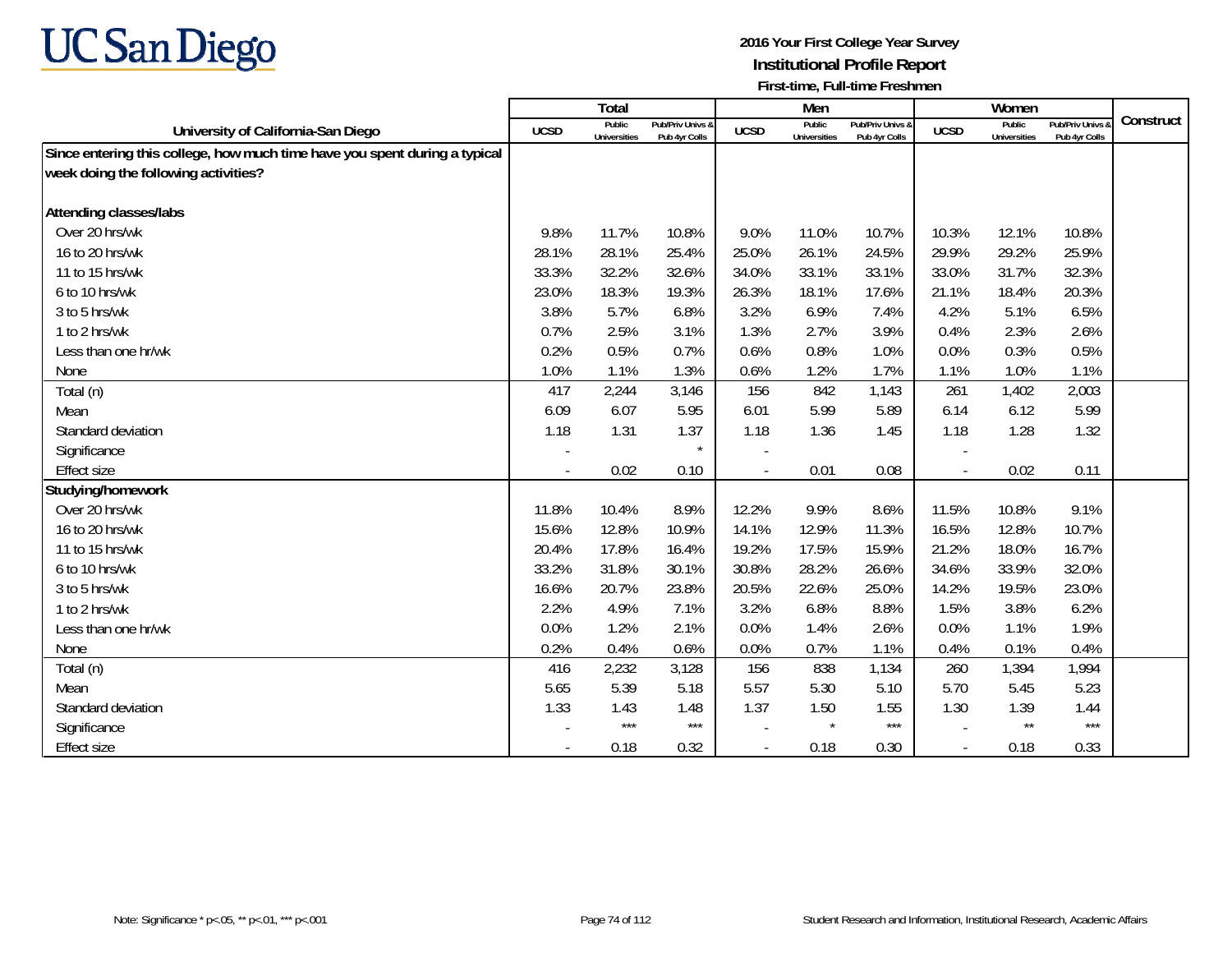UC San Diego

**2016 Your First College Year Survey**
**Institutional Profile Report**
**First-time, Full-time Freshmen**

| University of California-San Diego | Total | | | Men | | | Women | | | Construct |
|---|---|---|---|---|---|---|---|---|---|---|
| | UCSD | Public Universities | Pub/Priv Univs & Pub 4yr Colls | UCSD | Public Universities | Pub/Priv Univs & Pub 4yr Colls | UCSD | Public Universities | Pub/Priv Univs & Pub 4yr Colls | |
| **Since entering this college, how much time have you spent during a typical week doing the following activities?** | | | | | | | | | | |
| **Attending classes/labs** | | | | | | | | | | |
| Over 20 hrs/wk | 9.8% | 11.7% | 10.8% | 9.0% | 11.0% | 10.7% | 10.3% | 12.1% | 10.8% | |
| 16 to 20 hrs/wk | 28.1% | 28.1% | 25.4% | 25.0% | 26.1% | 24.5% | 29.9% | 29.2% | 25.9% | |
| 11 to 15 hrs/wk | 33.3% | 32.2% | 32.6% | 34.0% | 33.1% | 33.1% | 33.0% | 31.7% | 32.3% | |
| 6 to 10 hrs/wk | 23.0% | 18.3% | 19.3% | 26.3% | 18.1% | 17.6% | 21.1% | 18.4% | 20.3% | |
| 3 to 5 hrs/wk | 3.8% | 5.7% | 6.8% | 3.2% | 6.9% | 7.4% | 4.2% | 5.1% | 6.5% | |
| 1 to 2 hrs/wk | 0.7% | 2.5% | 3.1% | 1.3% | 2.7% | 3.9% | 0.4% | 2.3% | 2.6% | |
| Less than one hr/wk | 0.2% | 0.5% | 0.7% | 0.6% | 0.8% | 1.0% | 0.0% | 0.3% | 0.5% | |
| None | 1.0% | 1.1% | 1.3% | 0.6% | 1.2% | 1.7% | 1.1% | 1.0% | 1.1% | |
| Total (n) | 417 | 2,244 | 3,146 | 156 | 842 | 1,143 | 261 | 1,402 | 2,003 | |
| Mean | 6.09 | 6.07 | 5.95 | 6.01 | 5.99 | 5.89 | 6.14 | 6.12 | 5.99 | |
| Standard deviation | 1.18 | 1.31 | 1.37 | 1.18 | 1.36 | 1.45 | 1.18 | 1.28 | 1.32 | |
| Significance | - | | * | - | | | - | | | |
| Effect size | - | 0.02 | 0.10 | - | 0.01 | 0.08 | - | 0.02 | 0.11 | |
| **Studying/homework** | | | | | | | | | | |
| Over 20 hrs/wk | 11.8% | 10.4% | 8.9% | 12.2% | 9.9% | 8.6% | 11.5% | 10.8% | 9.1% | |
| 16 to 20 hrs/wk | 15.6% | 12.8% | 10.9% | 14.1% | 12.9% | 11.3% | 16.5% | 12.8% | 10.7% | |
| 11 to 15 hrs/wk | 20.4% | 17.8% | 16.4% | 19.2% | 17.5% | 15.9% | 21.2% | 18.0% | 16.7% | |
| 6 to 10 hrs/wk | 33.2% | 31.8% | 30.1% | 30.8% | 28.2% | 26.6% | 34.6% | 33.9% | 32.0% | |
| 3 to 5 hrs/wk | 16.6% | 20.7% | 23.8% | 20.5% | 22.6% | 25.0% | 14.2% | 19.5% | 23.0% | |
| 1 to 2 hrs/wk | 2.2% | 4.9% | 7.1% | 3.2% | 6.8% | 8.8% | 1.5% | 3.8% | 6.2% | |
| Less than one hr/wk | 0.0% | 1.2% | 2.1% | 0.0% | 1.4% | 2.6% | 0.0% | 1.1% | 1.9% | |
| None | 0.2% | 0.4% | 0.6% | 0.0% | 0.7% | 1.1% | 0.4% | 0.1% | 0.4% | |
| Total (n) | 416 | 2,232 | 3,128 | 156 | 838 | 1,134 | 260 | 1,394 | 1,994 | |
| Mean | 5.65 | 5.39 | 5.18 | 5.57 | 5.30 | 5.10 | 5.70 | 5.45 | 5.23 | |
| Standard deviation | 1.33 | 1.43 | 1.48 | 1.37 | 1.50 | 1.55 | 1.30 | 1.39 | 1.44 | |
| Significance | - | *** | *** | - | * | *** | - | ** | *** | |
| Effect size | - | 0.18 | 0.32 | - | 0.18 | 0.30 | - | 0.18 | 0.33 | |

Note: Significance * p<.05, ** p<.01, *** p<.001

Student Research and Information, Institutional Research, Academic Affairs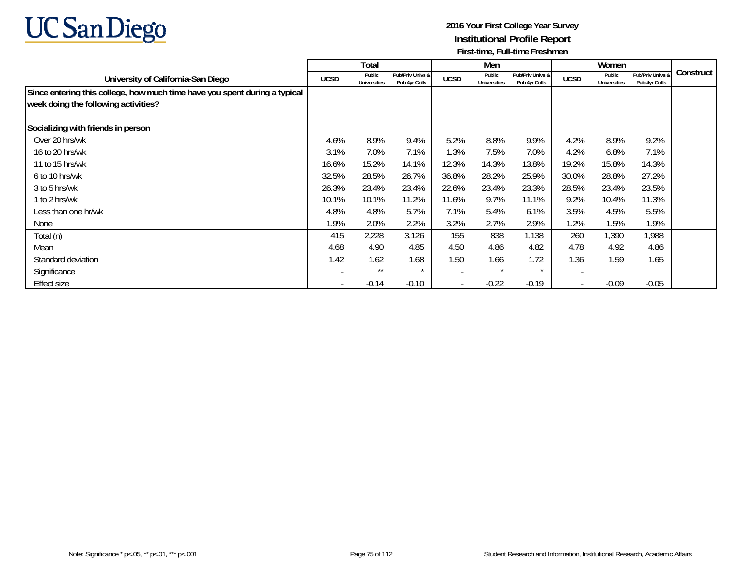# UC San Diego

**2016 Your First College Year Survey**
**Institutional Profile Report**
**First-time, Full-time Freshmen**

| University of California-San Diego | Total | | | Men | | | Women | | | Construct |
|---|---|---|---|---|---|---|---|---|---|---|
| | UCSD | Public Universities | Pub/Priv Univs & Pub 4yr Colls | UCSD | Public Universities | Pub/Priv Univs & Pub 4yr Colls | UCSD | Public Universities | Pub/Priv Univs & Pub 4yr Colls | |
| **Since entering this college, how much time have you spent during a typical week doing the following activities?** | | | | | | | | | | |
| **Socializing with friends in person** | | | | | | | | | | |
| Over 20 hrs/wk | 4.6% | 8.9% | 9.4% | 5.2% | 8.8% | 9.9% | 4.2% | 8.9% | 9.2% | |
| 16 to 20 hrs/wk | 3.1% | 7.0% | 7.1% | 1.3% | 7.5% | 7.0% | 4.2% | 6.8% | 7.1% | |
| 11 to 15 hrs/wk | 16.6% | 15.2% | 14.1% | 12.3% | 14.3% | 13.8% | 19.2% | 15.8% | 14.3% | |
| 6 to 10 hrs/wk | 32.5% | 28.5% | 26.7% | 36.8% | 28.2% | 25.9% | 30.0% | 28.8% | 27.2% | |
| 3 to 5 hrs/wk | 26.3% | 23.4% | 23.4% | 22.6% | 23.4% | 23.3% | 28.5% | 23.4% | 23.5% | |
| 1 to 2 hrs/wk | 10.1% | 10.1% | 11.2% | 11.6% | 9.7% | 11.1% | 9.2% | 10.4% | 11.3% | |
| Less than one hr/wk | 4.8% | 4.8% | 5.7% | 7.1% | 5.4% | 6.1% | 3.5% | 4.5% | 5.5% | |
| None | 1.9% | 2.0% | 2.2% | 3.2% | 2.7% | 2.9% | 1.2% | 1.5% | 1.9% | |
| Total (n) | 415 | 2,228 | 3,126 | 155 | 838 | 1,138 | 260 | 1,390 | 1,988 | |
| Mean | 4.68 | 4.90 | 4.85 | 4.50 | 4.86 | 4.82 | 4.78 | 4.92 | 4.86 | |
| Standard deviation | 1.42 | 1.62 | 1.68 | 1.50 | 1.66 | 1.72 | 1.36 | 1.59 | 1.65 | |
| Significance | - | ** | * | - | * | * | - | | | |
| Effect size | - | -0.14 | -0.10 | - | -0.22 | -0.19 | - | -0.09 | -0.05 | |

Note: Significance * p<.05, ** p<.01, *** p<.001

Student Research and Information, Institutional Research, Academic Affairs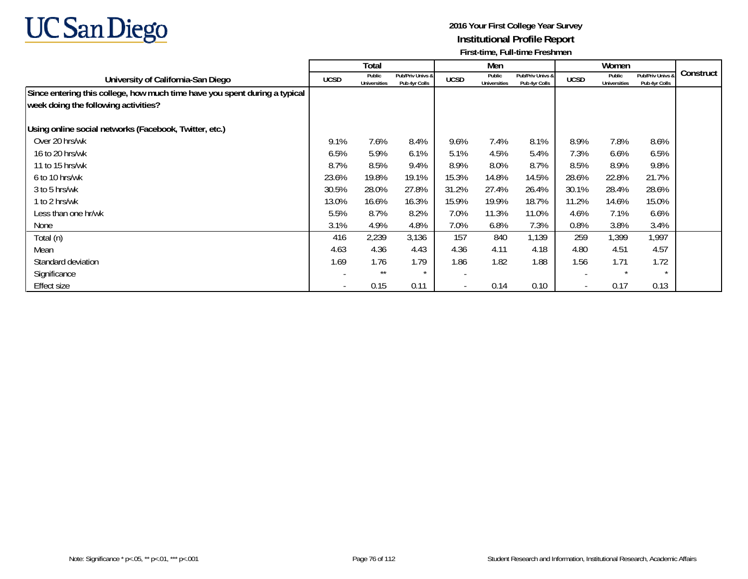UC San Diego

**2016 Your First College Year Survey**
**Institutional Profile Report**
**First-time, Full-time Freshmen**

| University of California-San Diego | Total | | | Men | | | Women | | | Construct |
|---|---|---|---|---|---|---|---|---|---|---|
| | UCSD | Public Universities | Pub/Priv Univs & Pub 4yr Colls | UCSD | Public Universities | Pub/Priv Univs & Pub 4yr Colls | UCSD | Public Universities | Pub/Priv Univs & Pub 4yr Colls | |
| **Since entering this college, how much time have you spent during a typical week doing the following activities?** | | | | | | | | | | |
| **Using online social networks (Facebook, Twitter, etc.)** | | | | | | | | | | |
| Over 20 hrs/wk | 9.1% | 7.6% | 8.4% | 9.6% | 7.4% | 8.1% | 8.9% | 7.8% | 8.6% | |
| 16 to 20 hrs/wk | 6.5% | 5.9% | 6.1% | 5.1% | 4.5% | 5.4% | 7.3% | 6.6% | 6.5% | |
| 11 to 15 hrs/wk | 8.7% | 8.5% | 9.4% | 8.9% | 8.0% | 8.7% | 8.5% | 8.9% | 9.8% | |
| 6 to 10 hrs/wk | 23.6% | 19.8% | 19.1% | 15.3% | 14.8% | 14.5% | 28.6% | 22.8% | 21.7% | |
| 3 to 5 hrs/wk | 30.5% | 28.0% | 27.8% | 31.2% | 27.4% | 26.4% | 30.1% | 28.4% | 28.6% | |
| 1 to 2 hrs/wk | 13.0% | 16.6% | 16.3% | 15.9% | 19.9% | 18.7% | 11.2% | 14.6% | 15.0% | |
| Less than one hr/wk | 5.5% | 8.7% | 8.2% | 7.0% | 11.3% | 11.0% | 4.6% | 7.1% | 6.6% | |
| None | 3.1% | 4.9% | 4.8% | 7.0% | 6.8% | 7.3% | 0.8% | 3.8% | 3.4% | |
| Total (n) | 416 | 2,239 | 3,136 | 157 | 840 | 1,139 | 259 | 1,399 | 1,997 | |
| Mean | 4.63 | 4.36 | 4.43 | 4.36 | 4.11 | 4.18 | 4.80 | 4.51 | 4.57 | |
| Standard deviation | 1.69 | 1.76 | 1.79 | 1.86 | 1.82 | 1.88 | 1.56 | 1.71 | 1.72 | |
| Significance | - | ** | * | - | | | - | * | * | |
| Effect size | - | 0.15 | 0.11 | - | 0.14 | 0.10 | - | 0.17 | 0.13 | |

Note: Significance * p<.05, ** p<.01, *** p<.001

Student Research and Information, Institutional Research, Academic Affairs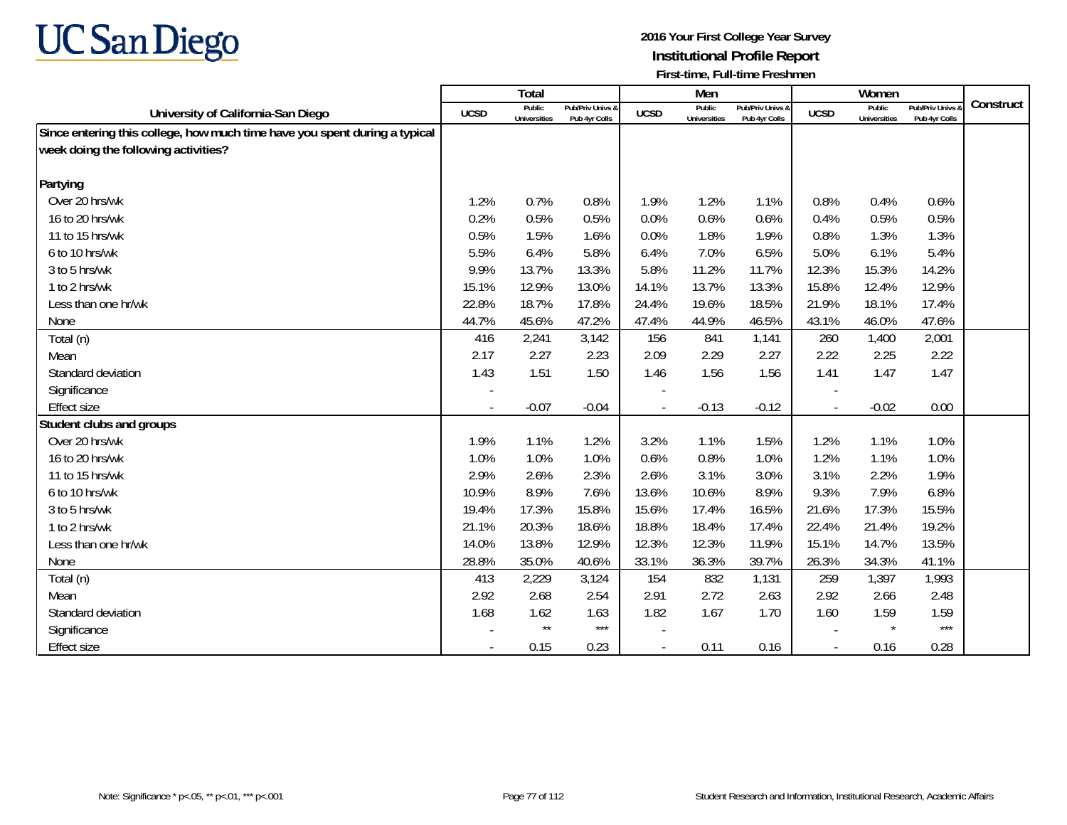**2016 Your First College Year Survey**
**Institutional Profile Report**
**First-time, Full-time Freshmen**

| University of California-San Diego | Total | | | Men | | | Women | | | Construct |
|---|---|---|---|---|---|---|---|---|---|---|
| | UCSD | Public Universities | Pub/Priv Univs & Pub 4yr Colls | UCSD | Public Universities | Pub/Priv Univs & Pub 4yr Colls | UCSD | Public Universities | Pub/Priv Univs & Pub 4yr Colls | |
| **Since entering this college, how much time have you spent during a typical week doing the following activities?** | | | | | | | | | | |
| **Partying** | | | | | | | | | | |
| Over 20 hrs/wk | 1.2% | 0.7% | 0.8% | 1.9% | 1.2% | 1.1% | 0.8% | 0.4% | 0.6% | |
| 16 to 20 hrs/wk | 0.2% | 0.5% | 0.5% | 0.0% | 0.6% | 0.6% | 0.4% | 0.5% | 0.5% | |
| 11 to 15 hrs/wk | 0.5% | 1.5% | 1.6% | 0.0% | 1.8% | 1.9% | 0.8% | 1.3% | 1.3% | |
| 6 to 10 hrs/wk | 5.5% | 6.4% | 5.8% | 6.4% | 7.0% | 6.5% | 5.0% | 6.1% | 5.4% | |
| 3 to 5 hrs/wk | 9.9% | 13.7% | 13.3% | 5.8% | 11.2% | 11.7% | 12.3% | 15.3% | 14.2% | |
| 1 to 2 hrs/wk | 15.1% | 12.9% | 13.0% | 14.1% | 13.7% | 13.3% | 15.8% | 12.4% | 12.9% | |
| Less than one hr/wk | 22.8% | 18.7% | 17.8% | 24.4% | 19.6% | 18.5% | 21.9% | 18.1% | 17.4% | |
| None | 44.7% | 45.6% | 47.2% | 47.4% | 44.9% | 46.5% | 43.1% | 46.0% | 47.6% | |
| Total (n) | 416 | 2,241 | 3,142 | 156 | 841 | 1,141 | 260 | 1,400 | 2,001 | |
| Mean | 2.17 | 2.27 | 2.23 | 2.09 | 2.29 | 2.27 | 2.22 | 2.25 | 2.22 | |
| Standard deviation | 1.43 | 1.51 | 1.50 | 1.46 | 1.56 | 1.56 | 1.41 | 1.47 | 1.47 | |
| Significance | - | | | - | | | - | | | |
| Effect size | - | -0.07 | -0.04 | - | -0.13 | -0.12 | - | -0.02 | 0.00 | |
| **Student clubs and groups** | | | | | | | | | | |
| Over 20 hrs/wk | 1.9% | 1.1% | 1.2% | 3.2% | 1.1% | 1.5% | 1.2% | 1.1% | 1.0% | |
| 16 to 20 hrs/wk | 1.0% | 1.0% | 1.0% | 0.6% | 0.8% | 1.0% | 1.2% | 1.1% | 1.0% | |
| 11 to 15 hrs/wk | 2.9% | 2.6% | 2.3% | 2.6% | 3.1% | 3.0% | 3.1% | 2.2% | 1.9% | |
| 6 to 10 hrs/wk | 10.9% | 8.9% | 7.6% | 13.6% | 10.6% | 8.9% | 9.3% | 7.9% | 6.8% | |
| 3 to 5 hrs/wk | 19.4% | 17.3% | 15.8% | 15.6% | 17.4% | 16.5% | 21.6% | 17.3% | 15.5% | |
| 1 to 2 hrs/wk | 21.1% | 20.3% | 18.6% | 18.8% | 18.4% | 17.4% | 22.4% | 21.4% | 19.2% | |
| Less than one hr/wk | 14.0% | 13.8% | 12.9% | 12.3% | 12.3% | 11.9% | 15.1% | 14.7% | 13.5% | |
| None | 28.8% | 35.0% | 40.6% | 33.1% | 36.3% | 39.7% | 26.3% | 34.3% | 41.1% | |
| Total (n) | 413 | 2,229 | 3,124 | 154 | 832 | 1,131 | 259 | 1,397 | 1,993 | |
| Mean | 2.92 | 2.68 | 2.54 | 2.91 | 2.72 | 2.63 | 2.92 | 2.66 | 2.48 | |
| Standard deviation | 1.68 | 1.62 | 1.63 | 1.82 | 1.67 | 1.70 | 1.60 | 1.59 | 1.59 | |
| Significance | - | ** | *** | - | | | - | * | *** | |
| Effect size | - | 0.15 | 0.23 | - | 0.11 | 0.16 | - | 0.16 | 0.28 | |

Note: Significance * p<.05, ** p<.01, *** p<.001

Student Research and Information, Institutional Research, Academic Affairs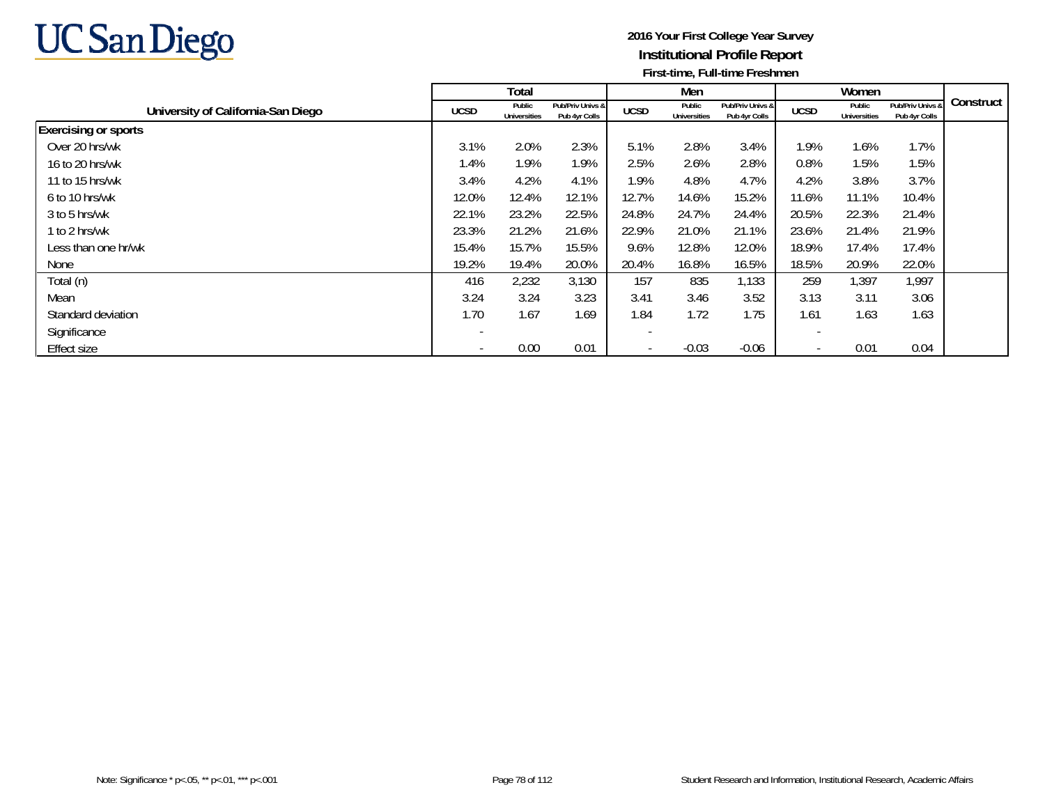# UC San Diego

**2016 Your First College Year Survey**
**Institutional Profile Report**
**First-time, Full-time Freshmen**

| University of California-San Diego | Total | | | Men | | | Women | | | Construct |
|---|---|---|---|---|---|---|---|---|---|---|
| | UCSD | Public Universities | Pub/Priv Univs & Pub 4yr Colls | UCSD | Public Universities | Pub/Priv Univs & Pub 4yr Colls | UCSD | Public Universities | Pub/Priv Univs & Pub 4yr Colls | |
| **Exercising or sports** | | | | | | | | | | |
| Over 20 hrs/wk | 3.1% | 2.0% | 2.3% | 5.1% | 2.8% | 3.4% | 1.9% | 1.6% | 1.7% | |
| 16 to 20 hrs/wk | 1.4% | 1.9% | 1.9% | 2.5% | 2.6% | 2.8% | 0.8% | 1.5% | 1.5% | |
| 11 to 15 hrs/wk | 3.4% | 4.2% | 4.1% | 1.9% | 4.8% | 4.7% | 4.2% | 3.8% | 3.7% | |
| 6 to 10 hrs/wk | 12.0% | 12.4% | 12.1% | 12.7% | 14.6% | 15.2% | 11.6% | 11.1% | 10.4% | |
| 3 to 5 hrs/wk | 22.1% | 23.2% | 22.5% | 24.8% | 24.7% | 24.4% | 20.5% | 22.3% | 21.4% | |
| 1 to 2 hrs/wk | 23.3% | 21.2% | 21.6% | 22.9% | 21.0% | 21.1% | 23.6% | 21.4% | 21.9% | |
| Less than one hr/wk | 15.4% | 15.7% | 15.5% | 9.6% | 12.8% | 12.0% | 18.9% | 17.4% | 17.4% | |
| None | 19.2% | 19.4% | 20.0% | 20.4% | 16.8% | 16.5% | 18.5% | 20.9% | 22.0% | |
| Total (n) | 416 | 2,232 | 3,130 | 157 | 835 | 1,133 | 259 | 1,397 | 1,997 | |
| Mean | 3.24 | 3.24 | 3.23 | 3.41 | 3.46 | 3.52 | 3.13 | 3.11 | 3.06 | |
| Standard deviation | 1.70 | 1.67 | 1.69 | 1.84 | 1.72 | 1.75 | 1.61 | 1.63 | 1.63 | |
| Significance | - | | | - | | | - | | | |
| Effect size | - | 0.00 | 0.01 | - | -0.03 | -0.06 | - | 0.01 | 0.04 | |

Note: Significance * p<.05, ** p<.01, *** p<.001

Student Research and Information, Institutional Research, Academic Affairs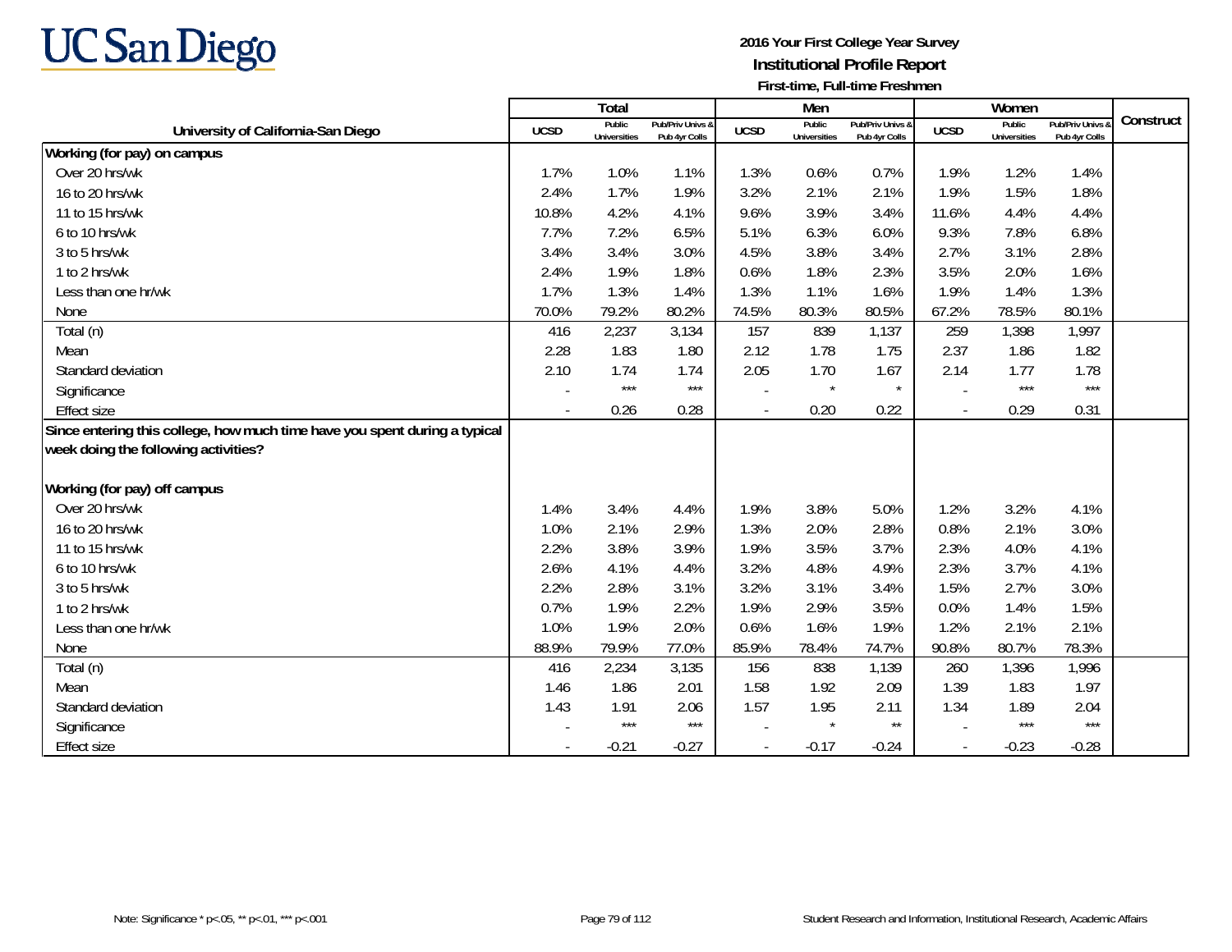**2016 Your First College Year Survey**
**Institutional Profile Report**
**First-time, Full-time Freshmen**

| University of California-San Diego | Total | | | Men | | | Women | | | Construct |
|---|---|---|---|---|---|---|---|---|---|---|
| | UCSD | Public Universities | Pub/Priv Univs & Pub 4yr Colls | UCSD | Public Universities | Pub/Priv Univs & Pub 4yr Colls | UCSD | Public Universities | Pub/Priv Univs & Pub 4yr Colls | |
| **Working (for pay) on campus** | | | | | | | | | | |
| Over 20 hrs/wk | 1.7% | 1.0% | 1.1% | 1.3% | 0.6% | 0.7% | 1.9% | 1.2% | 1.4% | |
| 16 to 20 hrs/wk | 2.4% | 1.7% | 1.9% | 3.2% | 2.1% | 2.1% | 1.9% | 1.5% | 1.8% | |
| 11 to 15 hrs/wk | 10.8% | 4.2% | 4.1% | 9.6% | 3.9% | 3.4% | 11.6% | 4.4% | 4.4% | |
| 6 to 10 hrs/wk | 7.7% | 7.2% | 6.5% | 5.1% | 6.3% | 6.0% | 9.3% | 7.8% | 6.8% | |
| 3 to 5 hrs/wk | 3.4% | 3.4% | 3.0% | 4.5% | 3.8% | 3.4% | 2.7% | 3.1% | 2.8% | |
| 1 to 2 hrs/wk | 2.4% | 1.9% | 1.8% | 0.6% | 1.8% | 2.3% | 3.5% | 2.0% | 1.6% | |
| Less than one hr/wk | 1.7% | 1.3% | 1.4% | 1.3% | 1.1% | 1.6% | 1.9% | 1.4% | 1.3% | |
| None | 70.0% | 79.2% | 80.2% | 74.5% | 80.3% | 80.5% | 67.2% | 78.5% | 80.1% | |
| Total (n) | 416 | 2,237 | 3,134 | 157 | 839 | 1,137 | 259 | 1,398 | 1,997 | |
| Mean | 2.28 | 1.83 | 1.80 | 2.12 | 1.78 | 1.75 | 2.37 | 1.86 | 1.82 | |
| Standard deviation | 2.10 | 1.74 | 1.74 | 2.05 | 1.70 | 1.67 | 2.14 | 1.77 | 1.78 | |
| Significance | - | *** | *** | - | * | * | - | *** | *** | |
| Effect size | - | 0.26 | 0.28 | - | 0.20 | 0.22 | - | 0.29 | 0.31 | |
| **Since entering this college, how much time have you spent during a typical week doing the following activities?** | | | | | | | | | | |
| **Working (for pay) off campus** | | | | | | | | | | |
| Over 20 hrs/wk | 1.4% | 3.4% | 4.4% | 1.9% | 3.8% | 5.0% | 1.2% | 3.2% | 4.1% | |
| 16 to 20 hrs/wk | 1.0% | 2.1% | 2.9% | 1.3% | 2.0% | 2.8% | 0.8% | 2.1% | 3.0% | |
| 11 to 15 hrs/wk | 2.2% | 3.8% | 3.9% | 1.9% | 3.5% | 3.7% | 2.3% | 4.0% | 4.1% | |
| 6 to 10 hrs/wk | 2.6% | 4.1% | 4.4% | 3.2% | 4.8% | 4.9% | 2.3% | 3.7% | 4.1% | |
| 3 to 5 hrs/wk | 2.2% | 2.8% | 3.1% | 3.2% | 3.1% | 3.4% | 1.5% | 2.7% | 3.0% | |
| 1 to 2 hrs/wk | 0.7% | 1.9% | 2.2% | 1.9% | 2.9% | 3.5% | 0.0% | 1.4% | 1.5% | |
| Less than one hr/wk | 1.0% | 1.9% | 2.0% | 0.6% | 1.6% | 1.9% | 1.2% | 2.1% | 2.1% | |
| None | 88.9% | 79.9% | 77.0% | 85.9% | 78.4% | 74.7% | 90.8% | 80.7% | 78.3% | |
| Total (n) | 416 | 2,234 | 3,135 | 156 | 838 | 1,139 | 260 | 1,396 | 1,996 | |
| Mean | 1.46 | 1.86 | 2.01 | 1.58 | 1.92 | 2.09 | 1.39 | 1.83 | 1.97 | |
| Standard deviation | 1.43 | 1.91 | 2.06 | 1.57 | 1.95 | 2.11 | 1.34 | 1.89 | 2.04 | |
| Significance | - | *** | *** | - | * | ** | - | *** | *** | |
| Effect size | - | -0.21 | -0.27 | - | -0.17 | -0.24 | - | -0.23 | -0.28 | |

Note: Significance * p<.05, ** p<.01, *** p<.001

Student Research and Information, Institutional Research, Academic Affairs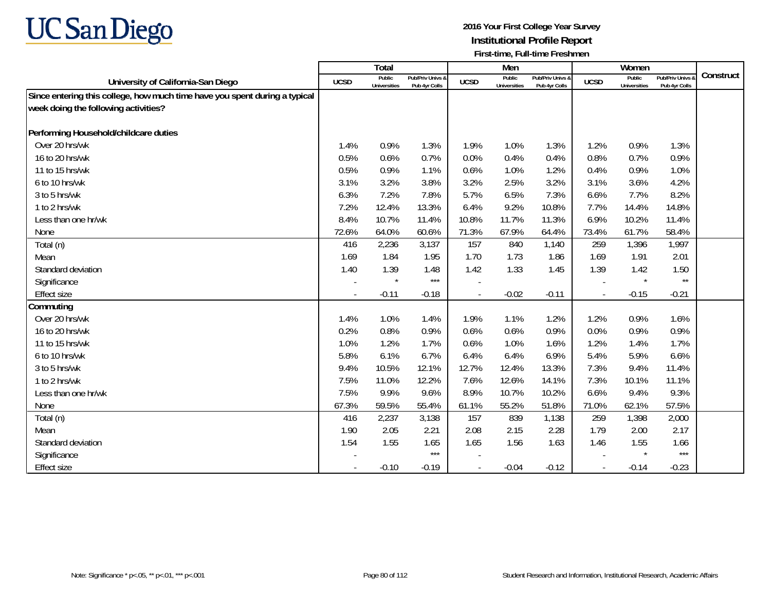# UC San Diego

**2016 Your First College Year Survey**
**Institutional Profile Report**
**First-time, Full-time Freshmen**

| University of California-San Diego | Total | | | Men | | | Women | | | Construct |
|---|---|---|---|---|---|---|---|---|---|---|
| | UCSD | Public Universities | Pub/Priv Univs & Pub 4yr Colls | UCSD | Public Universities | Pub/Priv Univs & Pub 4yr Colls | UCSD | Public Universities | Pub/Priv Univs & Pub 4yr Colls | |
| **Since entering this college, how much time have you spent during a typical week doing the following activities?** | | | | | | | | | | |
| **Performing Household/childcare duties** | | | | | | | | | | |
| Over 20 hrs/wk | 1.4% | 0.9% | 1.3% | 1.9% | 1.0% | 1.3% | 1.2% | 0.9% | 1.3% | |
| 16 to 20 hrs/wk | 0.5% | 0.6% | 0.7% | 0.0% | 0.4% | 0.4% | 0.8% | 0.7% | 0.9% | |
| 11 to 15 hrs/wk | 0.5% | 0.9% | 1.1% | 0.6% | 1.0% | 1.2% | 0.4% | 0.9% | 1.0% | |
| 6 to 10 hrs/wk | 3.1% | 3.2% | 3.8% | 3.2% | 2.5% | 3.2% | 3.1% | 3.6% | 4.2% | |
| 3 to 5 hrs/wk | 6.3% | 7.2% | 7.8% | 5.7% | 6.5% | 7.3% | 6.6% | 7.7% | 8.2% | |
| 1 to 2 hrs/wk | 7.2% | 12.4% | 13.3% | 6.4% | 9.2% | 10.8% | 7.7% | 14.4% | 14.8% | |
| Less than one hr/wk | 8.4% | 10.7% | 11.4% | 10.8% | 11.7% | 11.3% | 6.9% | 10.2% | 11.4% | |
| None | 72.6% | 64.0% | 60.6% | 71.3% | 67.9% | 64.4% | 73.4% | 61.7% | 58.4% | |
| Total (n) | 416 | 2,236 | 3,137 | 157 | 840 | 1,140 | 259 | 1,396 | 1,997 | |
| Mean | 1.69 | 1.84 | 1.95 | 1.70 | 1.73 | 1.86 | 1.69 | 1.91 | 2.01 | |
| Standard deviation | 1.40 | 1.39 | 1.48 | 1.42 | 1.33 | 1.45 | 1.39 | 1.42 | 1.50 | |
| Significance | - | * | *** | - | | | - | * | ** | |
| Effect size | - | -0.11 | -0.18 | - | -0.02 | -0.11 | - | -0.15 | -0.21 | |
| **Commuting** | | | | | | | | | | |
| Over 20 hrs/wk | 1.4% | 1.0% | 1.4% | 1.9% | 1.1% | 1.2% | 1.2% | 0.9% | 1.6% | |
| 16 to 20 hrs/wk | 0.2% | 0.8% | 0.9% | 0.6% | 0.6% | 0.9% | 0.0% | 0.9% | 0.9% | |
| 11 to 15 hrs/wk | 1.0% | 1.2% | 1.7% | 0.6% | 1.0% | 1.6% | 1.2% | 1.4% | 1.7% | |
| 6 to 10 hrs/wk | 5.8% | 6.1% | 6.7% | 6.4% | 6.4% | 6.9% | 5.4% | 5.9% | 6.6% | |
| 3 to 5 hrs/wk | 9.4% | 10.5% | 12.1% | 12.7% | 12.4% | 13.3% | 7.3% | 9.4% | 11.4% | |
| 1 to 2 hrs/wk | 7.5% | 11.0% | 12.2% | 7.6% | 12.6% | 14.1% | 7.3% | 10.1% | 11.1% | |
| Less than one hr/wk | 7.5% | 9.9% | 9.6% | 8.9% | 10.7% | 10.2% | 6.6% | 9.4% | 9.3% | |
| None | 67.3% | 59.5% | 55.4% | 61.1% | 55.2% | 51.8% | 71.0% | 62.1% | 57.5% | |
| Total (n) | 416 | 2,237 | 3,138 | 157 | 839 | 1,138 | 259 | 1,398 | 2,000 | |
| Mean | 1.90 | 2.05 | 2.21 | 2.08 | 2.15 | 2.28 | 1.79 | 2.00 | 2.17 | |
| Standard deviation | 1.54 | 1.55 | 1.65 | 1.65 | 1.56 | 1.63 | 1.46 | 1.55 | 1.66 | |
| Significance | - | | *** | - | | | - | * | *** | |
| Effect size | - | -0.10 | -0.19 | - | -0.04 | -0.12 | - | -0.14 | -0.23 | |

Note: Significance * p<.05, ** p<.01, *** p<.001

Student Research and Information, Institutional Research, Academic Affairs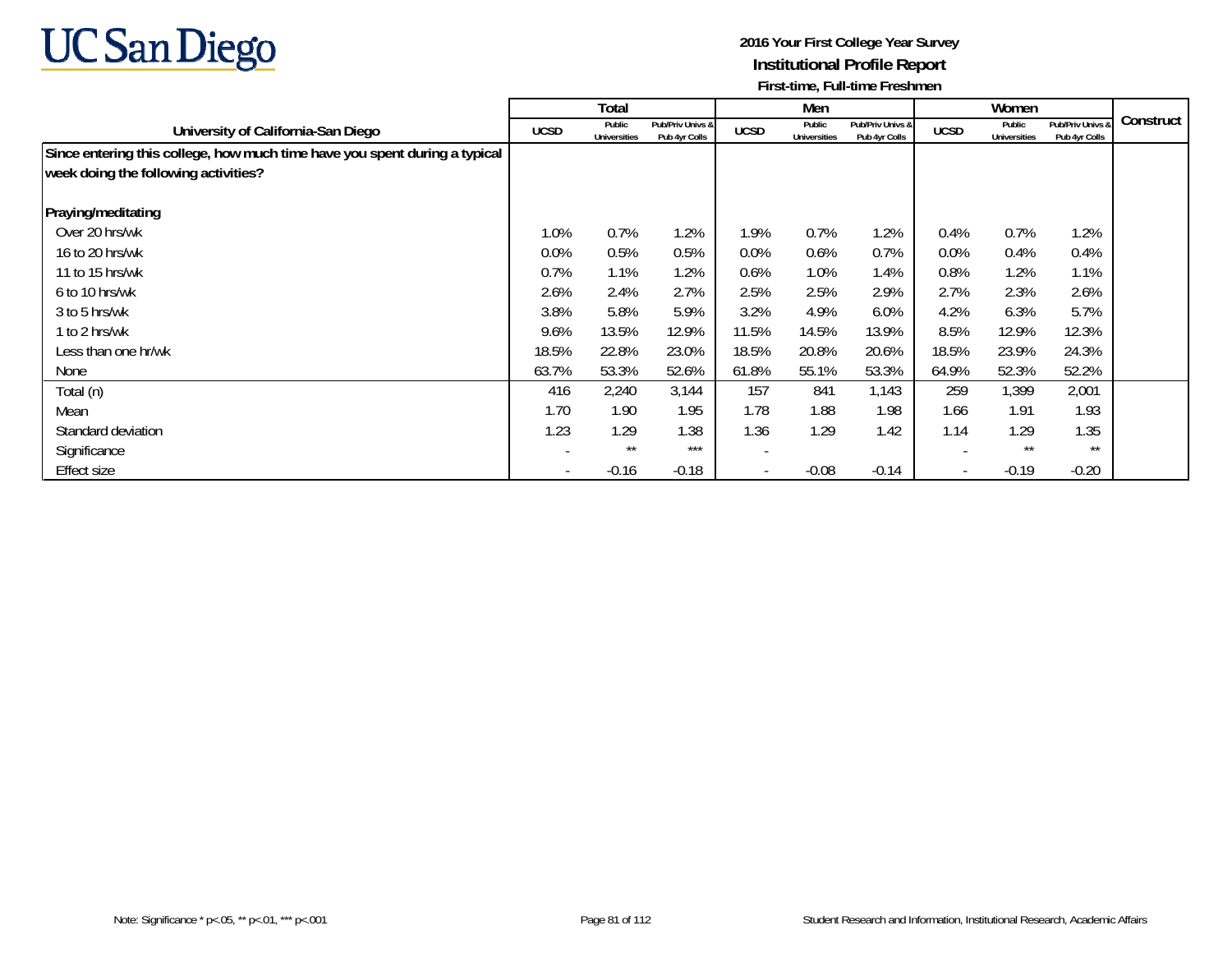UC San Diego

**2016 Your First College Year Survey**
**Institutional Profile Report**
**First-time, Full-time Freshmen**

| University of California-San Diego | Total | | | Men | | | Women | | | Construct |
|---|---|---|---|---|---|---|---|---|---|---|
| | UCSD | Public Universities | Pub/Priv Univs & Pub 4yr Colls | UCSD | Public Universities | Pub/Priv Univs & Pub 4yr Colls | UCSD | Public Universities | Pub/Priv Univs & Pub 4yr Colls | |
| **Since entering this college, how much time have you spent during a typical week doing the following activities?** | | | | | | | | | | |
| **Praying/meditating** | | | | | | | | | | |
| Over 20 hrs/wk | 1.0% | 0.7% | 1.2% | 1.9% | 0.7% | 1.2% | 0.4% | 0.7% | 1.2% | |
| 16 to 20 hrs/wk | 0.0% | 0.5% | 0.5% | 0.0% | 0.6% | 0.7% | 0.0% | 0.4% | 0.4% | |
| 11 to 15 hrs/wk | 0.7% | 1.1% | 1.2% | 0.6% | 1.0% | 1.4% | 0.8% | 1.2% | 1.1% | |
| 6 to 10 hrs/wk | 2.6% | 2.4% | 2.7% | 2.5% | 2.5% | 2.9% | 2.7% | 2.3% | 2.6% | |
| 3 to 5 hrs/wk | 3.8% | 5.8% | 5.9% | 3.2% | 4.9% | 6.0% | 4.2% | 6.3% | 5.7% | |
| 1 to 2 hrs/wk | 9.6% | 13.5% | 12.9% | 11.5% | 14.5% | 13.9% | 8.5% | 12.9% | 12.3% | |
| Less than one hr/wk | 18.5% | 22.8% | 23.0% | 18.5% | 20.8% | 20.6% | 18.5% | 23.9% | 24.3% | |
| None | 63.7% | 53.3% | 52.6% | 61.8% | 55.1% | 53.3% | 64.9% | 52.3% | 52.2% | |
| Total (n) | 416 | 2,240 | 3,144 | 157 | 841 | 1,143 | 259 | 1,399 | 2,001 | |
| Mean | 1.70 | 1.90 | 1.95 | 1.78 | 1.88 | 1.98 | 1.66 | 1.91 | 1.93 | |
| Standard deviation | 1.23 | 1.29 | 1.38 | 1.36 | 1.29 | 1.42 | 1.14 | 1.29 | 1.35 | |
| Significance | - | ** | *** | - | | | - | ** | ** | |
| Effect size | - | -0.16 | -0.18 | - | -0.08 | -0.14 | - | -0.19 | -0.20 | |

Note: Significance * p<.05, ** p<.01, *** p<.001

Student Research and Information, Institutional Research, Academic Affairs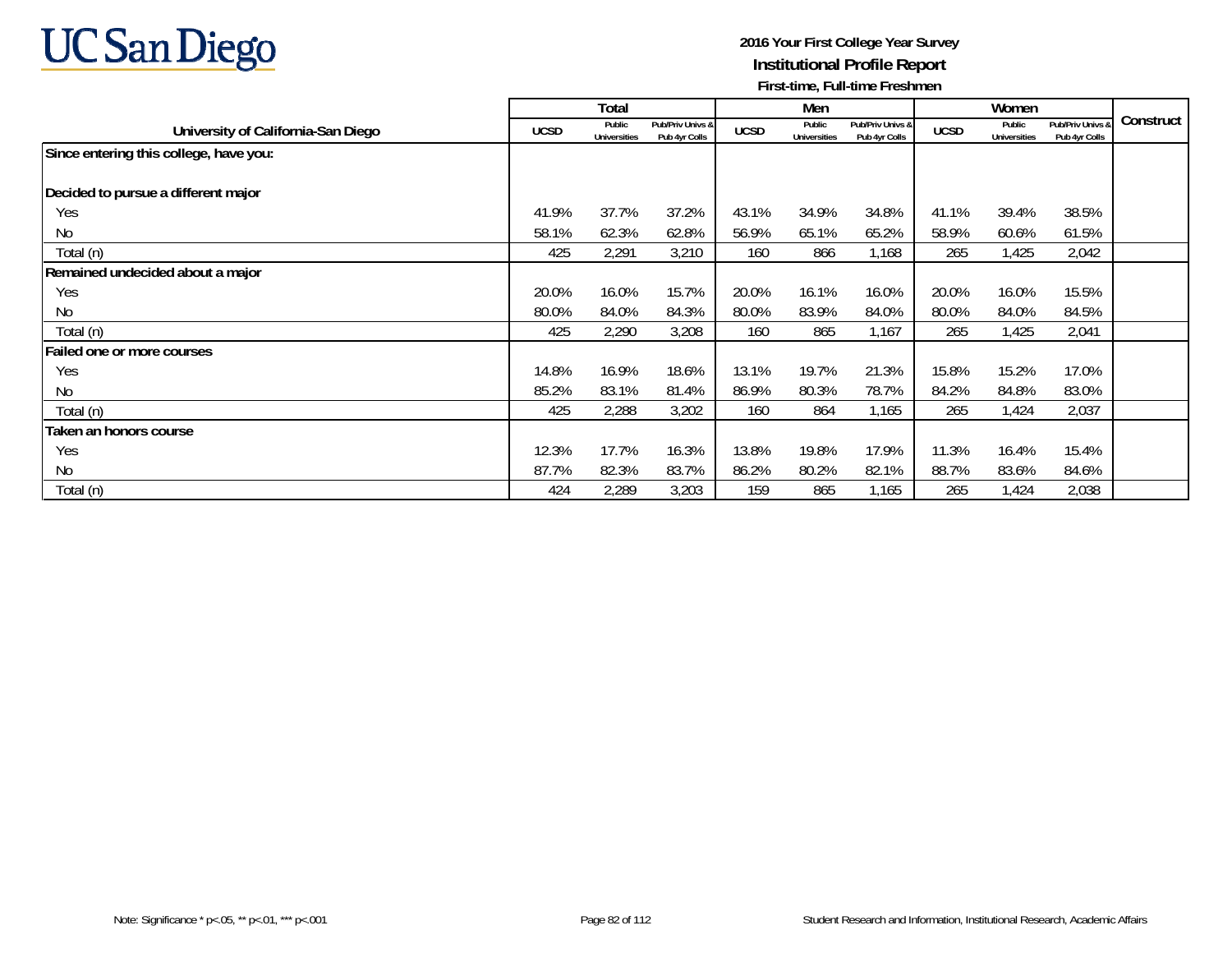UC San Diego

**2016 Your First College Year Survey**

**Institutional Profile Report**

**First-time, Full-time Freshmen**

| University of California-San Diego | Total | | | Men | | | Women | | | Construct |
|---|---|---|---|---|---|---|---|---|---|---|
| | UCSD | Public Universities | Pub/Priv Univs & Pub 4yr Colls | UCSD | Public Universities | Pub/Priv Univs & Pub 4yr Colls | UCSD | Public Universities | Pub/Priv Univs & Pub 4yr Colls | |
| **Since entering this college, have you:** | | | | | | | | | | |
| **Decided to pursue a different major** | | | | | | | | | | |
| Yes | 41.9% | 37.7% | 37.2% | 43.1% | 34.9% | 34.8% | 41.1% | 39.4% | 38.5% | |
| No | 58.1% | 62.3% | 62.8% | 56.9% | 65.1% | 65.2% | 58.9% | 60.6% | 61.5% | |
| Total (n) | 425 | 2,291 | 3,210 | 160 | 866 | 1,168 | 265 | 1,425 | 2,042 | |
| **Remained undecided about a major** | | | | | | | | | | |
| Yes | 20.0% | 16.0% | 15.7% | 20.0% | 16.1% | 16.0% | 20.0% | 16.0% | 15.5% | |
| No | 80.0% | 84.0% | 84.3% | 80.0% | 83.9% | 84.0% | 80.0% | 84.0% | 84.5% | |
| Total (n) | 425 | 2,290 | 3,208 | 160 | 865 | 1,167 | 265 | 1,425 | 2,041 | |
| **Failed one or more courses** | | | | | | | | | | |
| Yes | 14.8% | 16.9% | 18.6% | 13.1% | 19.7% | 21.3% | 15.8% | 15.2% | 17.0% | |
| No | 85.2% | 83.1% | 81.4% | 86.9% | 80.3% | 78.7% | 84.2% | 84.8% | 83.0% | |
| Total (n) | 425 | 2,288 | 3,202 | 160 | 864 | 1,165 | 265 | 1,424 | 2,037 | |
| **Taken an honors course** | | | | | | | | | | |
| Yes | 12.3% | 17.7% | 16.3% | 13.8% | 19.8% | 17.9% | 11.3% | 16.4% | 15.4% | |
| No | 87.7% | 82.3% | 83.7% | 86.2% | 80.2% | 82.1% | 88.7% | 83.6% | 84.6% | |
| Total (n) | 424 | 2,289 | 3,203 | 159 | 865 | 1,165 | 265 | 1,424 | 2,038 | |

Note: Significance * p<.05, ** p<.01, *** p<.001

Student Research and Information, Institutional Research, Academic Affairs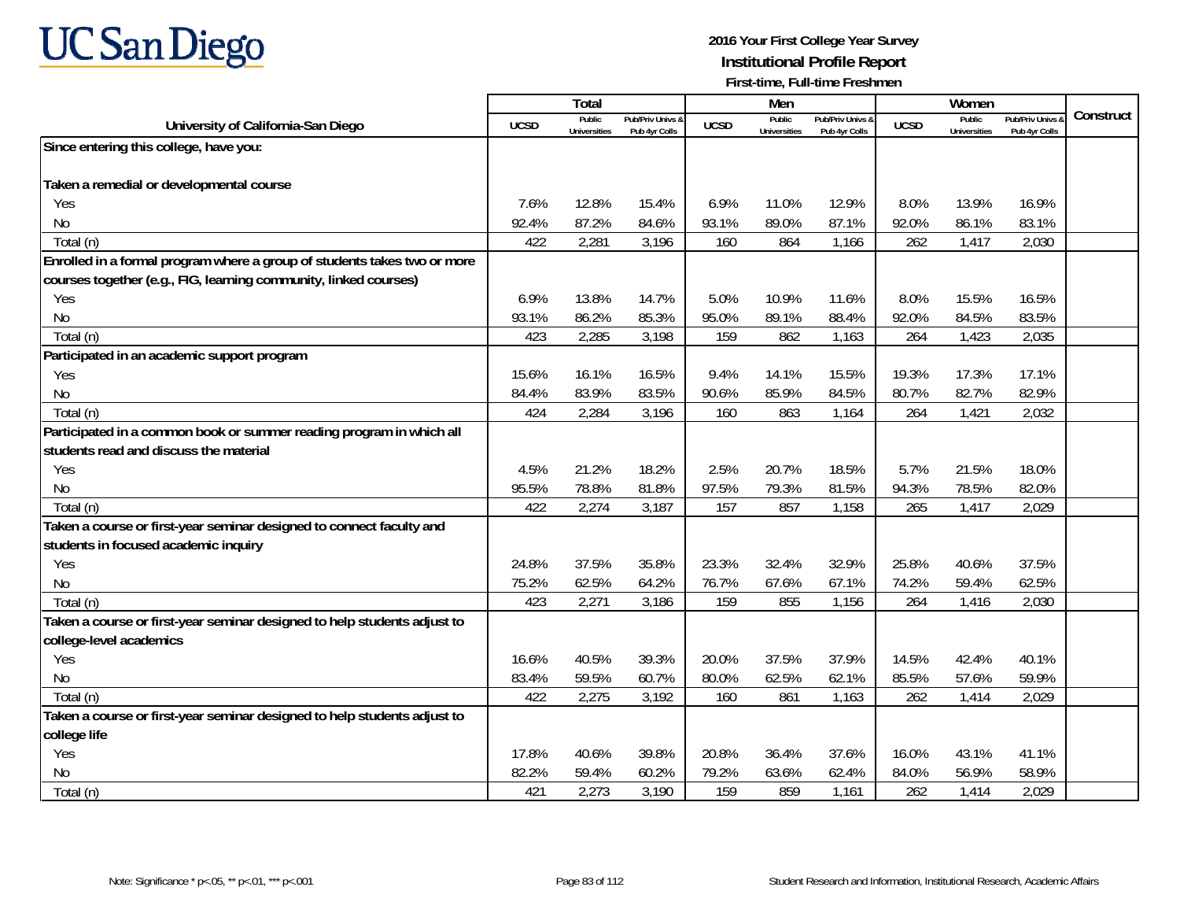**UC San Diego**

**2016 Your First College Year Survey**
**Institutional Profile Report**
**First-time, Full-time Freshmen**

| University of California-San Diego | Total | | | Men | | | Women | | | Construct |
|---|---|---|---|---|---|---|---|---|---|---|
| | UCSD | Public Universities | Pub/Priv Univs & Pub 4yr Colls | UCSD | Public Universities | Pub/Priv Univs & Pub 4yr Colls | UCSD | Public Universities | Pub/Priv Univs & Pub 4yr Colls | |
| **Since entering this college, have you:** | | | | | | | | | | |
| **Taken a remedial or developmental course** | | | | | | | | | | |
| Yes | 7.6% | 12.8% | 15.4% | 6.9% | 11.0% | 12.9% | 8.0% | 13.9% | 16.9% | |
| No | 92.4% | 87.2% | 84.6% | 93.1% | 89.0% | 87.1% | 92.0% | 86.1% | 83.1% | |
| Total (n) | 422 | 2,281 | 3,196 | 160 | 864 | 1,166 | 262 | 1,417 | 2,030 | |
| **Enrolled in a formal program where a group of students takes two or more courses together (e.g., FIG, learning community, linked courses)** | | | | | | | | | | |
| Yes | 6.9% | 13.8% | 14.7% | 5.0% | 10.9% | 11.6% | 8.0% | 15.5% | 16.5% | |
| No | 93.1% | 86.2% | 85.3% | 95.0% | 89.1% | 88.4% | 92.0% | 84.5% | 83.5% | |
| Total (n) | 423 | 2,285 | 3,198 | 159 | 862 | 1,163 | 264 | 1,423 | 2,035 | |
| **Participated in an academic support program** | | | | | | | | | | |
| Yes | 15.6% | 16.1% | 16.5% | 9.4% | 14.1% | 15.5% | 19.3% | 17.3% | 17.1% | |
| No | 84.4% | 83.9% | 83.5% | 90.6% | 85.9% | 84.5% | 80.7% | 82.7% | 82.9% | |
| Total (n) | 424 | 2,284 | 3,196 | 160 | 863 | 1,164 | 264 | 1,421 | 2,032 | |
| **Participated in a common book or summer reading program in which all students read and discuss the material** | | | | | | | | | | |
| Yes | 4.5% | 21.2% | 18.2% | 2.5% | 20.7% | 18.5% | 5.7% | 21.5% | 18.0% | |
| No | 95.5% | 78.8% | 81.8% | 97.5% | 79.3% | 81.5% | 94.3% | 78.5% | 82.0% | |
| Total (n) | 422 | 2,274 | 3,187 | 157 | 857 | 1,158 | 265 | 1,417 | 2,029 | |
| **Taken a course or first-year seminar designed to connect faculty and students in focused academic inquiry** | | | | | | | | | | |
| Yes | 24.8% | 37.5% | 35.8% | 23.3% | 32.4% | 32.9% | 25.8% | 40.6% | 37.5% | |
| No | 75.2% | 62.5% | 64.2% | 76.7% | 67.6% | 67.1% | 74.2% | 59.4% | 62.5% | |
| Total (n) | 423 | 2,271 | 3,186 | 159 | 855 | 1,156 | 264 | 1,416 | 2,030 | |
| **Taken a course or first-year seminar designed to help students adjust to college-level academics** | | | | | | | | | | |
| Yes | 16.6% | 40.5% | 39.3% | 20.0% | 37.5% | 37.9% | 14.5% | 42.4% | 40.1% | |
| No | 83.4% | 59.5% | 60.7% | 80.0% | 62.5% | 62.1% | 85.5% | 57.6% | 59.9% | |
| Total (n) | 422 | 2,275 | 3,192 | 160 | 861 | 1,163 | 262 | 1,414 | 2,029 | |
| **Taken a course or first-year seminar designed to help students adjust to college life** | | | | | | | | | | |
| Yes | 17.8% | 40.6% | 39.8% | 20.8% | 36.4% | 37.6% | 16.0% | 43.1% | 41.1% | |
| No | 82.2% | 59.4% | 60.2% | 79.2% | 63.6% | 62.4% | 84.0% | 56.9% | 58.9% | |
| Total (n) | 421 | 2,273 | 3,190 | 159 | 859 | 1,161 | 262 | 1,414 | 2,029 | |

Note: Significance * p<.05, ** p<.01, *** p<.001

Student Research and Information, Institutional Research, Academic Affairs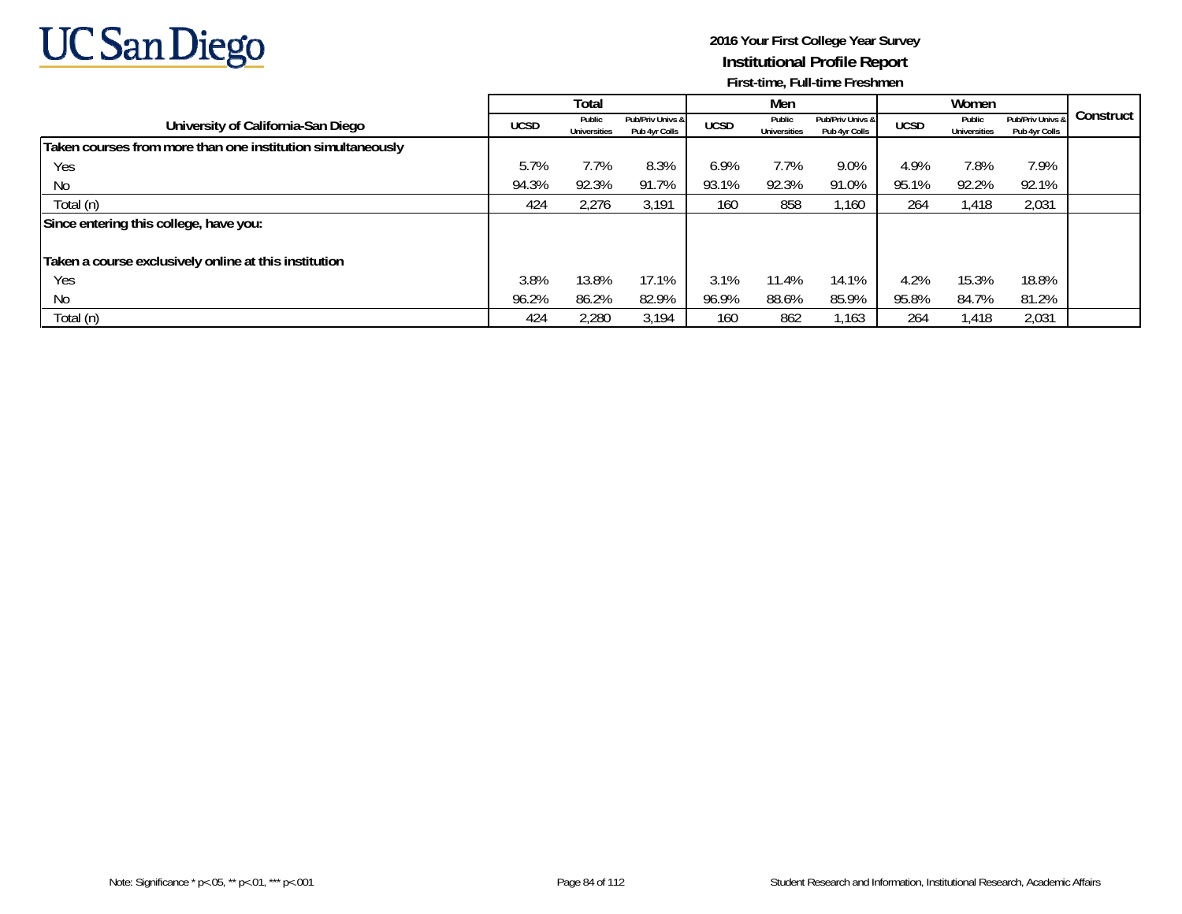UC San Diego

**2016 Your First College Year Survey**
**Institutional Profile Report**
**First-time, Full-time Freshmen**

| University of California-San Diego | Total | | | Men | | | Women | | | Construct |
|---|---|---|---|---|---|---|---|---|---|---|
| | UCSD | Public Universities | Pub/Priv Univs & Pub 4yr Colls | UCSD | Public Universities | Pub/Priv Univs & Pub 4yr Colls | UCSD | Public Universities | Pub/Priv Univs & Pub 4yr Colls | |
| **Taken courses from more than one institution simultaneously** | | | | | | | | | | |
| Yes | 5.7% | 7.7% | 8.3% | 6.9% | 7.7% | 9.0% | 4.9% | 7.8% | 7.9% | |
| No | 94.3% | 92.3% | 91.7% | 93.1% | 92.3% | 91.0% | 95.1% | 92.2% | 92.1% | |
| Total (n) | 424 | 2,276 | 3,191 | 160 | 858 | 1,160 | 264 | 1,418 | 2,031 | |
| **Since entering this college, have you:** | | | | | | | | | | |
| **Taken a course exclusively online at this institution** | | | | | | | | | | |
| Yes | 3.8% | 13.8% | 17.1% | 3.1% | 11.4% | 14.1% | 4.2% | 15.3% | 18.8% | |
| No | 96.2% | 86.2% | 82.9% | 96.9% | 88.6% | 85.9% | 95.8% | 84.7% | 81.2% | |
| Total (n) | 424 | 2,280 | 3,194 | 160 | 862 | 1,163 | 264 | 1,418 | 2,031 | |

Note: Significance * p<.05, ** p<.01, *** p<.001

Student Research and Information, Institutional Research, Academic Affairs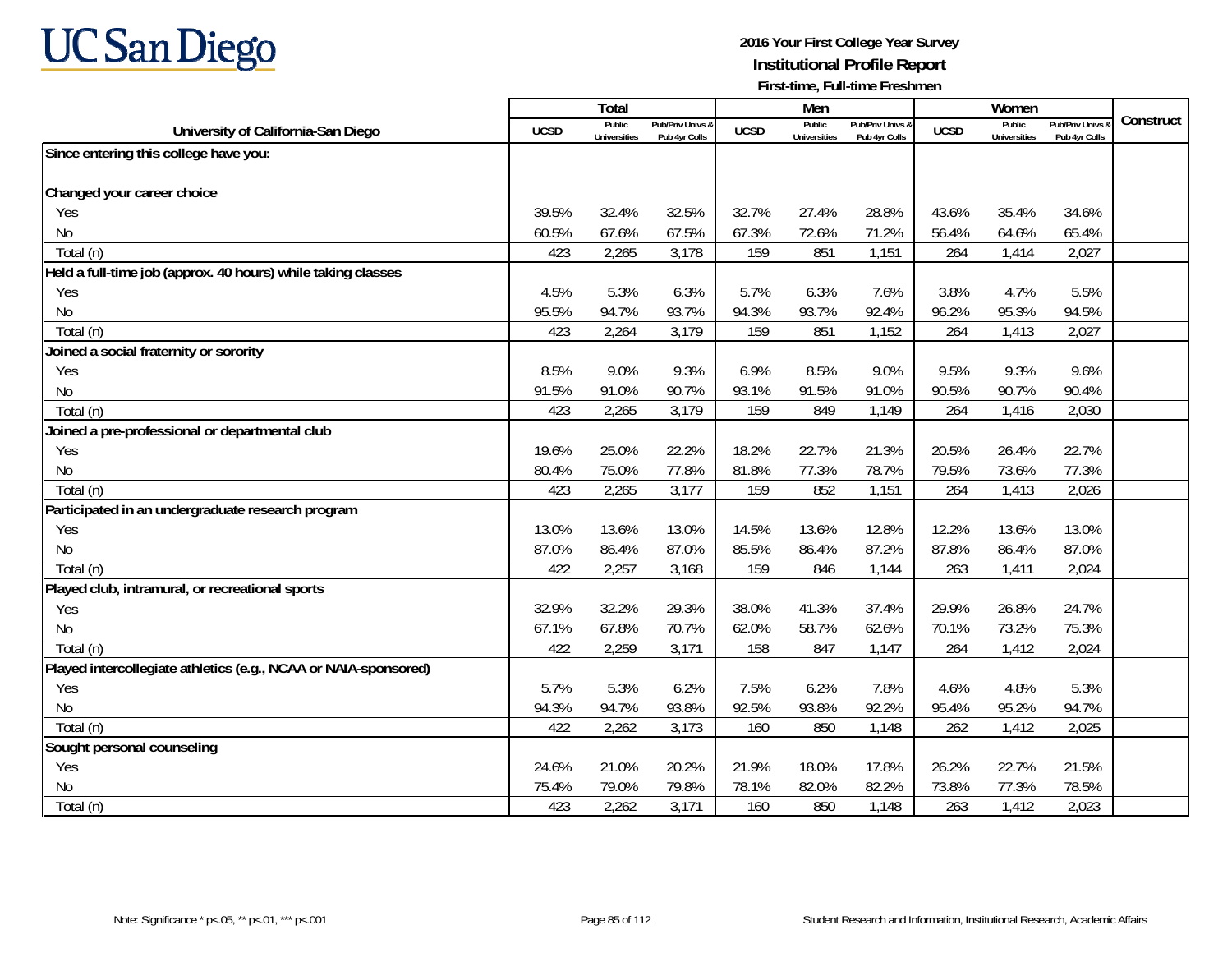# UC San Diego

**2016 Your First College Year Survey**
**Institutional Profile Report**
**First-time, Full-time Freshmen**

| University of California-San Diego | Total | | | Men | | | Women | | | Construct |
|---|---|---|---|---|---|---|---|---|---|---|
| | UCSD | Public Universities | Pub/Priv Univs & Pub 4yr Colls | UCSD | Public Universities | Pub/Priv Univs & Pub 4yr Colls | UCSD | Public Universities | Pub/Priv Univs & Pub 4yr Colls | |
| **Since entering this college have you:** | | | | | | | | | | |
| **Changed your career choice** | | | | | | | | | | |
| Yes | 39.5% | 32.4% | 32.5% | 32.7% | 27.4% | 28.8% | 43.6% | 35.4% | 34.6% | |
| No | 60.5% | 67.6% | 67.5% | 67.3% | 72.6% | 71.2% | 56.4% | 64.6% | 65.4% | |
| Total (n) | 423 | 2,265 | 3,178 | 159 | 851 | 1,151 | 264 | 1,414 | 2,027 | |
| **Held a full-time job (approx. 40 hours) while taking classes** | | | | | | | | | | |
| Yes | 4.5% | 5.3% | 6.3% | 5.7% | 6.3% | 7.6% | 3.8% | 4.7% | 5.5% | |
| No | 95.5% | 94.7% | 93.7% | 94.3% | 93.7% | 92.4% | 96.2% | 95.3% | 94.5% | |
| Total (n) | 423 | 2,264 | 3,179 | 159 | 851 | 1,152 | 264 | 1,413 | 2,027 | |
| **Joined a social fraternity or sorority** | | | | | | | | | | |
| Yes | 8.5% | 9.0% | 9.3% | 6.9% | 8.5% | 9.0% | 9.5% | 9.3% | 9.6% | |
| No | 91.5% | 91.0% | 90.7% | 93.1% | 91.5% | 91.0% | 90.5% | 90.7% | 90.4% | |
| Total (n) | 423 | 2,265 | 3,179 | 159 | 849 | 1,149 | 264 | 1,416 | 2,030 | |
| **Joined a pre-professional or departmental club** | | | | | | | | | | |
| Yes | 19.6% | 25.0% | 22.2% | 18.2% | 22.7% | 21.3% | 20.5% | 26.4% | 22.7% | |
| No | 80.4% | 75.0% | 77.8% | 81.8% | 77.3% | 78.7% | 79.5% | 73.6% | 77.3% | |
| Total (n) | 423 | 2,265 | 3,177 | 159 | 852 | 1,151 | 264 | 1,413 | 2,026 | |
| **Participated in an undergraduate research program** | | | | | | | | | | |
| Yes | 13.0% | 13.6% | 13.0% | 14.5% | 13.6% | 12.8% | 12.2% | 13.6% | 13.0% | |
| No | 87.0% | 86.4% | 87.0% | 85.5% | 86.4% | 87.2% | 87.8% | 86.4% | 87.0% | |
| Total (n) | 422 | 2,257 | 3,168 | 159 | 846 | 1,144 | 263 | 1,411 | 2,024 | |
| **Played club, intramural, or recreational sports** | | | | | | | | | | |
| Yes | 32.9% | 32.2% | 29.3% | 38.0% | 41.3% | 37.4% | 29.9% | 26.8% | 24.7% | |
| No | 67.1% | 67.8% | 70.7% | 62.0% | 58.7% | 62.6% | 70.1% | 73.2% | 75.3% | |
| Total (n) | 422 | 2,259 | 3,171 | 158 | 847 | 1,147 | 264 | 1,412 | 2,024 | |
| **Played intercollegiate athletics (e.g., NCAA or NAIA-sponsored)** | | | | | | | | | | |
| Yes | 5.7% | 5.3% | 6.2% | 7.5% | 6.2% | 7.8% | 4.6% | 4.8% | 5.3% | |
| No | 94.3% | 94.7% | 93.8% | 92.5% | 93.8% | 92.2% | 95.4% | 95.2% | 94.7% | |
| Total (n) | 422 | 2,262 | 3,173 | 160 | 850 | 1,148 | 262 | 1,412 | 2,025 | |
| **Sought personal counseling** | | | | | | | | | | |
| Yes | 24.6% | 21.0% | 20.2% | 21.9% | 18.0% | 17.8% | 26.2% | 22.7% | 21.5% | |
| No | 75.4% | 79.0% | 79.8% | 78.1% | 82.0% | 82.2% | 73.8% | 77.3% | 78.5% | |
| Total (n) | 423 | 2,262 | 3,171 | 160 | 850 | 1,148 | 263 | 1,412 | 2,023 | |

Note: Significance * p<.05, ** p<.01, *** p<.001

Student Research and Information, Institutional Research, Academic Affairs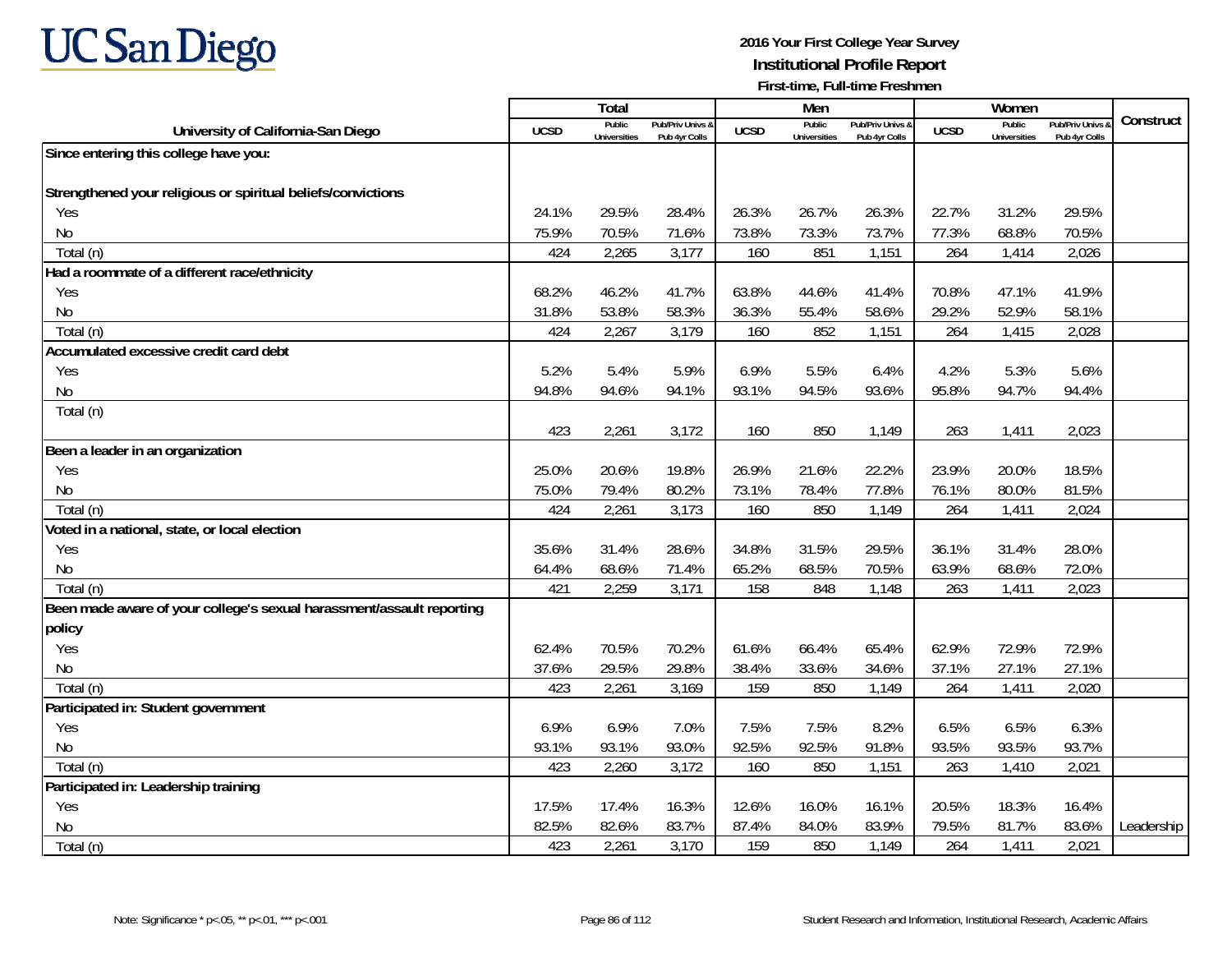# UC San Diego

**2016 Your First College Year Survey**
**Institutional Profile Report**
**First-time, Full-time Freshmen**

| University of California-San Diego | Total | | | Men | | | Women | | | Construct |
|---|---|---|---|---|---|---|---|---|---|---|
| | UCSD | Public Universities | Pub/Priv Univs & Pub 4yr Colls | UCSD | Public Universities | Pub/Priv Univs & Pub 4yr Colls | UCSD | Public Universities | Pub/Priv Univs & Pub 4yr Colls | |
| **Since entering this college have you:** | | | | | | | | | | |
| **Strengthened your religious or spiritual beliefs/convictions** | | | | | | | | | | |
| Yes | 24.1% | 29.5% | 28.4% | 26.3% | 26.7% | 26.3% | 22.7% | 31.2% | 29.5% | |
| No | 75.9% | 70.5% | 71.6% | 73.8% | 73.3% | 73.7% | 77.3% | 68.8% | 70.5% | |
| Total (n) | 424 | 2,265 | 3,177 | 160 | 851 | 1,151 | 264 | 1,414 | 2,026 | |
| **Had a roommate of a different race/ethnicity** | | | | | | | | | | |
| Yes | 68.2% | 46.2% | 41.7% | 63.8% | 44.6% | 41.4% | 70.8% | 47.1% | 41.9% | |
| No | 31.8% | 53.8% | 58.3% | 36.3% | 55.4% | 58.6% | 29.2% | 52.9% | 58.1% | |
| Total (n) | 424 | 2,267 | 3,179 | 160 | 852 | 1,151 | 264 | 1,415 | 2,028 | |
| **Accumulated excessive credit card debt** | | | | | | | | | | |
| Yes | 5.2% | 5.4% | 5.9% | 6.9% | 5.5% | 6.4% | 4.2% | 5.3% | 5.6% | |
| No | 94.8% | 94.6% | 94.1% | 93.1% | 94.5% | 93.6% | 95.8% | 94.7% | 94.4% | |
| Total (n) | 423 | 2,261 | 3,172 | 160 | 850 | 1,149 | 263 | 1,411 | 2,023 | |
| **Been a leader in an organization** | | | | | | | | | | |
| Yes | 25.0% | 20.6% | 19.8% | 26.9% | 21.6% | 22.2% | 23.9% | 20.0% | 18.5% | |
| No | 75.0% | 79.4% | 80.2% | 73.1% | 78.4% | 77.8% | 76.1% | 80.0% | 81.5% | |
| Total (n) | 424 | 2,261 | 3,173 | 160 | 850 | 1,149 | 264 | 1,411 | 2,024 | |
| **Voted in a national, state, or local election** | | | | | | | | | | |
| Yes | 35.6% | 31.4% | 28.6% | 34.8% | 31.5% | 29.5% | 36.1% | 31.4% | 28.0% | |
| No | 64.4% | 68.6% | 71.4% | 65.2% | 68.5% | 70.5% | 63.9% | 68.6% | 72.0% | |
| Total (n) | 421 | 2,259 | 3,171 | 158 | 848 | 1,148 | 263 | 1,411 | 2,023 | |
| **Been made aware of your college's sexual harassment/assault reporting policy** | | | | | | | | | | |
| Yes | 62.4% | 70.5% | 70.2% | 61.6% | 66.4% | 65.4% | 62.9% | 72.9% | 72.9% | |
| No | 37.6% | 29.5% | 29.8% | 38.4% | 33.6% | 34.6% | 37.1% | 27.1% | 27.1% | |
| Total (n) | 423 | 2,261 | 3,169 | 159 | 850 | 1,149 | 264 | 1,411 | 2,020 | |
| **Participated in: Student government** | | | | | | | | | | |
| Yes | 6.9% | 6.9% | 7.0% | 7.5% | 7.5% | 8.2% | 6.5% | 6.5% | 6.3% | |
| No | 93.1% | 93.1% | 93.0% | 92.5% | 92.5% | 91.8% | 93.5% | 93.5% | 93.7% | |
| Total (n) | 423 | 2,260 | 3,172 | 160 | 850 | 1,151 | 263 | 1,410 | 2,021 | |
| **Participated in: Leadership training** | | | | | | | | | | |
| Yes | 17.5% | 17.4% | 16.3% | 12.6% | 16.0% | 16.1% | 20.5% | 18.3% | 16.4% | |
| No | 82.5% | 82.6% | 83.7% | 87.4% | 84.0% | 83.9% | 79.5% | 81.7% | 83.6% | Leadership |
| Total (n) | 423 | 2,261 | 3,170 | 159 | 850 | 1,149 | 264 | 1,411 | 2,021 | |

Note: Significance * p<.05, ** p<.01, *** p<.001

Student Research and Information, Institutional Research, Academic Affairs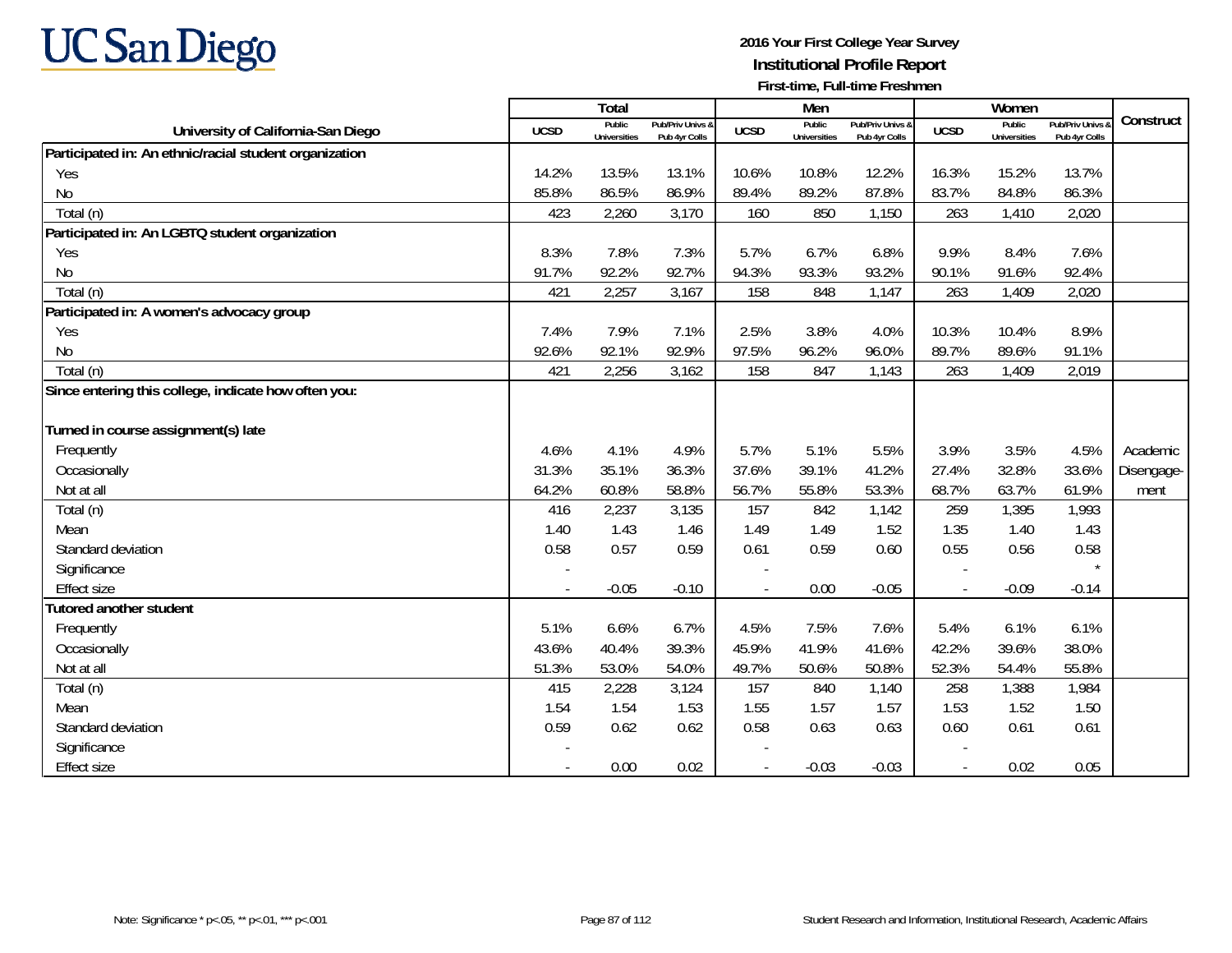# UC San Diego

**2016 Your First College Year Survey**
**Institutional Profile Report**
**First-time, Full-time Freshmen**

| University of California-San Diego | Total | | | Men | | | Women | | | Construct |
|---|---|---|---|---|---|---|---|---|---|---|
| | UCSD | Public Universities | Pub/Priv Univs & Pub 4yr Colls | UCSD | Public Universities | Pub/Priv Univs & Pub 4yr Colls | UCSD | Public Universities | Pub/Priv Univs & Pub 4yr Colls | |
| **Participated in: An ethnic/racial student organization** | | | | | | | | | | |
| Yes | 14.2% | 13.5% | 13.1% | 10.6% | 10.8% | 12.2% | 16.3% | 15.2% | 13.7% | |
| No | 85.8% | 86.5% | 86.9% | 89.4% | 89.2% | 87.8% | 83.7% | 84.8% | 86.3% | |
| Total (n) | 423 | 2,260 | 3,170 | 160 | 850 | 1,150 | 263 | 1,410 | 2,020 | |
| **Participated in: An LGBTQ student organization** | | | | | | | | | | |
| Yes | 8.3% | 7.8% | 7.3% | 5.7% | 6.7% | 6.8% | 9.9% | 8.4% | 7.6% | |
| No | 91.7% | 92.2% | 92.7% | 94.3% | 93.3% | 93.2% | 90.1% | 91.6% | 92.4% | |
| Total (n) | 421 | 2,257 | 3,167 | 158 | 848 | 1,147 | 263 | 1,409 | 2,020 | |
| **Participated in: A women's advocacy group** | | | | | | | | | | |
| Yes | 7.4% | 7.9% | 7.1% | 2.5% | 3.8% | 4.0% | 10.3% | 10.4% | 8.9% | |
| No | 92.6% | 92.1% | 92.9% | 97.5% | 96.2% | 96.0% | 89.7% | 89.6% | 91.1% | |
| Total (n) | 421 | 2,256 | 3,162 | 158 | 847 | 1,143 | 263 | 1,409 | 2,019 | |
| **Since entering this college, indicate how often you:** | | | | | | | | | | |
| **Turned in course assignment(s) late** | | | | | | | | | | |
| Frequently | 4.6% | 4.1% | 4.9% | 5.7% | 5.1% | 5.5% | 3.9% | 3.5% | 4.5% | Academic Disengagement |
| Occasionally | 31.3% | 35.1% | 36.3% | 37.6% | 39.1% | 41.2% | 27.4% | 32.8% | 33.6% | |
| Not at all | 64.2% | 60.8% | 58.8% | 56.7% | 55.8% | 53.3% | 68.7% | 63.7% | 61.9% | |
| Total (n) | 416 | 2,237 | 3,135 | 157 | 842 | 1,142 | 259 | 1,395 | 1,993 | |
| Mean | 1.40 | 1.43 | 1.46 | 1.49 | 1.49 | 1.52 | 1.35 | 1.40 | 1.43 | |
| Standard deviation | 0.58 | 0.57 | 0.59 | 0.61 | 0.59 | 0.60 | 0.55 | 0.56 | 0.58 | |
| Significance | - | | | - | | | - | | * | |
| Effect size | - | -0.05 | -0.10 | - | 0.00 | -0.05 | - | -0.09 | -0.14 | |
| **Tutored another student** | | | | | | | | | | |
| Frequently | 5.1% | 6.6% | 6.7% | 4.5% | 7.5% | 7.6% | 5.4% | 6.1% | 6.1% | |
| Occasionally | 43.6% | 40.4% | 39.3% | 45.9% | 41.9% | 41.6% | 42.2% | 39.6% | 38.0% | |
| Not at all | 51.3% | 53.0% | 54.0% | 49.7% | 50.6% | 50.8% | 52.3% | 54.4% | 55.8% | |
| Total (n) | 415 | 2,228 | 3,124 | 157 | 840 | 1,140 | 258 | 1,388 | 1,984 | |
| Mean | 1.54 | 1.54 | 1.53 | 1.55 | 1.57 | 1.57 | 1.53 | 1.52 | 1.50 | |
| Standard deviation | 0.59 | 0.62 | 0.62 | 0.58 | 0.63 | 0.63 | 0.60 | 0.61 | 0.61 | |
| Significance | - | | | - | | | - | | | |
| Effect size | - | 0.00 | 0.02 | - | -0.03 | -0.03 | - | 0.02 | 0.05 | |

Note: Significance * p<.05, ** p<.01, *** p<.001

Student Research and Information, Institutional Research, Academic Affairs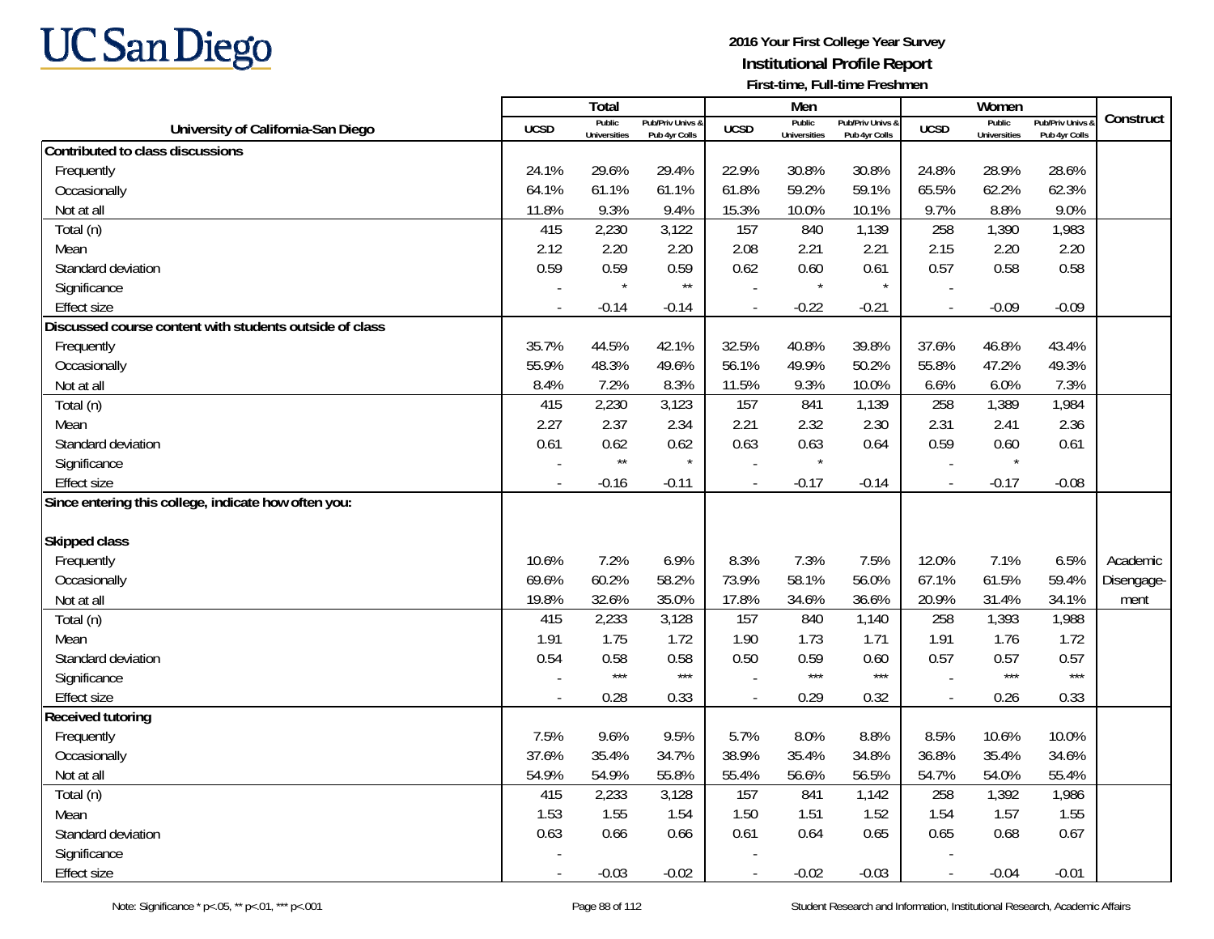# UC San Diego

**2016 Your First College Year Survey**
**Institutional Profile Report**
**First-time, Full-time Freshmen**

| University of California-San Diego | Total | | | Men | | | Women | | | Construct |
|---|---|---|---|---|---|---|---|---|---|---|
| | UCSD | Public Universities | Pub/Priv Univs & Pub 4yr Colls | UCSD | Public Universities | Pub/Priv Univs & Pub 4yr Colls | UCSD | Public Universities | Pub/Priv Univs & Pub 4yr Colls | |
| **Contributed to class discussions** | | | | | | | | | | |
| Frequently | 24.1% | 29.6% | 29.4% | 22.9% | 30.8% | 30.8% | 24.8% | 28.9% | 28.6% | |
| Occasionally | 64.1% | 61.1% | 61.1% | 61.8% | 59.2% | 59.1% | 65.5% | 62.2% | 62.3% | |
| Not at all | 11.8% | 9.3% | 9.4% | 15.3% | 10.0% | 10.1% | 9.7% | 8.8% | 9.0% | |
| Total (n) | 415 | 2,230 | 3,122 | 157 | 840 | 1,139 | 258 | 1,390 | 1,983 | |
| Mean | 2.12 | 2.20 | 2.20 | 2.08 | 2.21 | 2.21 | 2.15 | 2.20 | 2.20 | |
| Standard deviation | 0.59 | 0.59 | 0.59 | 0.62 | 0.60 | 0.61 | 0.57 | 0.58 | 0.58 | |
| Significance | - | * | ** | - | * | * | - | | | |
| Effect size | - | -0.14 | -0.14 | - | -0.22 | -0.21 | - | -0.09 | -0.09 | |
| **Discussed course content with students outside of class** | | | | | | | | | | |
| Frequently | 35.7% | 44.5% | 42.1% | 32.5% | 40.8% | 39.8% | 37.6% | 46.8% | 43.4% | |
| Occasionally | 55.9% | 48.3% | 49.6% | 56.1% | 49.9% | 50.2% | 55.8% | 47.2% | 49.3% | |
| Not at all | 8.4% | 7.2% | 8.3% | 11.5% | 9.3% | 10.0% | 6.6% | 6.0% | 7.3% | |
| Total (n) | 415 | 2,230 | 3,123 | 157 | 841 | 1,139 | 258 | 1,389 | 1,984 | |
| Mean | 2.27 | 2.37 | 2.34 | 2.21 | 2.32 | 2.30 | 2.31 | 2.41 | 2.36 | |
| Standard deviation | 0.61 | 0.62 | 0.62 | 0.63 | 0.63 | 0.64 | 0.59 | 0.60 | 0.61 | |
| Significance | - | ** | * | - | * | | - | * | | |
| Effect size | - | -0.16 | -0.11 | - | -0.17 | -0.14 | - | -0.17 | -0.08 | |
| **Since entering this college, indicate how often you:** | | | | | | | | | | |
| **Skipped class** | | | | | | | | | | |
| Frequently | 10.6% | 7.2% | 6.9% | 8.3% | 7.3% | 7.5% | 12.0% | 7.1% | 6.5% | Academic Disengagement |
| Occasionally | 69.6% | 60.2% | 58.2% | 73.9% | 58.1% | 56.0% | 67.1% | 61.5% | 59.4% | |
| Not at all | 19.8% | 32.6% | 35.0% | 17.8% | 34.6% | 36.6% | 20.9% | 31.4% | 34.1% | |
| Total (n) | 415 | 2,233 | 3,128 | 157 | 840 | 1,140 | 258 | 1,393 | 1,988 | |
| Mean | 1.91 | 1.75 | 1.72 | 1.90 | 1.73 | 1.71 | 1.91 | 1.76 | 1.72 | |
| Standard deviation | 0.54 | 0.58 | 0.58 | 0.50 | 0.59 | 0.60 | 0.57 | 0.57 | 0.57 | |
| Significance | - | *** | *** | - | *** | *** | - | *** | *** | |
| Effect size | - | 0.28 | 0.33 | - | 0.29 | 0.32 | - | 0.26 | 0.33 | |
| **Received tutoring** | | | | | | | | | | |
| Frequently | 7.5% | 9.6% | 9.5% | 5.7% | 8.0% | 8.8% | 8.5% | 10.6% | 10.0% | |
| Occasionally | 37.6% | 35.4% | 34.7% | 38.9% | 35.4% | 34.8% | 36.8% | 35.4% | 34.6% | |
| Not at all | 54.9% | 54.9% | 55.8% | 55.4% | 56.6% | 56.5% | 54.7% | 54.0% | 55.4% | |
| Total (n) | 415 | 2,233 | 3,128 | 157 | 841 | 1,142 | 258 | 1,392 | 1,986 | |
| Mean | 1.53 | 1.55 | 1.54 | 1.50 | 1.51 | 1.52 | 1.54 | 1.57 | 1.55 | |
| Standard deviation | 0.63 | 0.66 | 0.66 | 0.61 | 0.64 | 0.65 | 0.65 | 0.68 | 0.67 | |
| Significance | - | | | - | | | - | | | |
| Effect size | - | -0.03 | -0.02 | - | -0.02 | -0.03 | - | -0.04 | -0.01 | |

Note: Significance * p<.05, ** p<.01, *** p<.001

Student Research and Information, Institutional Research, Academic Affairs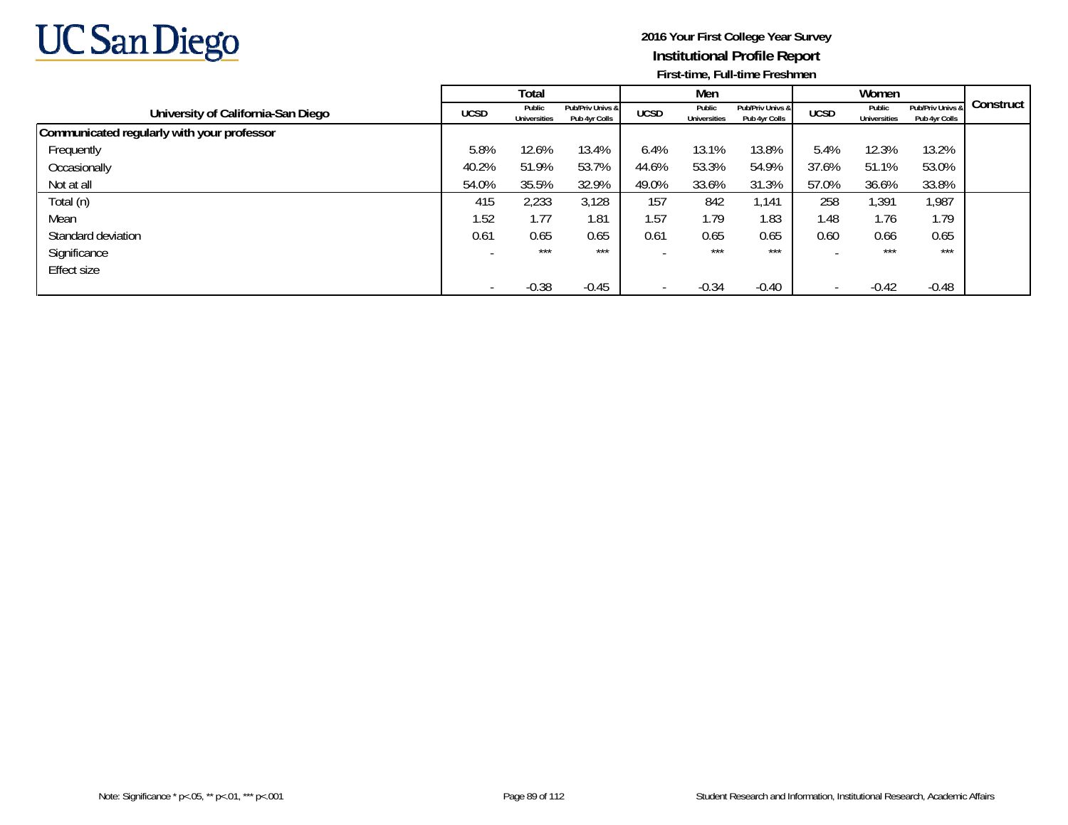**2016 Your First College Year Survey**
**Institutional Profile Report**
**First-time, Full-time Freshmen**

| University of California-San Diego | Total | | | Men | | | Women | | | Construct |
|---|---|---|---|---|---|---|---|---|---|---|
| | UCSD | Public Universities | Pub/Priv Univs & Pub 4yr Colls | UCSD | Public Universities | Pub/Priv Univs & Pub 4yr Colls | UCSD | Public Universities | Pub/Priv Univs & Pub 4yr Colls | |
| **Communicated regularly with your professor** | | | | | | | | | | |
| Frequently | 5.8% | 12.6% | 13.4% | 6.4% | 13.1% | 13.8% | 5.4% | 12.3% | 13.2% | |
| Occasionally | 40.2% | 51.9% | 53.7% | 44.6% | 53.3% | 54.9% | 37.6% | 51.1% | 53.0% | |
| Not at all | 54.0% | 35.5% | 32.9% | 49.0% | 33.6% | 31.3% | 57.0% | 36.6% | 33.8% | |
| Total (n) | 415 | 2,233 | 3,128 | 157 | 842 | 1,141 | 258 | 1,391 | 1,987 | |
| Mean | 1.52 | 1.77 | 1.81 | 1.57 | 1.79 | 1.83 | 1.48 | 1.76 | 1.79 | |
| Standard deviation | 0.61 | 0.65 | 0.65 | 0.61 | 0.65 | 0.65 | 0.60 | 0.66 | 0.65 | |
| Significance | - | *** | *** | - | *** | *** | - | *** | *** | |
| Effect size | - | -0.38 | -0.45 | - | -0.34 | -0.40 | - | -0.42 | -0.48 | |

Note: Significance * p<.05, ** p<.01, *** p<.001

Student Research and Information, Institutional Research, Academic Affairs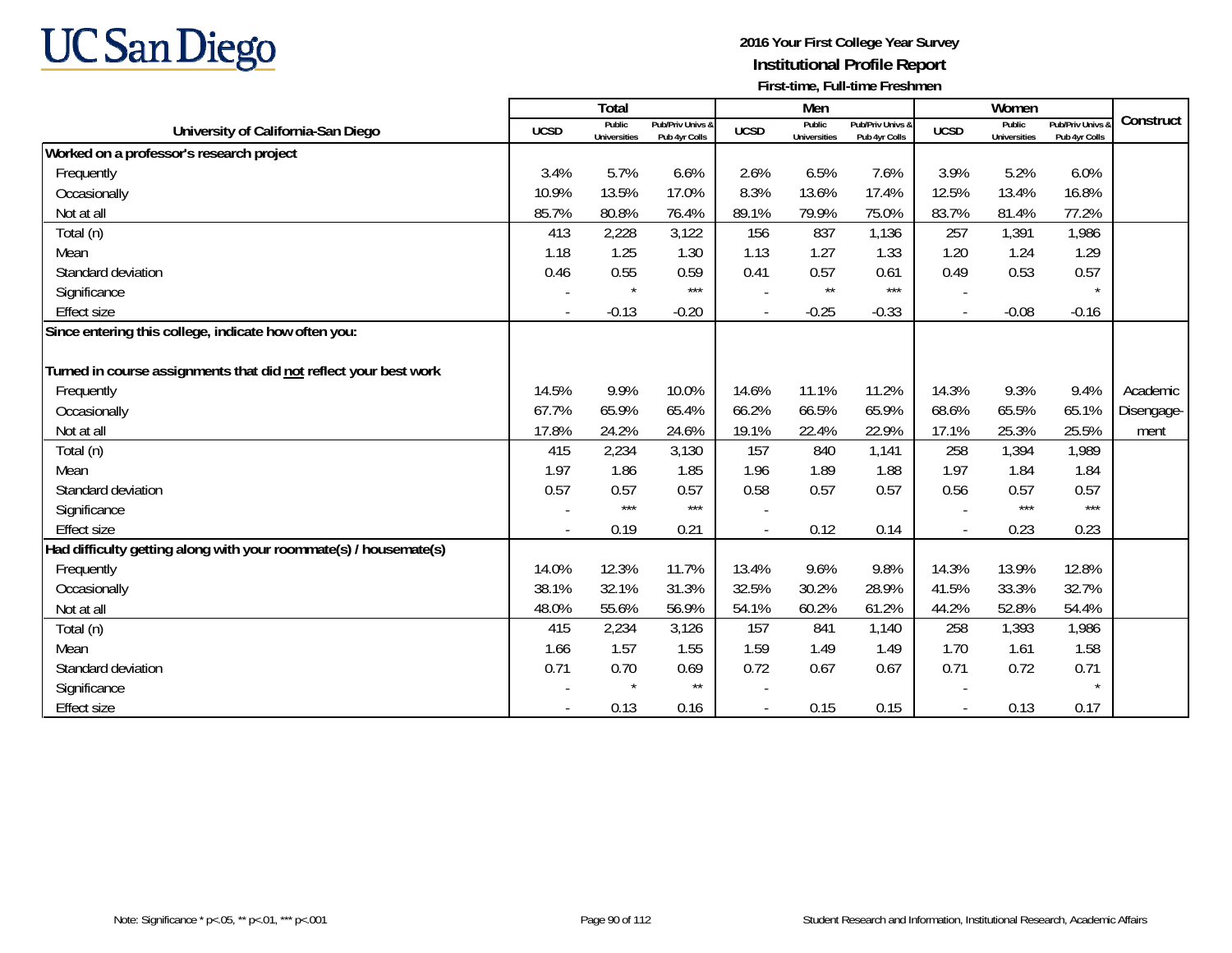UC San Diego

**2016 Your First College Year Survey**
**Institutional Profile Report**
**First-time, Full-time Freshmen**

| University of California-San Diego | Total | | | Men | | | Women | | | Construct |
|---|---|---|---|---|---|---|---|---|---|---|
| | UCSD | Public Universities | Pub/Priv Univs & Pub 4yr Colls | UCSD | Public Universities | Pub/Priv Univs & Pub 4yr Colls | UCSD | Public Universities | Pub/Priv Univs & Pub 4yr Colls | |
| **Worked on a professor's research project** | | | | | | | | | | |
| Frequently | 3.4% | 5.7% | 6.6% | 2.6% | 6.5% | 7.6% | 3.9% | 5.2% | 6.0% | |
| Occasionally | 10.9% | 13.5% | 17.0% | 8.3% | 13.6% | 17.4% | 12.5% | 13.4% | 16.8% | |
| Not at all | 85.7% | 80.8% | 76.4% | 89.1% | 79.9% | 75.0% | 83.7% | 81.4% | 77.2% | |
| Total (n) | 413 | 2,228 | 3,122 | 156 | 837 | 1,136 | 257 | 1,391 | 1,986 | |
| Mean | 1.18 | 1.25 | 1.30 | 1.13 | 1.27 | 1.33 | 1.20 | 1.24 | 1.29 | |
| Standard deviation | 0.46 | 0.55 | 0.59 | 0.41 | 0.57 | 0.61 | 0.49 | 0.53 | 0.57 | |
| Significance | - | * | *** | - | ** | *** | - | | * | |
| Effect size | - | -0.13 | -0.20 | - | -0.25 | -0.33 | - | -0.08 | -0.16 | |
| **Since entering this college, indicate how often you:** | | | | | | | | | | |
| **Turned in course assignments that did not reflect your best work** | | | | | | | | | | |
| Frequently | 14.5% | 9.9% | 10.0% | 14.6% | 11.1% | 11.2% | 14.3% | 9.3% | 9.4% | Academic Disengagement |
| Occasionally | 67.7% | 65.9% | 65.4% | 66.2% | 66.5% | 65.9% | 68.6% | 65.5% | 65.1% | |
| Not at all | 17.8% | 24.2% | 24.6% | 19.1% | 22.4% | 22.9% | 17.1% | 25.3% | 25.5% | |
| Total (n) | 415 | 2,234 | 3,130 | 157 | 840 | 1,141 | 258 | 1,394 | 1,989 | |
| Mean | 1.97 | 1.86 | 1.85 | 1.96 | 1.89 | 1.88 | 1.97 | 1.84 | 1.84 | |
| Standard deviation | 0.57 | 0.57 | 0.57 | 0.58 | 0.57 | 0.57 | 0.56 | 0.57 | 0.57 | |
| Significance | - | *** | *** | - | | | - | *** | *** | |
| Effect size | - | 0.19 | 0.21 | - | 0.12 | 0.14 | - | 0.23 | 0.23 | |
| **Had difficulty getting along with your roommate(s) / housemate(s)** | | | | | | | | | | |
| Frequently | 14.0% | 12.3% | 11.7% | 13.4% | 9.6% | 9.8% | 14.3% | 13.9% | 12.8% | |
| Occasionally | 38.1% | 32.1% | 31.3% | 32.5% | 30.2% | 28.9% | 41.5% | 33.3% | 32.7% | |
| Not at all | 48.0% | 55.6% | 56.9% | 54.1% | 60.2% | 61.2% | 44.2% | 52.8% | 54.4% | |
| Total (n) | 415 | 2,234 | 3,126 | 157 | 841 | 1,140 | 258 | 1,393 | 1,986 | |
| Mean | 1.66 | 1.57 | 1.55 | 1.59 | 1.49 | 1.49 | 1.70 | 1.61 | 1.58 | |
| Standard deviation | 0.71 | 0.70 | 0.69 | 0.72 | 0.67 | 0.67 | 0.71 | 0.72 | 0.71 | |
| Significance | - | * | ** | - | | | - | | * | |
| Effect size | - | 0.13 | 0.16 | - | 0.15 | 0.15 | - | 0.13 | 0.17 | |

Note: Significance * p<.05, ** p<.01, *** p<.001

Student Research and Information, Institutional Research, Academic Affairs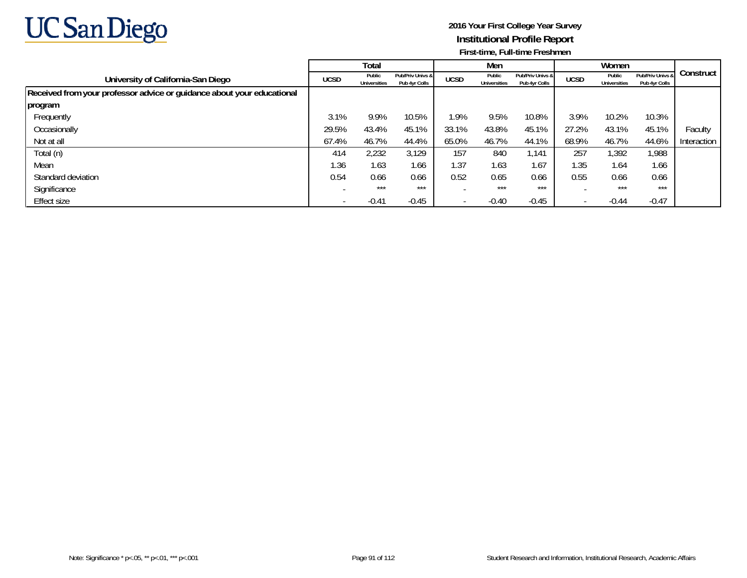UC San Diego

**2016 Your First College Year Survey**

**Institutional Profile Report**

**First-time, Full-time Freshmen**

| University of California-San Diego | Total | | | Men | | | Women | | | Construct |
|---|---|---|---|---|---|---|---|---|---|---|
| | UCSD | Public Universities | Pub/Priv Univs & Pub 4yr Colls | UCSD | Public Universities | Pub/Priv Univs & Pub 4yr Colls | UCSD | Public Universities | Pub/Priv Univs & Pub 4yr Colls | |
| **Received from your professor advice or guidance about your educational program** | | | | | | | | | | |
| Frequently | 3.1% | 9.9% | 10.5% | 1.9% | 9.5% | 10.8% | 3.9% | 10.2% | 10.3% | |
| Occasionally | 29.5% | 43.4% | 45.1% | 33.1% | 43.8% | 45.1% | 27.2% | 43.1% | 45.1% | Faculty |
| Not at all | 67.4% | 46.7% | 44.4% | 65.0% | 46.7% | 44.1% | 68.9% | 46.7% | 44.6% | Interaction |
| Total (n) | 414 | 2,232 | 3,129 | 157 | 840 | 1,141 | 257 | 1,392 | 1,988 | |
| Mean | 1.36 | 1.63 | 1.66 | 1.37 | 1.63 | 1.67 | 1.35 | 1.64 | 1.66 | |
| Standard deviation | 0.54 | 0.66 | 0.66 | 0.52 | 0.65 | 0.66 | 0.55 | 0.66 | 0.66 | |
| Significance | - | *** | *** | - | *** | *** | - | *** | *** | |
| Effect size | - | -0.41 | -0.45 | - | -0.40 | -0.45 | - | -0.44 | -0.47 | |

Note: Significance * p<.05, ** p<.01, *** p<.001

Student Research and Information, Institutional Research, Academic Affairs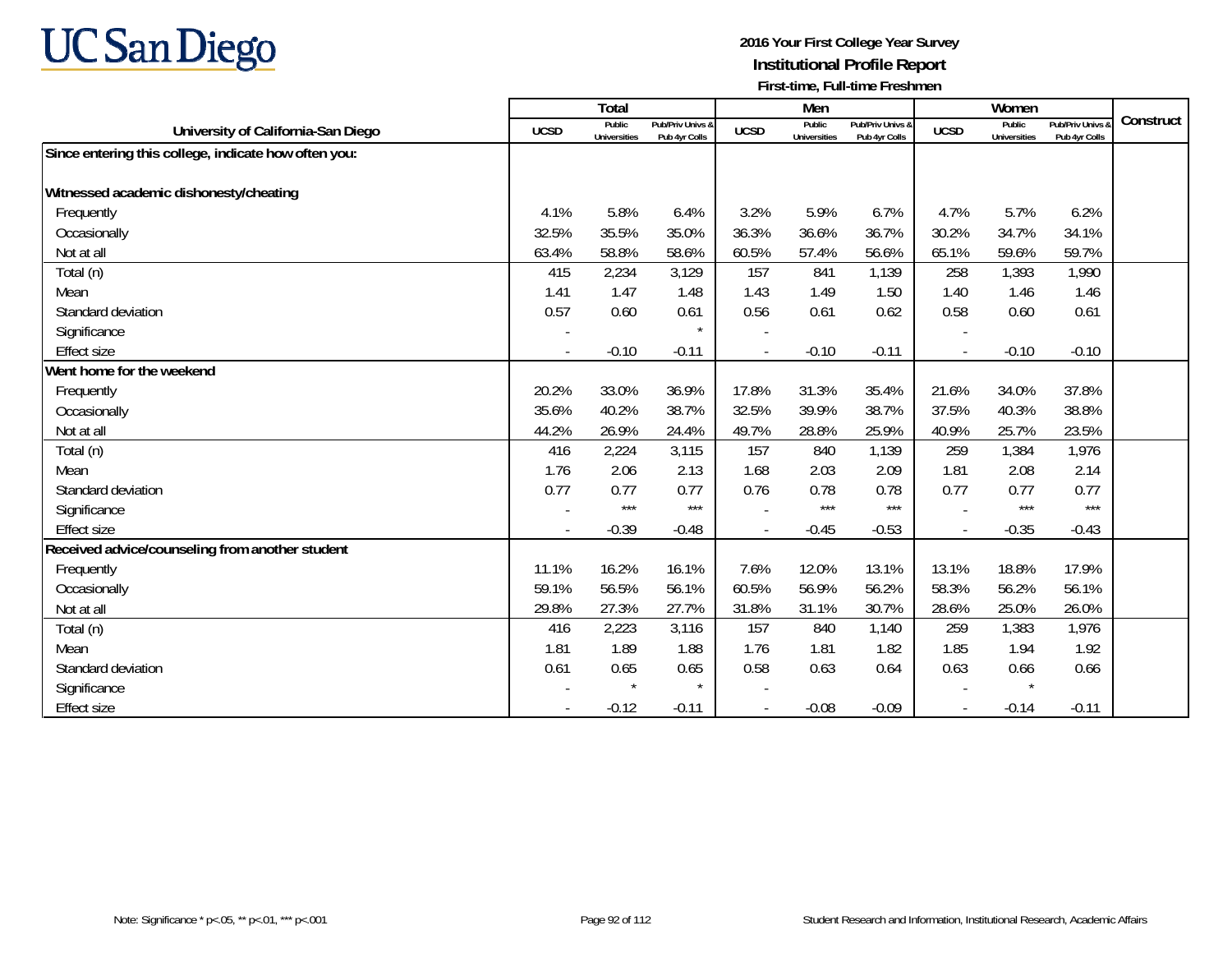# UC San Diego

**2016 Your First College Year Survey**
**Institutional Profile Report**
**First-time, Full-time Freshmen**

| University of California-San Diego | Total | | | Men | | | Women | | | Construct |
|---|---|---|---|---|---|---|---|---|---|---|
| | UCSD | Public Universities | Pub/Priv Univs & Pub 4yr Colls | UCSD | Public Universities | Pub/Priv Univs & Pub 4yr Colls | UCSD | Public Universities | Pub/Priv Univs & Pub 4yr Colls | |
| **Since entering this college, indicate how often you:** | | | | | | | | | | |
| **Witnessed academic dishonesty/cheating** | | | | | | | | | | |
| Frequently | 4.1% | 5.8% | 6.4% | 3.2% | 5.9% | 6.7% | 4.7% | 5.7% | 6.2% | |
| Occasionally | 32.5% | 35.5% | 35.0% | 36.3% | 36.6% | 36.7% | 30.2% | 34.7% | 34.1% | |
| Not at all | 63.4% | 58.8% | 58.6% | 60.5% | 57.4% | 56.6% | 65.1% | 59.6% | 59.7% | |
| Total (n) | 415 | 2,234 | 3,129 | 157 | 841 | 1,139 | 258 | 1,393 | 1,990 | |
| Mean | 1.41 | 1.47 | 1.48 | 1.43 | 1.49 | 1.50 | 1.40 | 1.46 | 1.46 | |
| Standard deviation | 0.57 | 0.60 | 0.61 | 0.56 | 0.61 | 0.62 | 0.58 | 0.60 | 0.61 | |
| Significance | - | | * | - | | | - | | | |
| Effect size | - | -0.10 | -0.11 | - | -0.10 | -0.11 | - | -0.10 | -0.10 | |
| **Went home for the weekend** | | | | | | | | | | |
| Frequently | 20.2% | 33.0% | 36.9% | 17.8% | 31.3% | 35.4% | 21.6% | 34.0% | 37.8% | |
| Occasionally | 35.6% | 40.2% | 38.7% | 32.5% | 39.9% | 38.7% | 37.5% | 40.3% | 38.8% | |
| Not at all | 44.2% | 26.9% | 24.4% | 49.7% | 28.8% | 25.9% | 40.9% | 25.7% | 23.5% | |
| Total (n) | 416 | 2,224 | 3,115 | 157 | 840 | 1,139 | 259 | 1,384 | 1,976 | |
| Mean | 1.76 | 2.06 | 2.13 | 1.68 | 2.03 | 2.09 | 1.81 | 2.08 | 2.14 | |
| Standard deviation | 0.77 | 0.77 | 0.77 | 0.76 | 0.78 | 0.78 | 0.77 | 0.77 | 0.77 | |
| Significance | - | *** | *** | - | *** | *** | - | *** | *** | |
| Effect size | - | -0.39 | -0.48 | - | -0.45 | -0.53 | - | -0.35 | -0.43 | |
| **Received advice/counseling from another student** | | | | | | | | | | |
| Frequently | 11.1% | 16.2% | 16.1% | 7.6% | 12.0% | 13.1% | 13.1% | 18.8% | 17.9% | |
| Occasionally | 59.1% | 56.5% | 56.1% | 60.5% | 56.9% | 56.2% | 58.3% | 56.2% | 56.1% | |
| Not at all | 29.8% | 27.3% | 27.7% | 31.8% | 31.1% | 30.7% | 28.6% | 25.0% | 26.0% | |
| Total (n) | 416 | 2,223 | 3,116 | 157 | 840 | 1,140 | 259 | 1,383 | 1,976 | |
| Mean | 1.81 | 1.89 | 1.88 | 1.76 | 1.81 | 1.82 | 1.85 | 1.94 | 1.92 | |
| Standard deviation | 0.61 | 0.65 | 0.65 | 0.58 | 0.63 | 0.64 | 0.63 | 0.66 | 0.66 | |
| Significance | - | * | * | - | | | - | * | | |
| Effect size | - | -0.12 | -0.11 | - | -0.08 | -0.09 | - | -0.14 | -0.11 | |

Note: Significance * p<.05, ** p<.01, *** p<.001

Student Research and Information, Institutional Research, Academic Affairs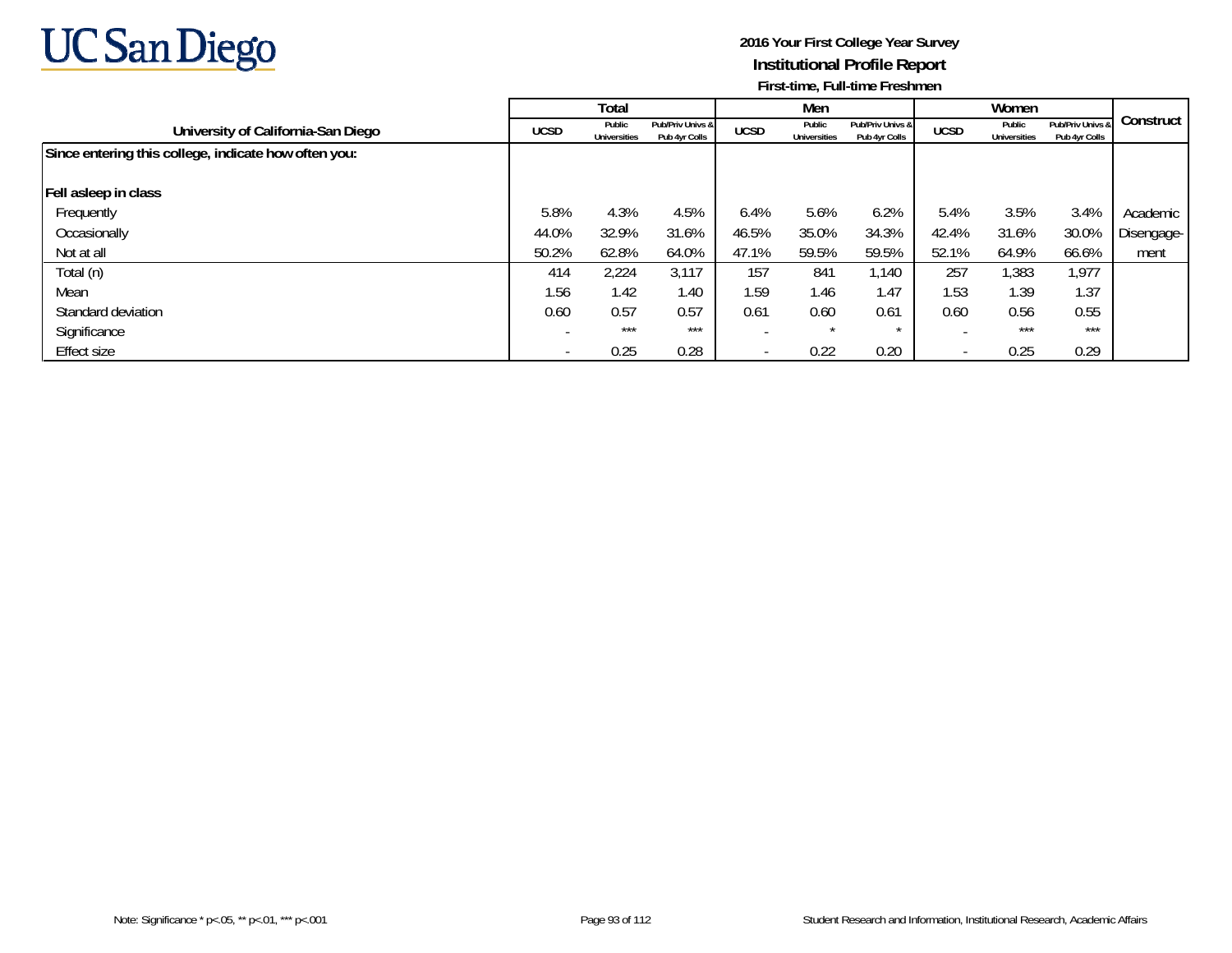UC San Diego

**2016 Your First College Year Survey**
**Institutional Profile Report**
**First-time, Full-time Freshmen**

| University of California-San Diego | Total | | | Men | | | Women | | | Construct |
|---|---|---|---|---|---|---|---|---|---|---|
| | UCSD | Public Universities | Pub/Priv Univs & Pub 4yr Colls | UCSD | Public Universities | Pub/Priv Univs & Pub 4yr Colls | UCSD | Public Universities | Pub/Priv Univs & Pub 4yr Colls | |
| **Since entering this college, indicate how often you:** | | | | | | | | | | |
| **Fell asleep in class** | | | | | | | | | | |
| Frequently | 5.8% | 4.3% | 4.5% | 6.4% | 5.6% | 6.2% | 5.4% | 3.5% | 3.4% | Academic Disengagement |
| Occasionally | 44.0% | 32.9% | 31.6% | 46.5% | 35.0% | 34.3% | 42.4% | 31.6% | 30.0% | |
| Not at all | 50.2% | 62.8% | 64.0% | 47.1% | 59.5% | 59.5% | 52.1% | 64.9% | 66.6% | |
| Total (n) | 414 | 2,224 | 3,117 | 157 | 841 | 1,140 | 257 | 1,383 | 1,977 | |
| Mean | 1.56 | 1.42 | 1.40 | 1.59 | 1.46 | 1.47 | 1.53 | 1.39 | 1.37 | |
| Standard deviation | 0.60 | 0.57 | 0.57 | 0.61 | 0.60 | 0.61 | 0.60 | 0.56 | 0.55 | |
| Significance | - | *** | *** | - | * | * | - | *** | *** | |
| Effect size | - | 0.25 | 0.28 | - | 0.22 | 0.20 | - | 0.25 | 0.29 | |

Note: Significance * p<.05, ** p<.01, *** p<.001

Student Research and Information, Institutional Research, Academic Affairs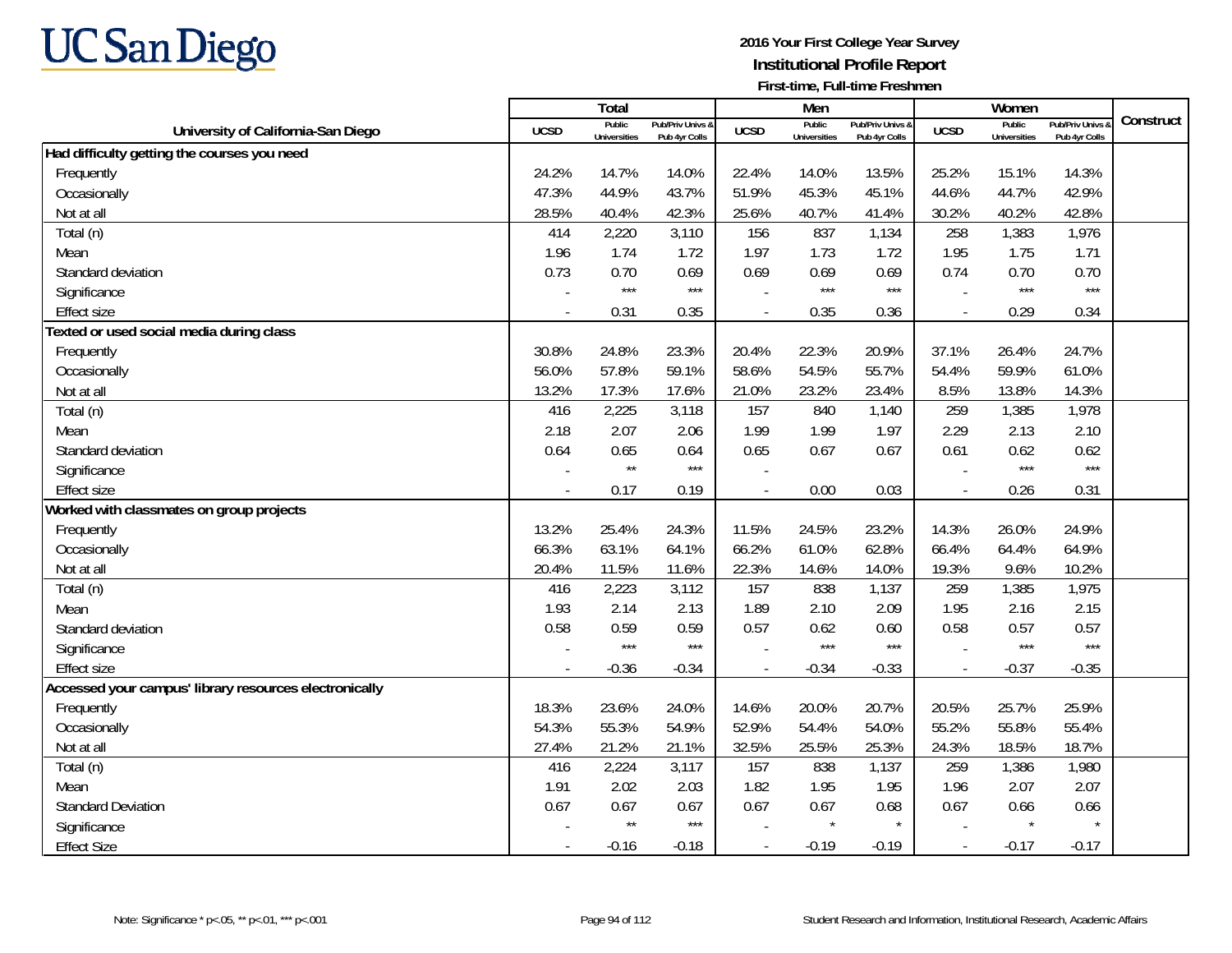# UC San Diego

**2016 Your First College Year Survey**
**Institutional Profile Report**
**First-time, Full-time Freshmen**

| University of California-San Diego | Total | | | Men | | | Women | | | Construct |
|---|---|---|---|---|---|---|---|---|---|---|
| | UCSD | Public Universities | Pub/Priv Univs & Pub 4yr Colls | UCSD | Public Universities | Pub/Priv Univs & Pub 4yr Colls | UCSD | Public Universities | Pub/Priv Univs & Pub 4yr Colls | |
| **Had difficulty getting the courses you need** | | | | | | | | | | |
| Frequently | 24.2% | 14.7% | 14.0% | 22.4% | 14.0% | 13.5% | 25.2% | 15.1% | 14.3% | |
| Occasionally | 47.3% | 44.9% | 43.7% | 51.9% | 45.3% | 45.1% | 44.6% | 44.7% | 42.9% | |
| Not at all | 28.5% | 40.4% | 42.3% | 25.6% | 40.7% | 41.4% | 30.2% | 40.2% | 42.8% | |
| Total (n) | 414 | 2,220 | 3,110 | 156 | 837 | 1,134 | 258 | 1,383 | 1,976 | |
| Mean | 1.96 | 1.74 | 1.72 | 1.97 | 1.73 | 1.72 | 1.95 | 1.75 | 1.71 | |
| Standard deviation | 0.73 | 0.70 | 0.69 | 0.69 | 0.69 | 0.69 | 0.74 | 0.70 | 0.70 | |
| Significance | - | *** | *** | - | *** | *** | - | *** | *** | |
| Effect size | - | 0.31 | 0.35 | - | 0.35 | 0.36 | - | 0.29 | 0.34 | |
| **Texted or used social media during class** | | | | | | | | | | |
| Frequently | 30.8% | 24.8% | 23.3% | 20.4% | 22.3% | 20.9% | 37.1% | 26.4% | 24.7% | |
| Occasionally | 56.0% | 57.8% | 59.1% | 58.6% | 54.5% | 55.7% | 54.4% | 59.9% | 61.0% | |
| Not at all | 13.2% | 17.3% | 17.6% | 21.0% | 23.2% | 23.4% | 8.5% | 13.8% | 14.3% | |
| Total (n) | 416 | 2,225 | 3,118 | 157 | 840 | 1,140 | 259 | 1,385 | 1,978 | |
| Mean | 2.18 | 2.07 | 2.06 | 1.99 | 1.99 | 1.97 | 2.29 | 2.13 | 2.10 | |
| Standard deviation | 0.64 | 0.65 | 0.64 | 0.65 | 0.67 | 0.67 | 0.61 | 0.62 | 0.62 | |
| Significance | - | ** | *** | - | | | - | *** | *** | |
| Effect size | - | 0.17 | 0.19 | - | 0.00 | 0.03 | - | 0.26 | 0.31 | |
| **Worked with classmates on group projects** | | | | | | | | | | |
| Frequently | 13.2% | 25.4% | 24.3% | 11.5% | 24.5% | 23.2% | 14.3% | 26.0% | 24.9% | |
| Occasionally | 66.3% | 63.1% | 64.1% | 66.2% | 61.0% | 62.8% | 66.4% | 64.4% | 64.9% | |
| Not at all | 20.4% | 11.5% | 11.6% | 22.3% | 14.6% | 14.0% | 19.3% | 9.6% | 10.2% | |
| Total (n) | 416 | 2,223 | 3,112 | 157 | 838 | 1,137 | 259 | 1,385 | 1,975 | |
| Mean | 1.93 | 2.14 | 2.13 | 1.89 | 2.10 | 2.09 | 1.95 | 2.16 | 2.15 | |
| Standard deviation | 0.58 | 0.59 | 0.59 | 0.57 | 0.62 | 0.60 | 0.58 | 0.57 | 0.57 | |
| Significance | - | *** | *** | - | *** | *** | - | *** | *** | |
| Effect size | - | -0.36 | -0.34 | - | -0.34 | -0.33 | - | -0.37 | -0.35 | |
| **Accessed your campus' library resources electronically** | | | | | | | | | | |
| Frequently | 18.3% | 23.6% | 24.0% | 14.6% | 20.0% | 20.7% | 20.5% | 25.7% | 25.9% | |
| Occasionally | 54.3% | 55.3% | 54.9% | 52.9% | 54.4% | 54.0% | 55.2% | 55.8% | 55.4% | |
| Not at all | 27.4% | 21.2% | 21.1% | 32.5% | 25.5% | 25.3% | 24.3% | 18.5% | 18.7% | |
| Total (n) | 416 | 2,224 | 3,117 | 157 | 838 | 1,137 | 259 | 1,386 | 1,980 | |
| Mean | 1.91 | 2.02 | 2.03 | 1.82 | 1.95 | 1.95 | 1.96 | 2.07 | 2.07 | |
| Standard Deviation | 0.67 | 0.67 | 0.67 | 0.67 | 0.67 | 0.68 | 0.67 | 0.66 | 0.66 | |
| Significance | - | ** | *** | - | * | * | - | * | * | |
| Effect Size | - | -0.16 | -0.18 | - | -0.19 | -0.19 | - | -0.17 | -0.17 | |

Note: Significance * p<.05, ** p<.01, *** p<.001

Student Research and Information, Institutional Research, Academic Affairs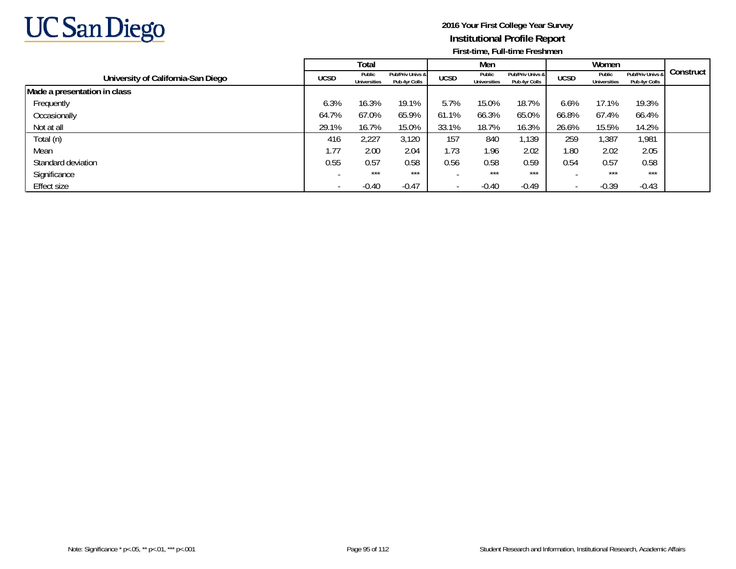UC San Diego

**2016 Your First College Year Survey**

**Institutional Profile Report**

**First-time, Full-time Freshmen**

| University of California-San Diego | Total | | | Men | | | Women | | | Construct |
|---|---|---|---|---|---|---|---|---|---|---|
| | UCSD | Public Universities | Pub/Priv Univs & Pub 4yr Colls | UCSD | Public Universities | Pub/Priv Univs & Pub 4yr Colls | UCSD | Public Universities | Pub/Priv Univs & Pub 4yr Colls | |
| **Made a presentation in class** | | | | | | | | | | |
| Frequently | 6.3% | 16.3% | 19.1% | 5.7% | 15.0% | 18.7% | 6.6% | 17.1% | 19.3% | |
| Occasionally | 64.7% | 67.0% | 65.9% | 61.1% | 66.3% | 65.0% | 66.8% | 67.4% | 66.4% | |
| Not at all | 29.1% | 16.7% | 15.0% | 33.1% | 18.7% | 16.3% | 26.6% | 15.5% | 14.2% | |
| Total (n) | 416 | 2,227 | 3,120 | 157 | 840 | 1,139 | 259 | 1,387 | 1,981 | |
| Mean | 1.77 | 2.00 | 2.04 | 1.73 | 1.96 | 2.02 | 1.80 | 2.02 | 2.05 | |
| Standard deviation | 0.55 | 0.57 | 0.58 | 0.56 | 0.58 | 0.59 | 0.54 | 0.57 | 0.58 | |
| Significance | - | *** | *** | - | *** | *** | - | *** | *** | |
| Effect size | - | -0.40 | -0.47 | - | -0.40 | -0.49 | - | -0.39 | -0.43 | |

Note: Significance * p<.05, ** p<.01, *** p<.001

Student Research and Information, Institutional Research, Academic Affairs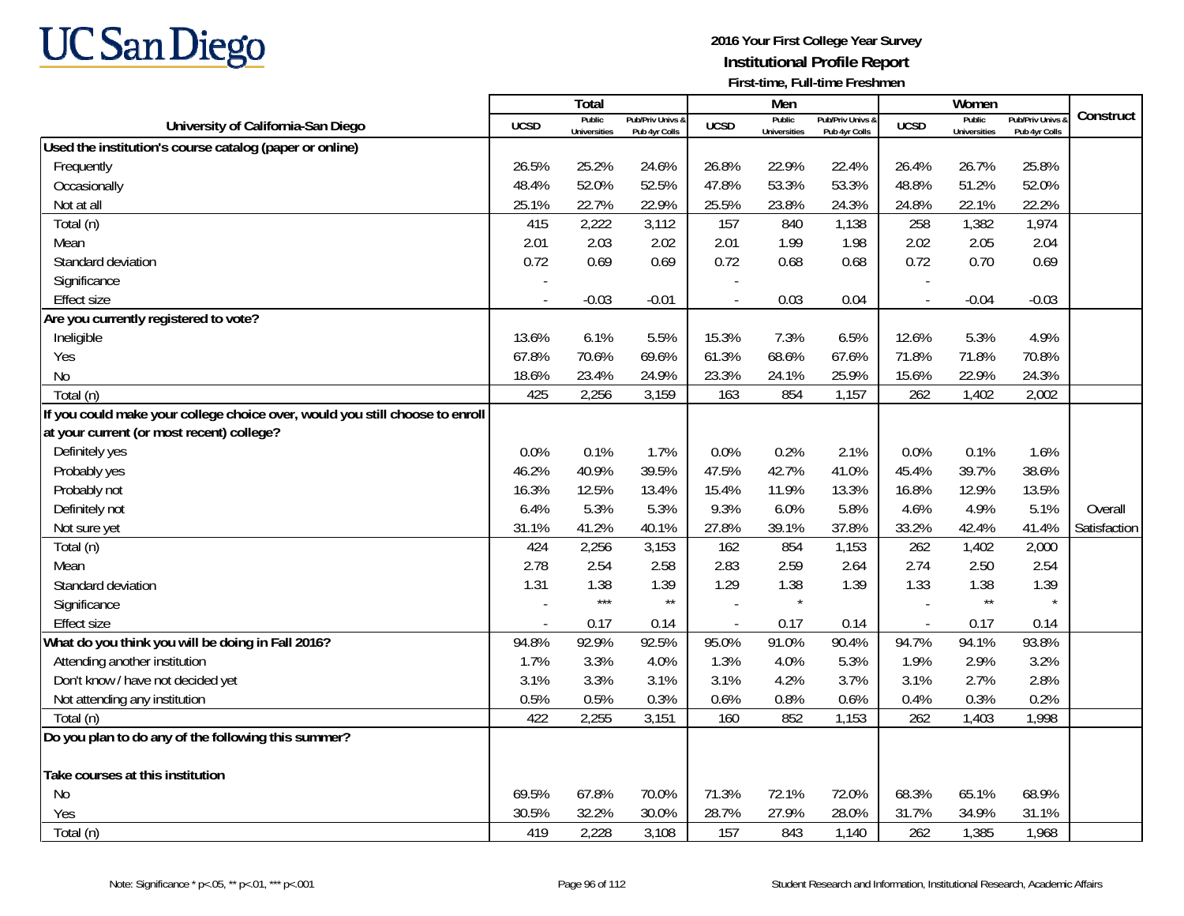**UC San Diego**

**2016 Your First College Year Survey**
**Institutional Profile Report**
**First-time, Full-time Freshmen**

| University of California-San Diego | Total | | | Men | | | Women | | | Construct |
|---|---|---|---|---|---|---|---|---|---|---|
| | UCSD | Public Universities | Pub/Priv Univs & Pub 4yr Colls | UCSD | Public Universities | Pub/Priv Univs & Pub 4yr Colls | UCSD | Public Universities | Pub/Priv Univs & Pub 4yr Colls | |
| **Used the institution's course catalog (paper or online)** | | | | | | | | | | |
| Frequently | 26.5% | 25.2% | 24.6% | 26.8% | 22.9% | 22.4% | 26.4% | 26.7% | 25.8% | |
| Occasionally | 48.4% | 52.0% | 52.5% | 47.8% | 53.3% | 53.3% | 48.8% | 51.2% | 52.0% | |
| Not at all | 25.1% | 22.7% | 22.9% | 25.5% | 23.8% | 24.3% | 24.8% | 22.1% | 22.2% | |
| Total (n) | 415 | 2,222 | 3,112 | 157 | 840 | 1,138 | 258 | 1,382 | 1,974 | |
| Mean | 2.01 | 2.03 | 2.02 | 2.01 | 1.99 | 1.98 | 2.02 | 2.05 | 2.04 | |
| Standard deviation | 0.72 | 0.69 | 0.69 | 0.72 | 0.68 | 0.68 | 0.72 | 0.70 | 0.69 | |
| Significance | - | | | - | | | - | | | |
| Effect size | - | -0.03 | -0.01 | - | 0.03 | 0.04 | - | -0.04 | -0.03 | |
| **Are you currently registered to vote?** | | | | | | | | | | |
| Ineligible | 13.6% | 6.1% | 5.5% | 15.3% | 7.3% | 6.5% | 12.6% | 5.3% | 4.9% | |
| Yes | 67.8% | 70.6% | 69.6% | 61.3% | 68.6% | 67.6% | 71.8% | 71.8% | 70.8% | |
| No | 18.6% | 23.4% | 24.9% | 23.3% | 24.1% | 25.9% | 15.6% | 22.9% | 24.3% | |
| Total (n) | 425 | 2,256 | 3,159 | 163 | 854 | 1,157 | 262 | 1,402 | 2,002 | |
| **If you could make your college choice over, would you still choose to enroll at your current (or most recent) college?** | | | | | | | | | | |
| Definitely yes | 0.0% | 0.1% | 1.7% | 0.0% | 0.2% | 2.1% | 0.0% | 0.1% | 1.6% | |
| Probably yes | 46.2% | 40.9% | 39.5% | 47.5% | 42.7% | 41.0% | 45.4% | 39.7% | 38.6% | |
| Probably not | 16.3% | 12.5% | 13.4% | 15.4% | 11.9% | 13.3% | 16.8% | 12.9% | 13.5% | |
| Definitely not | 6.4% | 5.3% | 5.3% | 9.3% | 6.0% | 5.8% | 4.6% | 4.9% | 5.1% | Overall |
| Not sure yet | 31.1% | 41.2% | 40.1% | 27.8% | 39.1% | 37.8% | 33.2% | 42.4% | 41.4% | Satisfaction |
| Total (n) | 424 | 2,256 | 3,153 | 162 | 854 | 1,153 | 262 | 1,402 | 2,000 | |
| Mean | 2.78 | 2.54 | 2.58 | 2.83 | 2.59 | 2.64 | 2.74 | 2.50 | 2.54 | |
| Standard deviation | 1.31 | 1.38 | 1.39 | 1.29 | 1.38 | 1.39 | 1.33 | 1.38 | 1.39 | |
| Significance | - | *** | ** | - | * | | - | ** | * | |
| Effect size | - | 0.17 | 0.14 | - | 0.17 | 0.14 | - | 0.17 | 0.14 | |
| **What do you think you will be doing in Fall 2016?** | 94.8% | 92.9% | 92.5% | 95.0% | 91.0% | 90.4% | 94.7% | 94.1% | 93.8% | |
| Attending another institution | 1.7% | 3.3% | 4.0% | 1.3% | 4.0% | 5.3% | 1.9% | 2.9% | 3.2% | |
| Don't know / have not decided yet | 3.1% | 3.3% | 3.1% | 3.1% | 4.2% | 3.7% | 3.1% | 2.7% | 2.8% | |
| Not attending any institution | 0.5% | 0.5% | 0.3% | 0.6% | 0.8% | 0.6% | 0.4% | 0.3% | 0.2% | |
| Total (n) | 422 | 2,255 | 3,151 | 160 | 852 | 1,153 | 262 | 1,403 | 1,998 | |
| **Do you plan to do any of the following this summer?** | | | | | | | | | | |
| **Take courses at this institution** | | | | | | | | | | |
| No | 69.5% | 67.8% | 70.0% | 71.3% | 72.1% | 72.0% | 68.3% | 65.1% | 68.9% | |
| Yes | 30.5% | 32.2% | 30.0% | 28.7% | 27.9% | 28.0% | 31.7% | 34.9% | 31.1% | |
| Total (n) | 419 | 2,228 | 3,108 | 157 | 843 | 1,140 | 262 | 1,385 | 1,968 | |

Note: Significance * p<.05, ** p<.01, *** p<.001

Student Research and Information, Institutional Research, Academic Affairs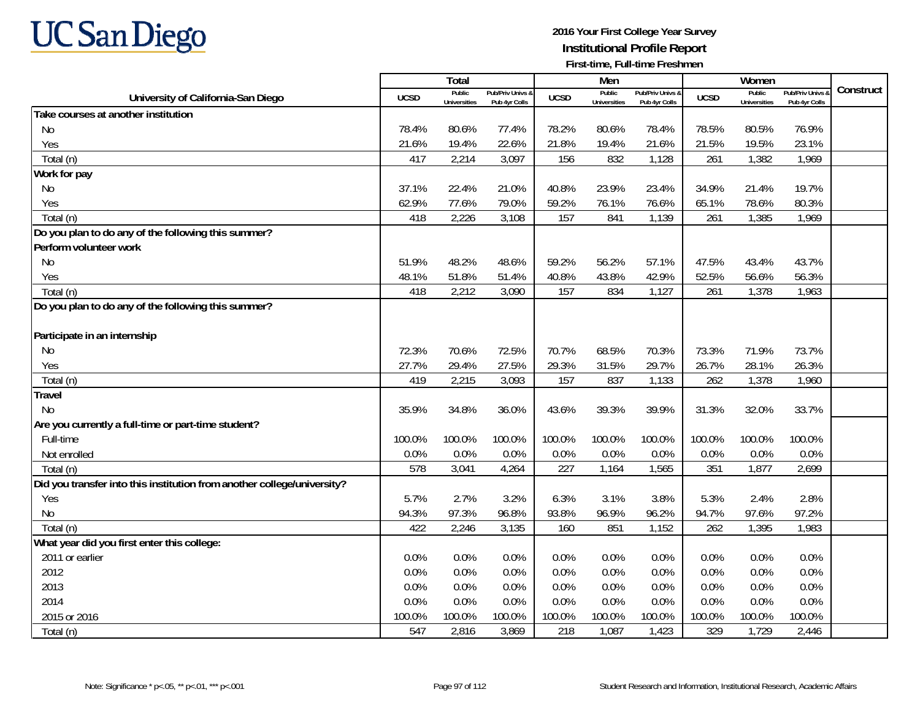# 2016 Your First College Year Survey

## Institutional Profile Report

### First-time, Full-time Freshmen

| University of California-San Diego | Total | | | Men | | | Women | | | Construct |
|---|---|---|---|---|---|---|---|---|---|---|
| | UCSD | Public Universities | Pub/Priv Univs & Pub 4yr Colls | UCSD | Public Universities | Pub/Priv Univs & Pub 4yr Colls | UCSD | Public Universities | Pub/Priv Univs & Pub 4yr Colls | |
| **Take courses at another institution** | | | | | | | | | | |
| No | 78.4% | 80.6% | 77.4% | 78.2% | 80.6% | 78.4% | 78.5% | 80.5% | 76.9% | |
| Yes | 21.6% | 19.4% | 22.6% | 21.8% | 19.4% | 21.6% | 21.5% | 19.5% | 23.1% | |
| Total (n) | 417 | 2,214 | 3,097 | 156 | 832 | 1,128 | 261 | 1,382 | 1,969 | |
| **Work for pay** | | | | | | | | | | |
| No | 37.1% | 22.4% | 21.0% | 40.8% | 23.9% | 23.4% | 34.9% | 21.4% | 19.7% | |
| Yes | 62.9% | 77.6% | 79.0% | 59.2% | 76.1% | 76.6% | 65.1% | 78.6% | 80.3% | |
| Total (n) | 418 | 2,226 | 3,108 | 157 | 841 | 1,139 | 261 | 1,385 | 1,969 | |
| **Do you plan to do any of the following this summer?** | | | | | | | | | | |
| **Perform volunteer work** | | | | | | | | | | |
| No | 51.9% | 48.2% | 48.6% | 59.2% | 56.2% | 57.1% | 47.5% | 43.4% | 43.7% | |
| Yes | 48.1% | 51.8% | 51.4% | 40.8% | 43.8% | 42.9% | 52.5% | 56.6% | 56.3% | |
| Total (n) | 418 | 2,212 | 3,090 | 157 | 834 | 1,127 | 261 | 1,378 | 1,963 | |
| **Do you plan to do any of the following this summer?** | | | | | | | | | | |
| **Participate in an internship** | | | | | | | | | | |
| No | 72.3% | 70.6% | 72.5% | 70.7% | 68.5% | 70.3% | 73.3% | 71.9% | 73.7% | |
| Yes | 27.7% | 29.4% | 27.5% | 29.3% | 31.5% | 29.7% | 26.7% | 28.1% | 26.3% | |
| Total (n) | 419 | 2,215 | 3,093 | 157 | 837 | 1,133 | 262 | 1,378 | 1,960 | |
| **Travel** | | | | | | | | | | |
| No | 35.9% | 34.8% | 36.0% | 43.6% | 39.3% | 39.9% | 31.3% | 32.0% | 33.7% | |
| **Are you currently a full-time or part-time student?** | | | | | | | | | | |
| Full-time | 100.0% | 100.0% | 100.0% | 100.0% | 100.0% | 100.0% | 100.0% | 100.0% | 100.0% | |
| Not enrolled | 0.0% | 0.0% | 0.0% | 0.0% | 0.0% | 0.0% | 0.0% | 0.0% | 0.0% | |
| Total (n) | 578 | 3,041 | 4,264 | 227 | 1,164 | 1,565 | 351 | 1,877 | 2,699 | |
| **Did you transfer into this institution from another college/university?** | | | | | | | | | | |
| Yes | 5.7% | 2.7% | 3.2% | 6.3% | 3.1% | 3.8% | 5.3% | 2.4% | 2.8% | |
| No | 94.3% | 97.3% | 96.8% | 93.8% | 96.9% | 96.2% | 94.7% | 97.6% | 97.2% | |
| Total (n) | 422 | 2,246 | 3,135 | 160 | 851 | 1,152 | 262 | 1,395 | 1,983 | |
| **What year did you first enter this college:** | | | | | | | | | | |
| 2011 or earlier | 0.0% | 0.0% | 0.0% | 0.0% | 0.0% | 0.0% | 0.0% | 0.0% | 0.0% | |
| 2012 | 0.0% | 0.0% | 0.0% | 0.0% | 0.0% | 0.0% | 0.0% | 0.0% | 0.0% | |
| 2013 | 0.0% | 0.0% | 0.0% | 0.0% | 0.0% | 0.0% | 0.0% | 0.0% | 0.0% | |
| 2014 | 0.0% | 0.0% | 0.0% | 0.0% | 0.0% | 0.0% | 0.0% | 0.0% | 0.0% | |
| 2015 or 2016 | 100.0% | 100.0% | 100.0% | 100.0% | 100.0% | 100.0% | 100.0% | 100.0% | 100.0% | |
| Total (n) | 547 | 2,816 | 3,869 | 218 | 1,087 | 1,423 | 329 | 1,729 | 2,446 | |

Note: Significance * p<.05, ** p<.01, *** p<.001

Student Research and Information, Institutional Research, Academic Affairs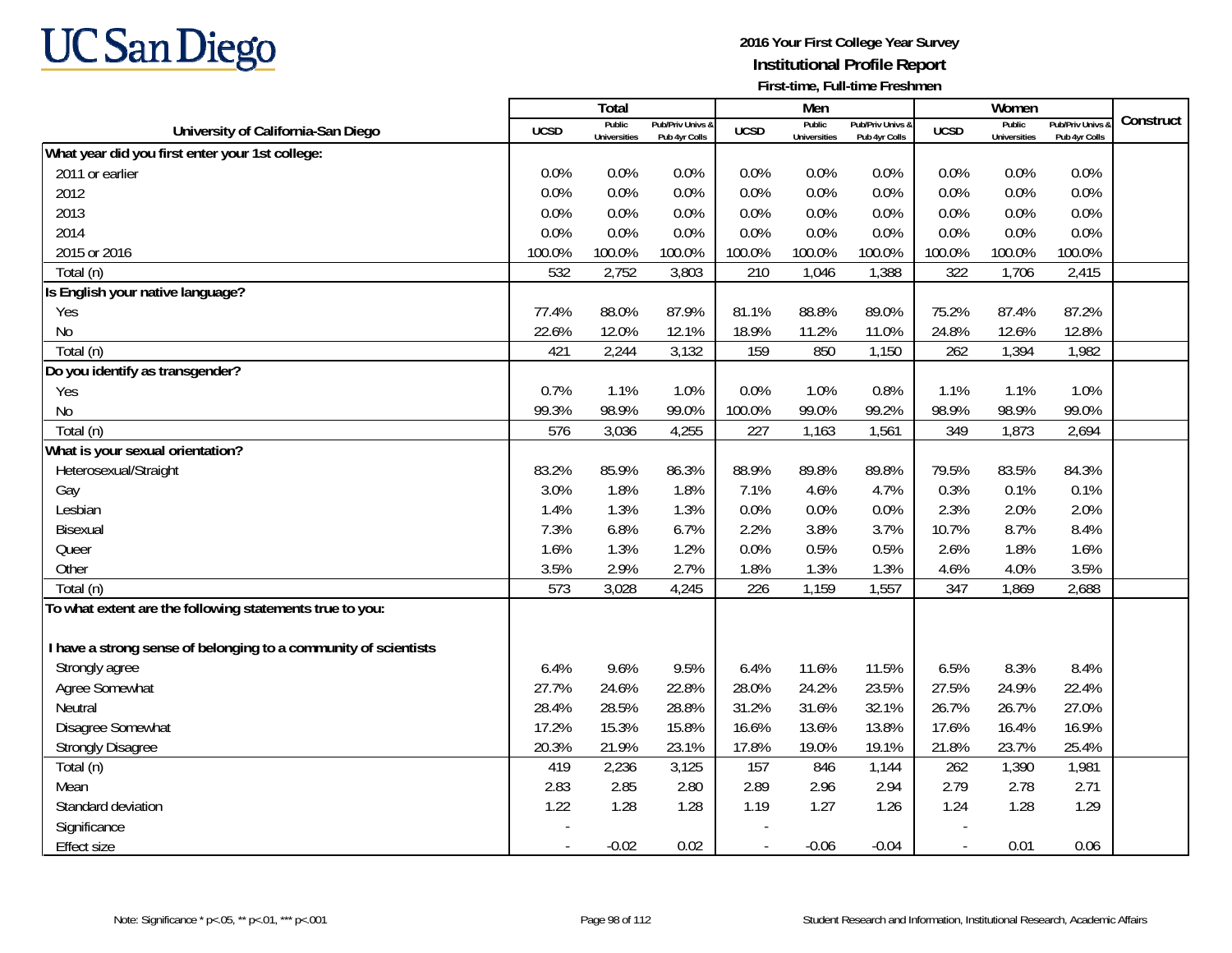UC San Diego

**2016 Your First College Year Survey**
**Institutional Profile Report**
**First-time, Full-time Freshmen**

| University of California-San Diego | Total | | | Men | | | Women | | | Construct |
|---|---|---|---|---|---|---|---|---|---|---|
| | UCSD | Public Universities | Pub/Priv Univs & Pub 4yr Colls | UCSD | Public Universities | Pub/Priv Univs & Pub 4yr Colls | UCSD | Public Universities | Pub/Priv Univs & Pub 4yr Colls | |
| **What year did you first enter your 1st college:** | | | | | | | | | | |
| 2011 or earlier | 0.0% | 0.0% | 0.0% | 0.0% | 0.0% | 0.0% | 0.0% | 0.0% | 0.0% | |
| 2012 | 0.0% | 0.0% | 0.0% | 0.0% | 0.0% | 0.0% | 0.0% | 0.0% | 0.0% | |
| 2013 | 0.0% | 0.0% | 0.0% | 0.0% | 0.0% | 0.0% | 0.0% | 0.0% | 0.0% | |
| 2014 | 0.0% | 0.0% | 0.0% | 0.0% | 0.0% | 0.0% | 0.0% | 0.0% | 0.0% | |
| 2015 or 2016 | 100.0% | 100.0% | 100.0% | 100.0% | 100.0% | 100.0% | 100.0% | 100.0% | 100.0% | |
| Total (n) | 532 | 2,752 | 3,803 | 210 | 1,046 | 1,388 | 322 | 1,706 | 2,415 | |
| **Is English your native language?** | | | | | | | | | | |
| Yes | 77.4% | 88.0% | 87.9% | 81.1% | 88.8% | 89.0% | 75.2% | 87.4% | 87.2% | |
| No | 22.6% | 12.0% | 12.1% | 18.9% | 11.2% | 11.0% | 24.8% | 12.6% | 12.8% | |
| Total (n) | 421 | 2,244 | 3,132 | 159 | 850 | 1,150 | 262 | 1,394 | 1,982 | |
| **Do you identify as transgender?** | | | | | | | | | | |
| Yes | 0.7% | 1.1% | 1.0% | 0.0% | 1.0% | 0.8% | 1.1% | 1.1% | 1.0% | |
| No | 99.3% | 98.9% | 99.0% | 100.0% | 99.0% | 99.2% | 98.9% | 98.9% | 99.0% | |
| Total (n) | 576 | 3,036 | 4,255 | 227 | 1,163 | 1,561 | 349 | 1,873 | 2,694 | |
| **What is your sexual orientation?** | | | | | | | | | | |
| Heterosexual/Straight | 83.2% | 85.9% | 86.3% | 88.9% | 89.8% | 89.8% | 79.5% | 83.5% | 84.3% | |
| Gay | 3.0% | 1.8% | 1.8% | 7.1% | 4.6% | 4.7% | 0.3% | 0.1% | 0.1% | |
| Lesbian | 1.4% | 1.3% | 1.3% | 0.0% | 0.0% | 0.0% | 2.3% | 2.0% | 2.0% | |
| Bisexual | 7.3% | 6.8% | 6.7% | 2.2% | 3.8% | 3.7% | 10.7% | 8.7% | 8.4% | |
| Queer | 1.6% | 1.3% | 1.2% | 0.0% | 0.5% | 0.5% | 2.6% | 1.8% | 1.6% | |
| Other | 3.5% | 2.9% | 2.7% | 1.8% | 1.3% | 1.3% | 4.6% | 4.0% | 3.5% | |
| Total (n) | 573 | 3,028 | 4,245 | 226 | 1,159 | 1,557 | 347 | 1,869 | 2,688 | |
| **To what extent are the following statements true to you:** | | | | | | | | | | |
| I have a strong sense of belonging to a community of scientists | | | | | | | | | | |
| Strongly agree | 6.4% | 9.6% | 9.5% | 6.4% | 11.6% | 11.5% | 6.5% | 8.3% | 8.4% | |
| Agree Somewhat | 27.7% | 24.6% | 22.8% | 28.0% | 24.2% | 23.5% | 27.5% | 24.9% | 22.4% | |
| Neutral | 28.4% | 28.5% | 28.8% | 31.2% | 31.6% | 32.1% | 26.7% | 26.7% | 27.0% | |
| Disagree Somewhat | 17.2% | 15.3% | 15.8% | 16.6% | 13.6% | 13.8% | 17.6% | 16.4% | 16.9% | |
| Strongly Disagree | 20.3% | 21.9% | 23.1% | 17.8% | 19.0% | 19.1% | 21.8% | 23.7% | 25.4% | |
| Total (n) | 419 | 2,236 | 3,125 | 157 | 846 | 1,144 | 262 | 1,390 | 1,981 | |
| Mean | 2.83 | 2.85 | 2.80 | 2.89 | 2.96 | 2.94 | 2.79 | 2.78 | 2.71 | |
| Standard deviation | 1.22 | 1.28 | 1.28 | 1.19 | 1.27 | 1.26 | 1.24 | 1.28 | 1.29 | |
| Significance | - | | | - | | | - | | | |
| Effect size | - | -0.02 | 0.02 | - | -0.06 | -0.04 | - | 0.01 | 0.06 | |

Note: Significance * p<.05, ** p<.01, *** p<.001

Student Research and Information, Institutional Research, Academic Affairs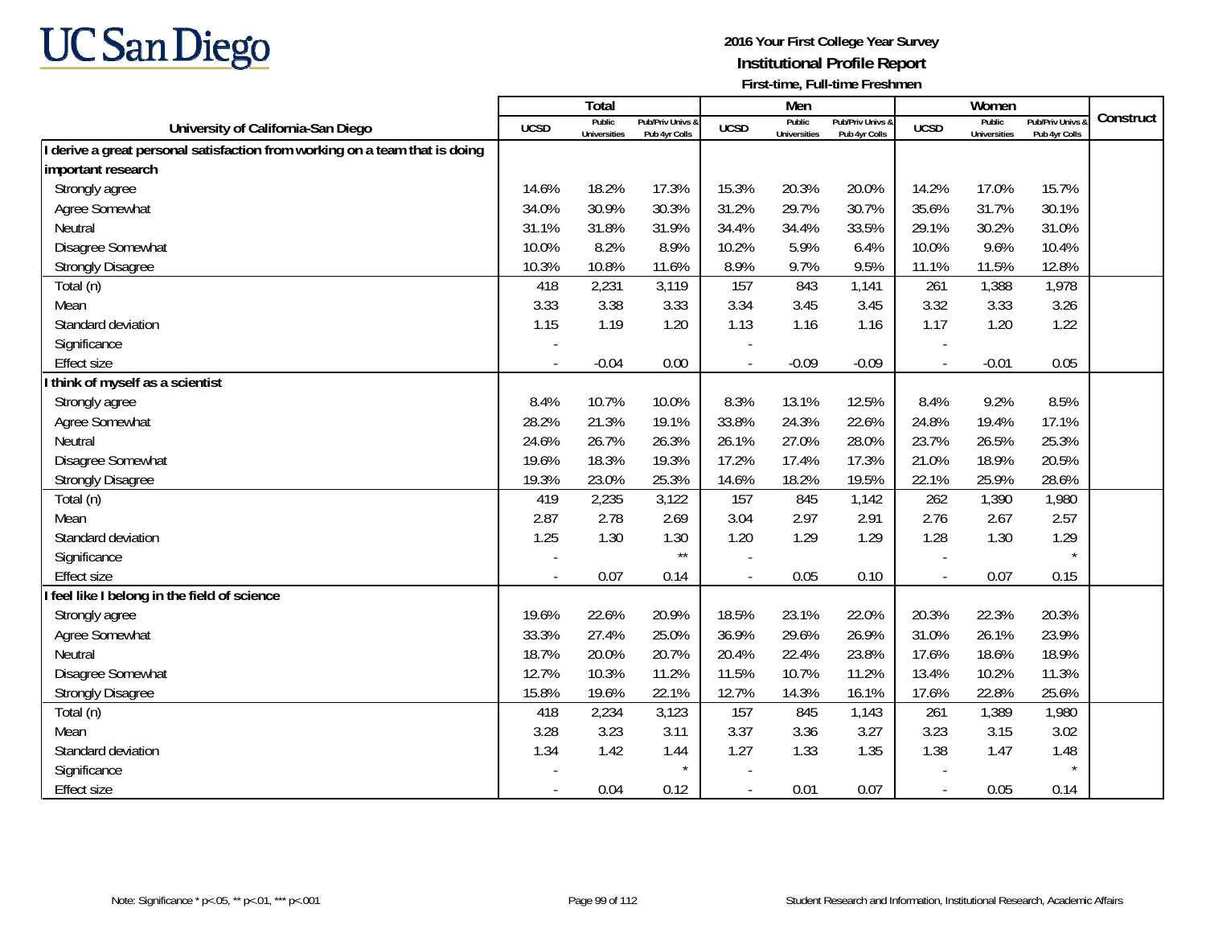UC San Diego

**2016 Your First College Year Survey**
**Institutional Profile Report**
**First-time, Full-time Freshmen**

| University of California-San Diego | Total | | | Men | | | Women | | | Construct |
|---|---|---|---|---|---|---|---|---|---|---|
| | UCSD | Public Universities | Pub/Priv Univs & Pub 4yr Colls | UCSD | Public Universities | Pub/Priv Univs & Pub 4yr Colls | UCSD | Public Universities | Pub/Priv Univs & Pub 4yr Colls | |
| **I derive a great personal satisfaction from working on a team that is doing important research** | | | | | | | | | | |
| Strongly agree | 14.6% | 18.2% | 17.3% | 15.3% | 20.3% | 20.0% | 14.2% | 17.0% | 15.7% | |
| Agree Somewhat | 34.0% | 30.9% | 30.3% | 31.2% | 29.7% | 30.7% | 35.6% | 31.7% | 30.1% | |
| Neutral | 31.1% | 31.8% | 31.9% | 34.4% | 34.4% | 33.5% | 29.1% | 30.2% | 31.0% | |
| Disagree Somewhat | 10.0% | 8.2% | 8.9% | 10.2% | 5.9% | 6.4% | 10.0% | 9.6% | 10.4% | |
| Strongly Disagree | 10.3% | 10.8% | 11.6% | 8.9% | 9.7% | 9.5% | 11.1% | 11.5% | 12.8% | |
| Total (n) | 418 | 2,231 | 3,119 | 157 | 843 | 1,141 | 261 | 1,388 | 1,978 | |
| Mean | 3.33 | 3.38 | 3.33 | 3.34 | 3.45 | 3.45 | 3.32 | 3.33 | 3.26 | |
| Standard deviation | 1.15 | 1.19 | 1.20 | 1.13 | 1.16 | 1.16 | 1.17 | 1.20 | 1.22 | |
| Significance | - | | | - | | | - | | | |
| Effect size | - | -0.04 | 0.00 | - | -0.09 | -0.09 | - | -0.01 | 0.05 | |
| **I think of myself as a scientist** | | | | | | | | | | |
| Strongly agree | 8.4% | 10.7% | 10.0% | 8.3% | 13.1% | 12.5% | 8.4% | 9.2% | 8.5% | |
| Agree Somewhat | 28.2% | 21.3% | 19.1% | 33.8% | 24.3% | 22.6% | 24.8% | 19.4% | 17.1% | |
| Neutral | 24.6% | 26.7% | 26.3% | 26.1% | 27.0% | 28.0% | 23.7% | 26.5% | 25.3% | |
| Disagree Somewhat | 19.6% | 18.3% | 19.3% | 17.2% | 17.4% | 17.3% | 21.0% | 18.9% | 20.5% | |
| Strongly Disagree | 19.3% | 23.0% | 25.3% | 14.6% | 18.2% | 19.5% | 22.1% | 25.9% | 28.6% | |
| Total (n) | 419 | 2,235 | 3,122 | 157 | 845 | 1,142 | 262 | 1,390 | 1,980 | |
| Mean | 2.87 | 2.78 | 2.69 | 3.04 | 2.97 | 2.91 | 2.76 | 2.67 | 2.57 | |
| Standard deviation | 1.25 | 1.30 | 1.30 | 1.20 | 1.29 | 1.29 | 1.28 | 1.30 | 1.29 | |
| Significance | - | | ** | - | | | - | | * | |
| Effect size | - | 0.07 | 0.14 | - | 0.05 | 0.10 | - | 0.07 | 0.15 | |
| **I feel like I belong in the field of science** | | | | | | | | | | |
| Strongly agree | 19.6% | 22.6% | 20.9% | 18.5% | 23.1% | 22.0% | 20.3% | 22.3% | 20.3% | |
| Agree Somewhat | 33.3% | 27.4% | 25.0% | 36.9% | 29.6% | 26.9% | 31.0% | 26.1% | 23.9% | |
| Neutral | 18.7% | 20.0% | 20.7% | 20.4% | 22.4% | 23.8% | 17.6% | 18.6% | 18.9% | |
| Disagree Somewhat | 12.7% | 10.3% | 11.2% | 11.5% | 10.7% | 11.2% | 13.4% | 10.2% | 11.3% | |
| Strongly Disagree | 15.8% | 19.6% | 22.1% | 12.7% | 14.3% | 16.1% | 17.6% | 22.8% | 25.6% | |
| Total (n) | 418 | 2,234 | 3,123 | 157 | 845 | 1,143 | 261 | 1,389 | 1,980 | |
| Mean | 3.28 | 3.23 | 3.11 | 3.37 | 3.36 | 3.27 | 3.23 | 3.15 | 3.02 | |
| Standard deviation | 1.34 | 1.42 | 1.44 | 1.27 | 1.33 | 1.35 | 1.38 | 1.47 | 1.48 | |
| Significance | - | | * | - | | | - | | * | |
| Effect size | - | 0.04 | 0.12 | - | 0.01 | 0.07 | - | 0.05 | 0.14 | |

Note: Significance * p<.05, ** p<.01, *** p<.001

Student Research and Information, Institutional Research, Academic Affairs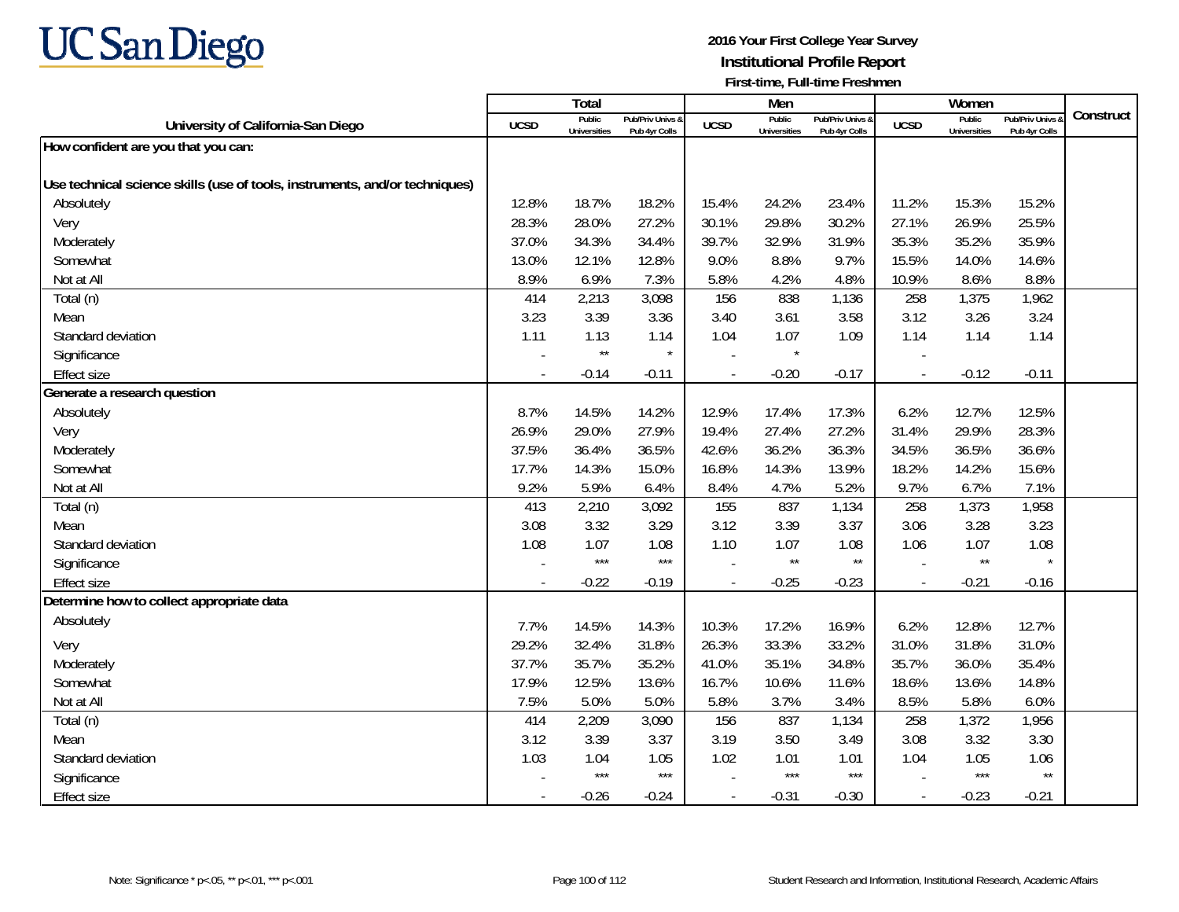UC San Diego

**2016 Your First College Year Survey**
**Institutional Profile Report**
**First-time, Full-time Freshmen**

| University of California-San Diego | Total | | | Men | | | Women | | | Construct |
|---|---|---|---|---|---|---|---|---|---|---|
| | UCSD | Public Universities | Pub/Priv Univs & Pub 4yr Colls | UCSD | Public Universities | Pub/Priv Univs & Pub 4yr Colls | UCSD | Public Universities | Pub/Priv Univs & Pub 4yr Colls | |
| **How confident are you that you can:** | | | | | | | | | | |
| **Use technical science skills (use of tools, instruments, and/or techniques)** | | | | | | | | | | |
| Absolutely | 12.8% | 18.7% | 18.2% | 15.4% | 24.2% | 23.4% | 11.2% | 15.3% | 15.2% | |
| Very | 28.3% | 28.0% | 27.2% | 30.1% | 29.8% | 30.2% | 27.1% | 26.9% | 25.5% | |
| Moderately | 37.0% | 34.3% | 34.4% | 39.7% | 32.9% | 31.9% | 35.3% | 35.2% | 35.9% | |
| Somewhat | 13.0% | 12.1% | 12.8% | 9.0% | 8.8% | 9.7% | 15.5% | 14.0% | 14.6% | |
| Not at All | 8.9% | 6.9% | 7.3% | 5.8% | 4.2% | 4.8% | 10.9% | 8.6% | 8.8% | |
| Total (n) | 414 | 2,213 | 3,098 | 156 | 838 | 1,136 | 258 | 1,375 | 1,962 | |
| Mean | 3.23 | 3.39 | 3.36 | 3.40 | 3.61 | 3.58 | 3.12 | 3.26 | 3.24 | |
| Standard deviation | 1.11 | 1.13 | 1.14 | 1.04 | 1.07 | 1.09 | 1.14 | 1.14 | 1.14 | |
| Significance | - | ** | * | - | * | | - | | | |
| Effect size | - | -0.14 | -0.11 | - | -0.20 | -0.17 | - | -0.12 | -0.11 | |
| **Generate a research question** | | | | | | | | | | |
| Absolutely | 8.7% | 14.5% | 14.2% | 12.9% | 17.4% | 17.3% | 6.2% | 12.7% | 12.5% | |
| Very | 26.9% | 29.0% | 27.9% | 19.4% | 27.4% | 27.2% | 31.4% | 29.9% | 28.3% | |
| Moderately | 37.5% | 36.4% | 36.5% | 42.6% | 36.2% | 36.3% | 34.5% | 36.5% | 36.6% | |
| Somewhat | 17.7% | 14.3% | 15.0% | 16.8% | 14.3% | 13.9% | 18.2% | 14.2% | 15.6% | |
| Not at All | 9.2% | 5.9% | 6.4% | 8.4% | 4.7% | 5.2% | 9.7% | 6.7% | 7.1% | |
| Total (n) | 413 | 2,210 | 3,092 | 155 | 837 | 1,134 | 258 | 1,373 | 1,958 | |
| Mean | 3.08 | 3.32 | 3.29 | 3.12 | 3.39 | 3.37 | 3.06 | 3.28 | 3.23 | |
| Standard deviation | 1.08 | 1.07 | 1.08 | 1.10 | 1.07 | 1.08 | 1.06 | 1.07 | 1.08 | |
| Significance | - | *** | *** | - | ** | ** | - | ** | * | |
| Effect size | - | -0.22 | -0.19 | - | -0.25 | -0.23 | - | -0.21 | -0.16 | |
| **Determine how to collect appropriate data** | | | | | | | | | | |
| Absolutely | 7.7% | 14.5% | 14.3% | 10.3% | 17.2% | 16.9% | 6.2% | 12.8% | 12.7% | |
| Very | 29.2% | 32.4% | 31.8% | 26.3% | 33.3% | 33.2% | 31.0% | 31.8% | 31.0% | |
| Moderately | 37.7% | 35.7% | 35.2% | 41.0% | 35.1% | 34.8% | 35.7% | 36.0% | 35.4% | |
| Somewhat | 17.9% | 12.5% | 13.6% | 16.7% | 10.6% | 11.6% | 18.6% | 13.6% | 14.8% | |
| Not at All | 7.5% | 5.0% | 5.0% | 5.8% | 3.7% | 3.4% | 8.5% | 5.8% | 6.0% | |
| Total (n) | 414 | 2,209 | 3,090 | 156 | 837 | 1,134 | 258 | 1,372 | 1,956 | |
| Mean | 3.12 | 3.39 | 3.37 | 3.19 | 3.50 | 3.49 | 3.08 | 3.32 | 3.30 | |
| Standard deviation | 1.03 | 1.04 | 1.05 | 1.02 | 1.01 | 1.01 | 1.04 | 1.05 | 1.06 | |
| Significance | - | *** | *** | - | *** | *** | - | *** | ** | |
| Effect size | - | -0.26 | -0.24 | - | -0.31 | -0.30 | - | -0.23 | -0.21 | |

Note: Significance * p<.05, ** p<.01, *** p<.001

Student Research and Information, Institutional Research, Academic Affairs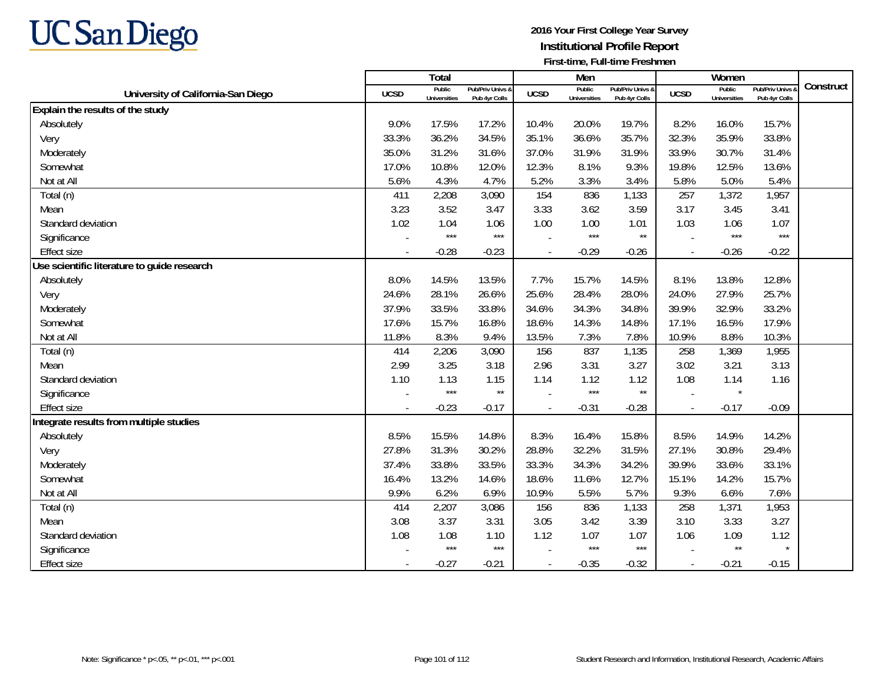**2016 Your First College Year Survey**
**Institutional Profile Report**
**First-time, Full-time Freshmen**

| University of California-San Diego | Total | | | Men | | | Women | | | Construct |
|---|---|---|---|---|---|---|---|---|---|---|
| | UCSD | Public Universities | Pub/Priv Univs & Pub 4yr Colls | UCSD | Public Universities | Pub/Priv Univs & Pub 4yr Colls | UCSD | Public Universities | Pub/Priv Univs & Pub 4yr Colls | |
| **Explain the results of the study** | | | | | | | | | | |
| Absolutely | 9.0% | 17.5% | 17.2% | 10.4% | 20.0% | 19.7% | 8.2% | 16.0% | 15.7% | |
| Very | 33.3% | 36.2% | 34.5% | 35.1% | 36.6% | 35.7% | 32.3% | 35.9% | 33.8% | |
| Moderately | 35.0% | 31.2% | 31.6% | 37.0% | 31.9% | 31.9% | 33.9% | 30.7% | 31.4% | |
| Somewhat | 17.0% | 10.8% | 12.0% | 12.3% | 8.1% | 9.3% | 19.8% | 12.5% | 13.6% | |
| Not at All | 5.6% | 4.3% | 4.7% | 5.2% | 3.3% | 3.4% | 5.8% | 5.0% | 5.4% | |
| Total (n) | 411 | 2,208 | 3,090 | 154 | 836 | 1,133 | 257 | 1,372 | 1,957 | |
| Mean | 3.23 | 3.52 | 3.47 | 3.33 | 3.62 | 3.59 | 3.17 | 3.45 | 3.41 | |
| Standard deviation | 1.02 | 1.04 | 1.06 | 1.00 | 1.00 | 1.01 | 1.03 | 1.06 | 1.07 | |
| Significance | - | *** | *** | - | *** | ** | - | *** | *** | |
| Effect size | - | -0.28 | -0.23 | - | -0.29 | -0.26 | - | -0.26 | -0.22 | |
| **Use scientific literature to guide research** | | | | | | | | | | |
| Absolutely | 8.0% | 14.5% | 13.5% | 7.7% | 15.7% | 14.5% | 8.1% | 13.8% | 12.8% | |
| Very | 24.6% | 28.1% | 26.6% | 25.6% | 28.4% | 28.0% | 24.0% | 27.9% | 25.7% | |
| Moderately | 37.9% | 33.5% | 33.8% | 34.6% | 34.3% | 34.8% | 39.9% | 32.9% | 33.2% | |
| Somewhat | 17.6% | 15.7% | 16.8% | 18.6% | 14.3% | 14.8% | 17.1% | 16.5% | 17.9% | |
| Not at All | 11.8% | 8.3% | 9.4% | 13.5% | 7.3% | 7.8% | 10.9% | 8.8% | 10.3% | |
| Total (n) | 414 | 2,206 | 3,090 | 156 | 837 | 1,135 | 258 | 1,369 | 1,955 | |
| Mean | 2.99 | 3.25 | 3.18 | 2.96 | 3.31 | 3.27 | 3.02 | 3.21 | 3.13 | |
| Standard deviation | 1.10 | 1.13 | 1.15 | 1.14 | 1.12 | 1.12 | 1.08 | 1.14 | 1.16 | |
| Significance | - | *** | ** | - | *** | ** | - | * | | |
| Effect size | - | -0.23 | -0.17 | - | -0.31 | -0.28 | - | -0.17 | -0.09 | |
| **Integrate results from multiple studies** | | | | | | | | | | |
| Absolutely | 8.5% | 15.5% | 14.8% | 8.3% | 16.4% | 15.8% | 8.5% | 14.9% | 14.2% | |
| Very | 27.8% | 31.3% | 30.2% | 28.8% | 32.2% | 31.5% | 27.1% | 30.8% | 29.4% | |
| Moderately | 37.4% | 33.8% | 33.5% | 33.3% | 34.3% | 34.2% | 39.9% | 33.6% | 33.1% | |
| Somewhat | 16.4% | 13.2% | 14.6% | 18.6% | 11.6% | 12.7% | 15.1% | 14.2% | 15.7% | |
| Not at All | 9.9% | 6.2% | 6.9% | 10.9% | 5.5% | 5.7% | 9.3% | 6.6% | 7.6% | |
| Total (n) | 414 | 2,207 | 3,086 | 156 | 836 | 1,133 | 258 | 1,371 | 1,953 | |
| Mean | 3.08 | 3.37 | 3.31 | 3.05 | 3.42 | 3.39 | 3.10 | 3.33 | 3.27 | |
| Standard deviation | 1.08 | 1.08 | 1.10 | 1.12 | 1.07 | 1.07 | 1.06 | 1.09 | 1.12 | |
| Significance | - | *** | *** | - | *** | *** | - | ** | * | |
| Effect size | - | -0.27 | -0.21 | - | -0.35 | -0.32 | - | -0.21 | -0.15 | |

Note: Significance * p<.05, ** p<.01, *** p<.001

Student Research and Information, Institutional Research, Academic Affairs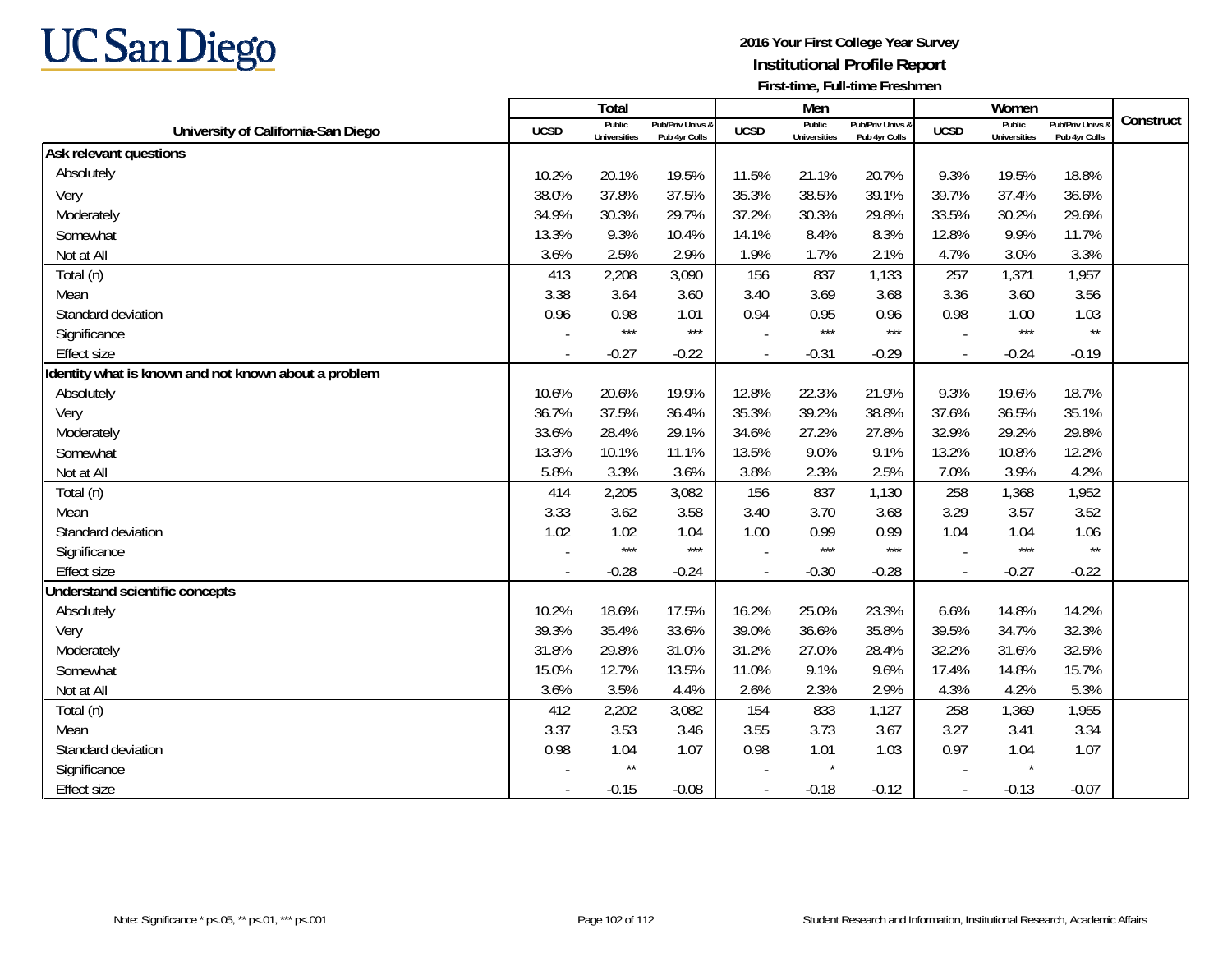# UC San Diego

**2016 Your First College Year Survey**
**Institutional Profile Report**
**First-time, Full-time Freshmen**

| University of California-San Diego | Total | | | Men | | | Women | | | Construct |
|---|---|---|---|---|---|---|---|---|---|---|
| | UCSD | Public Universities | Pub/Priv Univs & Pub 4yr Colls | UCSD | Public Universities | Pub/Priv Univs & Pub 4yr Colls | UCSD | Public Universities | Pub/Priv Univs & Pub 4yr Colls | |
| **Ask relevant questions** | | | | | | | | | | |
| Absolutely | 10.2% | 20.1% | 19.5% | 11.5% | 21.1% | 20.7% | 9.3% | 19.5% | 18.8% | |
| Very | 38.0% | 37.8% | 37.5% | 35.3% | 38.5% | 39.1% | 39.7% | 37.4% | 36.6% | |
| Moderately | 34.9% | 30.3% | 29.7% | 37.2% | 30.3% | 29.8% | 33.5% | 30.2% | 29.6% | |
| Somewhat | 13.3% | 9.3% | 10.4% | 14.1% | 8.4% | 8.3% | 12.8% | 9.9% | 11.7% | |
| Not at All | 3.6% | 2.5% | 2.9% | 1.9% | 1.7% | 2.1% | 4.7% | 3.0% | 3.3% | |
| Total (n) | 413 | 2,208 | 3,090 | 156 | 837 | 1,133 | 257 | 1,371 | 1,957 | |
| Mean | 3.38 | 3.64 | 3.60 | 3.40 | 3.69 | 3.68 | 3.36 | 3.60 | 3.56 | |
| Standard deviation | 0.96 | 0.98 | 1.01 | 0.94 | 0.95 | 0.96 | 0.98 | 1.00 | 1.03 | |
| Significance | - | *** | *** | - | *** | *** | - | *** | ** | |
| Effect size | - | -0.27 | -0.22 | - | -0.31 | -0.29 | - | -0.24 | -0.19 | |
| **Identity what is known and not known about a problem** | | | | | | | | | | |
| Absolutely | 10.6% | 20.6% | 19.9% | 12.8% | 22.3% | 21.9% | 9.3% | 19.6% | 18.7% | |
| Very | 36.7% | 37.5% | 36.4% | 35.3% | 39.2% | 38.8% | 37.6% | 36.5% | 35.1% | |
| Moderately | 33.6% | 28.4% | 29.1% | 34.6% | 27.2% | 27.8% | 32.9% | 29.2% | 29.8% | |
| Somewhat | 13.3% | 10.1% | 11.1% | 13.5% | 9.0% | 9.1% | 13.2% | 10.8% | 12.2% | |
| Not at All | 5.8% | 3.3% | 3.6% | 3.8% | 2.3% | 2.5% | 7.0% | 3.9% | 4.2% | |
| Total (n) | 414 | 2,205 | 3,082 | 156 | 837 | 1,130 | 258 | 1,368 | 1,952 | |
| Mean | 3.33 | 3.62 | 3.58 | 3.40 | 3.70 | 3.68 | 3.29 | 3.57 | 3.52 | |
| Standard deviation | 1.02 | 1.02 | 1.04 | 1.00 | 0.99 | 0.99 | 1.04 | 1.04 | 1.06 | |
| Significance | - | *** | *** | - | *** | *** | - | *** | ** | |
| Effect size | - | -0.28 | -0.24 | - | -0.30 | -0.28 | - | -0.27 | -0.22 | |
| **Understand scientific concepts** | | | | | | | | | | |
| Absolutely | 10.2% | 18.6% | 17.5% | 16.2% | 25.0% | 23.3% | 6.6% | 14.8% | 14.2% | |
| Very | 39.3% | 35.4% | 33.6% | 39.0% | 36.6% | 35.8% | 39.5% | 34.7% | 32.3% | |
| Moderately | 31.8% | 29.8% | 31.0% | 31.2% | 27.0% | 28.4% | 32.2% | 31.6% | 32.5% | |
| Somewhat | 15.0% | 12.7% | 13.5% | 11.0% | 9.1% | 9.6% | 17.4% | 14.8% | 15.7% | |
| Not at All | 3.6% | 3.5% | 4.4% | 2.6% | 2.3% | 2.9% | 4.3% | 4.2% | 5.3% | |
| Total (n) | 412 | 2,202 | 3,082 | 154 | 833 | 1,127 | 258 | 1,369 | 1,955 | |
| Mean | 3.37 | 3.53 | 3.46 | 3.55 | 3.73 | 3.67 | 3.27 | 3.41 | 3.34 | |
| Standard deviation | 0.98 | 1.04 | 1.07 | 0.98 | 1.01 | 1.03 | 0.97 | 1.04 | 1.07 | |
| Significance | - | ** | | - | * | | - | * | | |
| Effect size | - | -0.15 | -0.08 | - | -0.18 | -0.12 | - | -0.13 | -0.07 | |

Note: Significance * p<.05, ** p<.01, *** p<.001

Student Research and Information, Institutional Research, Academic Affairs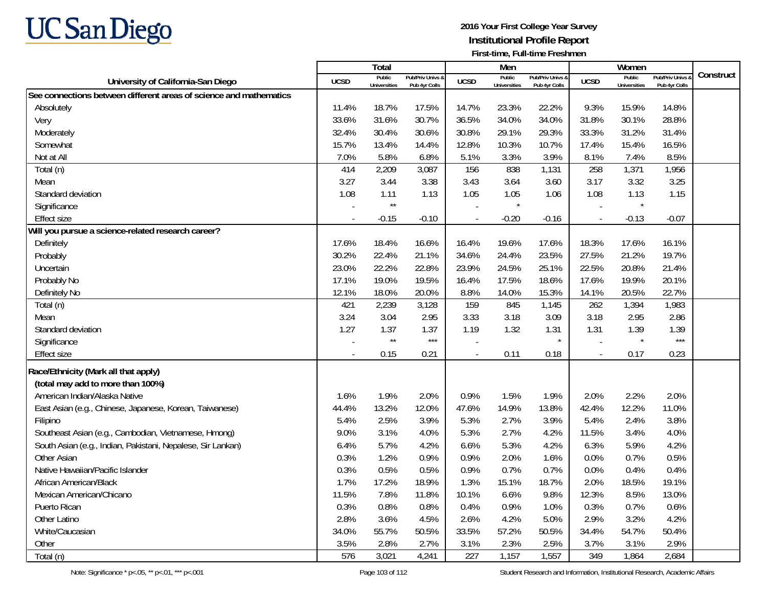UC San Diego

**2016 Your First College Year Survey**
**Institutional Profile Report**
**First-time, Full-time Freshmen**

| University of California-San Diego | Total | | | Men | | | Women | | | Construct |
|---|---|---|---|---|---|---|---|---|---|---|
| | UCSD | Public Universities | Pub/Priv Univs & Pub 4yr Colls | UCSD | Public Universities | Pub/Priv Univs & Pub 4yr Colls | UCSD | Public Universities | Pub/Priv Univs & Pub 4yr Colls | |
| **See connections between different areas of science and mathematics** | | | | | | | | | | |
| Absolutely | 11.4% | 18.7% | 17.5% | 14.7% | 23.3% | 22.2% | 9.3% | 15.9% | 14.8% | |
| Very | 33.6% | 31.6% | 30.7% | 36.5% | 34.0% | 34.0% | 31.8% | 30.1% | 28.8% | |
| Moderately | 32.4% | 30.4% | 30.6% | 30.8% | 29.1% | 29.3% | 33.3% | 31.2% | 31.4% | |
| Somewhat | 15.7% | 13.4% | 14.4% | 12.8% | 10.3% | 10.7% | 17.4% | 15.4% | 16.5% | |
| Not at All | 7.0% | 5.8% | 6.8% | 5.1% | 3.3% | 3.9% | 8.1% | 7.4% | 8.5% | |
| Total (n) | 414 | 2,209 | 3,087 | 156 | 838 | 1,131 | 258 | 1,371 | 1,956 | |
| Mean | 3.27 | 3.44 | 3.38 | 3.43 | 3.64 | 3.60 | 3.17 | 3.32 | 3.25 | |
| Standard deviation | 1.08 | 1.11 | 1.13 | 1.05 | 1.05 | 1.06 | 1.08 | 1.13 | 1.15 | |
| Significance | - | ** | | - | * | | - | * | | |
| Effect size | - | -0.15 | -0.10 | - | -0.20 | -0.16 | - | -0.13 | -0.07 | |
| **Will you pursue a science-related research career?** | | | | | | | | | | |
| Definitely | 17.6% | 18.4% | 16.6% | 16.4% | 19.6% | 17.6% | 18.3% | 17.6% | 16.1% | |
| Probably | 30.2% | 22.4% | 21.1% | 34.6% | 24.4% | 23.5% | 27.5% | 21.2% | 19.7% | |
| Uncertain | 23.0% | 22.2% | 22.8% | 23.9% | 24.5% | 25.1% | 22.5% | 20.8% | 21.4% | |
| Probably No | 17.1% | 19.0% | 19.5% | 16.4% | 17.5% | 18.6% | 17.6% | 19.9% | 20.1% | |
| Definitely No | 12.1% | 18.0% | 20.0% | 8.8% | 14.0% | 15.3% | 14.1% | 20.5% | 22.7% | |
| Total (n) | 421 | 2,239 | 3,128 | 159 | 845 | 1,145 | 262 | 1,394 | 1,983 | |
| Mean | 3.24 | 3.04 | 2.95 | 3.33 | 3.18 | 3.09 | 3.18 | 2.95 | 2.86 | |
| Standard deviation | 1.27 | 1.37 | 1.37 | 1.19 | 1.32 | 1.31 | 1.31 | 1.39 | 1.39 | |
| Significance | - | ** | *** | - | | * | - | * | *** | |
| Effect size | - | 0.15 | 0.21 | - | 0.11 | 0.18 | - | 0.17 | 0.23 | |
| **Race/Ethnicity (Mark all that apply)** | | | | | | | | | | |
| **(total may add to more than 100%)** | | | | | | | | | | |
| American Indian/Alaska Native | 1.6% | 1.9% | 2.0% | 0.9% | 1.5% | 1.9% | 2.0% | 2.2% | 2.0% | |
| East Asian (e.g., Chinese, Japanese, Korean, Taiwanese) | 44.4% | 13.2% | 12.0% | 47.6% | 14.9% | 13.8% | 42.4% | 12.2% | 11.0% | |
| Filipino | 5.4% | 2.5% | 3.9% | 5.3% | 2.7% | 3.9% | 5.4% | 2.4% | 3.8% | |
| Southeast Asian (e.g., Cambodian, Vietnamese, Hmong) | 9.0% | 3.1% | 4.0% | 5.3% | 2.7% | 4.2% | 11.5% | 3.4% | 4.0% | |
| South Asian (e.g., Indian, Pakistani, Nepalese, Sir Lankan) | 6.4% | 5.7% | 4.2% | 6.6% | 5.3% | 4.2% | 6.3% | 5.9% | 4.2% | |
| Other Asian | 0.3% | 1.2% | 0.9% | 0.9% | 2.0% | 1.6% | 0.0% | 0.7% | 0.5% | |
| Native Hawaiian/Pacific Islander | 0.3% | 0.5% | 0.5% | 0.9% | 0.7% | 0.7% | 0.0% | 0.4% | 0.4% | |
| African American/Black | 1.7% | 17.2% | 18.9% | 1.3% | 15.1% | 18.7% | 2.0% | 18.5% | 19.1% | |
| Mexican American/Chicano | 11.5% | 7.8% | 11.8% | 10.1% | 6.6% | 9.8% | 12.3% | 8.5% | 13.0% | |
| Puerto Rican | 0.3% | 0.8% | 0.8% | 0.4% | 0.9% | 1.0% | 0.3% | 0.7% | 0.6% | |
| Other Latino | 2.8% | 3.6% | 4.5% | 2.6% | 4.2% | 5.0% | 2.9% | 3.2% | 4.2% | |
| White/Caucasian | 34.0% | 55.7% | 50.5% | 33.5% | 57.2% | 50.5% | 34.4% | 54.7% | 50.4% | |
| Other | 3.5% | 2.8% | 2.7% | 3.1% | 2.3% | 2.5% | 3.7% | 3.1% | 2.9% | |
| Total (n) | 576 | 3,021 | 4,241 | 227 | 1,157 | 1,557 | 349 | 1,864 | 2,684 | |

Note: Significance * p<.05, ** p<.01, *** p<.001

Student Research and Information, Institutional Research, Academic Affairs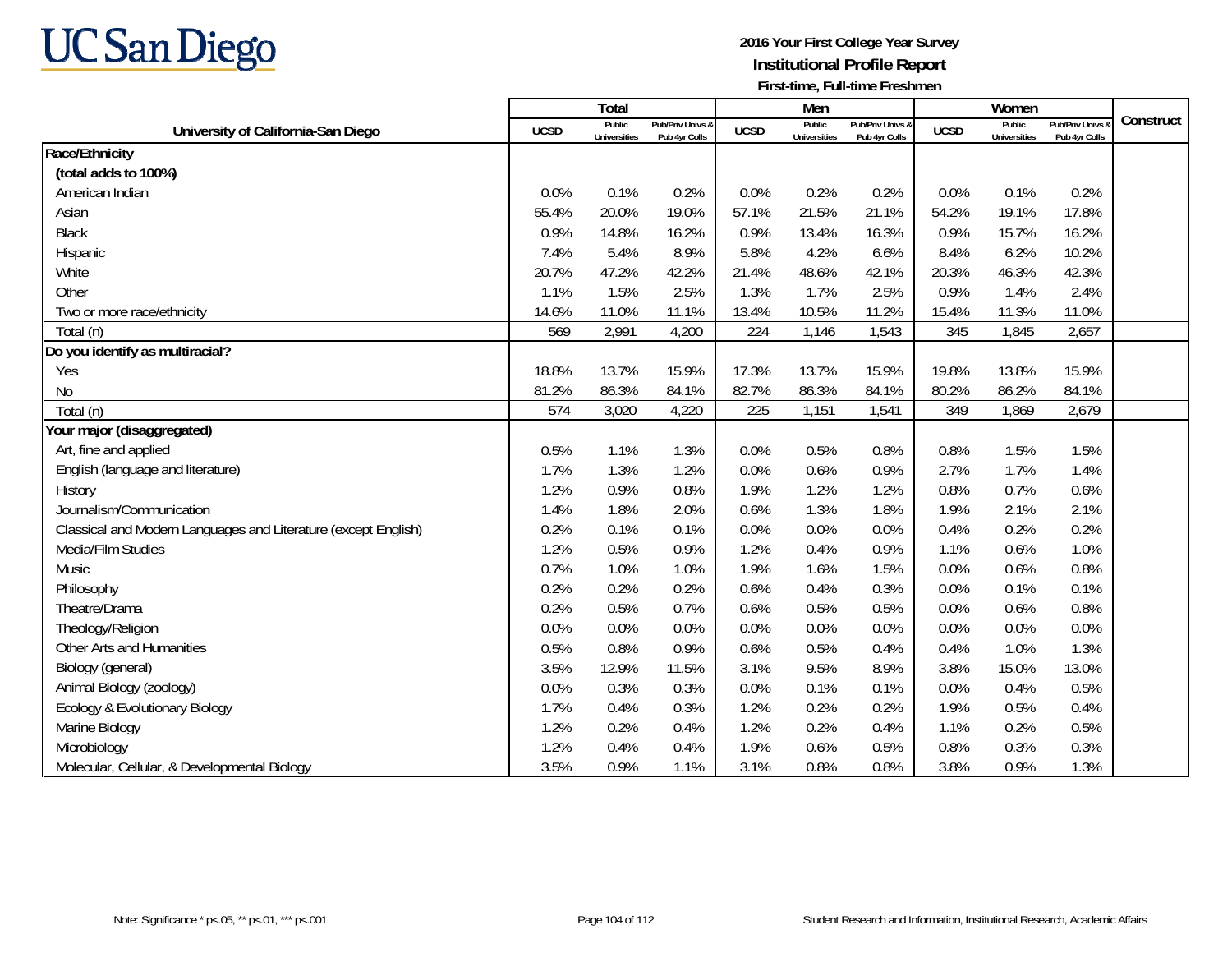UC San Diego

**2016 Your First College Year Survey**
**Institutional Profile Report**
**First-time, Full-time Freshmen**

| University of California-San Diego | Total | | | Men | | | Women | | | Construct |
|---|---|---|---|---|---|---|---|---|---|---|
| | UCSD | Public Universities | Pub/Priv Univs & Pub 4yr Colls | UCSD | Public Universities | Pub/Priv Univs & Pub 4yr Colls | UCSD | Public Universities | Pub/Priv Univs & Pub 4yr Colls | |
| **Race/Ethnicity** | | | | | | | | | | |
| **(total adds to 100%)** | | | | | | | | | | |
| American Indian | 0.0% | 0.1% | 0.2% | 0.0% | 0.2% | 0.2% | 0.0% | 0.1% | 0.2% | |
| Asian | 55.4% | 20.0% | 19.0% | 57.1% | 21.5% | 21.1% | 54.2% | 19.1% | 17.8% | |
| Black | 0.9% | 14.8% | 16.2% | 0.9% | 13.4% | 16.3% | 0.9% | 15.7% | 16.2% | |
| Hispanic | 7.4% | 5.4% | 8.9% | 5.8% | 4.2% | 6.6% | 8.4% | 6.2% | 10.2% | |
| White | 20.7% | 47.2% | 42.2% | 21.4% | 48.6% | 42.1% | 20.3% | 46.3% | 42.3% | |
| Other | 1.1% | 1.5% | 2.5% | 1.3% | 1.7% | 2.5% | 0.9% | 1.4% | 2.4% | |
| Two or more race/ethnicity | 14.6% | 11.0% | 11.1% | 13.4% | 10.5% | 11.2% | 15.4% | 11.3% | 11.0% | |
| Total (n) | 569 | 2,991 | 4,200 | 224 | 1,146 | 1,543 | 345 | 1,845 | 2,657 | |
| **Do you identify as multiracial?** | | | | | | | | | | |
| Yes | 18.8% | 13.7% | 15.9% | 17.3% | 13.7% | 15.9% | 19.8% | 13.8% | 15.9% | |
| No | 81.2% | 86.3% | 84.1% | 82.7% | 86.3% | 84.1% | 80.2% | 86.2% | 84.1% | |
| Total (n) | 574 | 3,020 | 4,220 | 225 | 1,151 | 1,541 | 349 | 1,869 | 2,679 | |
| **Your major (disaggregated)** | | | | | | | | | | |
| Art, fine and applied | 0.5% | 1.1% | 1.3% | 0.0% | 0.5% | 0.8% | 0.8% | 1.5% | 1.5% | |
| English (language and literature) | 1.7% | 1.3% | 1.2% | 0.0% | 0.6% | 0.9% | 2.7% | 1.7% | 1.4% | |
| History | 1.2% | 0.9% | 0.8% | 1.9% | 1.2% | 1.2% | 0.8% | 0.7% | 0.6% | |
| Journalism/Communication | 1.4% | 1.8% | 2.0% | 0.6% | 1.3% | 1.8% | 1.9% | 2.1% | 2.1% | |
| Classical and Modern Languages and Literature (except English) | 0.2% | 0.1% | 0.1% | 0.0% | 0.0% | 0.0% | 0.4% | 0.2% | 0.2% | |
| Media/Film Studies | 1.2% | 0.5% | 0.9% | 1.2% | 0.4% | 0.9% | 1.1% | 0.6% | 1.0% | |
| Music | 0.7% | 1.0% | 1.0% | 1.9% | 1.6% | 1.5% | 0.0% | 0.6% | 0.8% | |
| Philosophy | 0.2% | 0.2% | 0.2% | 0.6% | 0.4% | 0.3% | 0.0% | 0.1% | 0.1% | |
| Theatre/Drama | 0.2% | 0.5% | 0.7% | 0.6% | 0.5% | 0.5% | 0.0% | 0.6% | 0.8% | |
| Theology/Religion | 0.0% | 0.0% | 0.0% | 0.0% | 0.0% | 0.0% | 0.0% | 0.0% | 0.0% | |
| Other Arts and Humanities | 0.5% | 0.8% | 0.9% | 0.6% | 0.5% | 0.4% | 0.4% | 1.0% | 1.3% | |
| Biology (general) | 3.5% | 12.9% | 11.5% | 3.1% | 9.5% | 8.9% | 3.8% | 15.0% | 13.0% | |
| Animal Biology (zoology) | 0.0% | 0.3% | 0.3% | 0.0% | 0.1% | 0.1% | 0.0% | 0.4% | 0.5% | |
| Ecology & Evolutionary Biology | 1.7% | 0.4% | 0.3% | 1.2% | 0.2% | 0.2% | 1.9% | 0.5% | 0.4% | |
| Marine Biology | 1.2% | 0.2% | 0.4% | 1.2% | 0.2% | 0.4% | 1.1% | 0.2% | 0.5% | |
| Microbiology | 1.2% | 0.4% | 0.4% | 1.9% | 0.6% | 0.5% | 0.8% | 0.3% | 0.3% | |
| Molecular, Cellular, & Developmental Biology | 3.5% | 0.9% | 1.1% | 3.1% | 0.8% | 0.8% | 3.8% | 0.9% | 1.3% | |

Note: Significance * p<.05, ** p<.01, *** p<.001

Student Research and Information, Institutional Research, Academic Affairs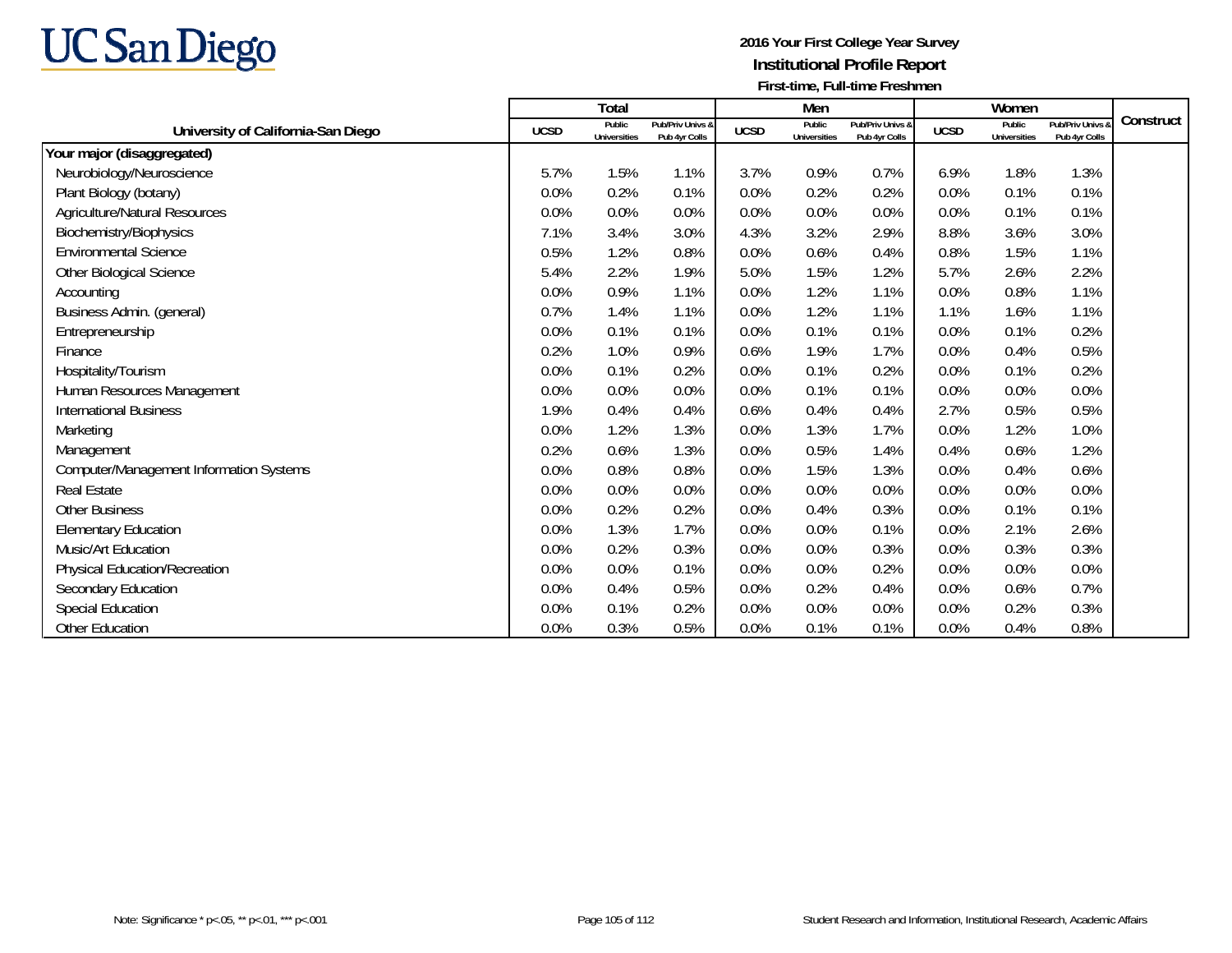UC San Diego

**2016 Your First College Year Survey**
**Institutional Profile Report**
**First-time, Full-time Freshmen**

| University of California-San Diego | Total | | | Men | | | Women | | | Construct |
|---|---|---|---|---|---|---|---|---|---|---|
| | UCSD | Public Universities | Pub/Priv Univs & Pub 4yr Colls | UCSD | Public Universities | Pub/Priv Univs & Pub 4yr Colls | UCSD | Public Universities | Pub/Priv Univs & Pub 4yr Colls | |
| **Your major (disaggregated)** | | | | | | | | | | |
| Neurobiology/Neuroscience | 5.7% | 1.5% | 1.1% | 3.7% | 0.9% | 0.7% | 6.9% | 1.8% | 1.3% | |
| Plant Biology (botany) | 0.0% | 0.2% | 0.1% | 0.0% | 0.2% | 0.2% | 0.0% | 0.1% | 0.1% | |
| Agriculture/Natural Resources | 0.0% | 0.0% | 0.0% | 0.0% | 0.0% | 0.0% | 0.0% | 0.1% | 0.1% | |
| Biochemistry/Biophysics | 7.1% | 3.4% | 3.0% | 4.3% | 3.2% | 2.9% | 8.8% | 3.6% | 3.0% | |
| Environmental Science | 0.5% | 1.2% | 0.8% | 0.0% | 0.6% | 0.4% | 0.8% | 1.5% | 1.1% | |
| Other Biological Science | 5.4% | 2.2% | 1.9% | 5.0% | 1.5% | 1.2% | 5.7% | 2.6% | 2.2% | |
| Accounting | 0.0% | 0.9% | 1.1% | 0.0% | 1.2% | 1.1% | 0.0% | 0.8% | 1.1% | |
| Business Admin. (general) | 0.7% | 1.4% | 1.1% | 0.0% | 1.2% | 1.1% | 1.1% | 1.6% | 1.1% | |
| Entrepreneurship | 0.0% | 0.1% | 0.1% | 0.0% | 0.1% | 0.1% | 0.0% | 0.1% | 0.2% | |
| Finance | 0.2% | 1.0% | 0.9% | 0.6% | 1.9% | 1.7% | 0.0% | 0.4% | 0.5% | |
| Hospitality/Tourism | 0.0% | 0.1% | 0.2% | 0.0% | 0.1% | 0.2% | 0.0% | 0.1% | 0.2% | |
| Human Resources Management | 0.0% | 0.0% | 0.0% | 0.0% | 0.1% | 0.1% | 0.0% | 0.0% | 0.0% | |
| International Business | 1.9% | 0.4% | 0.4% | 0.6% | 0.4% | 0.4% | 2.7% | 0.5% | 0.5% | |
| Marketing | 0.0% | 1.2% | 1.3% | 0.0% | 1.3% | 1.7% | 0.0% | 1.2% | 1.0% | |
| Management | 0.2% | 0.6% | 1.3% | 0.0% | 0.5% | 1.4% | 0.4% | 0.6% | 1.2% | |
| Computer/Management Information Systems | 0.0% | 0.8% | 0.8% | 0.0% | 1.5% | 1.3% | 0.0% | 0.4% | 0.6% | |
| Real Estate | 0.0% | 0.0% | 0.0% | 0.0% | 0.0% | 0.0% | 0.0% | 0.0% | 0.0% | |
| Other Business | 0.0% | 0.2% | 0.2% | 0.0% | 0.4% | 0.3% | 0.0% | 0.1% | 0.1% | |
| Elementary Education | 0.0% | 1.3% | 1.7% | 0.0% | 0.0% | 0.1% | 0.0% | 2.1% | 2.6% | |
| Music/Art Education | 0.0% | 0.2% | 0.3% | 0.0% | 0.0% | 0.3% | 0.0% | 0.3% | 0.3% | |
| Physical Education/Recreation | 0.0% | 0.0% | 0.1% | 0.0% | 0.0% | 0.2% | 0.0% | 0.0% | 0.0% | |
| Secondary Education | 0.0% | 0.4% | 0.5% | 0.0% | 0.2% | 0.4% | 0.0% | 0.6% | 0.7% | |
| Special Education | 0.0% | 0.1% | 0.2% | 0.0% | 0.0% | 0.0% | 0.0% | 0.2% | 0.3% | |
| Other Education | 0.0% | 0.3% | 0.5% | 0.0% | 0.1% | 0.1% | 0.0% | 0.4% | 0.8% | |

Note: Significance * p<.05, ** p<.01, *** p<.001

Student Research and Information, Institutional Research, Academic Affairs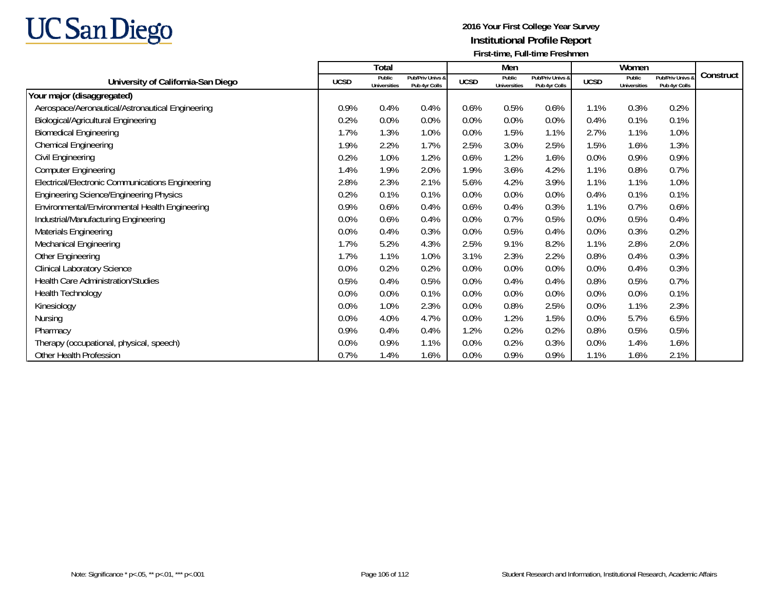**UC San Diego**

**2016 Your First College Year Survey**
**Institutional Profile Report**
**First-time, Full-time Freshmen**

| University of California-San Diego | Total | | | Men | | | Women | | | Construct |
|---|---|---|---|---|---|---|---|---|---|---|
| | UCSD | Public Universities | Pub/Priv Univs & Pub 4yr Colls | UCSD | Public Universities | Pub/Priv Univs & Pub 4yr Colls | UCSD | Public Universities | Pub/Priv Univs & Pub 4yr Colls | |
| **Your major (disaggregated)** | | | | | | | | | | |
| Aerospace/Aeronautical/Astronautical Engineering | 0.9% | 0.4% | 0.4% | 0.6% | 0.5% | 0.6% | 1.1% | 0.3% | 0.2% | |
| Biological/Agricultural Engineering | 0.2% | 0.0% | 0.0% | 0.0% | 0.0% | 0.0% | 0.4% | 0.1% | 0.1% | |
| Biomedical Engineering | 1.7% | 1.3% | 1.0% | 0.0% | 1.5% | 1.1% | 2.7% | 1.1% | 1.0% | |
| Chemical Engineering | 1.9% | 2.2% | 1.7% | 2.5% | 3.0% | 2.5% | 1.5% | 1.6% | 1.3% | |
| Civil Engineering | 0.2% | 1.0% | 1.2% | 0.6% | 1.2% | 1.6% | 0.0% | 0.9% | 0.9% | |
| Computer Engineering | 1.4% | 1.9% | 2.0% | 1.9% | 3.6% | 4.2% | 1.1% | 0.8% | 0.7% | |
| Electrical/Electronic Communications Engineering | 2.8% | 2.3% | 2.1% | 5.6% | 4.2% | 3.9% | 1.1% | 1.1% | 1.0% | |
| Engineering Science/Engineering Physics | 0.2% | 0.1% | 0.1% | 0.0% | 0.0% | 0.0% | 0.4% | 0.1% | 0.1% | |
| Environmental/Environmental Health Engineering | 0.9% | 0.6% | 0.4% | 0.6% | 0.4% | 0.3% | 1.1% | 0.7% | 0.6% | |
| Industrial/Manufacturing Engineering | 0.0% | 0.6% | 0.4% | 0.0% | 0.7% | 0.5% | 0.0% | 0.5% | 0.4% | |
| Materials Engineering | 0.0% | 0.4% | 0.3% | 0.0% | 0.5% | 0.4% | 0.0% | 0.3% | 0.2% | |
| Mechanical Engineering | 1.7% | 5.2% | 4.3% | 2.5% | 9.1% | 8.2% | 1.1% | 2.8% | 2.0% | |
| Other Engineering | 1.7% | 1.1% | 1.0% | 3.1% | 2.3% | 2.2% | 0.8% | 0.4% | 0.3% | |
| Clinical Laboratory Science | 0.0% | 0.2% | 0.2% | 0.0% | 0.0% | 0.0% | 0.0% | 0.4% | 0.3% | |
| Health Care Administration/Studies | 0.5% | 0.4% | 0.5% | 0.0% | 0.4% | 0.4% | 0.8% | 0.5% | 0.7% | |
| Health Technology | 0.0% | 0.0% | 0.1% | 0.0% | 0.0% | 0.0% | 0.0% | 0.0% | 0.1% | |
| Kinesiology | 0.0% | 1.0% | 2.3% | 0.0% | 0.8% | 2.5% | 0.0% | 1.1% | 2.3% | |
| Nursing | 0.0% | 4.0% | 4.7% | 0.0% | 1.2% | 1.5% | 0.0% | 5.7% | 6.5% | |
| Pharmacy | 0.9% | 0.4% | 0.4% | 1.2% | 0.2% | 0.2% | 0.8% | 0.5% | 0.5% | |
| Therapy (occupational, physical, speech) | 0.0% | 0.9% | 1.1% | 0.0% | 0.2% | 0.3% | 0.0% | 1.4% | 1.6% | |
| Other Health Profession | 0.7% | 1.4% | 1.6% | 0.0% | 0.9% | 0.9% | 1.1% | 1.6% | 2.1% | |

Note: Significance * p<.05, ** p<.01, *** p<.001

Student Research and Information, Institutional Research, Academic Affairs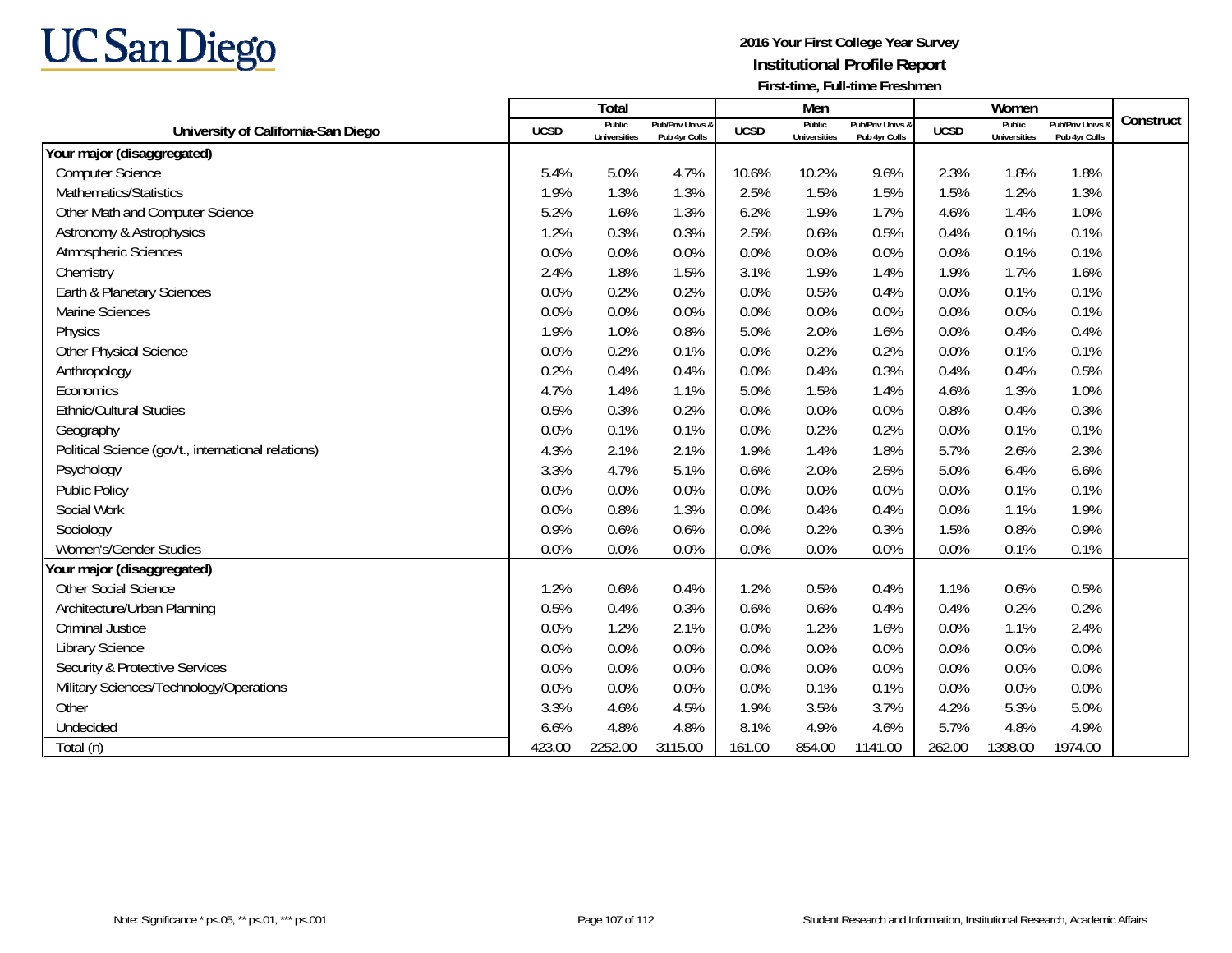UC San Diego

**2016 Your First College Year Survey**
**Institutional Profile Report**
**First-time, Full-time Freshmen**

| University of California-San Diego | Total | | | Men | | | Women | | | Construct |
|---|---|---|---|---|---|---|---|---|---|---|
| | UCSD | Public Universities | Pub/Priv Univs & Pub 4yr Colls | UCSD | Public Universities | Pub/Priv Univs & Pub 4yr Colls | UCSD | Public Universities | Pub/Priv Univs & Pub 4yr Colls | |
| **Your major (disaggregated)** | | | | | | | | | | |
| Computer Science | 5.4% | 5.0% | 4.7% | 10.6% | 10.2% | 9.6% | 2.3% | 1.8% | 1.8% | |
| Mathematics/Statistics | 1.9% | 1.3% | 1.3% | 2.5% | 1.5% | 1.5% | 1.5% | 1.2% | 1.3% | |
| Other Math and Computer Science | 5.2% | 1.6% | 1.3% | 6.2% | 1.9% | 1.7% | 4.6% | 1.4% | 1.0% | |
| Astronomy & Astrophysics | 1.2% | 0.3% | 0.3% | 2.5% | 0.6% | 0.5% | 0.4% | 0.1% | 0.1% | |
| Atmospheric Sciences | 0.0% | 0.0% | 0.0% | 0.0% | 0.0% | 0.0% | 0.0% | 0.1% | 0.1% | |
| Chemistry | 2.4% | 1.8% | 1.5% | 3.1% | 1.9% | 1.4% | 1.9% | 1.7% | 1.6% | |
| Earth & Planetary Sciences | 0.0% | 0.2% | 0.2% | 0.0% | 0.5% | 0.4% | 0.0% | 0.1% | 0.1% | |
| Marine Sciences | 0.0% | 0.0% | 0.0% | 0.0% | 0.0% | 0.0% | 0.0% | 0.0% | 0.1% | |
| Physics | 1.9% | 1.0% | 0.8% | 5.0% | 2.0% | 1.6% | 0.0% | 0.4% | 0.4% | |
| Other Physical Science | 0.0% | 0.2% | 0.1% | 0.0% | 0.2% | 0.2% | 0.0% | 0.1% | 0.1% | |
| Anthropology | 0.2% | 0.4% | 0.4% | 0.0% | 0.4% | 0.3% | 0.4% | 0.4% | 0.5% | |
| Economics | 4.7% | 1.4% | 1.1% | 5.0% | 1.5% | 1.4% | 4.6% | 1.3% | 1.0% | |
| Ethnic/Cultural Studies | 0.5% | 0.3% | 0.2% | 0.0% | 0.0% | 0.0% | 0.8% | 0.4% | 0.3% | |
| Geography | 0.0% | 0.1% | 0.1% | 0.0% | 0.2% | 0.2% | 0.0% | 0.1% | 0.1% | |
| Political Science (gov't., international relations) | 4.3% | 2.1% | 2.1% | 1.9% | 1.4% | 1.8% | 5.7% | 2.6% | 2.3% | |
| Psychology | 3.3% | 4.7% | 5.1% | 0.6% | 2.0% | 2.5% | 5.0% | 6.4% | 6.6% | |
| Public Policy | 0.0% | 0.0% | 0.0% | 0.0% | 0.0% | 0.0% | 0.0% | 0.1% | 0.1% | |
| Social Work | 0.0% | 0.8% | 1.3% | 0.0% | 0.4% | 0.4% | 0.0% | 1.1% | 1.9% | |
| Sociology | 0.9% | 0.6% | 0.6% | 0.0% | 0.2% | 0.3% | 1.5% | 0.8% | 0.9% | |
| Women's/Gender Studies | 0.0% | 0.0% | 0.0% | 0.0% | 0.0% | 0.0% | 0.0% | 0.1% | 0.1% | |
| **Your major (disaggregated)** | | | | | | | | | | |
| Other Social Science | 1.2% | 0.6% | 0.4% | 1.2% | 0.5% | 0.4% | 1.1% | 0.6% | 0.5% | |
| Architecture/Urban Planning | 0.5% | 0.4% | 0.3% | 0.6% | 0.6% | 0.4% | 0.4% | 0.2% | 0.2% | |
| Criminal Justice | 0.0% | 1.2% | 2.1% | 0.0% | 1.2% | 1.6% | 0.0% | 1.1% | 2.4% | |
| Library Science | 0.0% | 0.0% | 0.0% | 0.0% | 0.0% | 0.0% | 0.0% | 0.0% | 0.0% | |
| Security & Protective Services | 0.0% | 0.0% | 0.0% | 0.0% | 0.0% | 0.0% | 0.0% | 0.0% | 0.0% | |
| Military Sciences/Technology/Operations | 0.0% | 0.0% | 0.0% | 0.0% | 0.1% | 0.1% | 0.0% | 0.0% | 0.0% | |
| Other | 3.3% | 4.6% | 4.5% | 1.9% | 3.5% | 3.7% | 4.2% | 5.3% | 5.0% | |
| Undecided | 6.6% | 4.8% | 4.8% | 8.1% | 4.9% | 4.6% | 5.7% | 4.8% | 4.9% | |
| Total (n) | 423.00 | 2252.00 | 3115.00 | 161.00 | 854.00 | 1141.00 | 262.00 | 1398.00 | 1974.00 | |

Note: Significance * p<.05, ** p<.01, *** p<.001

Student Research and Information, Institutional Research, Academic Affairs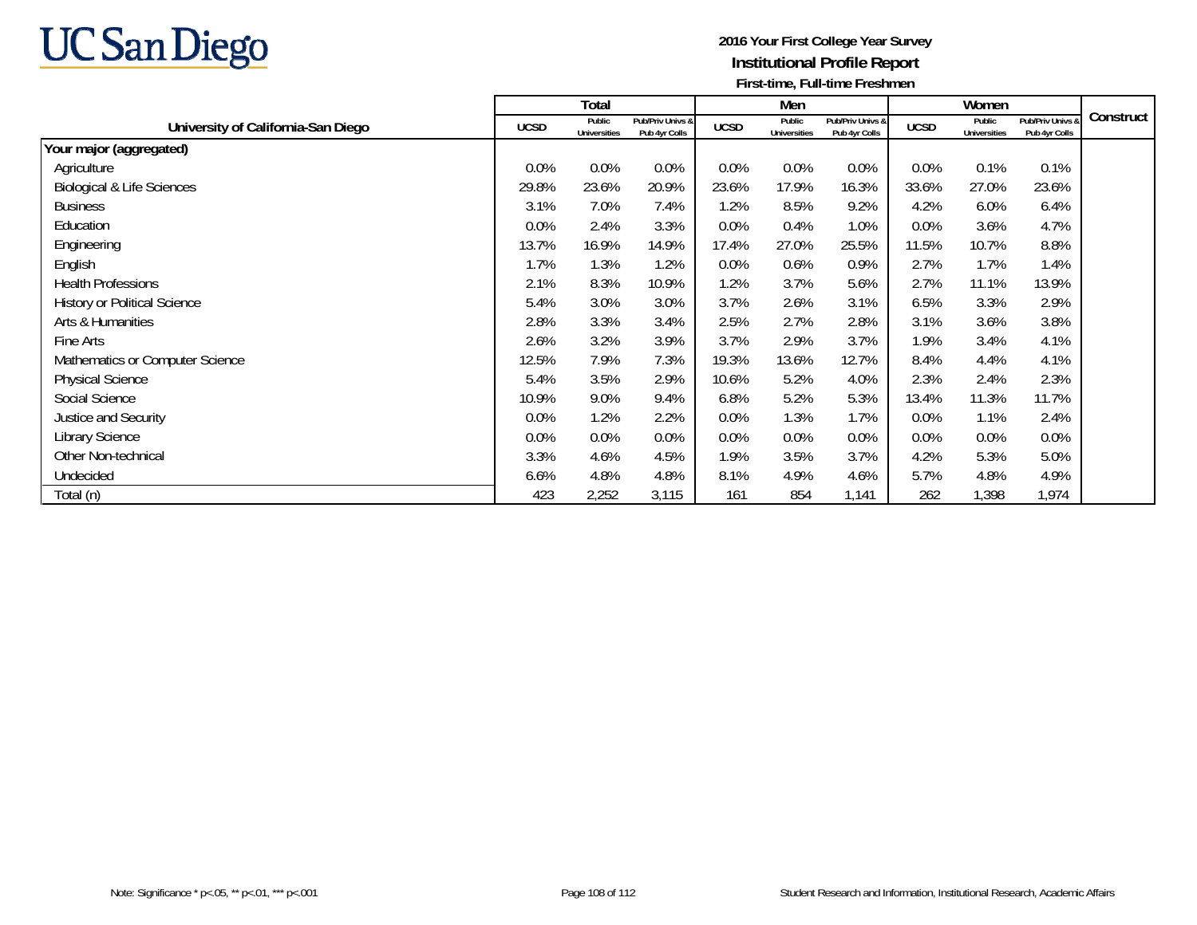**2016 Your First College Year Survey**

**Institutional Profile Report**

**First-time, Full-time Freshmen**

| University of California-San Diego | Total | | | Men | | | Women | | | Construct |
|---|---|---|---|---|---|---|---|---|---|---|
| | UCSD | Public Universities | Pub/Priv Univs & Pub 4yr Colls | UCSD | Public Universities | Pub/Priv Univs & Pub 4yr Colls | UCSD | Public Universities | Pub/Priv Univs & Pub 4yr Colls | |
| **Your major (aggregated)** | | | | | | | | | | |
| Agriculture | 0.0% | 0.0% | 0.0% | 0.0% | 0.0% | 0.0% | 0.0% | 0.1% | 0.1% | |
| Biological & Life Sciences | 29.8% | 23.6% | 20.9% | 23.6% | 17.9% | 16.3% | 33.6% | 27.0% | 23.6% | |
| Business | 3.1% | 7.0% | 7.4% | 1.2% | 8.5% | 9.2% | 4.2% | 6.0% | 6.4% | |
| Education | 0.0% | 2.4% | 3.3% | 0.0% | 0.4% | 1.0% | 0.0% | 3.6% | 4.7% | |
| Engineering | 13.7% | 16.9% | 14.9% | 17.4% | 27.0% | 25.5% | 11.5% | 10.7% | 8.8% | |
| English | 1.7% | 1.3% | 1.2% | 0.0% | 0.6% | 0.9% | 2.7% | 1.7% | 1.4% | |
| Health Professions | 2.1% | 8.3% | 10.9% | 1.2% | 3.7% | 5.6% | 2.7% | 11.1% | 13.9% | |
| History or Political Science | 5.4% | 3.0% | 3.0% | 3.7% | 2.6% | 3.1% | 6.5% | 3.3% | 2.9% | |
| Arts & Humanities | 2.8% | 3.3% | 3.4% | 2.5% | 2.7% | 2.8% | 3.1% | 3.6% | 3.8% | |
| Fine Arts | 2.6% | 3.2% | 3.9% | 3.7% | 2.9% | 3.7% | 1.9% | 3.4% | 4.1% | |
| Mathematics or Computer Science | 12.5% | 7.9% | 7.3% | 19.3% | 13.6% | 12.7% | 8.4% | 4.4% | 4.1% | |
| Physical Science | 5.4% | 3.5% | 2.9% | 10.6% | 5.2% | 4.0% | 2.3% | 2.4% | 2.3% | |
| Social Science | 10.9% | 9.0% | 9.4% | 6.8% | 5.2% | 5.3% | 13.4% | 11.3% | 11.7% | |
| Justice and Security | 0.0% | 1.2% | 2.2% | 0.0% | 1.3% | 1.7% | 0.0% | 1.1% | 2.4% | |
| Library Science | 0.0% | 0.0% | 0.0% | 0.0% | 0.0% | 0.0% | 0.0% | 0.0% | 0.0% | |
| Other Non-technical | 3.3% | 4.6% | 4.5% | 1.9% | 3.5% | 3.7% | 4.2% | 5.3% | 5.0% | |
| Undecided | 6.6% | 4.8% | 4.8% | 8.1% | 4.9% | 4.6% | 5.7% | 4.8% | 4.9% | |
| Total (n) | 423 | 2,252 | 3,115 | 161 | 854 | 1,141 | 262 | 1,398 | 1,974 | |

Note: Significance * p<.05, ** p<.01, *** p<.001

Student Research and Information, Institutional Research, Academic Affairs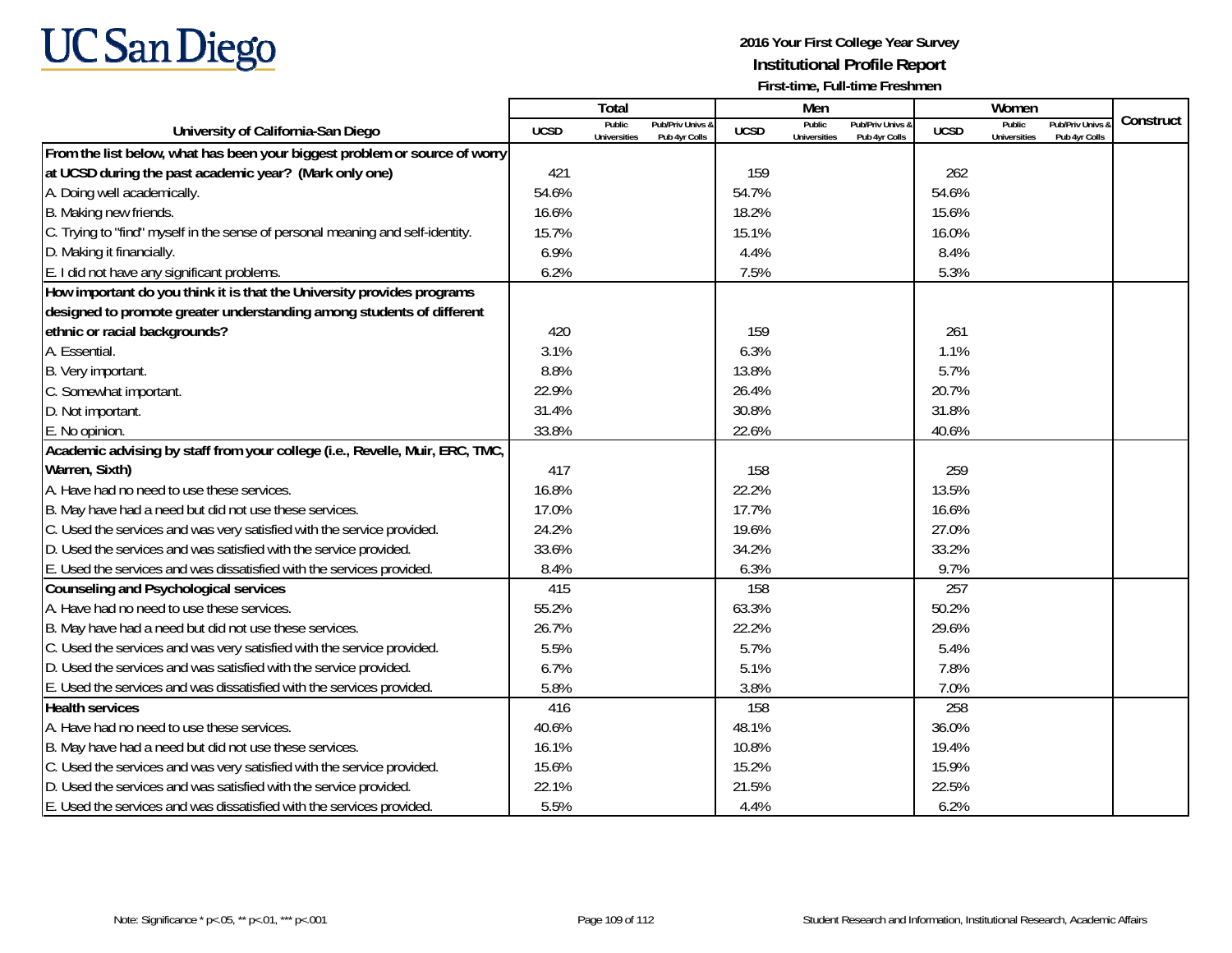# UC San Diego

**2016 Your First College Year Survey**
**Institutional Profile Report**
**First-time, Full-time Freshmen**

| University of California-San Diego | Total | | | Men | | | Women | | | Construct |
|---|---|---|---|---|---|---|---|---|---|---|
| | UCSD | Public Universities | Pub/Priv Univs & Pub 4yr Colls | UCSD | Public Universities | Pub/Priv Univs & Pub 4yr Colls | UCSD | Public Universities | Pub/Priv Univs & Pub 4yr Colls | |
| **From the list below, what has been your biggest problem or source of worry at UCSD during the past academic year? (Mark only one)** | 421 | | | 159 | | | 262 | | | |
| A. Doing well academically. | 54.6% | | | 54.7% | | | 54.6% | | | |
| B. Making new friends. | 16.6% | | | 18.2% | | | 15.6% | | | |
| C. Trying to "find" myself in the sense of personal meaning and self-identity. | 15.7% | | | 15.1% | | | 16.0% | | | |
| D. Making it financially. | 6.9% | | | 4.4% | | | 8.4% | | | |
| E. I did not have any significant problems. | 6.2% | | | 7.5% | | | 5.3% | | | |
| **How important do you think it is that the University provides programs designed to promote greater understanding among students of different ethnic or racial backgrounds?** | 420 | | | 159 | | | 261 | | | |
| A. Essential. | 3.1% | | | 6.3% | | | 1.1% | | | |
| B. Very important. | 8.8% | | | 13.8% | | | 5.7% | | | |
| C. Somewhat important. | 22.9% | | | 26.4% | | | 20.7% | | | |
| D. Not important. | 31.4% | | | 30.8% | | | 31.8% | | | |
| E. No opinion. | 33.8% | | | 22.6% | | | 40.6% | | | |
| **Academic advising by staff from your college (i.e., Revelle, Muir, ERC, TMC, Warren, Sixth)** | 417 | | | 158 | | | 259 | | | |
| A. Have had no need to use these services. | 16.8% | | | 22.2% | | | 13.5% | | | |
| B. May have had a need but did not use these services. | 17.0% | | | 17.7% | | | 16.6% | | | |
| C. Used the services and was very satisfied with the service provided. | 24.2% | | | 19.6% | | | 27.0% | | | |
| D. Used the services and was satisfied with the service provided. | 33.6% | | | 34.2% | | | 33.2% | | | |
| E. Used the services and was dissatisfied with the services provided. | 8.4% | | | 6.3% | | | 9.7% | | | |
| **Counseling and Psychological services** | 415 | | | 158 | | | 257 | | | |
| A. Have had no need to use these services. | 55.2% | | | 63.3% | | | 50.2% | | | |
| B. May have had a need but did not use these services. | 26.7% | | | 22.2% | | | 29.6% | | | |
| C. Used the services and was very satisfied with the service provided. | 5.5% | | | 5.7% | | | 5.4% | | | |
| D. Used the services and was satisfied with the service provided. | 6.7% | | | 5.1% | | | 7.8% | | | |
| E. Used the services and was dissatisfied with the services provided. | 5.8% | | | 3.8% | | | 7.0% | | | |
| **Health services** | 416 | | | 158 | | | 258 | | | |
| A. Have had no need to use these services. | 40.6% | | | 48.1% | | | 36.0% | | | |
| B. May have had a need but did not use these services. | 16.1% | | | 10.8% | | | 19.4% | | | |
| C. Used the services and was very satisfied with the service provided. | 15.6% | | | 15.2% | | | 15.9% | | | |
| D. Used the services and was satisfied with the service provided. | 22.1% | | | 21.5% | | | 22.5% | | | |
| E. Used the services and was dissatisfied with the services provided. | 5.5% | | | 4.4% | | | 6.2% | | | |

Note: Significance * p<.05, ** p<.01, *** p<.001

Student Research and Information, Institutional Research, Academic Affairs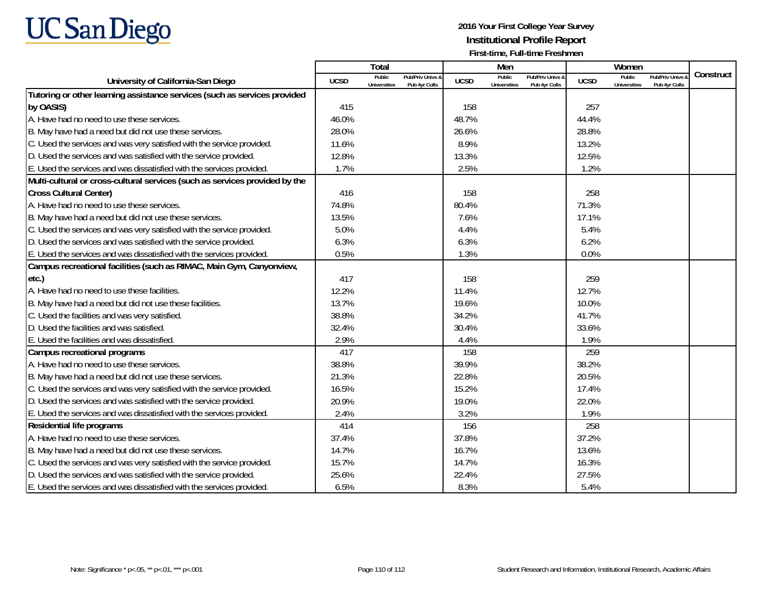UC San Diego

**2016 Your First College Year Survey**
**Institutional Profile Report**
**First-time, Full-time Freshmen**

| University of California-San Diego | Total | | | Men | | | Women | | | Construct |
|---|---|---|---|---|---|---|---|---|---|---|
| | UCSD | Public Universities | Pub/Priv Univs & Pub 4yr Colls | UCSD | Public Universities | Pub/Priv Univs & Pub 4yr Colls | UCSD | Public Universities | Pub/Priv Univs & Pub 4yr Colls | |
| **Tutoring or other learning assistance services (such as services provided by OASIS)** | 415 | | | 158 | | | 257 | | | |
| A. Have had no need to use these services. | 46.0% | | | 48.7% | | | 44.4% | | | |
| B. May have had a need but did not use these services. | 28.0% | | | 26.6% | | | 28.8% | | | |
| C. Used the services and was very satisfied with the service provided. | 11.6% | | | 8.9% | | | 13.2% | | | |
| D. Used the services and was satisfied with the service provided. | 12.8% | | | 13.3% | | | 12.5% | | | |
| E. Used the services and was dissatisfied with the services provided. | 1.7% | | | 2.5% | | | 1.2% | | | |
| **Multi-cultural or cross-cultural services (such as services provided by the Cross Cultural Center)** | 416 | | | 158 | | | 258 | | | |
| A. Have had no need to use these services. | 74.8% | | | 80.4% | | | 71.3% | | | |
| B. May have had a need but did not use these services. | 13.5% | | | 7.6% | | | 17.1% | | | |
| C. Used the services and was very satisfied with the service provided. | 5.0% | | | 4.4% | | | 5.4% | | | |
| D. Used the services and was satisfied with the service provided. | 6.3% | | | 6.3% | | | 6.2% | | | |
| E. Used the services and was dissatisfied with the services provided. | 0.5% | | | 1.3% | | | 0.0% | | | |
| **Campus recreational facilities (such as RIMAC, Main Gym, Canyonview, etc.)** | 417 | | | 158 | | | 259 | | | |
| A. Have had no need to use these facilities. | 12.2% | | | 11.4% | | | 12.7% | | | |
| B. May have had a need but did not use these facilities. | 13.7% | | | 19.6% | | | 10.0% | | | |
| C. Used the facilities and was very satisfied. | 38.8% | | | 34.2% | | | 41.7% | | | |
| D. Used the facilities and was satisfied. | 32.4% | | | 30.4% | | | 33.6% | | | |
| E. Used the facilities and was dissatisfied. | 2.9% | | | 4.4% | | | 1.9% | | | |
| **Campus recreational programs** | 417 | | | 158 | | | 259 | | | |
| A. Have had no need to use these services. | 38.8% | | | 39.9% | | | 38.2% | | | |
| B. May have had a need but did not use these services. | 21.3% | | | 22.8% | | | 20.5% | | | |
| C. Used the services and was very satisfied with the service provided. | 16.5% | | | 15.2% | | | 17.4% | | | |
| D. Used the services and was satisfied with the service provided. | 20.9% | | | 19.0% | | | 22.0% | | | |
| E. Used the services and was dissatisfied with the services provided. | 2.4% | | | 3.2% | | | 1.9% | | | |
| **Residential life programs** | 414 | | | 156 | | | 258 | | | |
| A. Have had no need to use these services. | 37.4% | | | 37.8% | | | 37.2% | | | |
| B. May have had a need but did not use these services. | 14.7% | | | 16.7% | | | 13.6% | | | |
| C. Used the services and was very satisfied with the service provided. | 15.7% | | | 14.7% | | | 16.3% | | | |
| D. Used the services and was satisfied with the service provided. | 25.6% | | | 22.4% | | | 27.5% | | | |
| E. Used the services and was dissatisfied with the services provided. | 6.5% | | | 8.3% | | | 5.4% | | | |

Note: Significance * p<.05, ** p<.01, *** p<.001

Student Research and Information, Institutional Research, Academic Affairs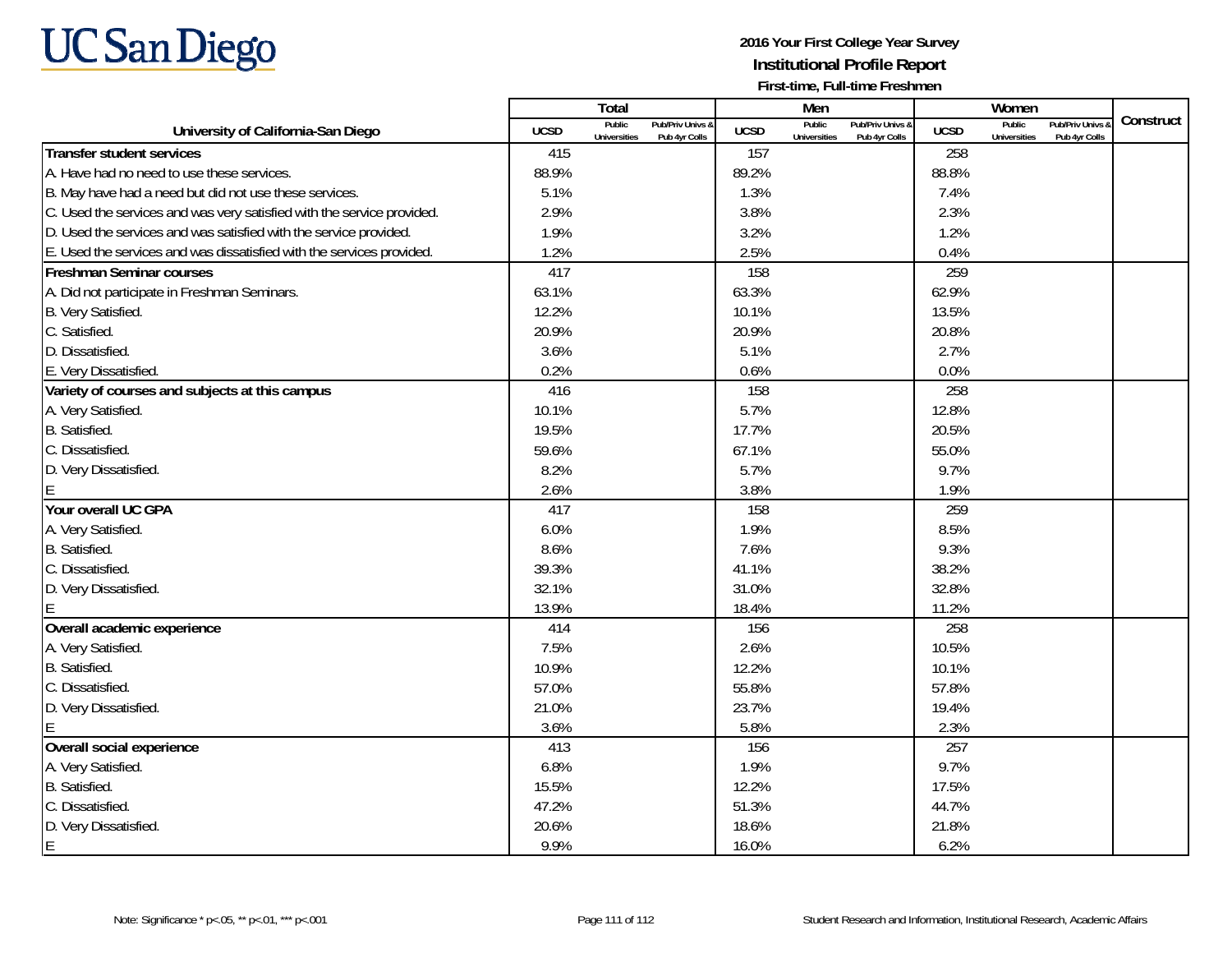**UC San Diego**

**2016 Your First College Year Survey**
**Institutional Profile Report**
**First-time, Full-time Freshmen**

| University of California-San Diego | Total | | | Men | | | Women | | | Construct |
|---|---|---|---|---|---|---|---|---|---|---|
| | UCSD | Public Universities | Pub/Priv Univs & Pub 4yr Colls | UCSD | Public Universities | Pub/Priv Univs & Pub 4yr Colls | UCSD | Public Universities | Pub/Priv Univs & Pub 4yr Colls | |
| **Transfer student services** | 415 | | | 157 | | | 258 | | | |
| A. Have had no need to use these services. | 88.9% | | | 89.2% | | | 88.8% | | | |
| B. May have had a need but did not use these services. | 5.1% | | | 1.3% | | | 7.4% | | | |
| C. Used the services and was very satisfied with the service provided. | 2.9% | | | 3.8% | | | 2.3% | | | |
| D. Used the services and was satisfied with the service provided. | 1.9% | | | 3.2% | | | 1.2% | | | |
| E. Used the services and was dissatisfied with the services provided. | 1.2% | | | 2.5% | | | 0.4% | | | |
| **Freshman Seminar courses** | 417 | | | 158 | | | 259 | | | |
| A. Did not participate in Freshman Seminars. | 63.1% | | | 63.3% | | | 62.9% | | | |
| B. Very Satisfied. | 12.2% | | | 10.1% | | | 13.5% | | | |
| C. Satisfied. | 20.9% | | | 20.9% | | | 20.8% | | | |
| D. Dissatisfied. | 3.6% | | | 5.1% | | | 2.7% | | | |
| E. Very Dissatisfied. | 0.2% | | | 0.6% | | | 0.0% | | | |
| **Variety of courses and subjects at this campus** | 416 | | | 158 | | | 258 | | | |
| A. Very Satisfied. | 10.1% | | | 5.7% | | | 12.8% | | | |
| B. Satisfied. | 19.5% | | | 17.7% | | | 20.5% | | | |
| C. Dissatisfied. | 59.6% | | | 67.1% | | | 55.0% | | | |
| D. Very Dissatisfied. | 8.2% | | | 5.7% | | | 9.7% | | | |
| E | 2.6% | | | 3.8% | | | 1.9% | | | |
| **Your overall UC GPA** | 417 | | | 158 | | | 259 | | | |
| A. Very Satisfied. | 6.0% | | | 1.9% | | | 8.5% | | | |
| B. Satisfied. | 8.6% | | | 7.6% | | | 9.3% | | | |
| C. Dissatisfied. | 39.3% | | | 41.1% | | | 38.2% | | | |
| D. Very Dissatisfied. | 32.1% | | | 31.0% | | | 32.8% | | | |
| E | 13.9% | | | 18.4% | | | 11.2% | | | |
| **Overall academic experience** | 414 | | | 156 | | | 258 | | | |
| A. Very Satisfied. | 7.5% | | | 2.6% | | | 10.5% | | | |
| B. Satisfied. | 10.9% | | | 12.2% | | | 10.1% | | | |
| C. Dissatisfied. | 57.0% | | | 55.8% | | | 57.8% | | | |
| D. Very Dissatisfied. | 21.0% | | | 23.7% | | | 19.4% | | | |
| E | 3.6% | | | 5.8% | | | 2.3% | | | |
| **Overall social experience** | 413 | | | 156 | | | 257 | | | |
| A. Very Satisfied. | 6.8% | | | 1.9% | | | 9.7% | | | |
| B. Satisfied. | 15.5% | | | 12.2% | | | 17.5% | | | |
| C. Dissatisfied. | 47.2% | | | 51.3% | | | 44.7% | | | |
| D. Very Dissatisfied. | 20.6% | | | 18.6% | | | 21.8% | | | |
| E | 9.9% | | | 16.0% | | | 6.2% | | | |

Note: Significance * p<.05, ** p<.01, *** p<.001

Student Research and Information, Institutional Research, Academic Affairs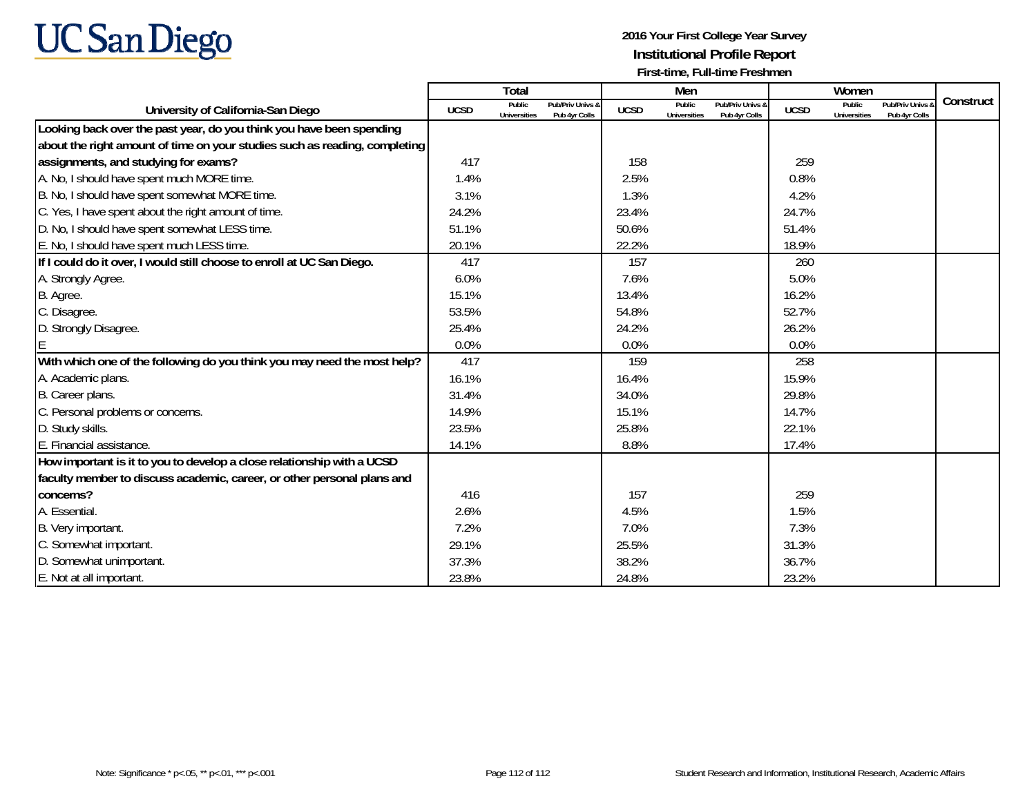UC San Diego

**2016 Your First College Year Survey**
**Institutional Profile Report**
**First-time, Full-time Freshmen**

| University of California-San Diego | Total | | | Men | | | Women | | | Construct |
|---|---|---|---|---|---|---|---|---|---|---|
| | UCSD | Public Universities | Pub/Priv Univs & Pub 4yr Colls | UCSD | Public Universities | Pub/Priv Univs & Pub 4yr Colls | UCSD | Public Universities | Pub/Priv Univs & Pub 4yr Colls | |
| **Looking back over the past year, do you think you have been spending about the right amount of time on your studies such as reading, completing assignments, and studying for exams?** | 417 | | | 158 | | | 259 | | | |
| A. No, I should have spent much MORE time. | 1.4% | | | 2.5% | | | 0.8% | | | |
| B. No, I should have spent somewhat MORE time. | 3.1% | | | 1.3% | | | 4.2% | | | |
| C. Yes, I have spent about the right amount of time. | 24.2% | | | 23.4% | | | 24.7% | | | |
| D. No, I should have spent somewhat LESS time. | 51.1% | | | 50.6% | | | 51.4% | | | |
| E. No, I should have spent much LESS time. | 20.1% | | | 22.2% | | | 18.9% | | | |
| **If I could do it over, I would still choose to enroll at UC San Diego.** | 417 | | | 157 | | | 260 | | | |
| A. Strongly Agree. | 6.0% | | | 7.6% | | | 5.0% | | | |
| B. Agree. | 15.1% | | | 13.4% | | | 16.2% | | | |
| C. Disagree. | 53.5% | | | 54.8% | | | 52.7% | | | |
| D. Strongly Disagree. | 25.4% | | | 24.2% | | | 26.2% | | | |
| E. | 0.0% | | | 0.0% | | | 0.0% | | | |
| **With which one of the following do you think you may need the most help?** | 417 | | | 159 | | | 258 | | | |
| A. Academic plans. | 16.1% | | | 16.4% | | | 15.9% | | | |
| B. Career plans. | 31.4% | | | 34.0% | | | 29.8% | | | |
| C. Personal problems or concerns. | 14.9% | | | 15.1% | | | 14.7% | | | |
| D. Study skills. | 23.5% | | | 25.8% | | | 22.1% | | | |
| E. Financial assistance. | 14.1% | | | 8.8% | | | 17.4% | | | |
| **How important is it to you to develop a close relationship with a UCSD faculty member to discuss academic, career, or other personal plans and concerns?** | 416 | | | 157 | | | 259 | | | |
| A. Essential. | 2.6% | | | 4.5% | | | 1.5% | | | |
| B. Very important. | 7.2% | | | 7.0% | | | 7.3% | | | |
| C. Somewhat important. | 29.1% | | | 25.5% | | | 31.3% | | | |
| D. Somewhat unimportant. | 37.3% | | | 38.2% | | | 36.7% | | | |
| E. Not at all important. | 23.8% | | | 24.8% | | | 23.2% | | | |

Note: Significance * p<.05, ** p<.01, *** p<.001

Student Research and Information, Institutional Research, Academic Affairs